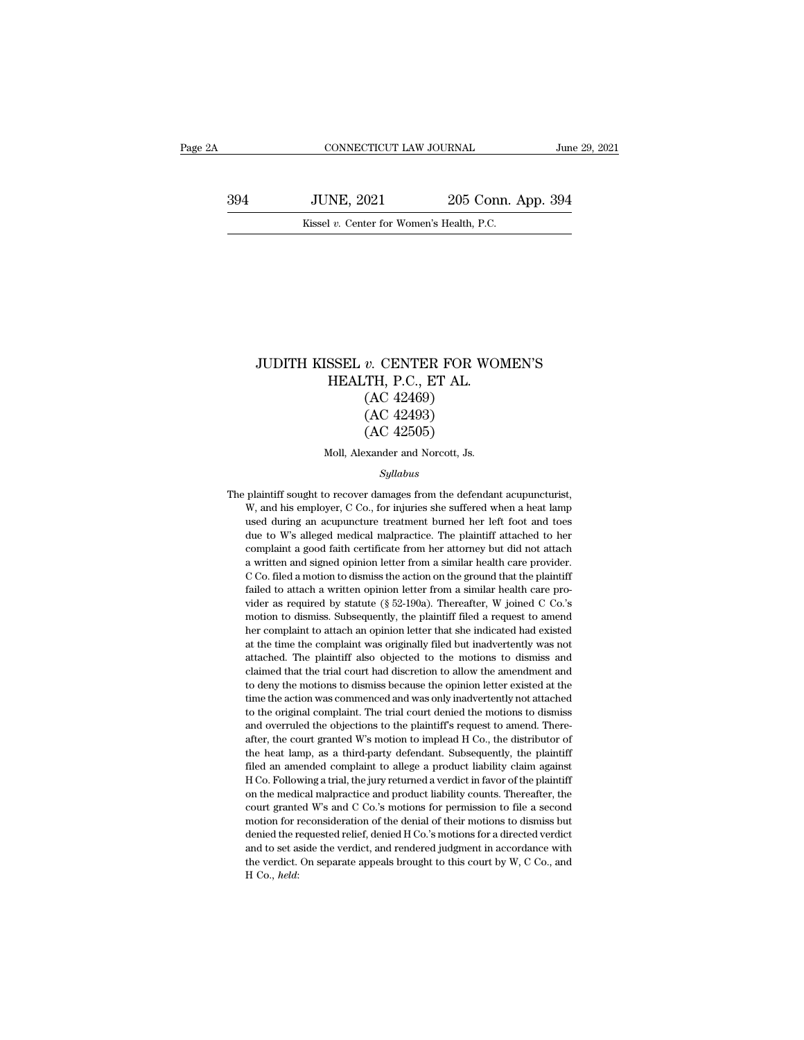# JUDITH KISSEL *v.* CENTER FOR WOMEN'S HEALTH, P.C., ET AL.

(AC 42469)

(AC 42493)

(AC 42505)

Moll, Alexander and Norcott, Js.

*Syllabus*

The plaintiff sought to recover damages from the defendant acupuncturist, W, and his employer, C Co., for injuries she suffered when a heat lamp used during an acupuncture treatment burned her left foot and toes due to W's alleged medical malpractice. The plaintiff attached to her complaint a good faith certificate from her attorney but did not attach a written and signed opinion letter from a similar health care provider. C Co. filed a motion to dismiss the action on the ground that the plaintiff failed to attach a written opinion letter from a similar health care provider as required by statute (§ 52-190a). Thereafter, W joined C Co.'s motion to dismiss. Subsequently, the plaintiff filed a request to amend her complaint to attach an opinion letter that she indicated had existed at the time the complaint was originally filed but inadvertently was not attached. The plaintiff also objected to the motions to dismiss and claimed that the trial court had discretion to allow the amendment and to deny the motions to dismiss because the opinion letter existed at the time the action was commenced and was only inadvertently not attached to the original complaint. The trial court denied the motions to dismiss and overruled the objections to the plaintiff's request to amend. Thereafter, the court granted W's motion to implead H Co., the distributor of the heat lamp, as a third-party defendant. Subsequently, the plaintiff filed an amended complaint to allege a product liability claim against H Co. Following a trial, the jury returned a verdict in favor of the plaintiff on the medical malpractice and product liability counts. Thereafter, the court granted W's and C Co.'s motions for permission to file a second motion for reconsideration of the denial of their motions to dismiss but denied the requested relief, denied H Co.'s motions for a directed verdict and to set aside the verdict, and rendered judgment in accordance with the verdict. On separate appeals brought to this court by W, C Co., and H Co., *held*: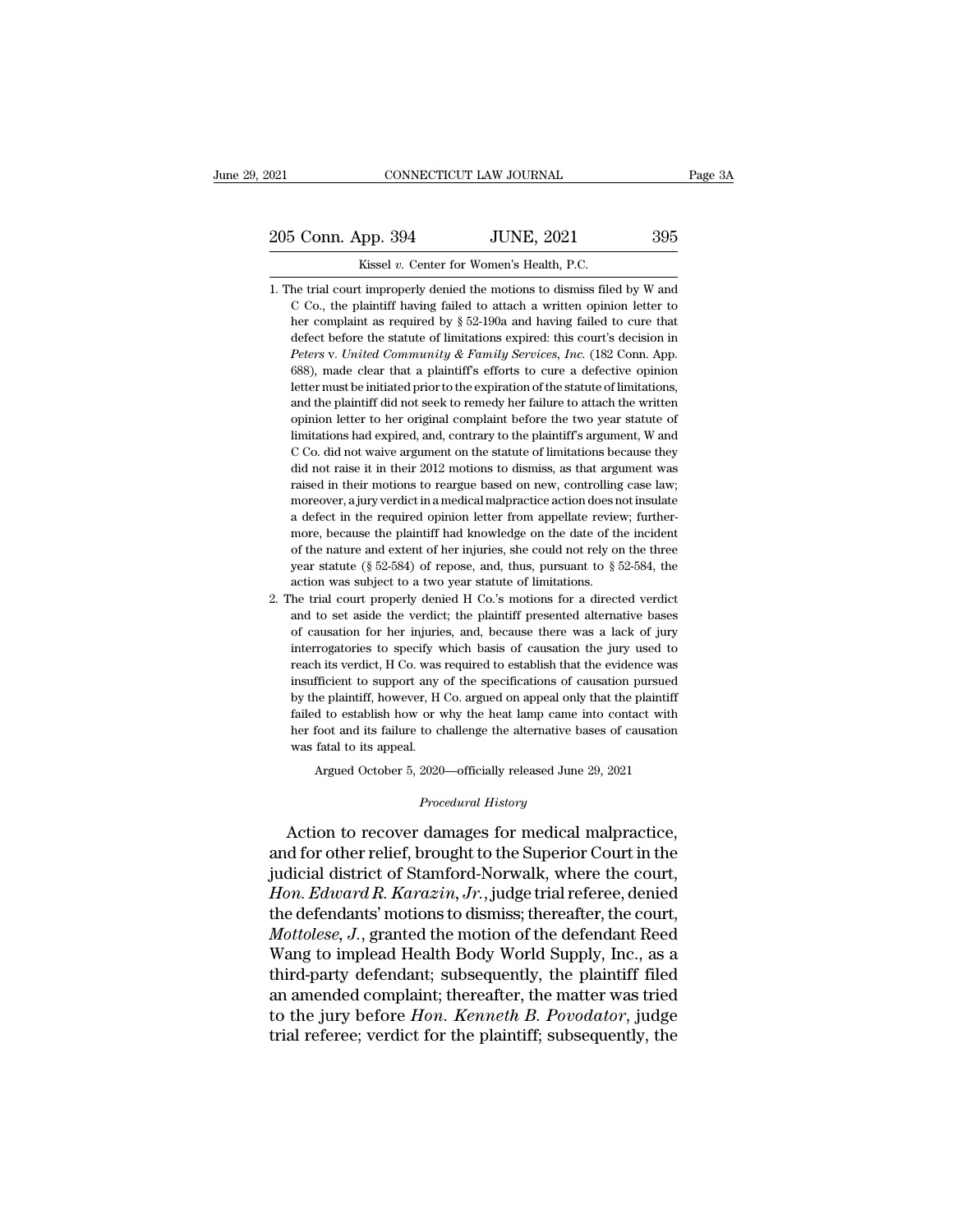1. The trial court improperly denied the motions to dismiss filed by W and C Co., the plaintiff having failed to attach a written opinion letter to her complaint as required by § 52-190a and having failed to cure that defect before the statute of limitations expired: this court's decision in *Peters* v. *United Community & Family Services, Inc.* (182 Conn. App. 688), made clear that a plaintiff's efforts to cure a defective opinion letter must be initiated prior to the expiration of the statute of limitations, and the plaintiff did not seek to remedy her failure to attach the written opinion letter to her original complaint before the two year statute of limitations had expired, and, contrary to the plaintiff's argument, W and C Co. did not waive argument on the statute of limitations because they did not raise it in their 2012 motions to dismiss, as that argument was raised in their motions to reargue based on new, controlling case law; moreover, a jury verdict in a medical malpractice action does not insulate a defect in the required opinion letter from appellate review; furthermore, because the plaintiff had knowledge on the date of the incident of the nature and extent of her injuries, she could not rely on the three year statute (§ 52-584) of repose, and, thus, pursuant to § 52-584, the action was subject to a two year statute of limitations.
2. The trial court properly denied H Co.'s motions for a directed verdict and to set aside the verdict; the plaintiff presented alternative bases of causation for her injuries, and, because there was a lack of jury interrogatories to specify which basis of causation the jury used to reach its verdict, H Co. was required to establish that the evidence was insufficient to support any of the specifications of causation pursued by the plaintiff, however, H Co. argued on appeal only that the plaintiff failed to establish how or why the heat lamp came into contact with her foot and its failure to challenge the alternative bases of causation was fatal to its appeal.

Argued October 5, 2020—officially released June 29, 2021

*Procedural History*

Action to recover damages for medical malpractice, and for other relief, brought to the Superior Court in the judicial district of Stamford-Norwalk, where the court, *Hon. Edward R. Karazin, Jr.*, judge trial referee, denied the defendants' motions to dismiss; thereafter, the court, *Mottolese, J.*, granted the motion of the defendant Reed Wang to implead Health Body World Supply, Inc., as a third-party defendant; subsequently, the plaintiff filed an amended complaint; thereafter, the matter was tried to the jury before *Hon. Kenneth B. Povodator*, judge trial referee; verdict for the plaintiff; subsequently, the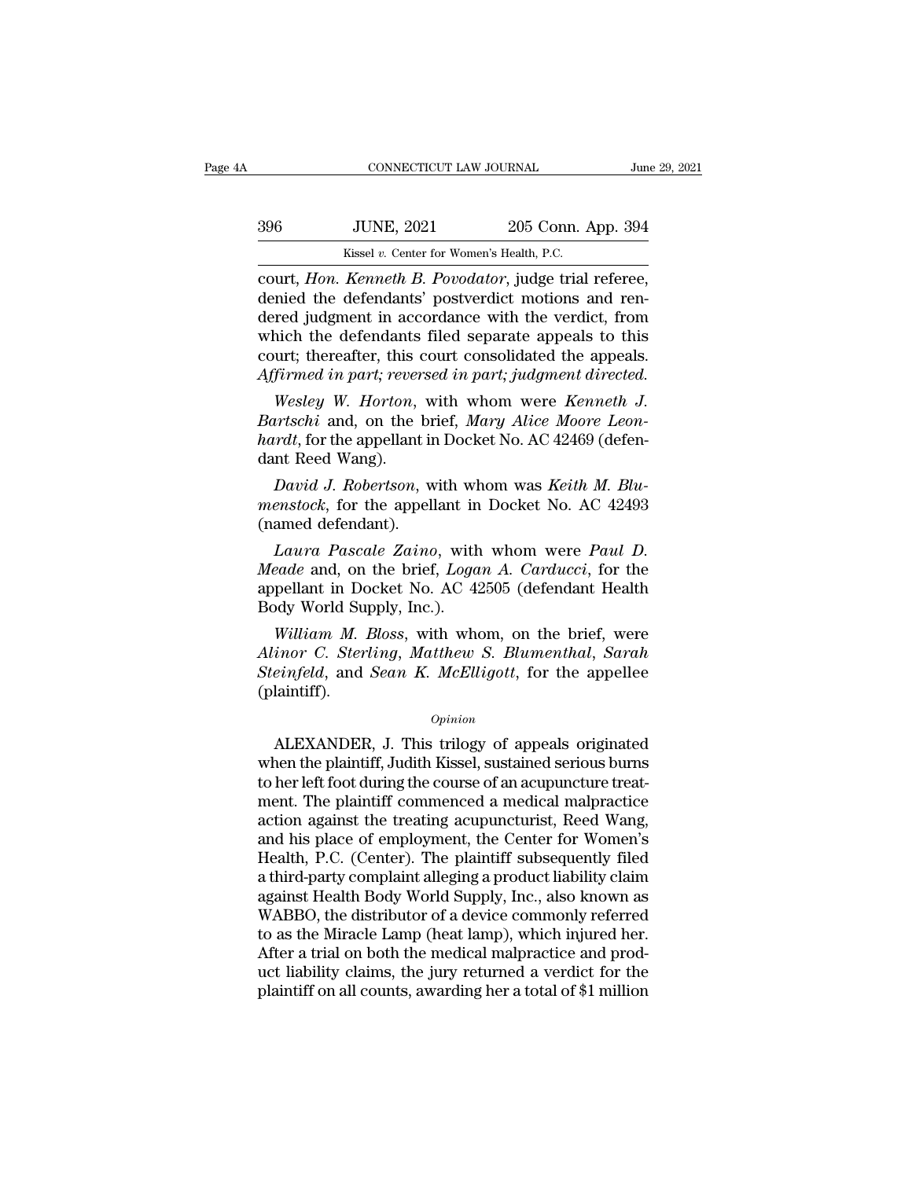court, *Hon. Kenneth B. Povodator*, judge trial referee, denied the defendants' postverdict motions and rendered judgment in accordance with the verdict, from which the defendants filed separate appeals to this court; thereafter, this court consolidated the appeals. *Affirmed in part; reversed in part; judgment directed.*

*Wesley W. Horton*, with whom were *Kenneth J. Bartschi* and, on the brief, *Mary Alice Moore Leonhardt*, for the appellant in Docket No. AC 42469 (defendant Reed Wang).

*David J. Robertson*, with whom was *Keith M. Blumenstock*, for the appellant in Docket No. AC 42493 (named defendant).

*Laura Pascale Zaino*, with whom were *Paul D. Meade* and, on the brief, *Logan A. Carducci*, for the appellant in Docket No. AC 42505 (defendant Health Body World Supply, Inc.).

*William M. Bloss*, with whom, on the brief, were *Alinor C. Sterling*, *Matthew S. Blumenthal*, *Sarah Steinfeld*, and *Sean K. McElligott*, for the appellee (plaintiff).

*Opinion*

ALEXANDER, J. This trilogy of appeals originated when the plaintiff, Judith Kissel, sustained serious burns to her left foot during the course of an acupuncture treatment. The plaintiff commenced a medical malpractice action against the treating acupuncturist, Reed Wang, and his place of employment, the Center for Women's Health, P.C. (Center). The plaintiff subsequently filed a third-party complaint alleging a product liability claim against Health Body World Supply, Inc., also known as WABBO, the distributor of a device commonly referred to as the Miracle Lamp (heat lamp), which injured her. After a trial on both the medical malpractice and product liability claims, the jury returned a verdict for the plaintiff on all counts, awarding her a total of $1 million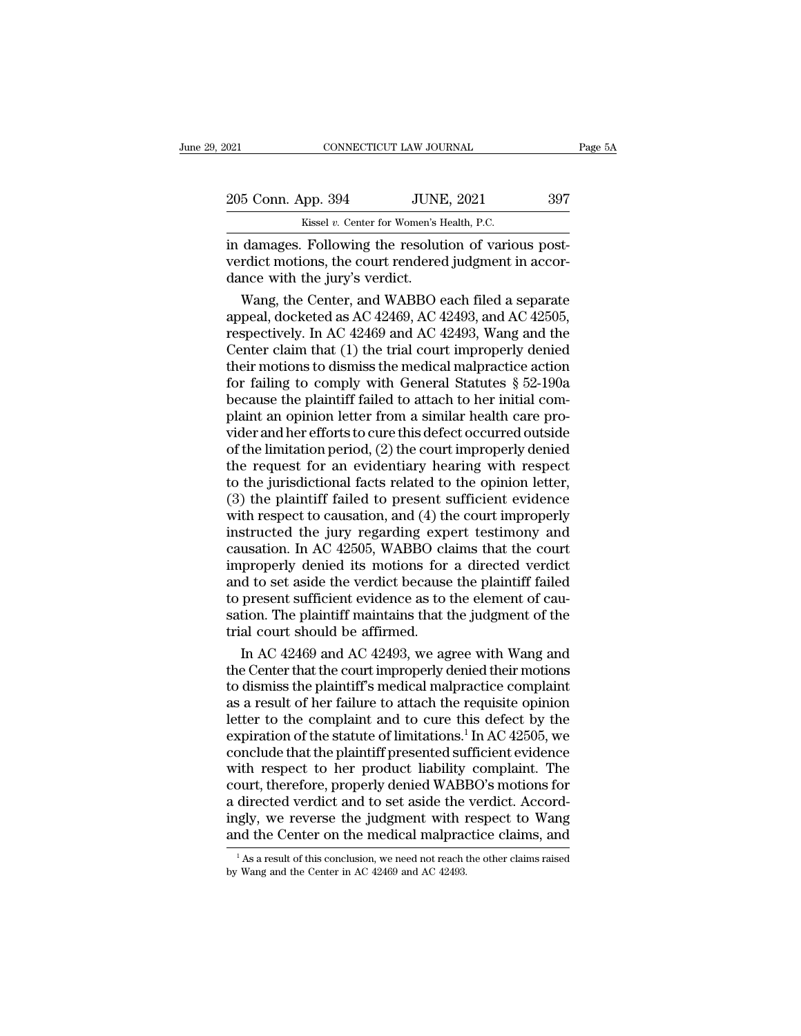in damages. Following the resolution of various post-verdict motions, the court rendered judgment in accordance with the jury's verdict.

Wang, the Center, and WABBO each filed a separate appeal, docketed as AC 42469, AC 42493, and AC 42505, respectively. In AC 42469 and AC 42493, Wang and the Center claim that (1) the trial court improperly denied their motions to dismiss the medical malpractice action for failing to comply with General Statutes § 52-190a because the plaintiff failed to attach to her initial complaint an opinion letter from a similar health care provider and her efforts to cure this defect occurred outside of the limitation period, (2) the court improperly denied the request for an evidentiary hearing with respect to the jurisdictional facts related to the opinion letter, (3) the plaintiff failed to present sufficient evidence with respect to causation, and (4) the court improperly instructed the jury regarding expert testimony and causation. In AC 42505, WABBO claims that the court improperly denied its motions for a directed verdict and to set aside the verdict because the plaintiff failed to present sufficient evidence as to the element of causation. The plaintiff maintains that the judgment of the trial court should be affirmed.

In AC 42469 and AC 42493, we agree with Wang and the Center that the court improperly denied their motions to dismiss the plaintiff's medical malpractice complaint as a result of her failure to attach the requisite opinion letter to the complaint and to cure this defect by the expiration of the statute of limitations.[1] In AC 42505, we conclude that the plaintiff presented sufficient evidence with respect to her product liability complaint. The court, therefore, properly denied WABBO's motions for a directed verdict and to set aside the verdict. Accordingly, we reverse the judgment with respect to Wang and the Center on the medical malpractice claims, and

[1] As a result of this conclusion, we need not reach the other claims raised by Wang and the Center in AC 42469 and AC 42493.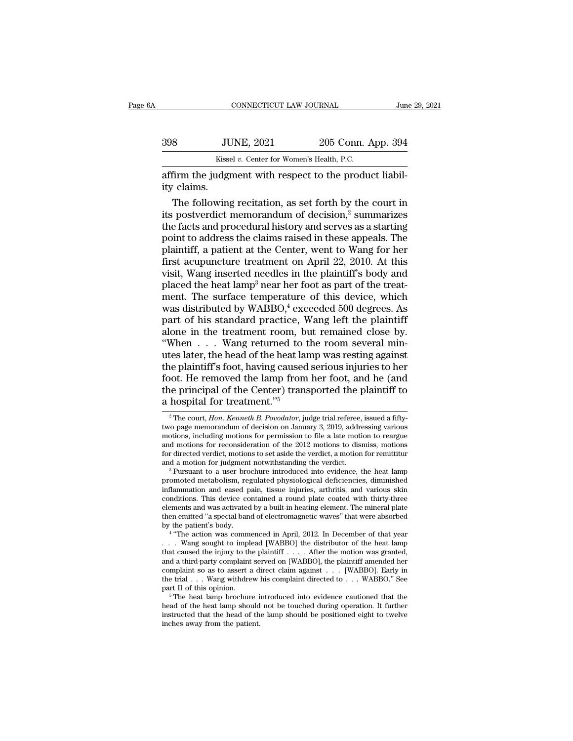affirm the judgment with respect to the product liability claims.

The following recitation, as set forth by the court in its postverdict memorandum of decision,[2] summarizes the facts and procedural history and serves as a starting point to address the claims raised in these appeals. The plaintiff, a patient at the Center, went to Wang for her first acupuncture treatment on April 22, 2010. At this visit, Wang inserted needles in the plaintiff's body and placed the heat lamp[3] near her foot as part of the treatment. The surface temperature of this device, which was distributed by WABBO,[4] exceeded 500 degrees. As part of his standard practice, Wang left the plaintiff alone in the treatment room, but remained close by. "When . . . Wang returned to the room several minutes later, the head of the heat lamp was resting against the plaintiff's foot, having caused serious injuries to her foot. He removed the lamp from her foot, and he (and the principal of the Center) transported the plaintiff to a hospital for treatment."[5]

---

[2] The court, *Hon. Kenneth B. Povodator*, judge trial referee, issued a fifty-two page memorandum of decision on January 3, 2019, addressing various motions, including motions for permission to file a late motion to reargue and motions for reconsideration of the 2012 motions to dismiss, motions for directed verdict, motions to set aside the verdict, a motion for remittitur and a motion for judgment notwithstanding the verdict.

[3] Pursuant to a user brochure introduced into evidence, the heat lamp promoted metabolism, regulated physiological deficiencies, diminished inflammation and eased pain, tissue injuries, arthritis, and various skin conditions. This device contained a round plate coated with thirty-three elements and was activated by a built-in heating element. The mineral plate then emitted "a special band of electromagnetic waves" that were absorbed by the patient's body.

[4] "The action was commenced in April, 2012. In December of that year . . . Wang sought to implead [WABBO] the distributor of the heat lamp that caused the injury to the plaintiff . . . . After the motion was granted, and a third-party complaint served on [WABBO], the plaintiff amended her complaint so as to assert a direct claim against . . . [WABBO]. Early in the trial . . . Wang withdrew his complaint directed to . . . WABBO." See part II of this opinion.

[5] The heat lamp brochure introduced into evidence cautioned that the head of the heat lamp should not be touched during operation. It further instructed that the head of the lamp should be positioned eight to twelve inches away from the patient.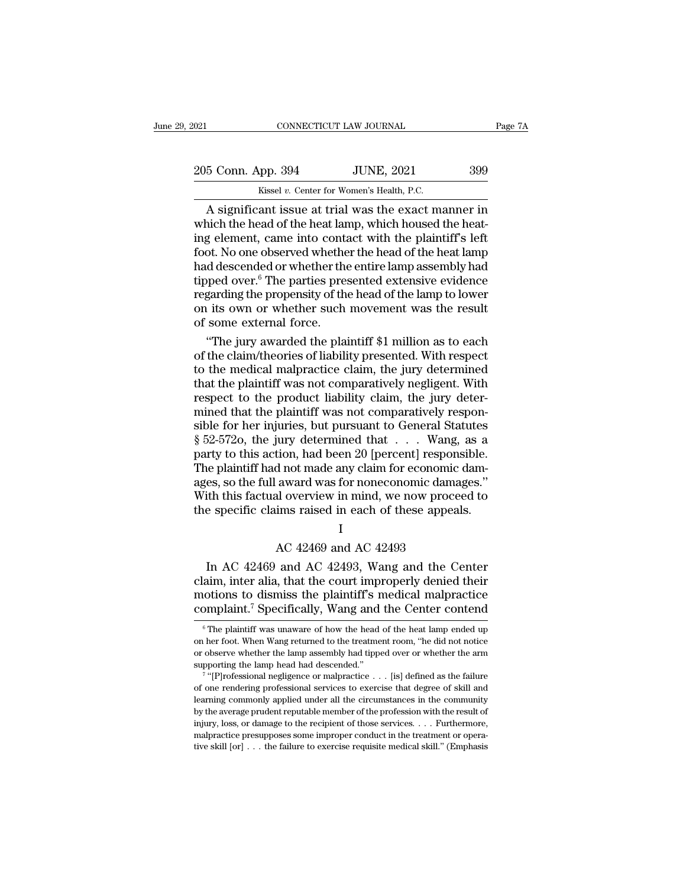A significant issue at trial was the exact manner in which the head of the heat lamp, which housed the heating element, came into contact with the plaintiff's left foot. No one observed whether the head of the heat lamp had descended or whether the entire lamp assembly had tipped over.[6] The parties presented extensive evidence regarding the propensity of the head of the lamp to lower on its own or whether such movement was the result of some external force.

"The jury awarded the plaintiff $1 million as to each of the claim/theories of liability presented. With respect to the medical malpractice claim, the jury determined that the plaintiff was not comparatively negligent. With respect to the product liability claim, the jury determined that the plaintiff was not comparatively responsible for her injuries, but pursuant to General Statutes § 52-572o, the jury determined that . . . Wang, as a party to this action, had been 20 [percent] responsible. The plaintiff had not made any claim for economic damages, so the full award was for noneconomic damages." With this factual overview in mind, we now proceed to the specific claims raised in each of these appeals.

## I

### AC 42469 and AC 42493

In AC 42469 and AC 42493, Wang and the Center claim, inter alia, that the court improperly denied their motions to dismiss the plaintiff's medical malpractice complaint.[7] Specifically, Wang and the Center contend

---

[6] The plaintiff was unaware of how the head of the heat lamp ended up on her foot. When Wang returned to the treatment room, "he did not notice or observe whether the lamp assembly had tipped over or whether the arm supporting the lamp head had descended."

[7] "[P]rofessional negligence or malpractice . . . [is] defined as the failure of one rendering professional services to exercise that degree of skill and learning commonly applied under all the circumstances in the community by the average prudent reputable member of the profession with the result of injury, loss, or damage to the recipient of those services. . . . Furthermore, malpractice presupposes some improper conduct in the treatment or operative skill [or] . . . the failure to exercise requisite medical skill." (Emphasis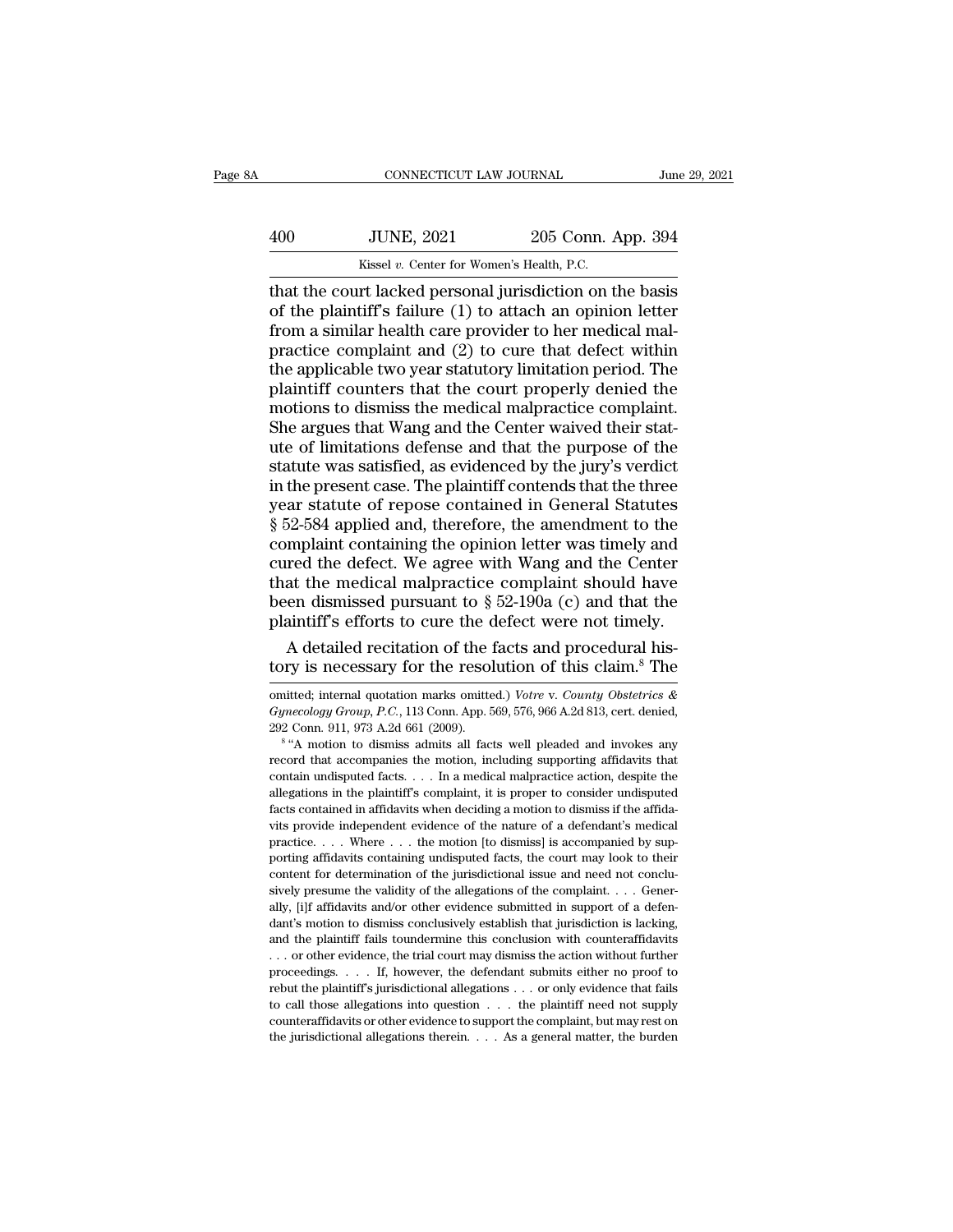that the court lacked personal jurisdiction on the basis of the plaintiff's failure (1) to attach an opinion letter from a similar health care provider to her medical malpractice complaint and (2) to cure that defect within the applicable two year statutory limitation period. The plaintiff counters that the court properly denied the motions to dismiss the medical malpractice complaint. She argues that Wang and the Center waived their statute of limitations defense and that the purpose of the statute was satisfied, as evidenced by the jury's verdict in the present case. The plaintiff contends that the three year statute of repose contained in General Statutes § 52-584 applied and, therefore, the amendment to the complaint containing the opinion letter was timely and cured the defect. We agree with Wang and the Center that the medical malpractice complaint should have been dismissed pursuant to § 52-190a (c) and that the plaintiff's efforts to cure the defect were not timely.

A detailed recitation of the facts and procedural history is necessary for the resolution of this claim.[8] The

omitted; internal quotation marks omitted.) *Votre* v. *County Obstetrics & Gynecology Group, P.C.*, 113 Conn. App. 569, 576, 966 A.2d 813, cert. denied, 292 Conn. 911, 973 A.2d 661 (2009).

[8] "A motion to dismiss admits all facts well pleaded and invokes any record that accompanies the motion, including supporting affidavits that contain undisputed facts. . . . In a medical malpractice action, despite the allegations in the plaintiff's complaint, it is proper to consider undisputed facts contained in affidavits when deciding a motion to dismiss if the affidavits provide independent evidence of the nature of a defendant's medical practice. . . . Where . . . the motion [to dismiss] is accompanied by supporting affidavits containing undisputed facts, the court may look to their content for determination of the jurisdictional issue and need not conclusively presume the validity of the allegations of the complaint. . . . Generally, [i]f affidavits and/or other evidence submitted in support of a defendant's motion to dismiss conclusively establish that jurisdiction is lacking, and the plaintiff fails toundermine this conclusion with counteraffidavits . . . or other evidence, the trial court may dismiss the action without further proceedings. . . . If, however, the defendant submits either no proof to rebut the plaintiff's jurisdictional allegations . . . or only evidence that fails to call those allegations into question . . . the plaintiff need not supply counteraffidavits or other evidence to support the complaint, but may rest on the jurisdictional allegations therein. . . . As a general matter, the burden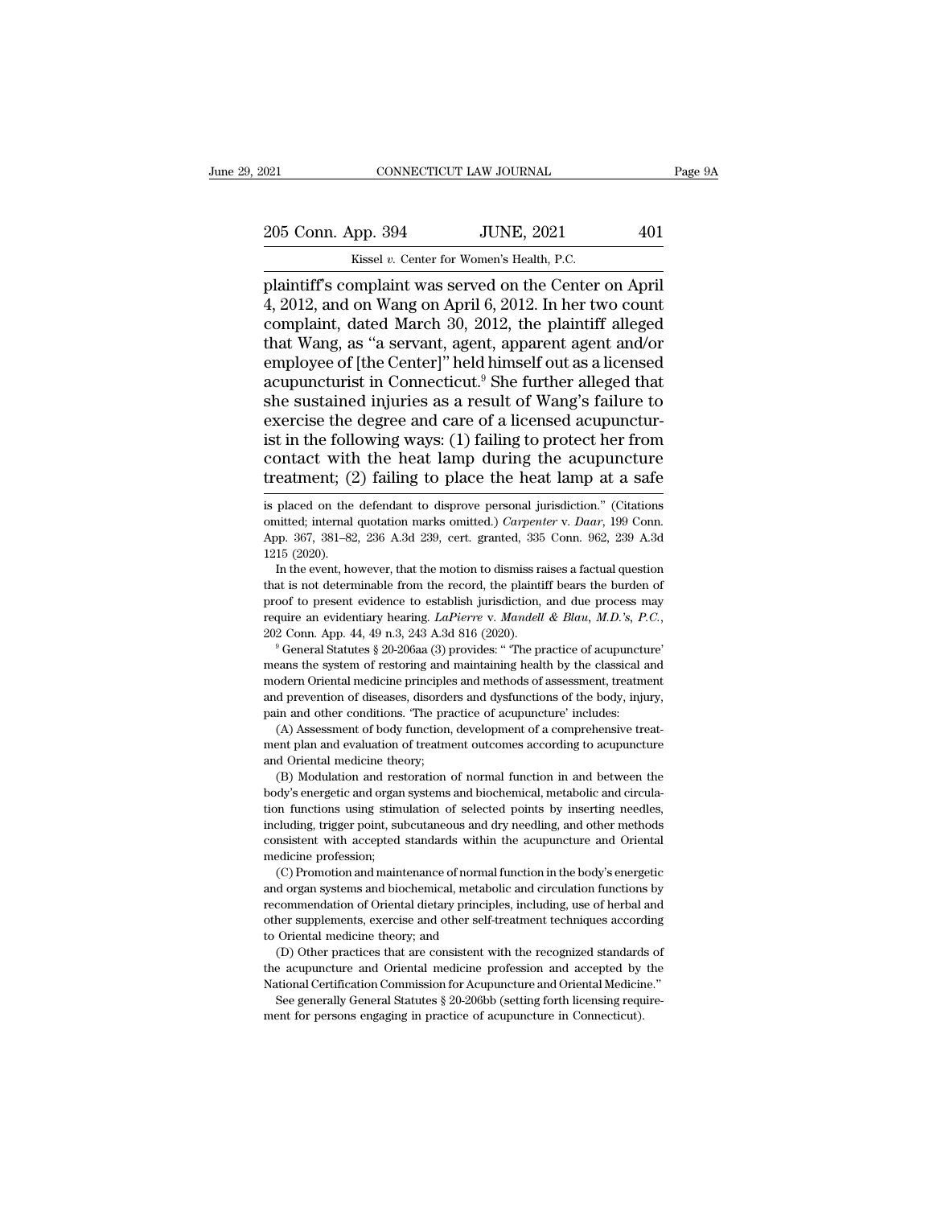plaintiff's complaint was served on the Center on April 4, 2012, and on Wang on April 6, 2012. In her two count complaint, dated March 30, 2012, the plaintiff alleged that Wang, as "a servant, agent, apparent agent and/or employee of [the Center]" held himself out as a licensed acupuncturist in Connecticut.[9] She further alleged that she sustained injuries as a result of Wang's failure to exercise the degree and care of a licensed acupuncturist in the following ways: (1) failing to protect her from contact with the heat lamp during the acupuncture treatment; (2) failing to place the heat lamp at a safe

is placed on the defendant to disprove personal jurisdiction." (Citations omitted; internal quotation marks omitted.) *Carpenter* v. *Daar*, 199 Conn. App. 367, 381–82, 236 A.3d 239, cert. granted, 335 Conn. 962, 239 A.3d 1215 (2020).

In the event, however, that the motion to dismiss raises a factual question that is not determinable from the record, the plaintiff bears the burden of proof to present evidence to establish jurisdiction, and due process may require an evidentiary hearing. *LaPierre* v. *Mandell & Blau, M.D.'s, P.C.*, 202 Conn. App. 44, 49 n.3, 243 A.3d 816 (2020).

[9] General Statutes § 20-206aa (3) provides: " 'The practice of acupuncture' means the system of restoring and maintaining health by the classical and modern Oriental medicine principles and methods of assessment, treatment and prevention of diseases, disorders and dysfunctions of the body, injury, pain and other conditions. 'The practice of acupuncture' includes:

(A) Assessment of body function, development of a comprehensive treatment plan and evaluation of treatment outcomes according to acupuncture and Oriental medicine theory;

(B) Modulation and restoration of normal function in and between the body's energetic and organ systems and biochemical, metabolic and circulation functions using stimulation of selected points by inserting needles, including, trigger point, subcutaneous and dry needling, and other methods consistent with accepted standards within the acupuncture and Oriental medicine profession;

(C) Promotion and maintenance of normal function in the body's energetic and organ systems and biochemical, metabolic and circulation functions by recommendation of Oriental dietary principles, including, use of herbal and other supplements, exercise and other self-treatment techniques according to Oriental medicine theory; and

(D) Other practices that are consistent with the recognized standards of the acupuncture and Oriental medicine profession and accepted by the National Certification Commission for Acupuncture and Oriental Medicine."

See generally General Statutes § 20-206bb (setting forth licensing requirement for persons engaging in practice of acupuncture in Connecticut).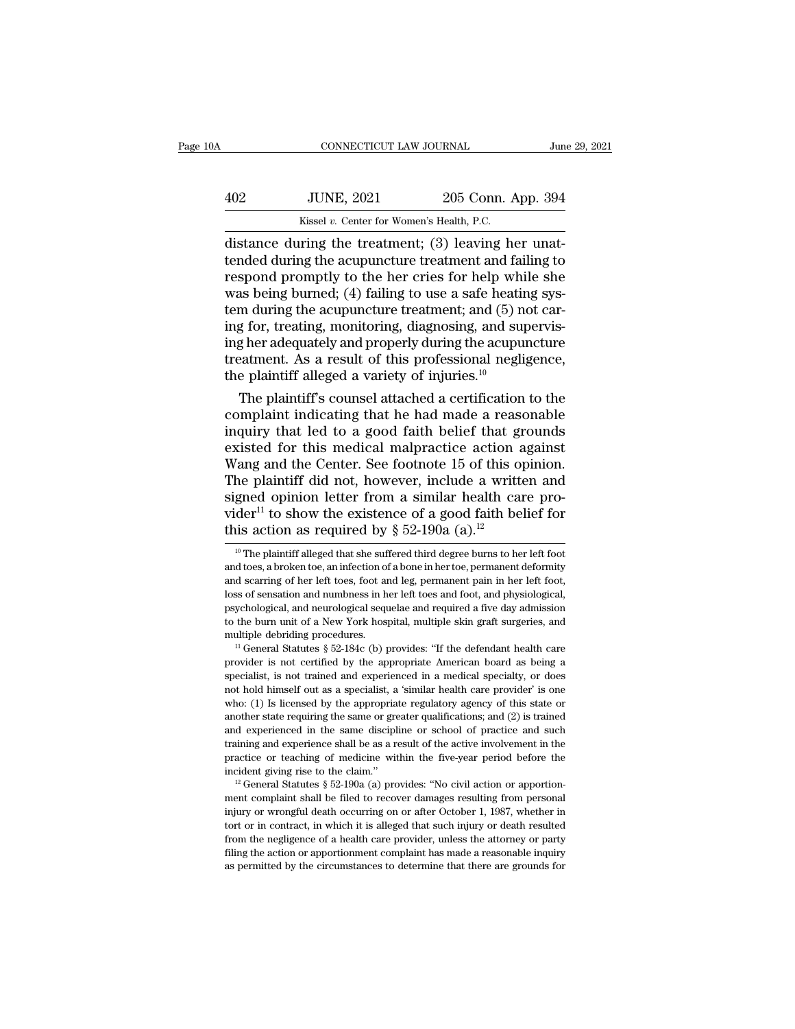distance during the treatment; (3) leaving her unattended during the acupuncture treatment and failing to respond promptly to the her cries for help while she was being burned; (4) failing to use a safe heating system during the acupuncture treatment; and (5) not caring for, treating, monitoring, diagnosing, and supervising her adequately and properly during the acupuncture treatment. As a result of this professional negligence, the plaintiff alleged a variety of injuries.[10]

The plaintiff's counsel attached a certification to the complaint indicating that he had made a reasonable inquiry that led to a good faith belief that grounds existed for this medical malpractice action against Wang and the Center. See footnote 15 of this opinion. The plaintiff did not, however, include a written and signed opinion letter from a similar health care provider[11] to show the existence of a good faith belief for this action as required by § 52-190a (a).[12]

[10] The plaintiff alleged that she suffered third degree burns to her left foot and toes, a broken toe, an infection of a bone in her toe, permanent deformity and scarring of her left toes, foot and leg, permanent pain in her left foot, loss of sensation and numbness in her left toes and foot, and physiological, psychological, and neurological sequelae and required a five day admission to the burn unit of a New York hospital, multiple skin graft surgeries, and multiple debriding procedures.

[11] General Statutes § 52-184c (b) provides: "If the defendant health care provider is not certified by the appropriate American board as being a specialist, is not trained and experienced in a medical specialty, or does not hold himself out as a specialist, a 'similar health care provider' is one who: (1) Is licensed by the appropriate regulatory agency of this state or another state requiring the same or greater qualifications; and (2) is trained and experienced in the same discipline or school of practice and such training and experience shall be as a result of the active involvement in the practice or teaching of medicine within the five-year period before the incident giving rise to the claim."

[12] General Statutes § 52-190a (a) provides: "No civil action or apportionment complaint shall be filed to recover damages resulting from personal injury or wrongful death occurring on or after October 1, 1987, whether in tort or in contract, in which it is alleged that such injury or death resulted from the negligence of a health care provider, unless the attorney or party filing the action or apportionment complaint has made a reasonable inquiry as permitted by the circumstances to determine that there are grounds for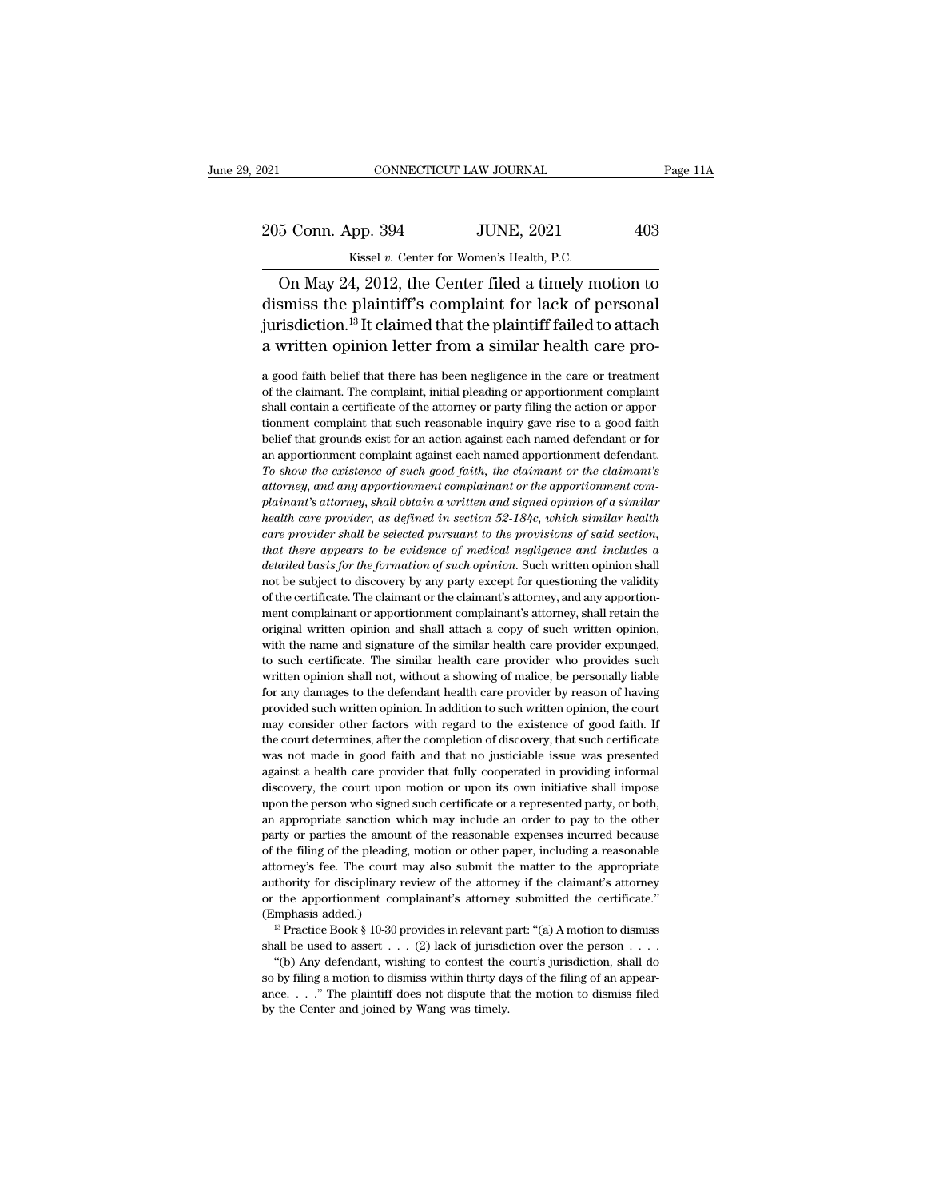On May 24, 2012, the Center filed a timely motion to dismiss the plaintiff's complaint for lack of personal jurisdiction.[13] It claimed that the plaintiff failed to attach a written opinion letter from a similar health care pro-

---

a good faith belief that there has been negligence in the care or treatment of the claimant. The complaint, initial pleading or apportionment complaint shall contain a certificate of the attorney or party filing the action or apportionment complaint that such reasonable inquiry gave rise to a good faith belief that grounds exist for an action against each named defendant or for an apportionment complaint against each named apportionment defendant. *To show the existence of such good faith, the claimant or the claimant's attorney, and any apportionment complainant or the apportionment complainant's attorney, shall obtain a written and signed opinion of a similar health care provider, as defined in section 52-184c, which similar health care provider shall be selected pursuant to the provisions of said section, that there appears to be evidence of medical negligence and includes a detailed basis for the formation of such opinion.* Such written opinion shall not be subject to discovery by any party except for questioning the validity of the certificate. The claimant or the claimant's attorney, and any apportionment complainant or apportionment complainant's attorney, shall retain the original written opinion and shall attach a copy of such written opinion, with the name and signature of the similar health care provider expunged, to such certificate. The similar health care provider who provides such written opinion shall not, without a showing of malice, be personally liable for any damages to the defendant health care provider by reason of having provided such written opinion. In addition to such written opinion, the court may consider other factors with regard to the existence of good faith. If the court determines, after the completion of discovery, that such certificate was not made in good faith and that no justiciable issue was presented against a health care provider that fully cooperated in providing informal discovery, the court upon motion or upon its own initiative shall impose upon the person who signed such certificate or a represented party, or both, an appropriate sanction which may include an order to pay to the other party or parties the amount of the reasonable expenses incurred because of the filing of the pleading, motion or other paper, including a reasonable attorney's fee. The court may also submit the matter to the appropriate authority for disciplinary review of the attorney if the claimant's attorney or the apportionment complainant's attorney submitted the certificate." (Emphasis added.)

[13] Practice Book § 10-30 provides in relevant part: "(a) A motion to dismiss shall be used to assert . . . (2) lack of jurisdiction over the person . . . .

"(b) Any defendant, wishing to contest the court's jurisdiction, shall do so by filing a motion to dismiss within thirty days of the filing of an appearance. . . ." The plaintiff does not dispute that the motion to dismiss filed by the Center and joined by Wang was timely.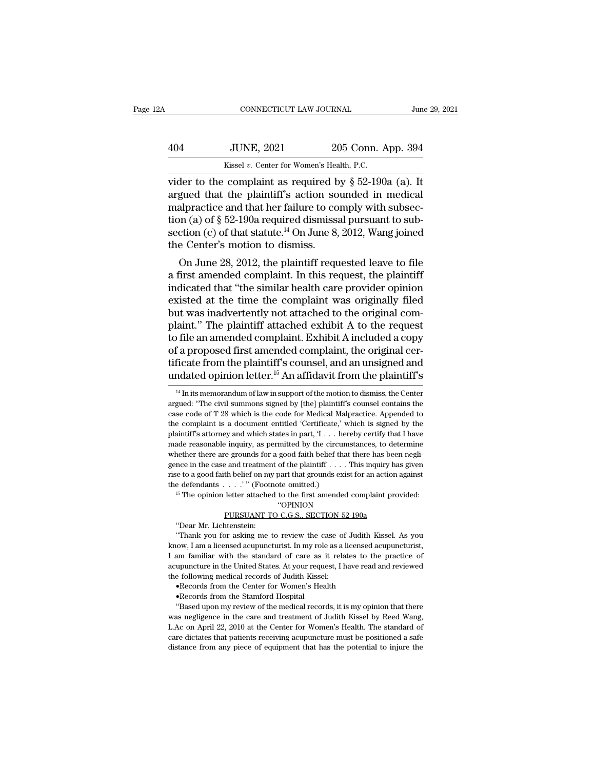vider to the complaint as required by § 52-190a (a). It argued that the plaintiff's action sounded in medical malpractice and that her failure to comply with subsection (a) of § 52-190a required dismissal pursuant to subsection (c) of that statute.[14] On June 8, 2012, Wang joined the Center's motion to dismiss.

On June 28, 2012, the plaintiff requested leave to file a first amended complaint. In this request, the plaintiff indicated that "the similar health care provider opinion existed at the time the complaint was originally filed but was inadvertently not attached to the original complaint." The plaintiff attached exhibit A to the request to file an amended complaint. Exhibit A included a copy of a proposed first amended complaint, the original certificate from the plaintiff's counsel, and an unsigned and undated opinion letter.[15] An affidavit from the plaintiff's

---

[14] In its memorandum of law in support of the motion to dismiss, the Center argued: "The civil summons signed by [the] plaintiff's counsel contains the case code of T 28 which is the code for Medical Malpractice. Appended to the complaint is a document entitled 'Certificate,' which is signed by the plaintiff's attorney and which states in part, 'I . . . hereby certify that I have made reasonable inquiry, as permitted by the circumstances, to determine whether there are grounds for a good faith belief that there has been negligence in the case and treatment of the plaintiff . . . . This inquiry has given rise to a good faith belief on my part that grounds exist for an action against the defendants . . . .' " (Footnote omitted.)

[15] The opinion letter attached to the first amended complaint provided:

"OPINION

PURSUANT TO C.G.S., SECTION 52-190a

"Dear Mr. Lichtenstein:

"Thank you for asking me to review the case of Judith Kissel. As you know, I am a licensed acupuncturist. In my role as a licensed acupuncturist, I am familiar with the standard of care as it relates to the practice of acupuncture in the United States. At your request, I have read and reviewed the following medical records of Judith Kissel:

- Records from the Center for Women's Health
- Records from the Stamford Hospital

"Based upon my review of the medical records, it is my opinion that there was negligence in the care and treatment of Judith Kissel by Reed Wang, L.Ac on April 22, 2010 at the Center for Women's Health. The standard of care dictates that patients receiving acupuncture must be positioned a safe distance from any piece of equipment that has the potential to injure the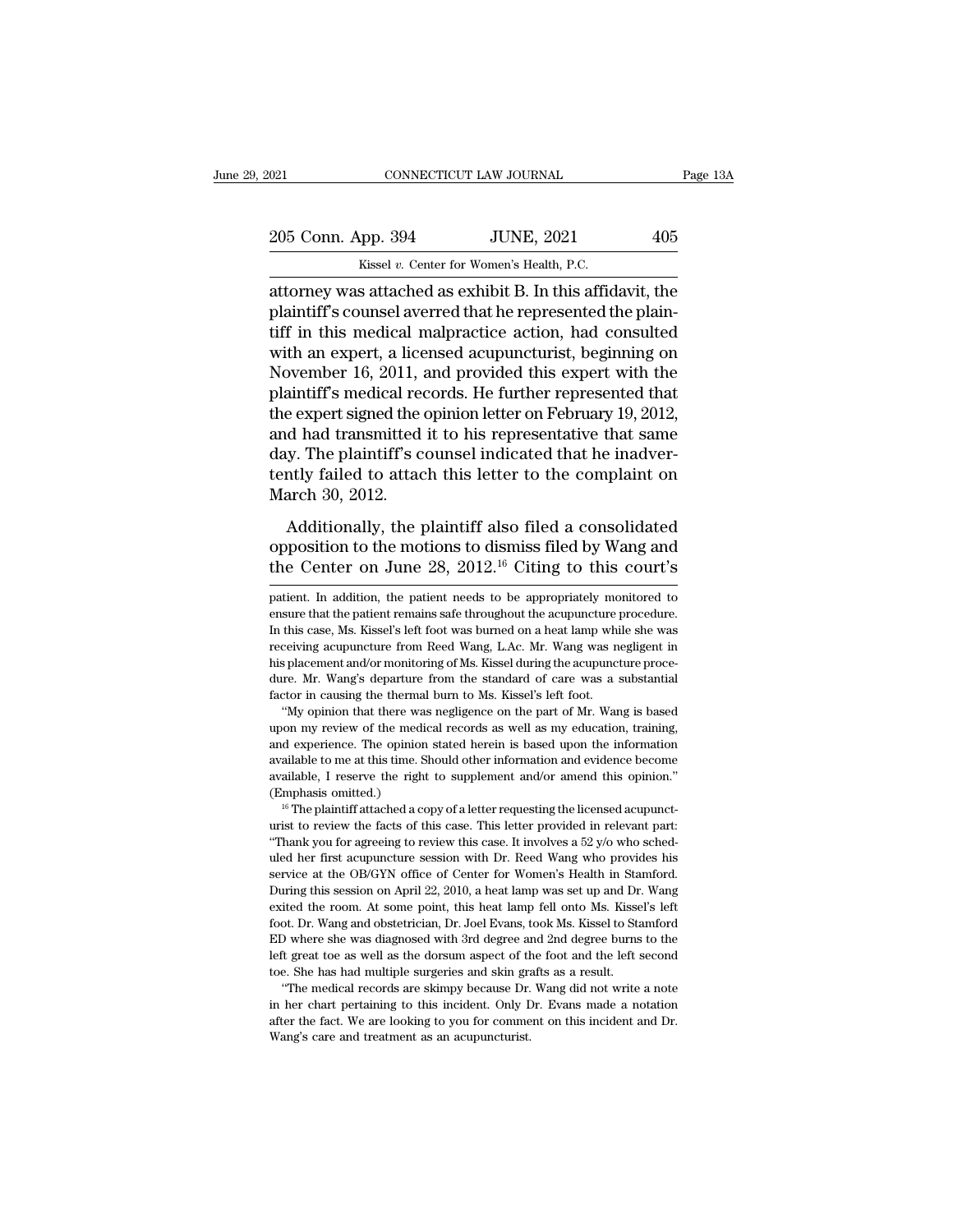attorney was attached as exhibit B. In this affidavit, the plaintiff's counsel averred that he represented the plaintiff in this medical malpractice action, had consulted with an expert, a licensed acupuncturist, beginning on November 16, 2011, and provided this expert with the plaintiff's medical records. He further represented that the expert signed the opinion letter on February 19, 2012, and had transmitted it to his representative that same day. The plaintiff's counsel indicated that he inadvertently failed to attach this letter to the complaint on March 30, 2012.

Additionally, the plaintiff also filed a consolidated opposition to the motions to dismiss filed by Wang and the Center on June 28, 2012.[16] Citing to this court's

---

patient. In addition, the patient needs to be appropriately monitored to ensure that the patient remains safe throughout the acupuncture procedure. In this case, Ms. Kissel's left foot was burned on a heat lamp while she was receiving acupuncture from Reed Wang, L.Ac. Mr. Wang was negligent in his placement and/or monitoring of Ms. Kissel during the acupuncture procedure. Mr. Wang's departure from the standard of care was a substantial factor in causing the thermal burn to Ms. Kissel's left foot.

"My opinion that there was negligence on the part of Mr. Wang is based upon my review of the medical records as well as my education, training, and experience. The opinion stated herein is based upon the information available to me at this time. Should other information and evidence become available, I reserve the right to supplement and/or amend this opinion." (Emphasis omitted.)

[16] The plaintiff attached a copy of a letter requesting the licensed acupuncturist to review the facts of this case. This letter provided in relevant part: "Thank you for agreeing to review this case. It involves a 52 y/o who scheduled her first acupuncture session with Dr. Reed Wang who provides his service at the OB/GYN office of Center for Women's Health in Stamford. During this session on April 22, 2010, a heat lamp was set up and Dr. Wang exited the room. At some point, this heat lamp fell onto Ms. Kissel's left foot. Dr. Wang and obstetrician, Dr. Joel Evans, took Ms. Kissel to Stamford ED where she was diagnosed with 3rd degree and 2nd degree burns to the left great toe as well as the dorsum aspect of the foot and the left second toe. She has had multiple surgeries and skin grafts as a result.

"The medical records are skimpy because Dr. Wang did not write a note in her chart pertaining to this incident. Only Dr. Evans made a notation after the fact. We are looking to you for comment on this incident and Dr. Wang's care and treatment as an acupuncturist.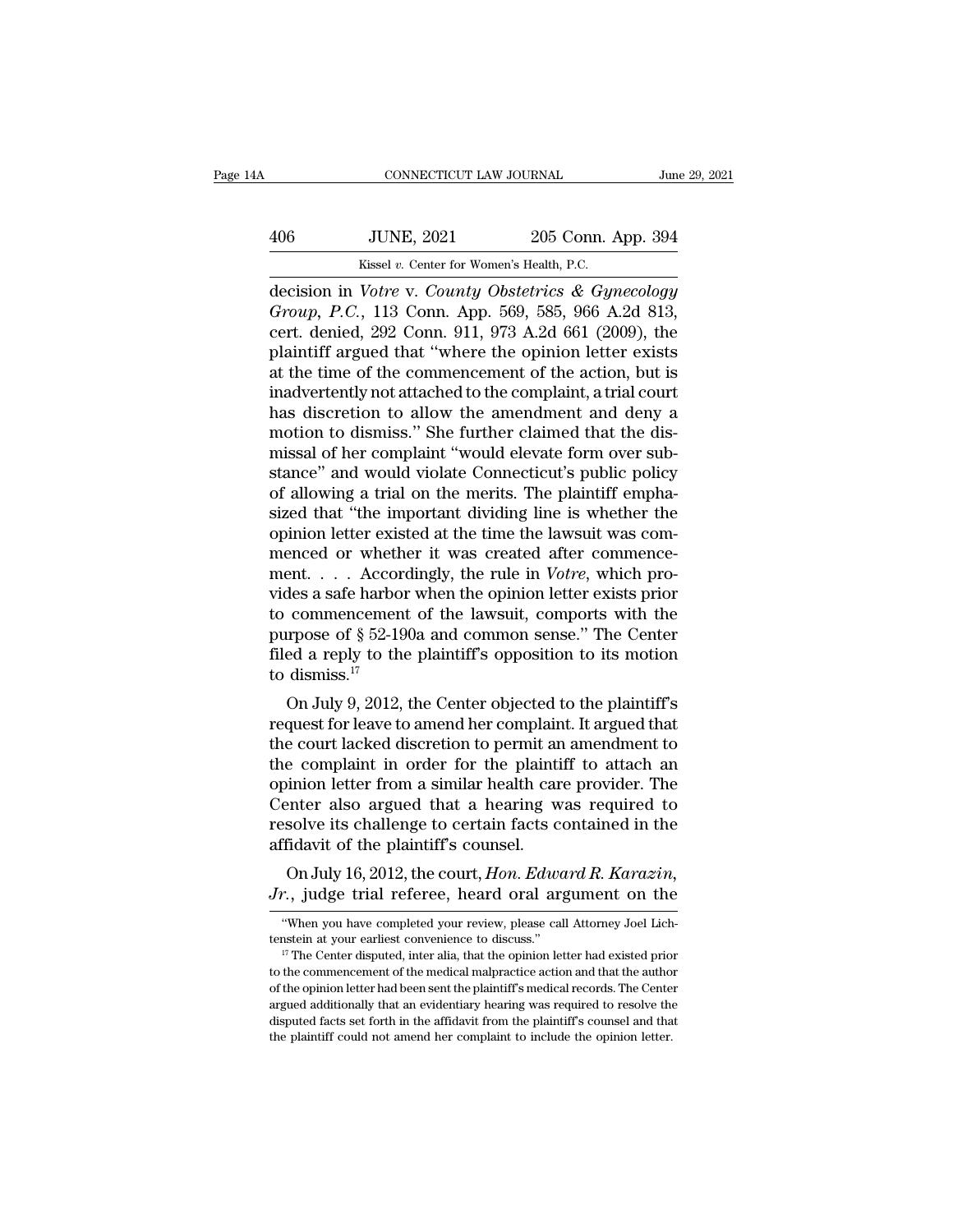decision in *Votre* v. *County Obstetrics & Gynecology Group, P.C.*, 113 Conn. App. 569, 585, 966 A.2d 813, cert. denied, 292 Conn. 911, 973 A.2d 661 (2009), the plaintiff argued that "where the opinion letter exists at the time of the commencement of the action, but is inadvertently not attached to the complaint, a trial court has discretion to allow the amendment and deny a motion to dismiss." She further claimed that the dismissal of her complaint "would elevate form over substance" and would violate Connecticut's public policy of allowing a trial on the merits. The plaintiff emphasized that "the important dividing line is whether the opinion letter existed at the time the lawsuit was commenced or whether it was created after commencement. . . . Accordingly, the rule in *Votre*, which provides a safe harbor when the opinion letter exists prior to commencement of the lawsuit, comports with the purpose of § 52-190a and common sense." The Center filed a reply to the plaintiff's opposition to its motion to dismiss.[17]

On July 9, 2012, the Center objected to the plaintiff's request for leave to amend her complaint. It argued that the court lacked discretion to permit an amendment to the complaint in order for the plaintiff to attach an opinion letter from a similar health care provider. The Center also argued that a hearing was required to resolve its challenge to certain facts contained in the affidavit of the plaintiff's counsel.

On July 16, 2012, the court, *Hon. Edward R. Karazin, Jr.*, judge trial referee, heard oral argument on the

"When you have completed your review, please call Attorney Joel Lichtenstein at your earliest convenience to discuss."

[17] The Center disputed, inter alia, that the opinion letter had existed prior to the commencement of the medical malpractice action and that the author of the opinion letter had been sent the plaintiff's medical records. The Center argued additionally that an evidentiary hearing was required to resolve the disputed facts set forth in the affidavit from the plaintiff's counsel and that the plaintiff could not amend her complaint to include the opinion letter.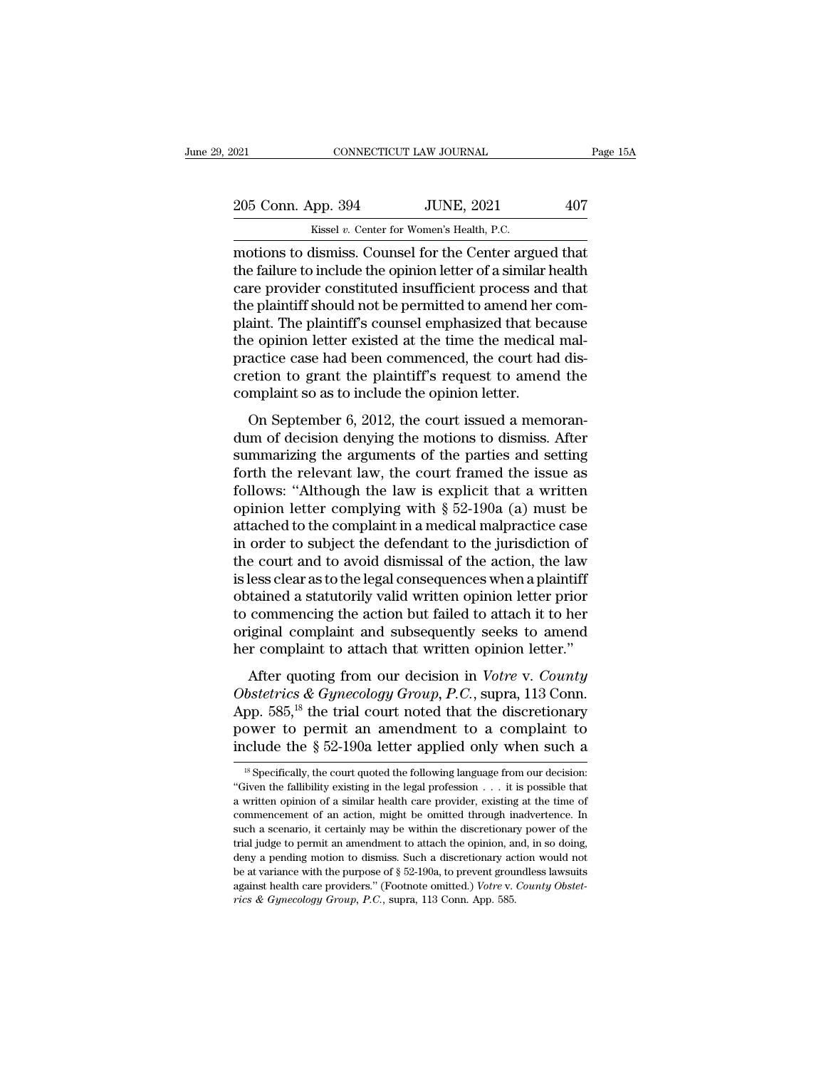motions to dismiss. Counsel for the Center argued that the failure to include the opinion letter of a similar health care provider constituted insufficient process and that the plaintiff should not be permitted to amend her complaint. The plaintiff's counsel emphasized that because the opinion letter existed at the time the medical malpractice case had been commenced, the court had discretion to grant the plaintiff's request to amend the complaint so as to include the opinion letter.

On September 6, 2012, the court issued a memorandum of decision denying the motions to dismiss. After summarizing the arguments of the parties and setting forth the relevant law, the court framed the issue as follows: "Although the law is explicit that a written opinion letter complying with § 52-190a (a) must be attached to the complaint in a medical malpractice case in order to subject the defendant to the jurisdiction of the court and to avoid dismissal of the action, the law is less clear as to the legal consequences when a plaintiff obtained a statutorily valid written opinion letter prior to commencing the action but failed to attach it to her original complaint and subsequently seeks to amend her complaint to attach that written opinion letter."

After quoting from our decision in *Votre* v. *County Obstetrics & Gynecology Group, P.C.*, supra, 113 Conn. App. 585,[18] the trial court noted that the discretionary power to permit an amendment to a complaint to include the § 52-190a letter applied only when such a

[18] Specifically, the court quoted the following language from our decision: "Given the fallibility existing in the legal profession . . . it is possible that a written opinion of a similar health care provider, existing at the time of commencement of an action, might be omitted through inadvertence. In such a scenario, it certainly may be within the discretionary power of the trial judge to permit an amendment to attach the opinion, and, in so doing, deny a pending motion to dismiss. Such a discretionary action would not be at variance with the purpose of § 52-190a, to prevent groundless lawsuits against health care providers." (Footnote omitted.) *Votre* v. *County Obstetrics & Gynecology Group, P.C.*, supra, 113 Conn. App. 585.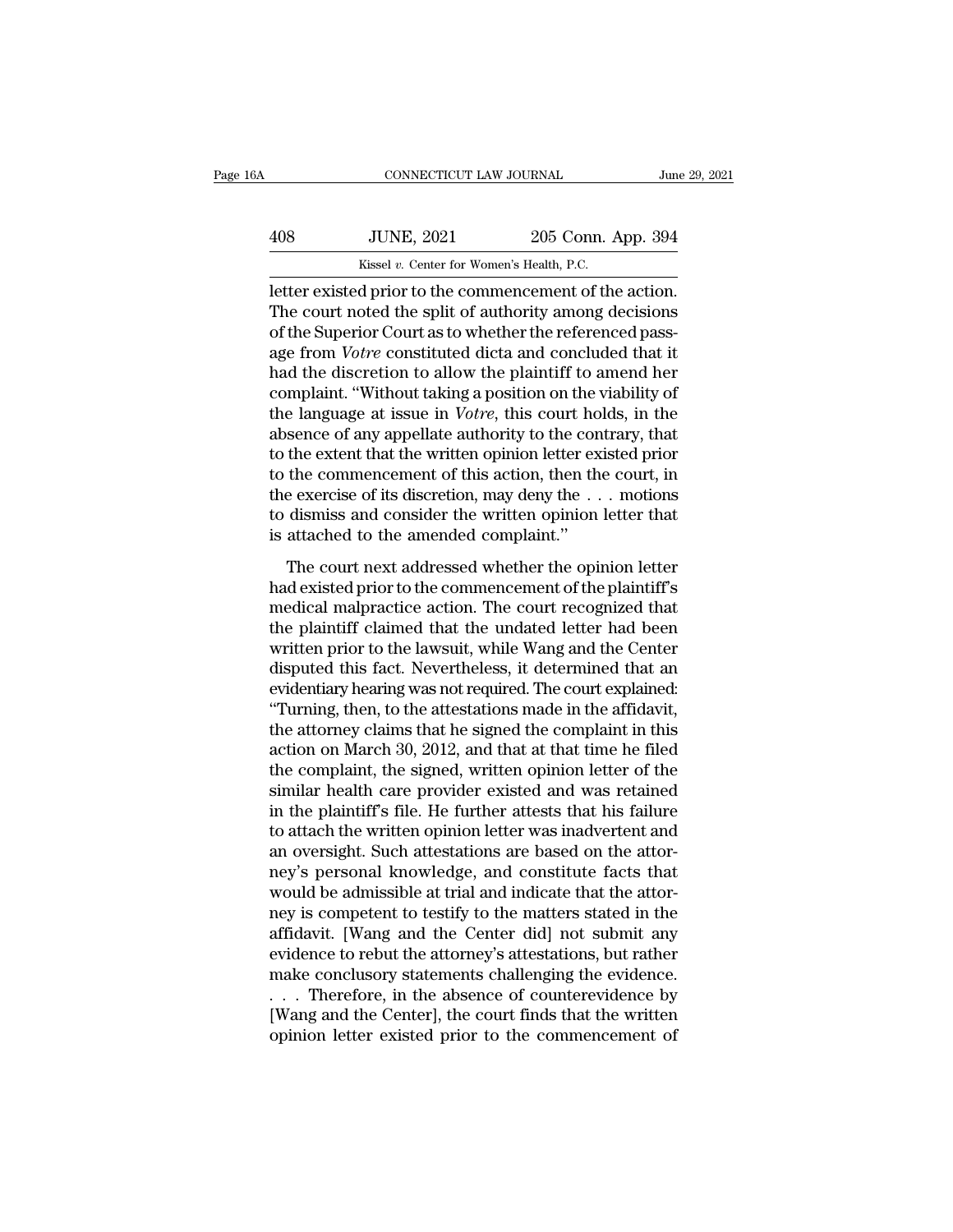letter existed prior to the commencement of the action. The court noted the split of authority among decisions of the Superior Court as to whether the referenced passage from *Votre* constituted dicta and concluded that it had the discretion to allow the plaintiff to amend her complaint. "Without taking a position on the viability of the language at issue in *Votre*, this court holds, in the absence of any appellate authority to the contrary, that to the extent that the written opinion letter existed prior to the commencement of this action, then the court, in the exercise of its discretion, may deny the . . . motions to dismiss and consider the written opinion letter that is attached to the amended complaint."

The court next addressed whether the opinion letter had existed prior to the commencement of the plaintiff's medical malpractice action. The court recognized that the plaintiff claimed that the undated letter had been written prior to the lawsuit, while Wang and the Center disputed this fact. Nevertheless, it determined that an evidentiary hearing was not required. The court explained: "Turning, then, to the attestations made in the affidavit, the attorney claims that he signed the complaint in this action on March 30, 2012, and that at that time he filed the complaint, the signed, written opinion letter of the similar health care provider existed and was retained in the plaintiff's file. He further attests that his failure to attach the written opinion letter was inadvertent and an oversight. Such attestations are based on the attorney's personal knowledge, and constitute facts that would be admissible at trial and indicate that the attorney is competent to testify to the matters stated in the affidavit. [Wang and the Center did] not submit any evidence to rebut the attorney's attestations, but rather make conclusory statements challenging the evidence. . . . Therefore, in the absence of counterevidence by [Wang and the Center], the court finds that the written opinion letter existed prior to the commencement of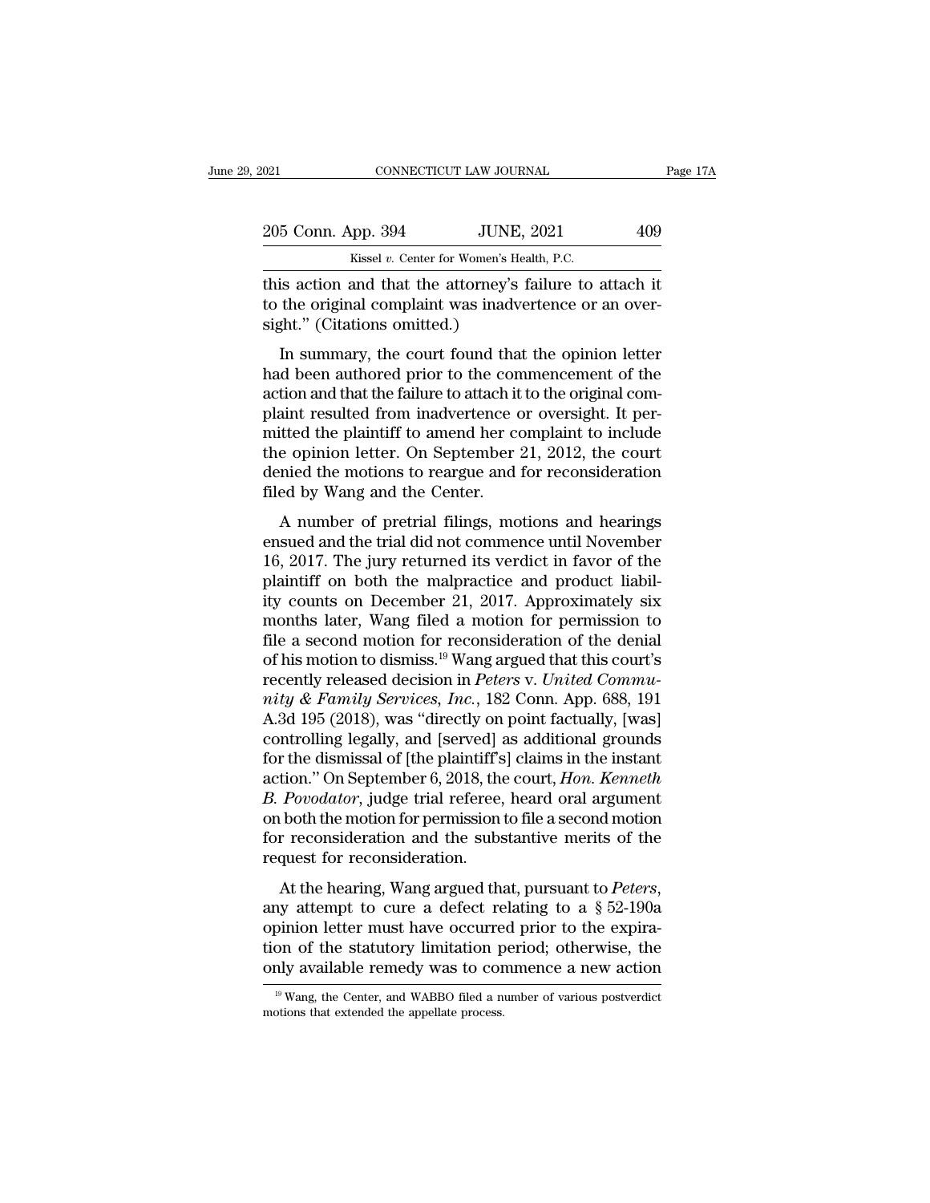this action and that the attorney's failure to attach it to the original complaint was inadvertence or an oversight." (Citations omitted.)

In summary, the court found that the opinion letter had been authored prior to the commencement of the action and that the failure to attach it to the original complaint resulted from inadvertence or oversight. It permitted the plaintiff to amend her complaint to include the opinion letter. On September 21, 2012, the court denied the motions to reargue and for reconsideration filed by Wang and the Center.

A number of pretrial filings, motions and hearings ensued and the trial did not commence until November 16, 2017. The jury returned its verdict in favor of the plaintiff on both the malpractice and product liability counts on December 21, 2017. Approximately six months later, Wang filed a motion for permission to file a second motion for reconsideration of the denial of his motion to dismiss.[19] Wang argued that this court's recently released decision in *Peters* v. *United Community & Family Services, Inc.*, 182 Conn. App. 688, 191 A.3d 195 (2018), was "directly on point factually, [was] controlling legally, and [served] as additional grounds for the dismissal of [the plaintiff's] claims in the instant action." On September 6, 2018, the court, *Hon. Kenneth B. Povodator*, judge trial referee, heard oral argument on both the motion for permission to file a second motion for reconsideration and the substantive merits of the request for reconsideration.

At the hearing, Wang argued that, pursuant to *Peters*, any attempt to cure a defect relating to a § 52-190a opinion letter must have occurred prior to the expiration of the statutory limitation period; otherwise, the only available remedy was to commence a new action

[19] Wang, the Center, and WABBO filed a number of various postverdict motions that extended the appellate process.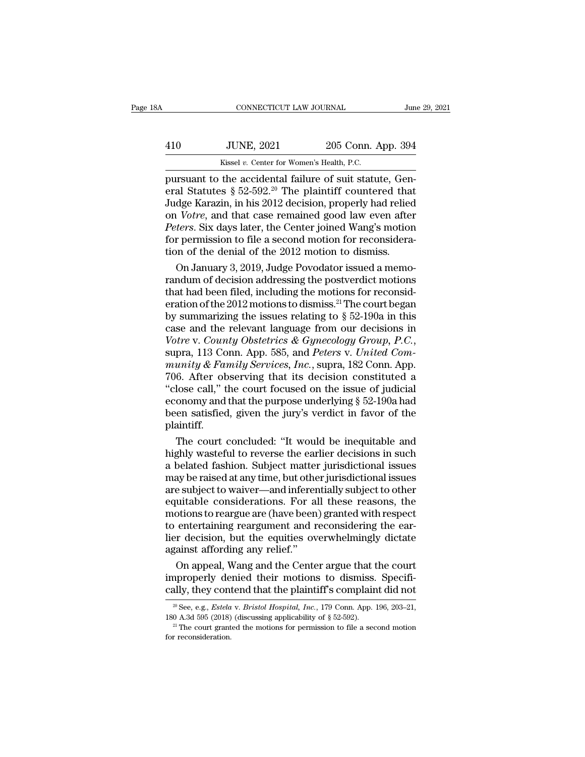pursuant to the accidental failure of suit statute, General Statutes § 52-592.[20] The plaintiff countered that Judge Karazin, in his 2012 decision, properly had relied on *Votre*, and that case remained good law even after *Peters*. Six days later, the Center joined Wang's motion for permission to file a second motion for reconsideration of the denial of the 2012 motion to dismiss.

On January 3, 2019, Judge Povodator issued a memorandum of decision addressing the postverdict motions that had been filed, including the motions for reconsideration of the 2012 motions to dismiss.[21] The court began by summarizing the issues relating to § 52-190a in this case and the relevant language from our decisions in *Votre* v. *County Obstetrics & Gynecology Group, P.C.*, supra, 113 Conn. App. 585, and *Peters* v. *United Community & Family Services, Inc.*, supra, 182 Conn. App. 706. After observing that its decision constituted a "close call," the court focused on the issue of judicial economy and that the purpose underlying § 52-190a had been satisfied, given the jury's verdict in favor of the plaintiff.

The court concluded: "It would be inequitable and highly wasteful to reverse the earlier decisions in such a belated fashion. Subject matter jurisdictional issues may be raised at any time, but other jurisdictional issues are subject to waiver—and inferentially subject to other equitable considerations. For all these reasons, the motions to reargue are (have been) granted with respect to entertaining reargument and reconsidering the earlier decision, but the equities overwhelmingly dictate against affording any relief."

On appeal, Wang and the Center argue that the court improperly denied their motions to dismiss. Specifically, they contend that the plaintiff's complaint did not

[20] See, e.g., *Estela* v. *Bristol Hospital, Inc.*, 179 Conn. App. 196, 203–21, 180 A.3d 595 (2018) (discussing applicability of § 52-592).

[21] The court granted the motions for permission to file a second motion for reconsideration.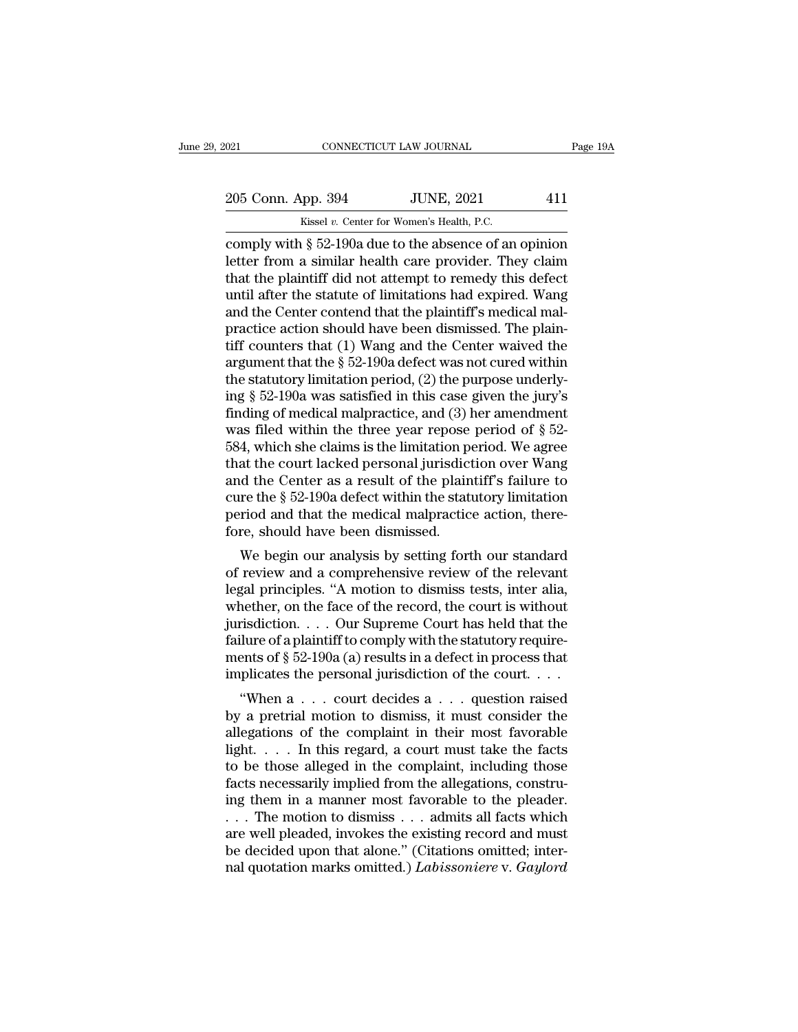comply with § 52-190a due to the absence of an opinion letter from a similar health care provider. They claim that the plaintiff did not attempt to remedy this defect until after the statute of limitations had expired. Wang and the Center contend that the plaintiff's medical malpractice action should have been dismissed. The plaintiff counters that (1) Wang and the Center waived the argument that the § 52-190a defect was not cured within the statutory limitation period, (2) the purpose underlying § 52-190a was satisfied in this case given the jury's finding of medical malpractice, and (3) her amendment was filed within the three year repose period of § 52-584, which she claims is the limitation period. We agree that the court lacked personal jurisdiction over Wang and the Center as a result of the plaintiff's failure to cure the § 52-190a defect within the statutory limitation period and that the medical malpractice action, therefore, should have been dismissed.

We begin our analysis by setting forth our standard of review and a comprehensive review of the relevant legal principles. "A motion to dismiss tests, inter alia, whether, on the face of the record, the court is without jurisdiction. . . . Our Supreme Court has held that the failure of a plaintiff to comply with the statutory requirements of § 52-190a (a) results in a defect in process that implicates the personal jurisdiction of the court. . . .

"When a . . . court decides a . . . question raised by a pretrial motion to dismiss, it must consider the allegations of the complaint in their most favorable light. . . . In this regard, a court must take the facts to be those alleged in the complaint, including those facts necessarily implied from the allegations, construing them in a manner most favorable to the pleader. . . . The motion to dismiss . . . admits all facts which are well pleaded, invokes the existing record and must be decided upon that alone." (Citations omitted; internal quotation marks omitted.) *Labissoniere* v. *Gaylord*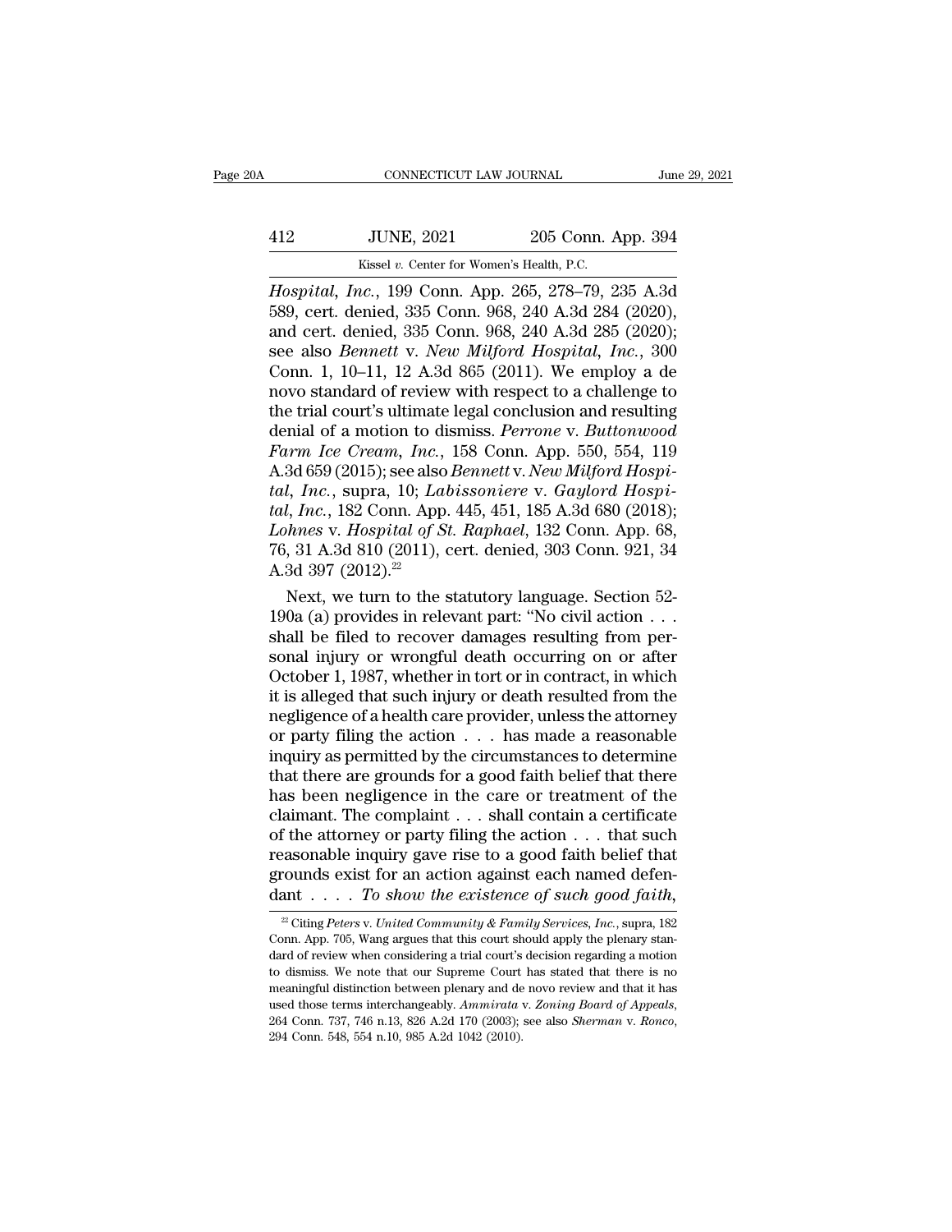*Hospital, Inc.*, 199 Conn. App. 265, 278–79, 235 A.3d 589, cert. denied, 335 Conn. 968, 240 A.3d 284 (2020), and cert. denied, 335 Conn. 968, 240 A.3d 285 (2020); see also *Bennett* v. *New Milford Hospital, Inc.*, 300 Conn. 1, 10–11, 12 A.3d 865 (2011). We employ a de novo standard of review with respect to a challenge to the trial court's ultimate legal conclusion and resulting denial of a motion to dismiss. *Perrone* v. *Buttonwood Farm Ice Cream, Inc.*, 158 Conn. App. 550, 554, 119 A.3d 659 (2015); see also *Bennett* v. *New Milford Hospital, Inc.*, supra, 10; *Labissoniere* v. *Gaylord Hospital, Inc.*, 182 Conn. App. 445, 451, 185 A.3d 680 (2018); *Lohnes* v. *Hospital of St. Raphael*, 132 Conn. App. 68, 76, 31 A.3d 810 (2011), cert. denied, 303 Conn. 921, 34 A.3d 397 (2012).[22]

Next, we turn to the statutory language. Section 52-190a (a) provides in relevant part: "No civil action . . . shall be filed to recover damages resulting from personal injury or wrongful death occurring on or after October 1, 1987, whether in tort or in contract, in which it is alleged that such injury or death resulted from the negligence of a health care provider, unless the attorney or party filing the action . . . has made a reasonable inquiry as permitted by the circumstances to determine that there are grounds for a good faith belief that there has been negligence in the care or treatment of the claimant. The complaint . . . shall contain a certificate of the attorney or party filing the action . . . that such reasonable inquiry gave rise to a good faith belief that grounds exist for an action against each named defendant . . . . *To show the existence of such good faith,*

---

[22] Citing *Peters* v. *United Community & Family Services, Inc.*, supra, 182 Conn. App. 705, Wang argues that this court should apply the plenary standard of review when considering a trial court's decision regarding a motion to dismiss. We note that our Supreme Court has stated that there is no meaningful distinction between plenary and de novo review and that it has used those terms interchangeably. *Ammirata* v. *Zoning Board of Appeals*, 264 Conn. 737, 746 n.13, 826 A.2d 170 (2003); see also *Sherman* v. *Ronco*, 294 Conn. 548, 554 n.10, 985 A.2d 1042 (2010).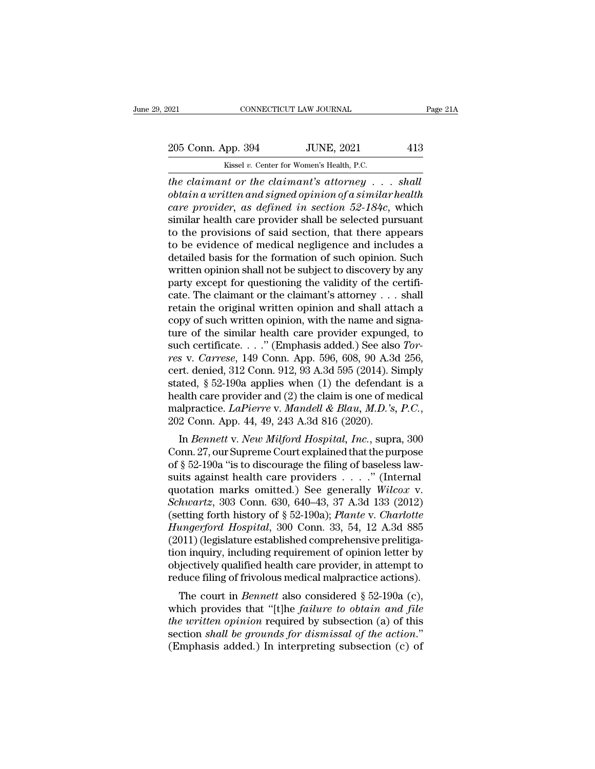*the claimant or the claimant's attorney . . . shall obtain a written and signed opinion of a similar health care provider, as defined in section 52-184c*, which similar health care provider shall be selected pursuant to the provisions of said section, that there appears to be evidence of medical negligence and includes a detailed basis for the formation of such opinion. Such written opinion shall not be subject to discovery by any party except for questioning the validity of the certificate. The claimant or the claimant's attorney . . . shall retain the original written opinion and shall attach a copy of such written opinion, with the name and signature of the similar health care provider expunged, to such certificate. . . ." (Emphasis added.) See also *Torres* v. *Carrese*, 149 Conn. App. 596, 608, 90 A.3d 256, cert. denied, 312 Conn. 912, 93 A.3d 595 (2014). Simply stated, § 52-190a applies when (1) the defendant is a health care provider and (2) the claim is one of medical malpractice. *LaPierre* v. *Mandell & Blau, M.D.'s, P.C.*, 202 Conn. App. 44, 49, 243 A.3d 816 (2020).

In *Bennett* v. *New Milford Hospital, Inc.*, supra, 300 Conn. 27, our Supreme Court explained that the purpose of § 52-190a "is to discourage the filing of baseless lawsuits against health care providers . . . ." (Internal quotation marks omitted.) See generally *Wilcox* v. *Schwartz*, 303 Conn. 630, 640–43, 37 A.3d 133 (2012) (setting forth history of § 52-190a); *Plante* v. *Charlotte Hungerford Hospital*, 300 Conn. 33, 54, 12 A.3d 885 (2011) (legislature established comprehensive prelitigation inquiry, including requirement of opinion letter by objectively qualified health care provider, in attempt to reduce filing of frivolous medical malpractice actions).

The court in *Bennett* also considered § 52-190a (c), which provides that "[t]he *failure to obtain and file the written opinion* required by subsection (a) of this section *shall be grounds for dismissal of the action*." (Emphasis added.) In interpreting subsection (c) of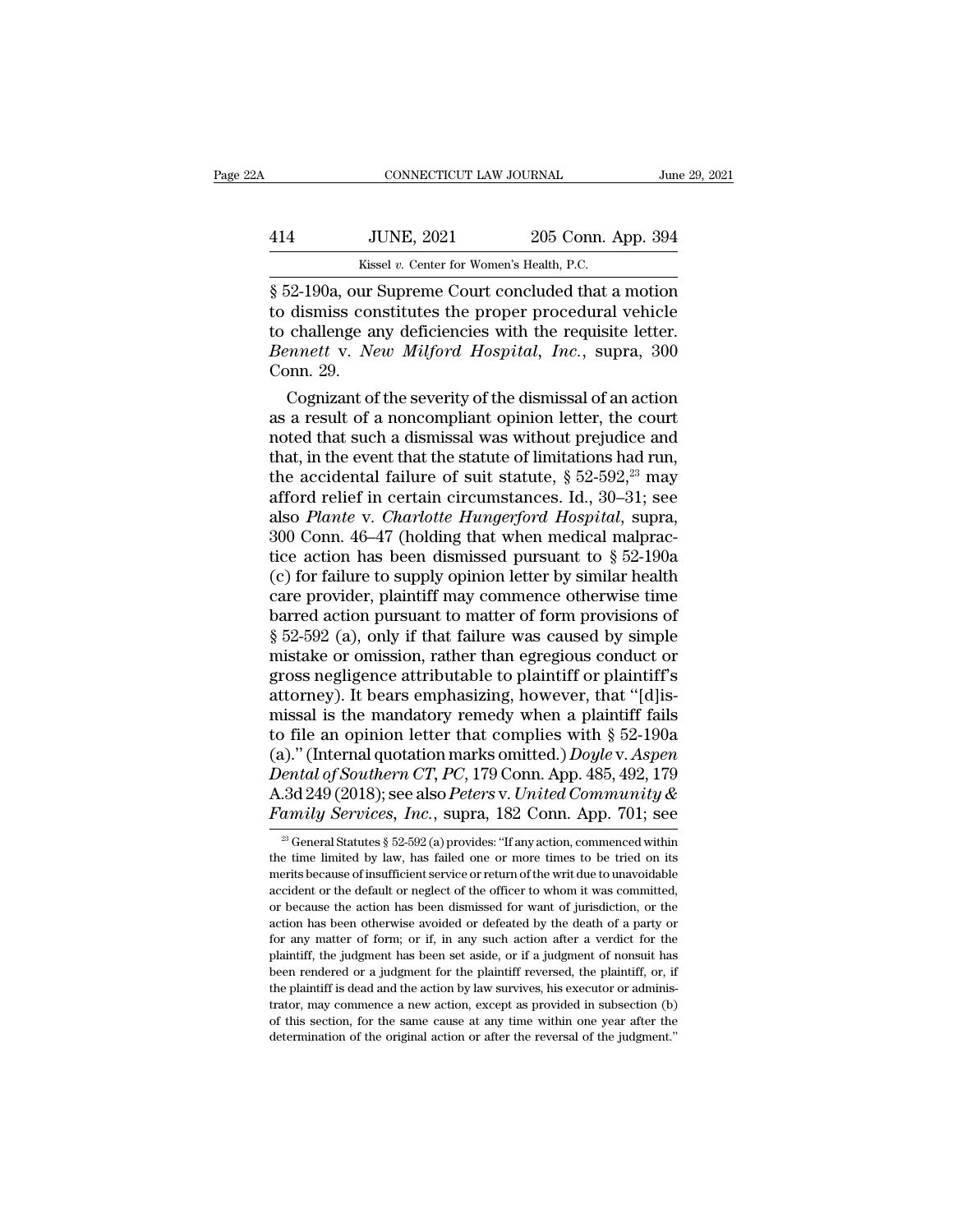§ 52-190a, our Supreme Court concluded that a motion to dismiss constitutes the proper procedural vehicle to challenge any deficiencies with the requisite letter. *Bennett* v. *New Milford Hospital, Inc.*, supra, 300 Conn. 29.

Cognizant of the severity of the dismissal of an action as a result of a noncompliant opinion letter, the court noted that such a dismissal was without prejudice and that, in the event that the statute of limitations had run, the accidental failure of suit statute, § 52-592,[23] may afford relief in certain circumstances. Id., 30–31; see also *Plante* v. *Charlotte Hungerford Hospital*, supra, 300 Conn. 46–47 (holding that when medical malpractice action has been dismissed pursuant to § 52-190a (c) for failure to supply opinion letter by similar health care provider, plaintiff may commence otherwise time barred action pursuant to matter of form provisions of § 52-592 (a), only if that failure was caused by simple mistake or omission, rather than egregious conduct or gross negligence attributable to plaintiff or plaintiff's attorney). It bears emphasizing, however, that "[d]ismissal is the mandatory remedy when a plaintiff fails to file an opinion letter that complies with § 52-190a (a)." (Internal quotation marks omitted.) *Doyle* v. *Aspen Dental of Southern CT, PC*, 179 Conn. App. 485, 492, 179 A.3d 249 (2018); see also *Peters* v. *United Community & Family Services, Inc.*, supra, 182 Conn. App. 701; see

[23] General Statutes § 52-592 (a) provides: "If any action, commenced within the time limited by law, has failed one or more times to be tried on its merits because of insufficient service or return of the writ due to unavoidable accident or the default or neglect of the officer to whom it was committed, or because the action has been dismissed for want of jurisdiction, or the action has been otherwise avoided or defeated by the death of a party or for any matter of form; or if, in any such action after a verdict for the plaintiff, the judgment has been set aside, or if a judgment of nonsuit has been rendered or a judgment for the plaintiff reversed, the plaintiff, or, if the plaintiff is dead and the action by law survives, his executor or administrator, may commence a new action, except as provided in subsection (b) of this section, for the same cause at any time within one year after the determination of the original action or after the reversal of the judgment."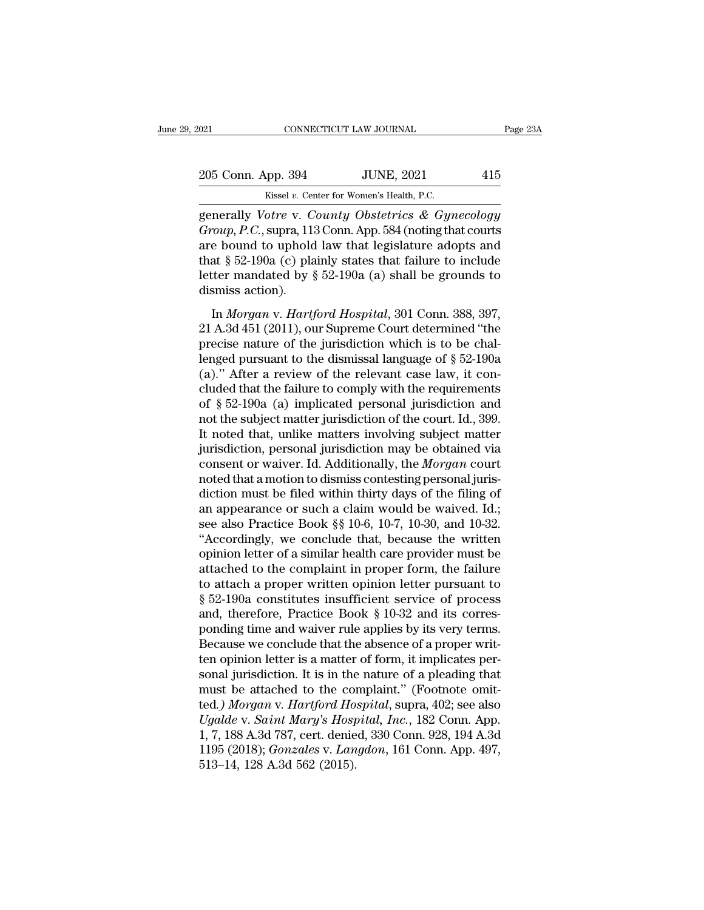generally *Votre* v. *County Obstetrics & Gynecology Group, P.C.*, supra, 113 Conn. App. 584 (noting that courts are bound to uphold law that legislature adopts and that § 52-190a (c) plainly states that failure to include letter mandated by § 52-190a (a) shall be grounds to dismiss action).

In *Morgan* v. *Hartford Hospital*, 301 Conn. 388, 397, 21 A.3d 451 (2011), our Supreme Court determined "the precise nature of the jurisdiction which is to be challenged pursuant to the dismissal language of § 52-190a (a)." After a review of the relevant case law, it concluded that the failure to comply with the requirements of § 52-190a (a) implicated personal jurisdiction and not the subject matter jurisdiction of the court. Id., 399. It noted that, unlike matters involving subject matter jurisdiction, personal jurisdiction may be obtained via consent or waiver. Id. Additionally, the *Morgan* court noted that a motion to dismiss contesting personal jurisdiction must be filed within thirty days of the filing of an appearance or such a claim would be waived. Id.; see also Practice Book §§ 10-6, 10-7, 10-30, and 10-32. "Accordingly, we conclude that, because the written opinion letter of a similar health care provider must be attached to the complaint in proper form, the failure to attach a proper written opinion letter pursuant to § 52-190a constitutes insufficient service of process and, therefore, Practice Book § 10-32 and its corresponding time and waiver rule applies by its very terms. Because we conclude that the absence of a proper written opinion letter is a matter of form, it implicates personal jurisdiction. It is in the nature of a pleading that must be attached to the complaint." (Footnote omitted.) *Morgan* v. *Hartford Hospital*, supra, 402; see also *Ugalde* v. *Saint Mary's Hospital, Inc.*, 182 Conn. App. 1, 7, 188 A.3d 787, cert. denied, 330 Conn. 928, 194 A.3d 1195 (2018); *Gonzales* v. *Langdon*, 161 Conn. App. 497, 513–14, 128 A.3d 562 (2015).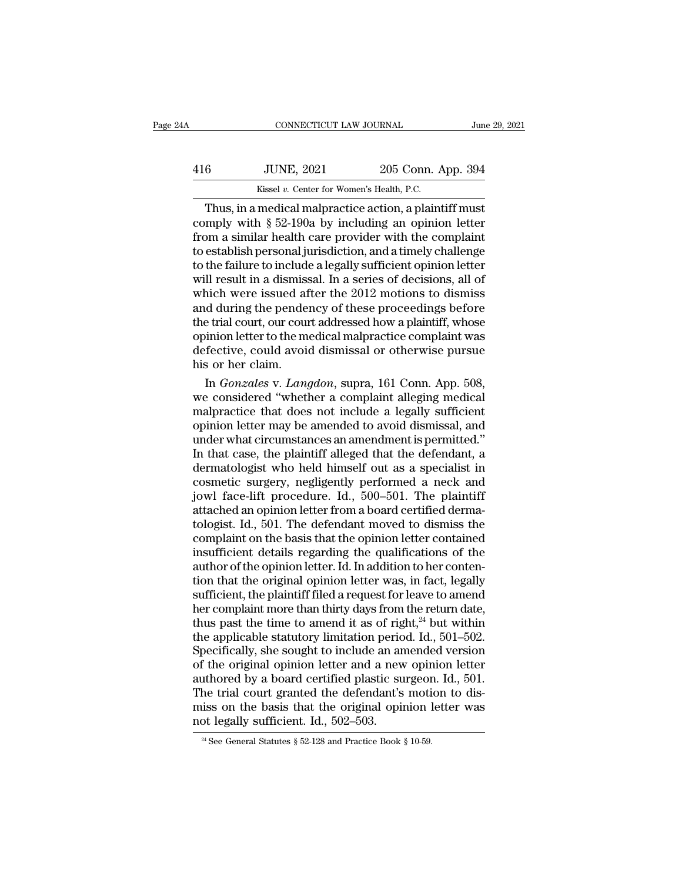Thus, in a medical malpractice action, a plaintiff must comply with § 52-190a by including an opinion letter from a similar health care provider with the complaint to establish personal jurisdiction, and a timely challenge to the failure to include a legally sufficient opinion letter will result in a dismissal. In a series of decisions, all of which were issued after the 2012 motions to dismiss and during the pendency of these proceedings before the trial court, our court addressed how a plaintiff, whose opinion letter to the medical malpractice complaint was defective, could avoid dismissal or otherwise pursue his or her claim.

In *Gonzales* v. *Langdon*, supra, 161 Conn. App. 508, we considered "whether a complaint alleging medical malpractice that does not include a legally sufficient opinion letter may be amended to avoid dismissal, and under what circumstances an amendment is permitted." In that case, the plaintiff alleged that the defendant, a dermatologist who held himself out as a specialist in cosmetic surgery, negligently performed a neck and jowl face-lift procedure. Id., 500–501. The plaintiff attached an opinion letter from a board certified dermatologist. Id., 501. The defendant moved to dismiss the complaint on the basis that the opinion letter contained insufficient details regarding the qualifications of the author of the opinion letter. Id. In addition to her contention that the original opinion letter was, in fact, legally sufficient, the plaintiff filed a request for leave to amend her complaint more than thirty days from the return date, thus past the time to amend it as of right,[24] but within the applicable statutory limitation period. Id., 501–502. Specifically, she sought to include an amended version of the original opinion letter and a new opinion letter authored by a board certified plastic surgeon. Id., 501. The trial court granted the defendant's motion to dismiss on the basis that the original opinion letter was not legally sufficient. Id., 502–503.

[24] See General Statutes § 52-128 and Practice Book § 10-59.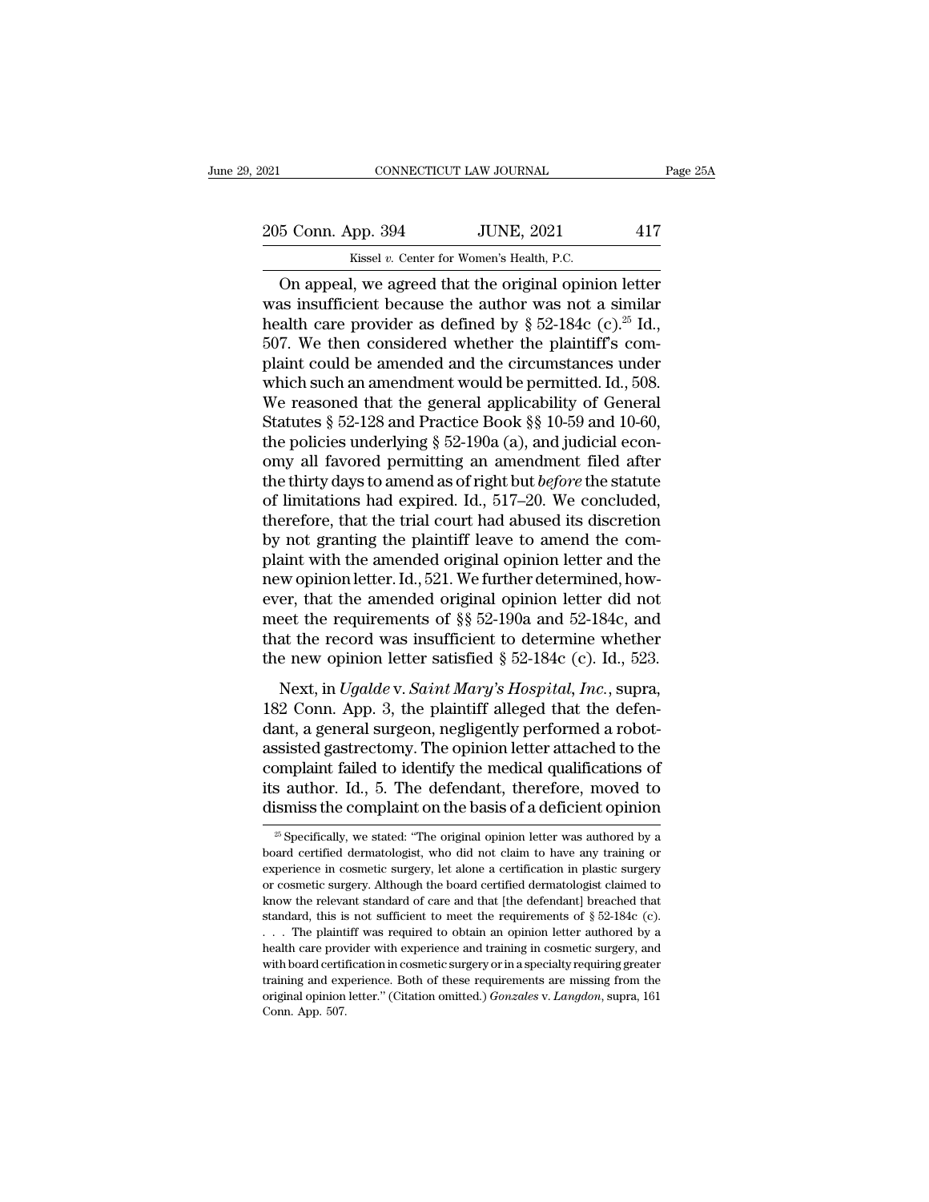On appeal, we agreed that the original opinion letter was insufficient because the author was not a similar health care provider as defined by § 52-184c (c).[25] Id., 507. We then considered whether the plaintiff's complaint could be amended and the circumstances under which such an amendment would be permitted. Id., 508. We reasoned that the general applicability of General Statutes § 52-128 and Practice Book §§ 10-59 and 10-60, the policies underlying § 52-190a (a), and judicial economy all favored permitting an amendment filed after the thirty days to amend as of right but *before* the statute of limitations had expired. Id., 517–20. We concluded, therefore, that the trial court had abused its discretion by not granting the plaintiff leave to amend the complaint with the amended original opinion letter and the new opinion letter. Id., 521. We further determined, however, that the amended original opinion letter did not meet the requirements of §§ 52-190a and 52-184c, and that the record was insufficient to determine whether the new opinion letter satisfied § 52-184c (c). Id., 523.

Next, in *Ugalde* v. *Saint Mary's Hospital, Inc.*, supra, 182 Conn. App. 3, the plaintiff alleged that the defendant, a general surgeon, negligently performed a robot-assisted gastrectomy. The opinion letter attached to the complaint failed to identify the medical qualifications of its author. Id., 5. The defendant, therefore, moved to dismiss the complaint on the basis of a deficient opinion

[25] Specifically, we stated: "The original opinion letter was authored by a board certified dermatologist, who did not claim to have any training or experience in cosmetic surgery, let alone a certification in plastic surgery or cosmetic surgery. Although the board certified dermatologist claimed to know the relevant standard of care and that [the defendant] breached that standard, this is not sufficient to meet the requirements of § 52-184c (c). . . . The plaintiff was required to obtain an opinion letter authored by a health care provider with experience and training in cosmetic surgery, and with board certification in cosmetic surgery or in a specialty requiring greater training and experience. Both of these requirements are missing from the original opinion letter." (Citation omitted.) *Gonzales* v. *Langdon*, supra, 161 Conn. App. 507.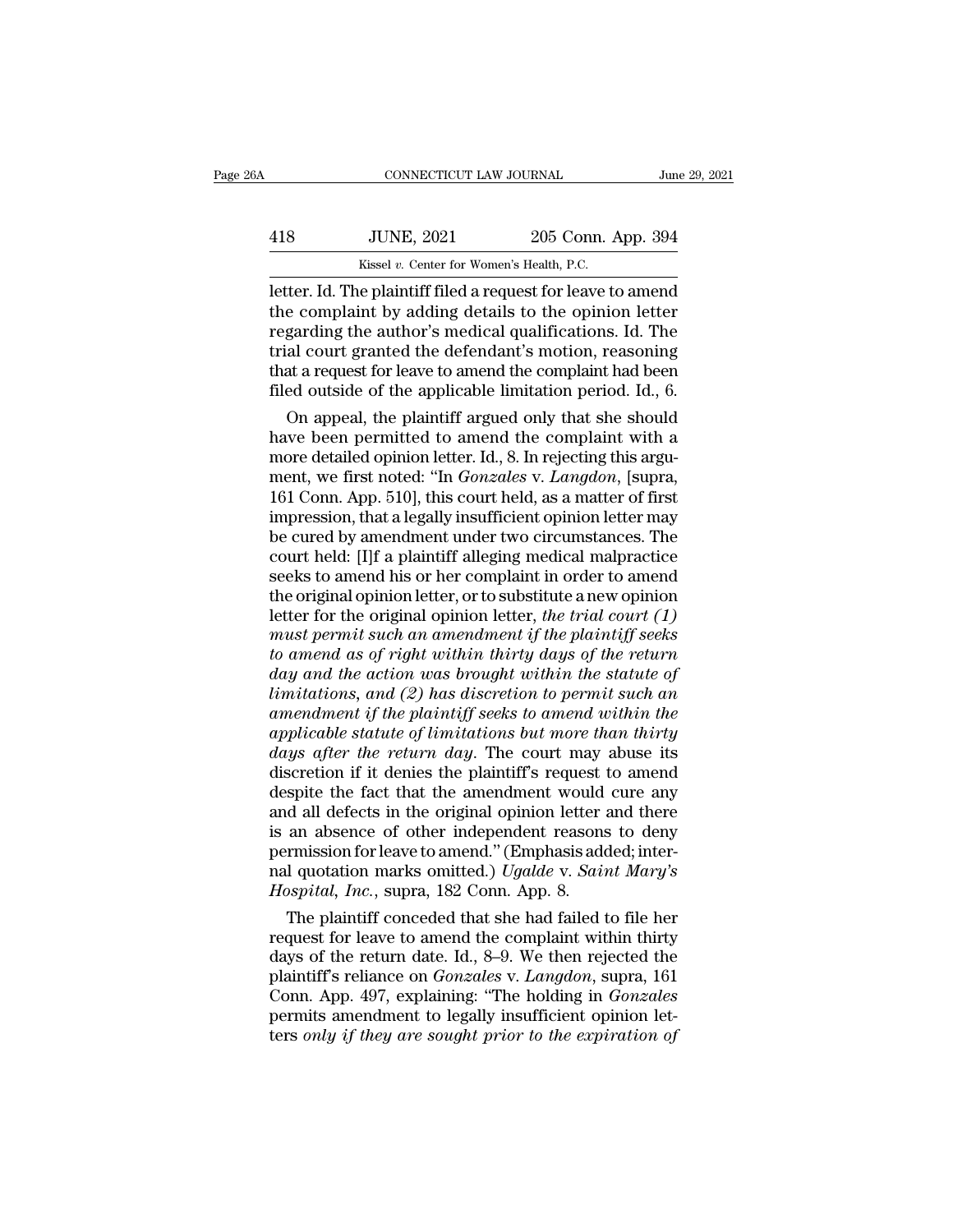letter. Id. The plaintiff filed a request for leave to amend the complaint by adding details to the opinion letter regarding the author's medical qualifications. Id. The trial court granted the defendant's motion, reasoning that a request for leave to amend the complaint had been filed outside of the applicable limitation period. Id., 6.

On appeal, the plaintiff argued only that she should have been permitted to amend the complaint with a more detailed opinion letter. Id., 8. In rejecting this argument, we first noted: "In *Gonzales* v. *Langdon*, [supra, 161 Conn. App. 510], this court held, as a matter of first impression, that a legally insufficient opinion letter may be cured by amendment under two circumstances. The court held: [I]f a plaintiff alleging medical malpractice seeks to amend his or her complaint in order to amend the original opinion letter, or to substitute a new opinion letter for the original opinion letter, *the trial court (1) must permit such an amendment if the plaintiff seeks to amend as of right within thirty days of the return day and the action was brought within the statute of limitations, and (2) has discretion to permit such an amendment if the plaintiff seeks to amend within the applicable statute of limitations but more than thirty days after the return day*. The court may abuse its discretion if it denies the plaintiff's request to amend despite the fact that the amendment would cure any and all defects in the original opinion letter and there is an absence of other independent reasons to deny permission for leave to amend." (Emphasis added; internal quotation marks omitted.) *Ugalde* v. *Saint Mary's Hospital, Inc.*, supra, 182 Conn. App. 8.

The plaintiff conceded that she had failed to file her request for leave to amend the complaint within thirty days of the return date. Id., 8–9. We then rejected the plaintiff's reliance on *Gonzales* v. *Langdon*, supra, 161 Conn. App. 497, explaining: "The holding in *Gonzales* permits amendment to legally insufficient opinion letters *only if they are sought prior to the expiration of*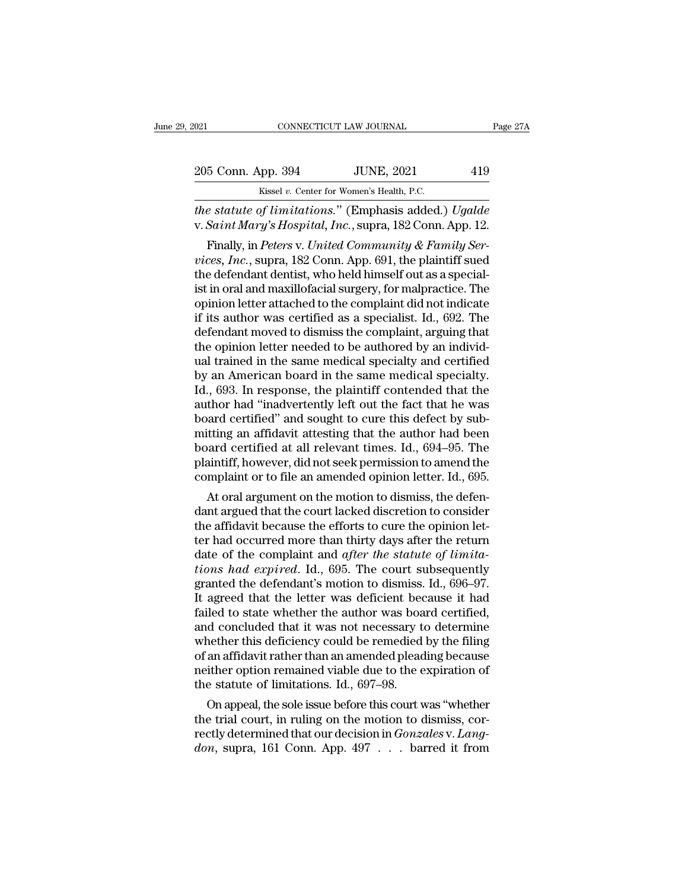*the statute of limitations*." (Emphasis added.) *Ugalde* v. *Saint Mary's Hospital, Inc.*, supra, 182 Conn. App. 12.

Finally, in *Peters* v. *United Community & Family Services, Inc.*, supra, 182 Conn. App. 691, the plaintiff sued the defendant dentist, who held himself out as a specialist in oral and maxillofacial surgery, for malpractice. The opinion letter attached to the complaint did not indicate if its author was certified as a specialist. Id., 692. The defendant moved to dismiss the complaint, arguing that the opinion letter needed to be authored by an individual trained in the same medical specialty and certified by an American board in the same medical specialty. Id., 693. In response, the plaintiff contended that the author had "inadvertently left out the fact that he was board certified" and sought to cure this defect by submitting an affidavit attesting that the author had been board certified at all relevant times. Id., 694–95. The plaintiff, however, did not seek permission to amend the complaint or to file an amended opinion letter. Id., 695.

At oral argument on the motion to dismiss, the defendant argued that the court lacked discretion to consider the affidavit because the efforts to cure the opinion letter had occurred more than thirty days after the return date of the complaint and *after the statute of limitations had expired*. Id., 695. The court subsequently granted the defendant's motion to dismiss. Id., 696–97. It agreed that the letter was deficient because it had failed to state whether the author was board certified, and concluded that it was not necessary to determine whether this deficiency could be remedied by the filing of an affidavit rather than an amended pleading because neither option remained viable due to the expiration of the statute of limitations. Id., 697–98.

On appeal, the sole issue before this court was "whether the trial court, in ruling on the motion to dismiss, correctly determined that our decision in *Gonzales* v. *Langdon*, supra, 161 Conn. App. 497 . . . barred it from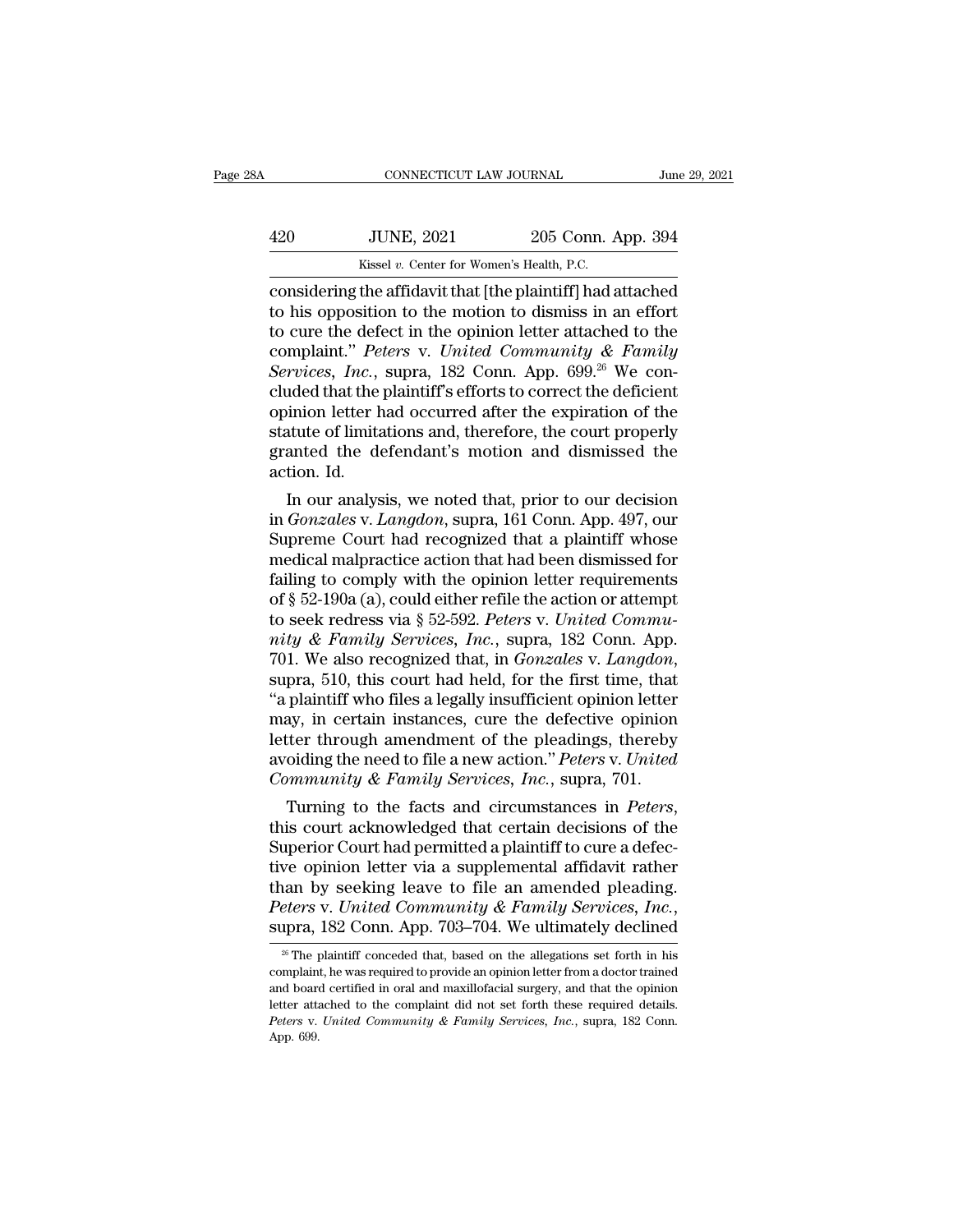considering the affidavit that [the plaintiff] had attached to his opposition to the motion to dismiss in an effort to cure the defect in the opinion letter attached to the complaint." *Peters* v. *United Community & Family Services, Inc.*, supra, 182 Conn. App. 699.[26] We concluded that the plaintiff's efforts to correct the deficient opinion letter had occurred after the expiration of the statute of limitations and, therefore, the court properly granted the defendant's motion and dismissed the action. Id.

In our analysis, we noted that, prior to our decision in *Gonzales* v. *Langdon*, supra, 161 Conn. App. 497, our Supreme Court had recognized that a plaintiff whose medical malpractice action that had been dismissed for failing to comply with the opinion letter requirements of § 52-190a (a), could either refile the action or attempt to seek redress via § 52-592. *Peters* v. *United Community & Family Services, Inc.*, supra, 182 Conn. App. 701. We also recognized that, in *Gonzales* v. *Langdon*, supra, 510, this court had held, for the first time, that "a plaintiff who files a legally insufficient opinion letter may, in certain instances, cure the defective opinion letter through amendment of the pleadings, thereby avoiding the need to file a new action." *Peters* v. *United Community & Family Services, Inc.*, supra, 701.

Turning to the facts and circumstances in *Peters*, this court acknowledged that certain decisions of the Superior Court had permitted a plaintiff to cure a defective opinion letter via a supplemental affidavit rather than by seeking leave to file an amended pleading. *Peters* v. *United Community & Family Services, Inc.*, supra, 182 Conn. App. 703–704. We ultimately declined

---

[26] The plaintiff conceded that, based on the allegations set forth in his complaint, he was required to provide an opinion letter from a doctor trained and board certified in oral and maxillofacial surgery, and that the opinion letter attached to the complaint did not set forth these required details. *Peters* v. *United Community & Family Services, Inc.*, supra, 182 Conn. App. 699.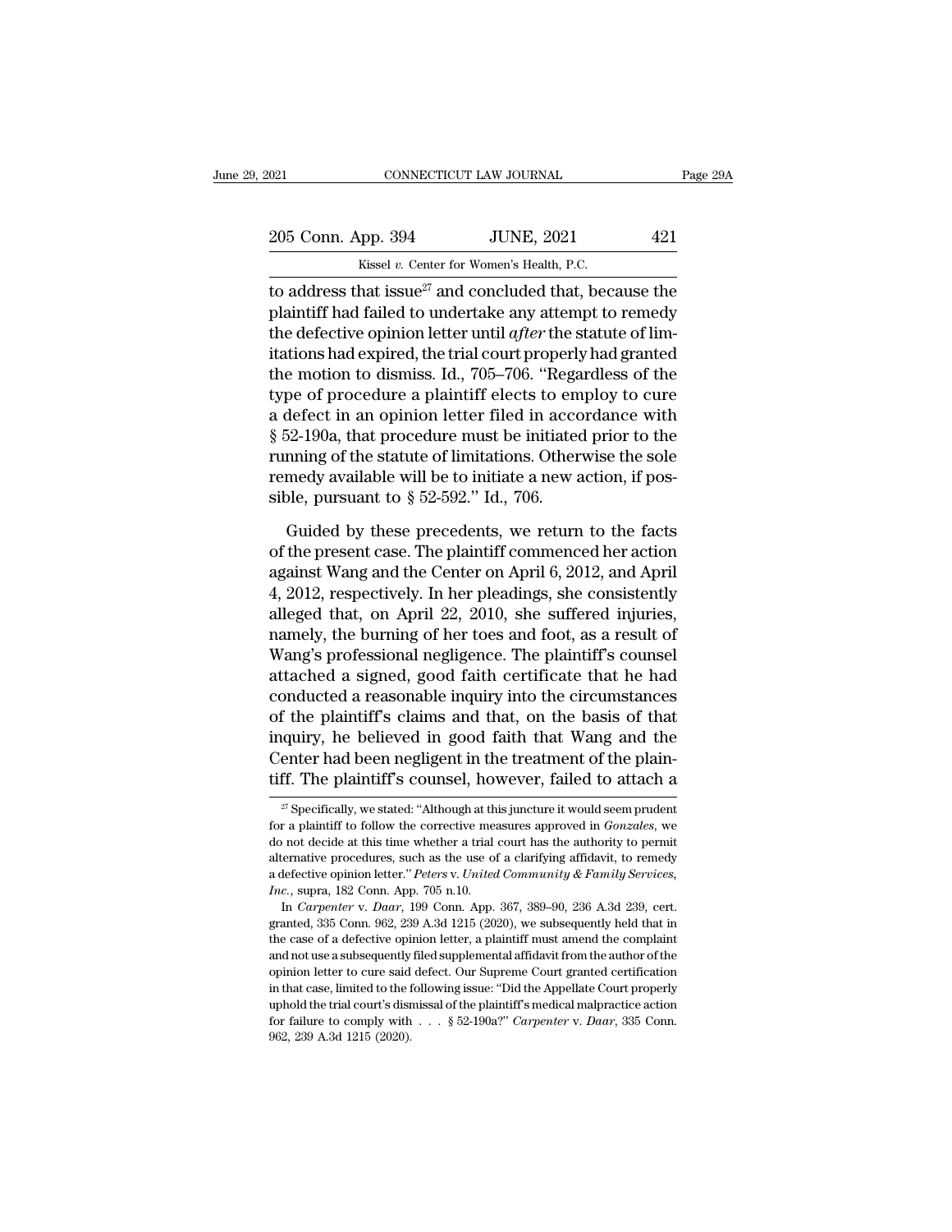to address that issue[27] and concluded that, because the plaintiff had failed to undertake any attempt to remedy the defective opinion letter until *after* the statute of limitations had expired, the trial court properly had granted the motion to dismiss. Id., 705–706. "Regardless of the type of procedure a plaintiff elects to employ to cure a defect in an opinion letter filed in accordance with § 52-190a, that procedure must be initiated prior to the running of the statute of limitations. Otherwise the sole remedy available will be to initiate a new action, if possible, pursuant to § 52-592." Id., 706.

Guided by these precedents, we return to the facts of the present case. The plaintiff commenced her action against Wang and the Center on April 6, 2012, and April 4, 2012, respectively. In her pleadings, she consistently alleged that, on April 22, 2010, she suffered injuries, namely, the burning of her toes and foot, as a result of Wang's professional negligence. The plaintiff's counsel attached a signed, good faith certificate that he had conducted a reasonable inquiry into the circumstances of the plaintiff's claims and that, on the basis of that inquiry, he believed in good faith that Wang and the Center had been negligent in the treatment of the plaintiff. The plaintiff's counsel, however, failed to attach a

---

[27] Specifically, we stated: "Although at this juncture it would seem prudent for a plaintiff to follow the corrective measures approved in *Gonzales*, we do not decide at this time whether a trial court has the authority to permit alternative procedures, such as the use of a clarifying affidavit, to remedy a defective opinion letter." *Peters* v. *United Community & Family Services, Inc.*, supra, 182 Conn. App. 705 n.10.

In *Carpenter* v. *Daar*, 199 Conn. App. 367, 389–90, 236 A.3d 239, cert. granted, 335 Conn. 962, 239 A.3d 1215 (2020), we subsequently held that in the case of a defective opinion letter, a plaintiff must amend the complaint and not use a subsequently filed supplemental affidavit from the author of the opinion letter to cure said defect. Our Supreme Court granted certification in that case, limited to the following issue: "Did the Appellate Court properly uphold the trial court's dismissal of the plaintiff's medical malpractice action for failure to comply with . . . § 52-190a?" *Carpenter* v. *Daar*, 335 Conn. 962, 239 A.3d 1215 (2020).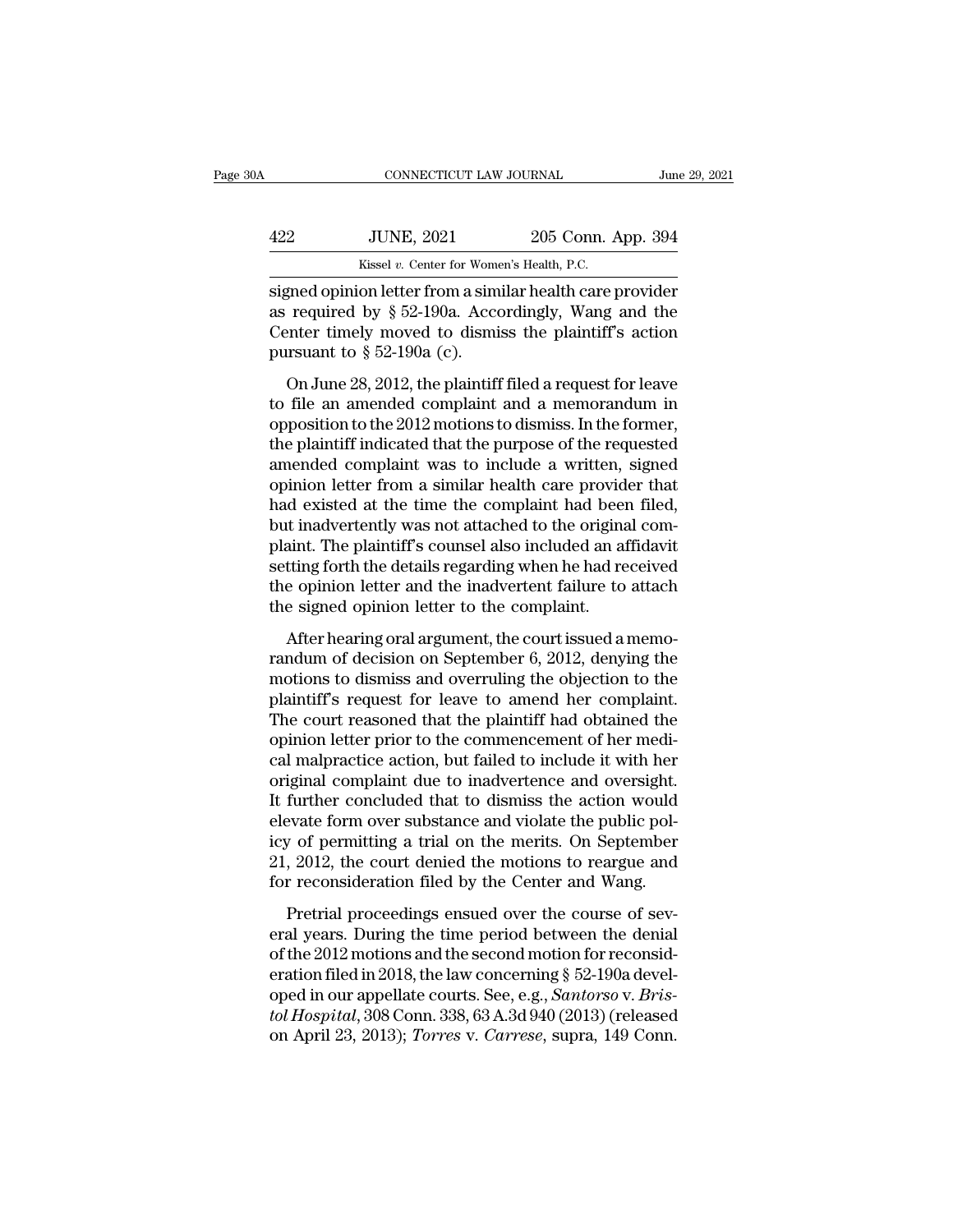signed opinion letter from a similar health care provider as required by § 52-190a. Accordingly, Wang and the Center timely moved to dismiss the plaintiff's action pursuant to § 52-190a (c).

On June 28, 2012, the plaintiff filed a request for leave to file an amended complaint and a memorandum in opposition to the 2012 motions to dismiss. In the former, the plaintiff indicated that the purpose of the requested amended complaint was to include a written, signed opinion letter from a similar health care provider that had existed at the time the complaint had been filed, but inadvertently was not attached to the original complaint. The plaintiff's counsel also included an affidavit setting forth the details regarding when he had received the opinion letter and the inadvertent failure to attach the signed opinion letter to the complaint.

After hearing oral argument, the court issued a memorandum of decision on September 6, 2012, denying the motions to dismiss and overruling the objection to the plaintiff's request for leave to amend her complaint. The court reasoned that the plaintiff had obtained the opinion letter prior to the commencement of her medical malpractice action, but failed to include it with her original complaint due to inadvertence and oversight. It further concluded that to dismiss the action would elevate form over substance and violate the public policy of permitting a trial on the merits. On September 21, 2012, the court denied the motions to reargue and for reconsideration filed by the Center and Wang.

Pretrial proceedings ensued over the course of several years. During the time period between the denial of the 2012 motions and the second motion for reconsideration filed in 2018, the law concerning § 52-190a developed in our appellate courts. See, e.g., *Santorso* v. *Bristol Hospital*, 308 Conn. 338, 63 A.3d 940 (2013) (released on April 23, 2013); *Torres* v. *Carrese*, supra, 149 Conn.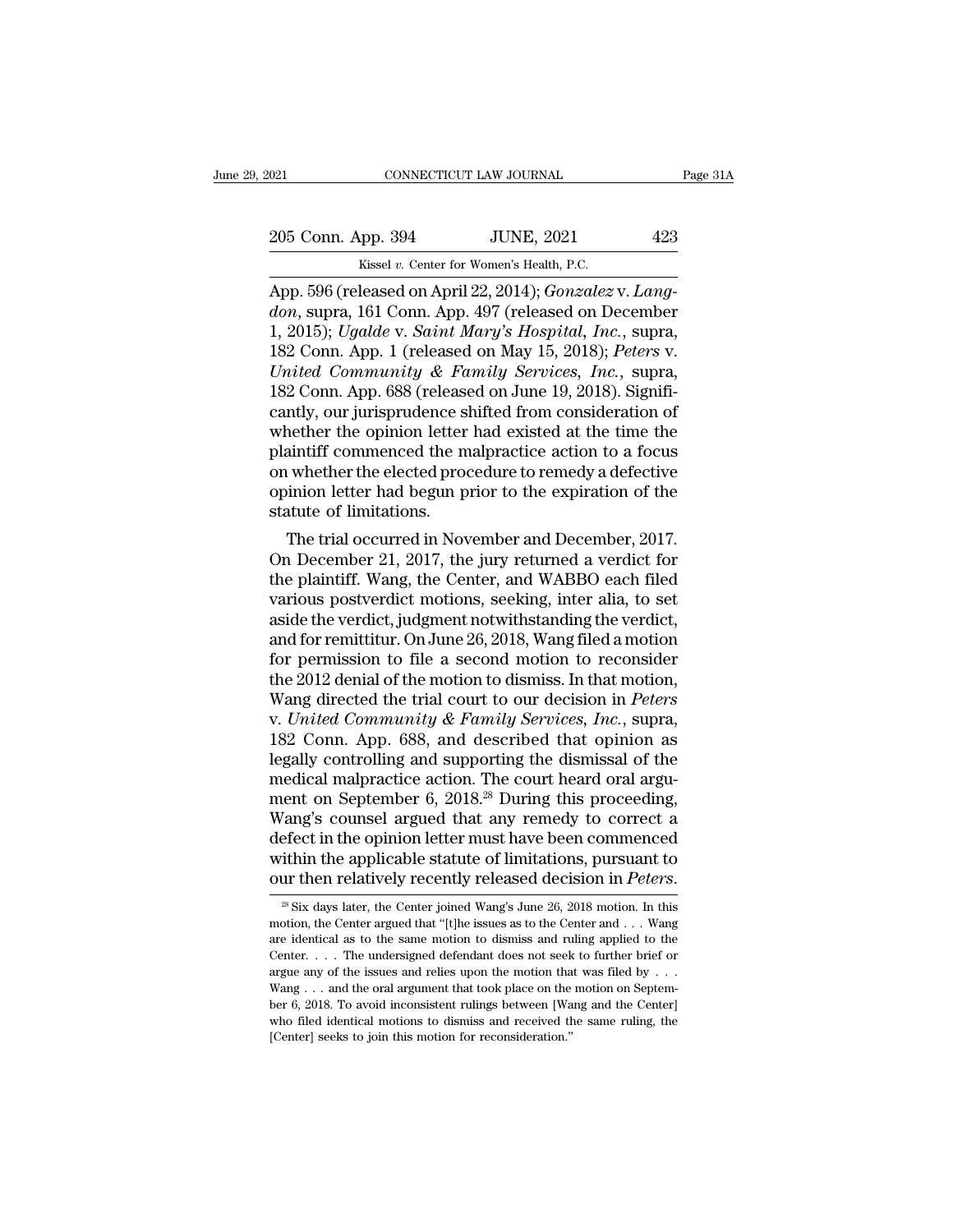App. 596 (released on April 22, 2014); *Gonzalez* v. *Langdon*, supra, 161 Conn. App. 497 (released on December 1, 2015); *Ugalde* v. *Saint Mary's Hospital, Inc.*, supra, 182 Conn. App. 1 (released on May 15, 2018); *Peters* v. *United Community & Family Services, Inc.*, supra, 182 Conn. App. 688 (released on June 19, 2018). Significantly, our jurisprudence shifted from consideration of whether the opinion letter had existed at the time the plaintiff commenced the malpractice action to a focus on whether the elected procedure to remedy a defective opinion letter had begun prior to the expiration of the statute of limitations.

The trial occurred in November and December, 2017. On December 21, 2017, the jury returned a verdict for the plaintiff. Wang, the Center, and WABBO each filed various postverdict motions, seeking, inter alia, to set aside the verdict, judgment notwithstanding the verdict, and for remittitur. On June 26, 2018, Wang filed a motion for permission to file a second motion to reconsider the 2012 denial of the motion to dismiss. In that motion, Wang directed the trial court to our decision in *Peters* v. *United Community & Family Services, Inc.*, supra, 182 Conn. App. 688, and described that opinion as legally controlling and supporting the dismissal of the medical malpractice action. The court heard oral argument on September 6, 2018.[28] During this proceeding, Wang's counsel argued that any remedy to correct a defect in the opinion letter must have been commenced within the applicable statute of limitations, pursuant to our then relatively recently released decision in *Peters*.

[28] Six days later, the Center joined Wang's June 26, 2018 motion. In this motion, the Center argued that "[t]he issues as to the Center and . . . Wang are identical as to the same motion to dismiss and ruling applied to the Center. . . . The undersigned defendant does not seek to further brief or argue any of the issues and relies upon the motion that was filed by . . . Wang . . . and the oral argument that took place on the motion on September 6, 2018. To avoid inconsistent rulings between [Wang and the Center] who filed identical motions to dismiss and received the same ruling, the [Center] seeks to join this motion for reconsideration."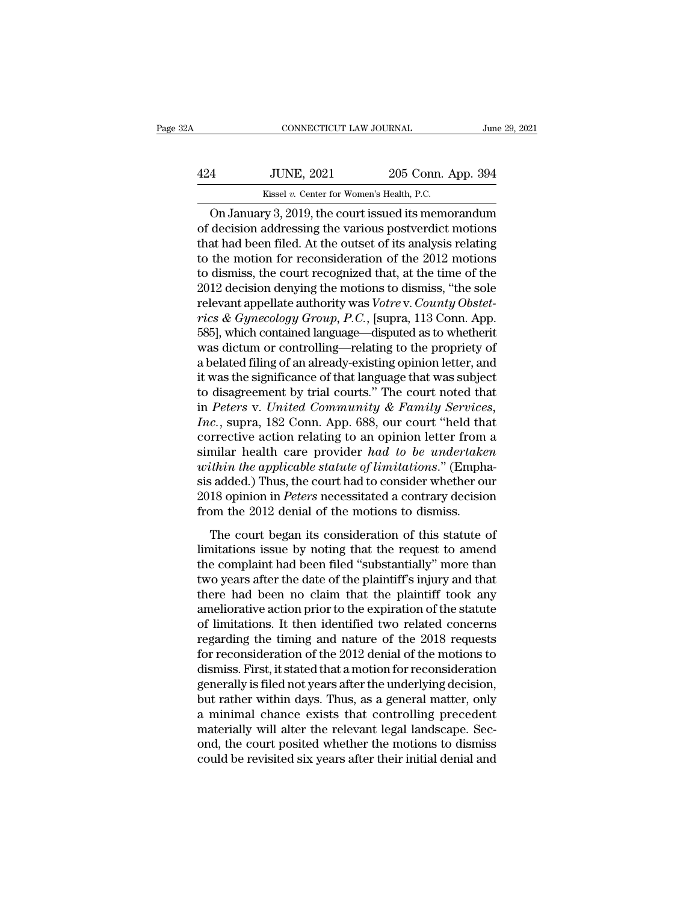On January 3, 2019, the court issued its memorandum of decision addressing the various postverdict motions that had been filed. At the outset of its analysis relating to the motion for reconsideration of the 2012 motions to dismiss, the court recognized that, at the time of the 2012 decision denying the motions to dismiss, "the sole relevant appellate authority was *Votre* v. *County Obstetrics & Gynecology Group, P.C.*, [supra, 113 Conn. App. 585], which contained language—disputed as to whetherit was dictum or controlling—relating to the propriety of a belated filing of an already-existing opinion letter, and it was the significance of that language that was subject to disagreement by trial courts." The court noted that in *Peters* v. *United Community & Family Services, Inc.*, supra, 182 Conn. App. 688, our court "held that corrective action relating to an opinion letter from a similar health care provider *had to be undertaken within the applicable statute of limitations*." (Emphasis added.) Thus, the court had to consider whether our 2018 opinion in *Peters* necessitated a contrary decision from the 2012 denial of the motions to dismiss.

The court began its consideration of this statute of limitations issue by noting that the request to amend the complaint had been filed "substantially" more than two years after the date of the plaintiff's injury and that there had been no claim that the plaintiff took any ameliorative action prior to the expiration of the statute of limitations. It then identified two related concerns regarding the timing and nature of the 2018 requests for reconsideration of the 2012 denial of the motions to dismiss. First, it stated that a motion for reconsideration generally is filed not years after the underlying decision, but rather within days. Thus, as a general matter, only a minimal chance exists that controlling precedent materially will alter the relevant legal landscape. Second, the court posited whether the motions to dismiss could be revisited six years after their initial denial and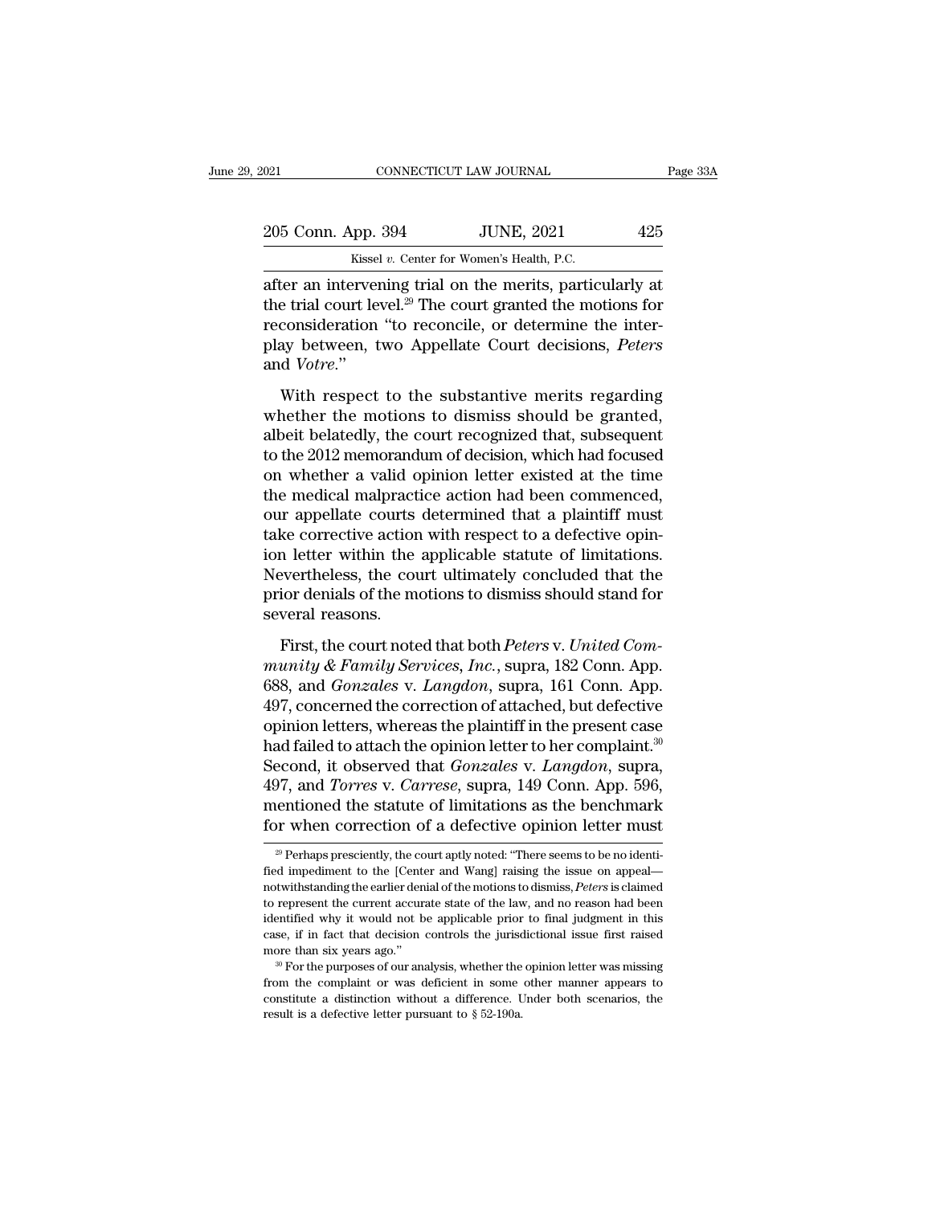after an intervening trial on the merits, particularly at the trial court level.[29] The court granted the motions for reconsideration "to reconcile, or determine the interplay between, two Appellate Court decisions, *Peters* and *Votre*."

With respect to the substantive merits regarding whether the motions to dismiss should be granted, albeit belatedly, the court recognized that, subsequent to the 2012 memorandum of decision, which had focused on whether a valid opinion letter existed at the time the medical malpractice action had been commenced, our appellate courts determined that a plaintiff must take corrective action with respect to a defective opinion letter within the applicable statute of limitations. Nevertheless, the court ultimately concluded that the prior denials of the motions to dismiss should stand for several reasons.

First, the court noted that both *Peters* v. *United Community & Family Services, Inc.*, supra, 182 Conn. App. 688, and *Gonzales* v. *Langdon*, supra, 161 Conn. App. 497, concerned the correction of attached, but defective opinion letters, whereas the plaintiff in the present case had failed to attach the opinion letter to her complaint.[30] Second, it observed that *Gonzales* v. *Langdon*, supra, 497, and *Torres* v. *Carrese*, supra, 149 Conn. App. 596, mentioned the statute of limitations as the benchmark for when correction of a defective opinion letter must

---

[29] Perhaps presciently, the court aptly noted: "There seems to be no identified impediment to the [Center and Wang] raising the issue on appeal—notwithstanding the earlier denial of the motions to dismiss, *Peters* is claimed to represent the current accurate state of the law, and no reason had been identified why it would not be applicable prior to final judgment in this case, if in fact that decision controls the jurisdictional issue first raised more than six years ago."

[30] For the purposes of our analysis, whether the opinion letter was missing from the complaint or was deficient in some other manner appears to constitute a distinction without a difference. Under both scenarios, the result is a defective letter pursuant to § 52-190a.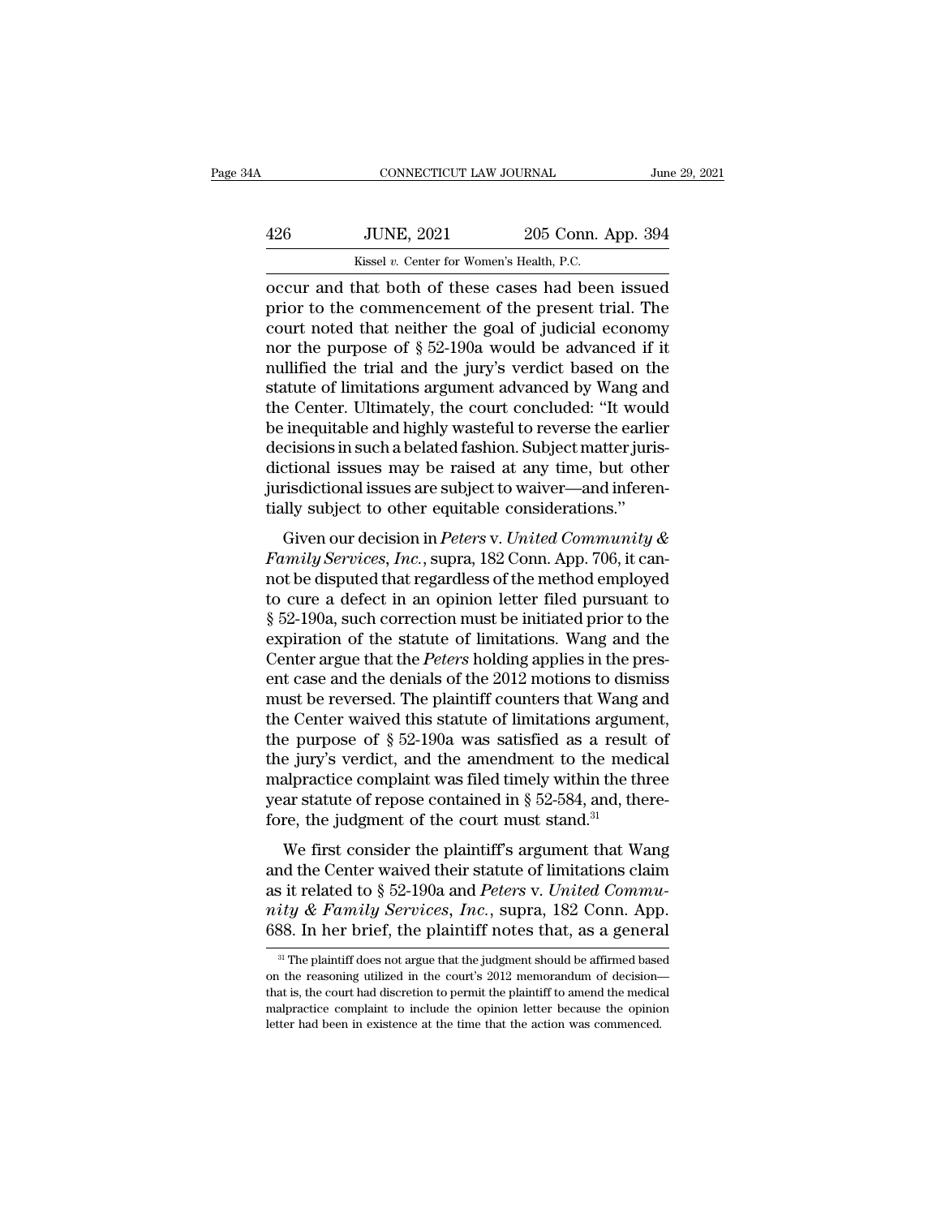occur and that both of these cases had been issued prior to the commencement of the present trial. The court noted that neither the goal of judicial economy nor the purpose of § 52-190a would be advanced if it nullified the trial and the jury's verdict based on the statute of limitations argument advanced by Wang and the Center. Ultimately, the court concluded: "It would be inequitable and highly wasteful to reverse the earlier decisions in such a belated fashion. Subject matter jurisdictional issues may be raised at any time, but other jurisdictional issues are subject to waiver—and inferentially subject to other equitable considerations."

Given our decision in *Peters* v. *United Community & Family Services, Inc.*, supra, 182 Conn. App. 706, it cannot be disputed that regardless of the method employed to cure a defect in an opinion letter filed pursuant to § 52-190a, such correction must be initiated prior to the expiration of the statute of limitations. Wang and the Center argue that the *Peters* holding applies in the present case and the denials of the 2012 motions to dismiss must be reversed. The plaintiff counters that Wang and the Center waived this statute of limitations argument, the purpose of § 52-190a was satisfied as a result of the jury's verdict, and the amendment to the medical malpractice complaint was filed timely within the three year statute of repose contained in § 52-584, and, therefore, the judgment of the court must stand.[31]

We first consider the plaintiff's argument that Wang and the Center waived their statute of limitations claim as it related to § 52-190a and *Peters* v. *United Community & Family Services, Inc.*, supra, 182 Conn. App. 688. In her brief, the plaintiff notes that, as a general

[31] The plaintiff does not argue that the judgment should be affirmed based on the reasoning utilized in the court's 2012 memorandum of decision—that is, the court had discretion to permit the plaintiff to amend the medical malpractice complaint to include the opinion letter because the opinion letter had been in existence at the time that the action was commenced.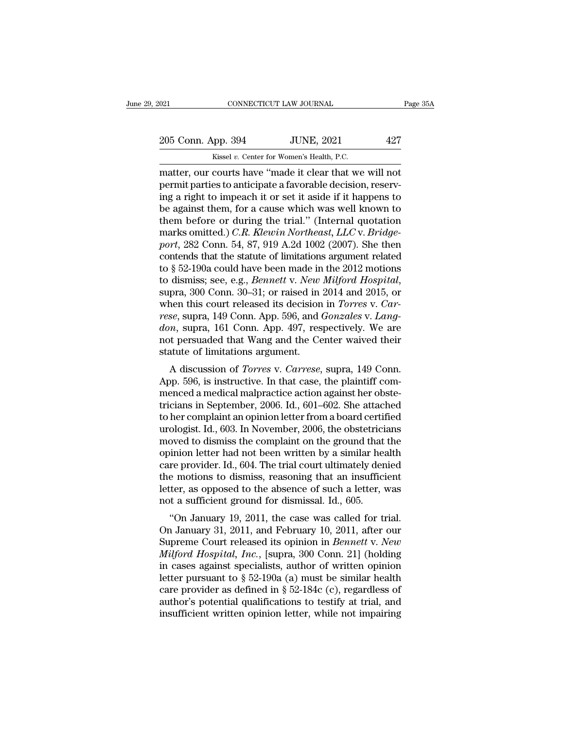matter, our courts have "made it clear that we will not permit parties to anticipate a favorable decision, reserving a right to impeach it or set it aside if it happens to be against them, for a cause which was well known to them before or during the trial." (Internal quotation marks omitted.) *C.R. Klewin Northeast, LLC* v. *Bridgeport*, 282 Conn. 54, 87, 919 A.2d 1002 (2007). She then contends that the statute of limitations argument related to § 52-190a could have been made in the 2012 motions to dismiss; see, e.g., *Bennett* v. *New Milford Hospital*, supra, 300 Conn. 30–31; or raised in 2014 and 2015, or when this court released its decision in *Torres* v. *Carrese*, supra, 149 Conn. App. 596, and *Gonzales* v. *Langdon*, supra, 161 Conn. App. 497, respectively. We are not persuaded that Wang and the Center waived their statute of limitations argument.

A discussion of *Torres* v. *Carrese*, supra, 149 Conn. App. 596, is instructive. In that case, the plaintiff commenced a medical malpractice action against her obstetricians in September, 2006. Id., 601–602. She attached to her complaint an opinion letter from a board certified urologist. Id., 603. In November, 2006, the obstetricians moved to dismiss the complaint on the ground that the opinion letter had not been written by a similar health care provider. Id., 604. The trial court ultimately denied the motions to dismiss, reasoning that an insufficient letter, as opposed to the absence of such a letter, was not a sufficient ground for dismissal. Id., 605.

"On January 19, 2011, the case was called for trial. On January 31, 2011, and February 10, 2011, after our Supreme Court released its opinion in *Bennett* v. *New Milford Hospital, Inc.*, [supra, 300 Conn. 21] (holding in cases against specialists, author of written opinion letter pursuant to § 52-190a (a) must be similar health care provider as defined in § 52-184c (c), regardless of author's potential qualifications to testify at trial, and insufficient written opinion letter, while not impairing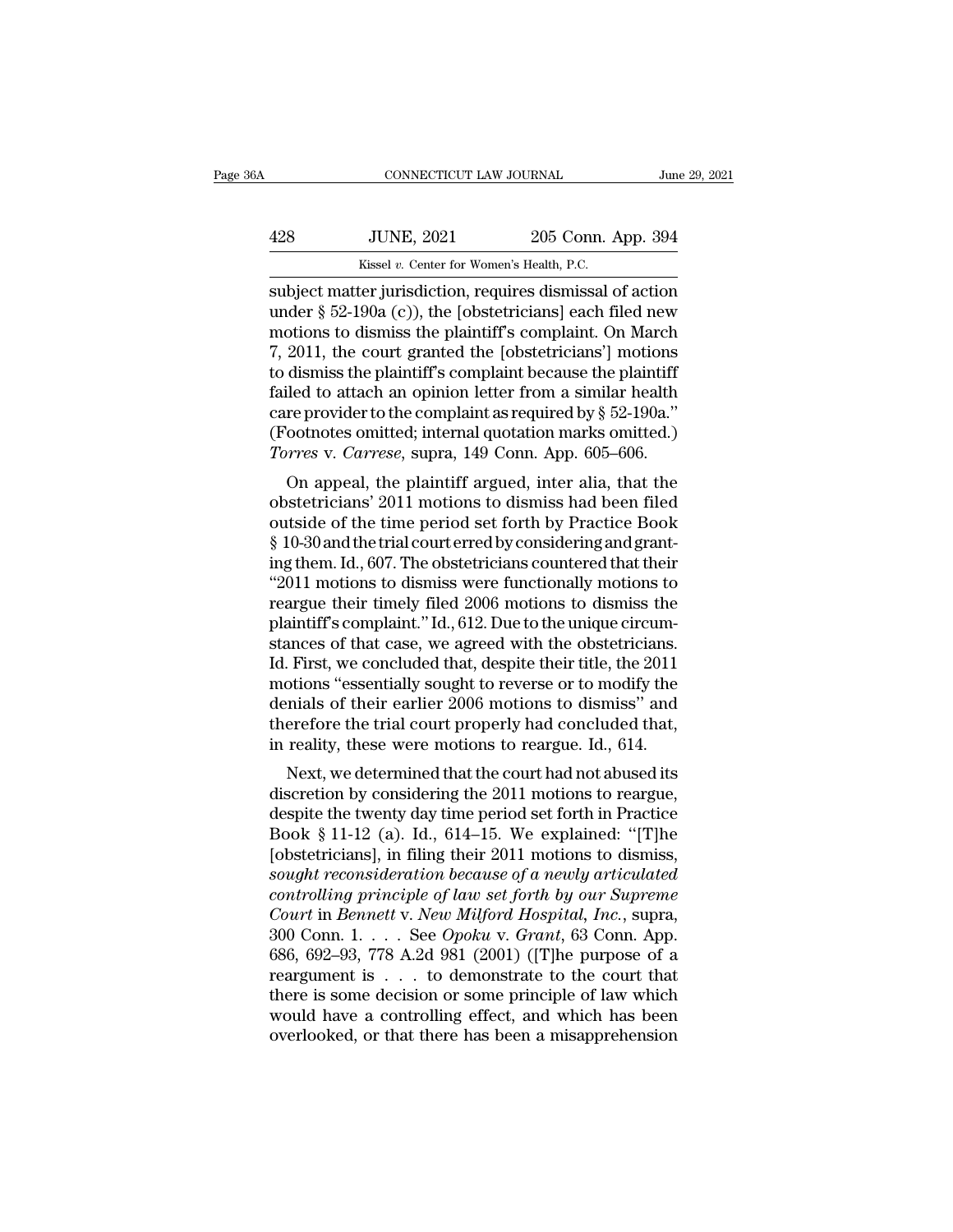subject matter jurisdiction, requires dismissal of action under § 52-190a (c)), the [obstetricians] each filed new motions to dismiss the plaintiff's complaint. On March 7, 2011, the court granted the [obstetricians'] motions to dismiss the plaintiff's complaint because the plaintiff failed to attach an opinion letter from a similar health care provider to the complaint as required by § 52-190a." (Footnotes omitted; internal quotation marks omitted.) *Torres* v. *Carrese*, supra, 149 Conn. App. 605–606.

On appeal, the plaintiff argued, inter alia, that the obstetricians' 2011 motions to dismiss had been filed outside of the time period set forth by Practice Book § 10-30 and the trial court erred by considering and granting them. Id., 607. The obstetricians countered that their "2011 motions to dismiss were functionally motions to reargue their timely filed 2006 motions to dismiss the plaintiff's complaint." Id., 612. Due to the unique circumstances of that case, we agreed with the obstetricians. Id. First, we concluded that, despite their title, the 2011 motions "essentially sought to reverse or to modify the denials of their earlier 2006 motions to dismiss" and therefore the trial court properly had concluded that, in reality, these were motions to reargue. Id., 614.

Next, we determined that the court had not abused its discretion by considering the 2011 motions to reargue, despite the twenty day time period set forth in Practice Book § 11-12 (a). Id., 614–15. We explained: "[T]he [obstetricians], in filing their 2011 motions to dismiss, *sought reconsideration because of a newly articulated controlling principle of law set forth by our Supreme Court* in *Bennett* v. *New Milford Hospital, Inc.*, supra, 300 Conn. 1. . . . See *Opoku* v. *Grant*, 63 Conn. App. 686, 692–93, 778 A.2d 981 (2001) ([T]he purpose of a reargument is . . . to demonstrate to the court that there is some decision or some principle of law which would have a controlling effect, and which has been overlooked, or that there has been a misapprehension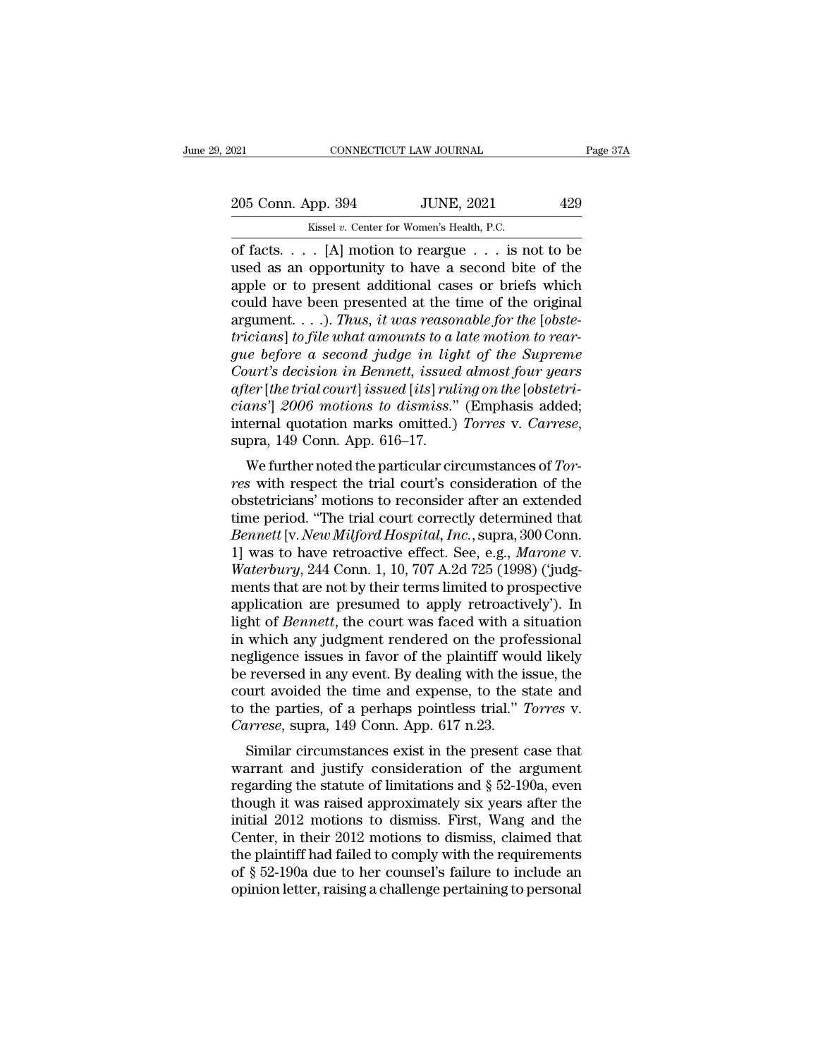of facts. . . . [A] motion to reargue . . . is not to be used as an opportunity to have a second bite of the apple or to present additional cases or briefs which could have been presented at the time of the original argument. . . .). *Thus, it was reasonable for the* [*obstetricians*] *to file what amounts to a late motion to reargue before a second judge in light of the Supreme Court's decision in Bennett, issued almost four years after* [*the trial court*] *issued* [*its*] *ruling on the* [*obstetricians'*] *2006 motions to dismiss*." (Emphasis added; internal quotation marks omitted.) *Torres* v. *Carrese*, supra, 149 Conn. App. 616–17.

We further noted the particular circumstances of *Torres* with respect the trial court's consideration of the obstetricians' motions to reconsider after an extended time period. "The trial court correctly determined that *Bennett* [v. *New Milford Hospital, Inc.*, supra, 300 Conn. 1] was to have retroactive effect. See, e.g., *Marone* v. *Waterbury*, 244 Conn. 1, 10, 707 A.2d 725 (1998) ('judgments that are not by their terms limited to prospective application are presumed to apply retroactively'). In light of *Bennett*, the court was faced with a situation in which any judgment rendered on the professional negligence issues in favor of the plaintiff would likely be reversed in any event. By dealing with the issue, the court avoided the time and expense, to the state and to the parties, of a perhaps pointless trial." *Torres* v. *Carrese*, supra, 149 Conn. App. 617 n.23.

Similar circumstances exist in the present case that warrant and justify consideration of the argument regarding the statute of limitations and § 52-190a, even though it was raised approximately six years after the initial 2012 motions to dismiss. First, Wang and the Center, in their 2012 motions to dismiss, claimed that the plaintiff had failed to comply with the requirements of § 52-190a due to her counsel's failure to include an opinion letter, raising a challenge pertaining to personal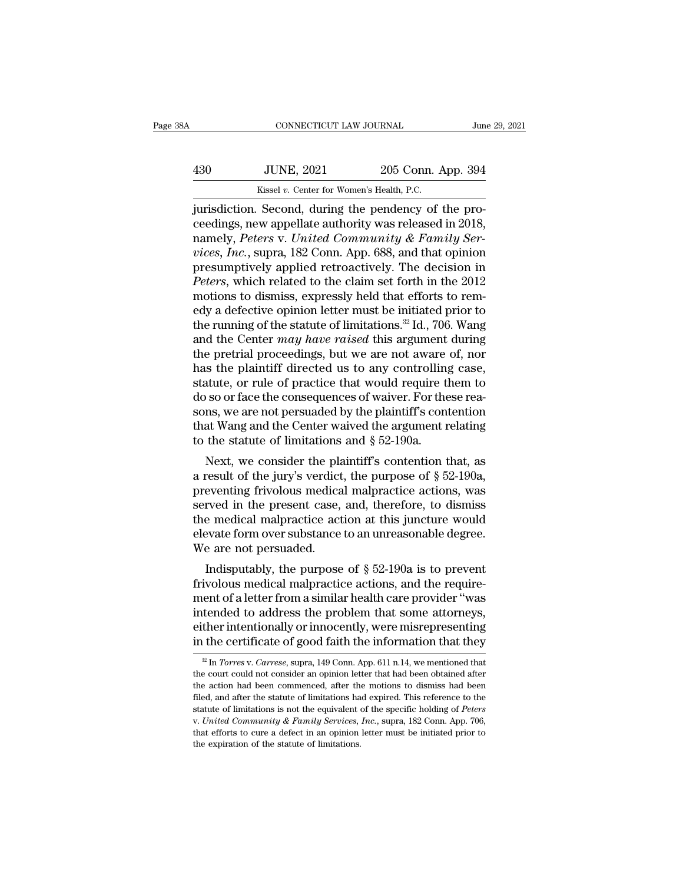jurisdiction. Second, during the pendency of the proceedings, new appellate authority was released in 2018, namely, *Peters* v. *United Community & Family Services, Inc.*, supra, 182 Conn. App. 688, and that opinion presumptively applied retroactively. The decision in *Peters*, which related to the claim set forth in the 2012 motions to dismiss, expressly held that efforts to remedy a defective opinion letter must be initiated prior to the running of the statute of limitations.[32] Id., 706. Wang and the Center *may have raised* this argument during the pretrial proceedings, but we are not aware of, nor has the plaintiff directed us to any controlling case, statute, or rule of practice that would require them to do so or face the consequences of waiver. For these reasons, we are not persuaded by the plaintiff's contention that Wang and the Center waived the argument relating to the statute of limitations and § 52-190a.

Next, we consider the plaintiff's contention that, as a result of the jury's verdict, the purpose of § 52-190a, preventing frivolous medical malpractice actions, was served in the present case, and, therefore, to dismiss the medical malpractice action at this juncture would elevate form over substance to an unreasonable degree. We are not persuaded.

Indisputably, the purpose of § 52-190a is to prevent frivolous medical malpractice actions, and the requirement of a letter from a similar health care provider "was intended to address the problem that some attorneys, either intentionally or innocently, were misrepresenting in the certificate of good faith the information that they

---

[32] In *Torres* v. *Carrese*, supra, 149 Conn. App. 611 n.14, we mentioned that the court could not consider an opinion letter that had been obtained after the action had been commenced, after the motions to dismiss had been filed, and after the statute of limitations had expired. This reference to the statute of limitations is not the equivalent of the specific holding of *Peters* v. *United Community & Family Services, Inc.*, supra, 182 Conn. App. 706, that efforts to cure a defect in an opinion letter must be initiated prior to the expiration of the statute of limitations.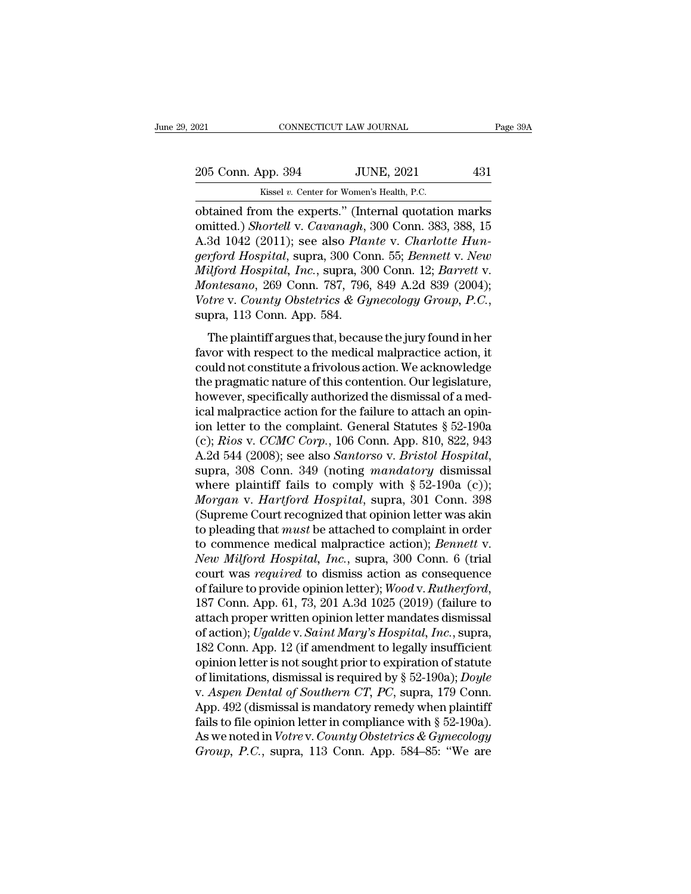obtained from the experts." (Internal quotation marks omitted.) *Shortell* v. *Cavanagh*, 300 Conn. 383, 388, 15 A.3d 1042 (2011); see also *Plante* v. *Charlotte Hungerford Hospital*, supra, 300 Conn. 55; *Bennett* v. *New Milford Hospital, Inc.*, supra, 300 Conn. 12; *Barrett* v. *Montesano*, 269 Conn. 787, 796, 849 A.2d 839 (2004); *Votre* v. *County Obstetrics & Gynecology Group, P.C.*, supra, 113 Conn. App. 584.

The plaintiff argues that, because the jury found in her favor with respect to the medical malpractice action, it could not constitute a frivolous action. We acknowledge the pragmatic nature of this contention. Our legislature, however, specifically authorized the dismissal of a medical malpractice action for the failure to attach an opinion letter to the complaint. General Statutes § 52-190a (c); *Rios* v. *CCMC Corp.*, 106 Conn. App. 810, 822, 943 A.2d 544 (2008); see also *Santorso* v. *Bristol Hospital*, supra, 308 Conn. 349 (noting *mandatory* dismissal where plaintiff fails to comply with § 52-190a (c)); *Morgan* v. *Hartford Hospital*, supra, 301 Conn. 398 (Supreme Court recognized that opinion letter was akin to pleading that *must* be attached to complaint in order to commence medical malpractice action); *Bennett* v. *New Milford Hospital, Inc.*, supra, 300 Conn. 6 (trial court was *required* to dismiss action as consequence of failure to provide opinion letter); *Wood* v. *Rutherford*, 187 Conn. App. 61, 73, 201 A.3d 1025 (2019) (failure to attach proper written opinion letter mandates dismissal of action); *Ugalde* v. *Saint Mary's Hospital, Inc.*, supra, 182 Conn. App. 12 (if amendment to legally insufficient opinion letter is not sought prior to expiration of statute of limitations, dismissal is required by § 52-190a); *Doyle* v. *Aspen Dental of Southern CT, PC*, supra, 179 Conn. App. 492 (dismissal is mandatory remedy when plaintiff fails to file opinion letter in compliance with § 52-190a). As we noted in *Votre* v. *County Obstetrics & Gynecology Group, P.C.*, supra, 113 Conn. App. 584–85: "We are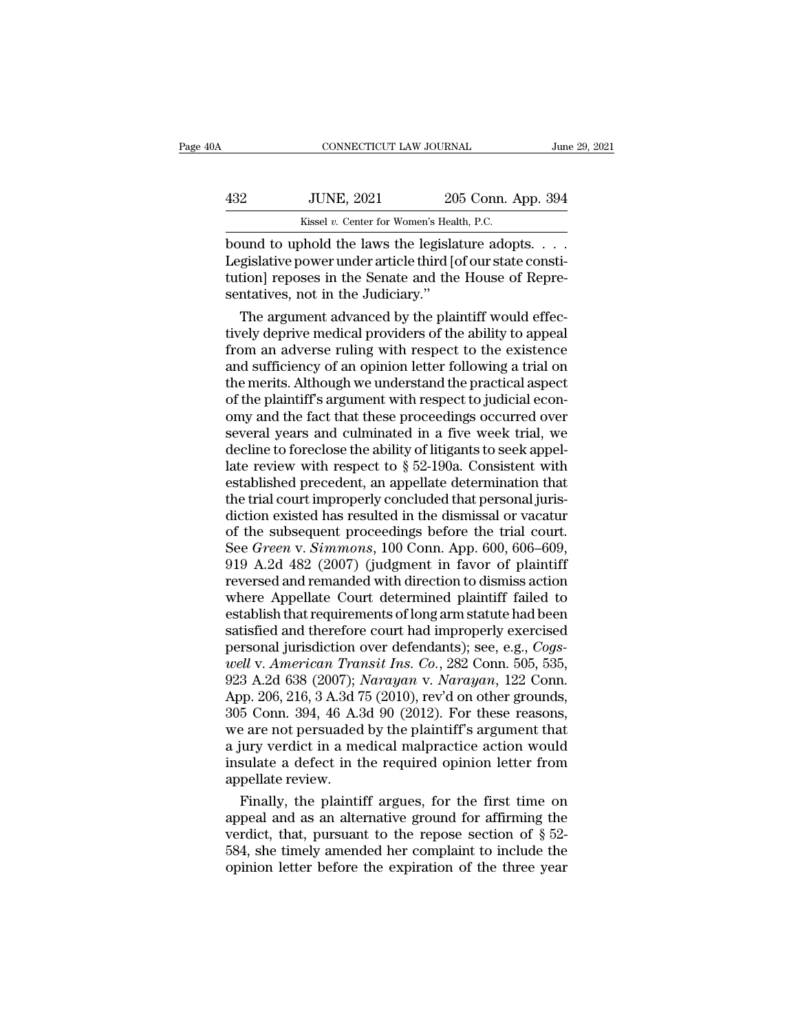bound to uphold the laws the legislature adopts. . . . Legislative power under article third [of our state constitution] reposes in the Senate and the House of Representatives, not in the Judiciary.''

The argument advanced by the plaintiff would effectively deprive medical providers of the ability to appeal from an adverse ruling with respect to the existence and sufficiency of an opinion letter following a trial on the merits. Although we understand the practical aspect of the plaintiff's argument with respect to judicial economy and the fact that these proceedings occurred over several years and culminated in a five week trial, we decline to foreclose the ability of litigants to seek appellate review with respect to § 52-190a. Consistent with established precedent, an appellate determination that the trial court improperly concluded that personal jurisdiction existed has resulted in the dismissal or vacatur of the subsequent proceedings before the trial court. See *Green* v. *Simmons*, 100 Conn. App. 600, 606–609, 919 A.2d 482 (2007) (judgment in favor of plaintiff reversed and remanded with direction to dismiss action where Appellate Court determined plaintiff failed to establish that requirements of long arm statute had been satisfied and therefore court had improperly exercised personal jurisdiction over defendants); see, e.g., *Cogswell* v. *American Transit Ins. Co.*, 282 Conn. 505, 535, 923 A.2d 638 (2007); *Narayan* v. *Narayan*, 122 Conn. App. 206, 216, 3 A.3d 75 (2010), rev'd on other grounds, 305 Conn. 394, 46 A.3d 90 (2012). For these reasons, we are not persuaded by the plaintiff's argument that a jury verdict in a medical malpractice action would insulate a defect in the required opinion letter from appellate review.

Finally, the plaintiff argues, for the first time on appeal and as an alternative ground for affirming the verdict, that, pursuant to the repose section of § 52-584, she timely amended her complaint to include the opinion letter before the expiration of the three year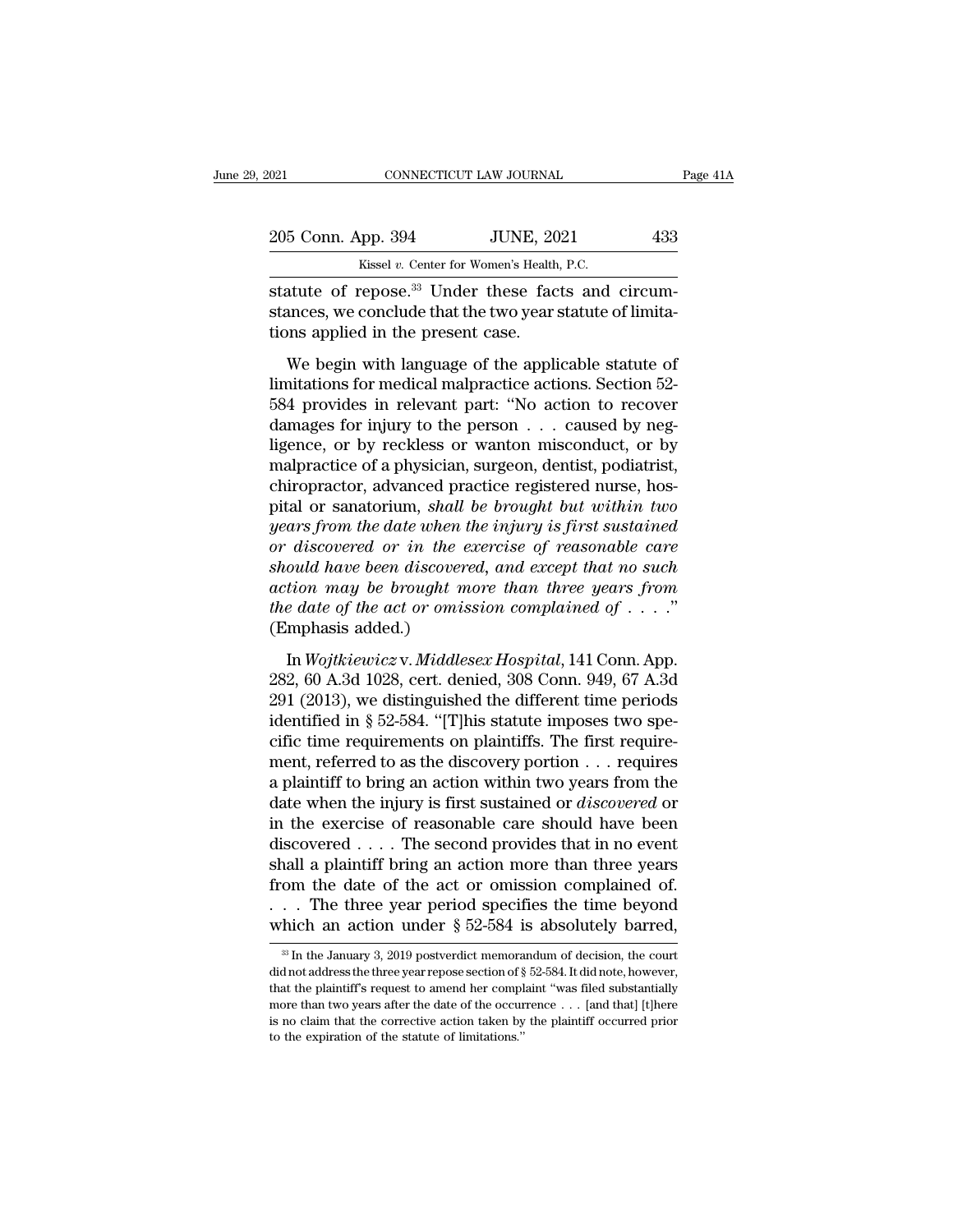statute of repose.[33] Under these facts and circumstances, we conclude that the two year statute of limitations applied in the present case.

We begin with language of the applicable statute of limitations for medical malpractice actions. Section 52-584 provides in relevant part: "No action to recover damages for injury to the person . . . caused by negligence, or by reckless or wanton misconduct, or by malpractice of a physician, surgeon, dentist, podiatrist, chiropractor, advanced practice registered nurse, hospital or sanatorium, *shall be brought but within two years from the date when the injury is first sustained or discovered or in the exercise of reasonable care should have been discovered, and except that no such action may be brought more than three years from the date of the act or omission complained of* . . . ." (Emphasis added.)

In *Wojtkiewicz* v. *Middlesex Hospital*, 141 Conn. App. 282, 60 A.3d 1028, cert. denied, 308 Conn. 949, 67 A.3d 291 (2013), we distinguished the different time periods identified in § 52-584. "[T]his statute imposes two specific time requirements on plaintiffs. The first requirement, referred to as the discovery portion . . . requires a plaintiff to bring an action within two years from the date when the injury is first sustained or *discovered* or in the exercise of reasonable care should have been discovered . . . . The second provides that in no event shall a plaintiff bring an action more than three years from the date of the act or omission complained of. . . . The three year period specifies the time beyond which an action under § 52-584 is absolutely barred,

---

[33] In the January 3, 2019 postverdict memorandum of decision, the court did not address the three year repose section of § 52-584. It did note, however, that the plaintiff's request to amend her complaint "was filed substantially more than two years after the date of the occurrence . . . [and that] [t]here is no claim that the corrective action taken by the plaintiff occurred prior to the expiration of the statute of limitations."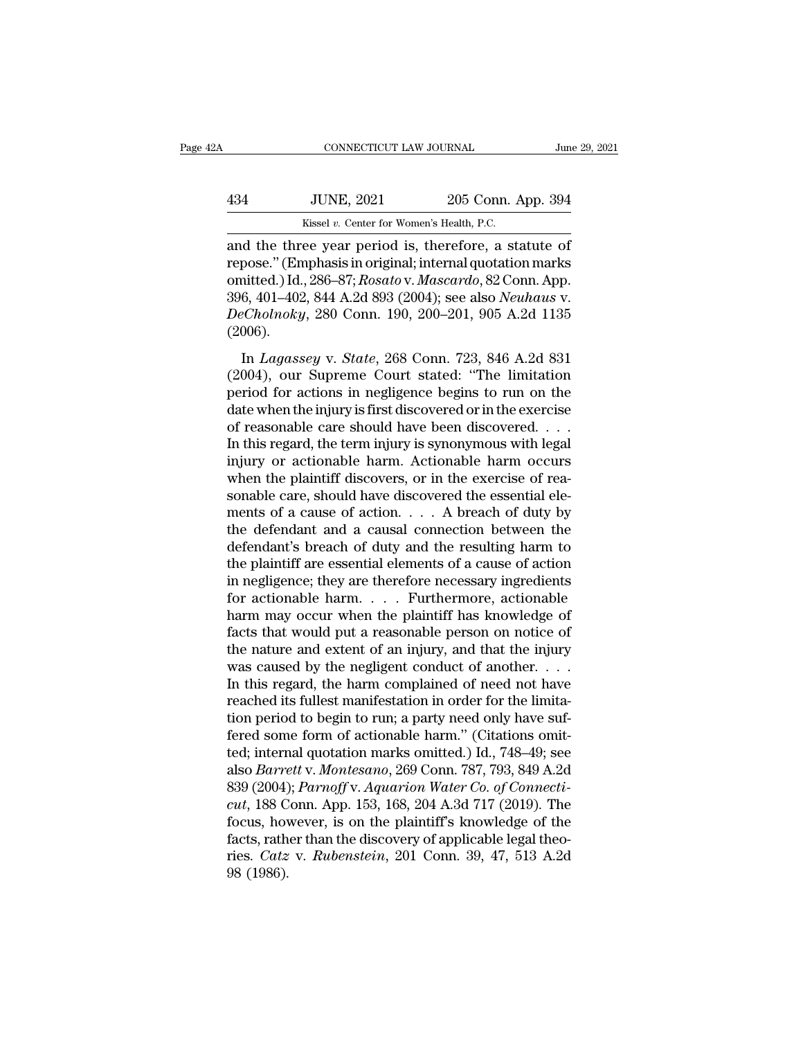and the three year period is, therefore, a statute of repose." (Emphasis in original; internal quotation marks omitted.) Id., 286–87; *Rosato* v. *Mascardo*, 82 Conn. App. 396, 401–402, 844 A.2d 893 (2004); see also *Neuhaus* v. *DeCholnoky*, 280 Conn. 190, 200–201, 905 A.2d 1135 (2006).

In *Lagassey* v. *State*, 268 Conn. 723, 846 A.2d 831 (2004), our Supreme Court stated: "The limitation period for actions in negligence begins to run on the date when the injury is first discovered or in the exercise of reasonable care should have been discovered. . . . In this regard, the term injury is synonymous with legal injury or actionable harm. Actionable harm occurs when the plaintiff discovers, or in the exercise of reasonable care, should have discovered the essential elements of a cause of action. . . . A breach of duty by the defendant and a causal connection between the defendant's breach of duty and the resulting harm to the plaintiff are essential elements of a cause of action in negligence; they are therefore necessary ingredients for actionable harm. . . . Furthermore, actionable harm may occur when the plaintiff has knowledge of facts that would put a reasonable person on notice of the nature and extent of an injury, and that the injury was caused by the negligent conduct of another. . . . In this regard, the harm complained of need not have reached its fullest manifestation in order for the limitation period to begin to run; a party need only have suffered some form of actionable harm." (Citations omitted; internal quotation marks omitted.) Id., 748–49; see also *Barrett* v. *Montesano*, 269 Conn. 787, 793, 849 A.2d 839 (2004); *Parnoff* v. *Aquarion Water Co. of Connecticut*, 188 Conn. App. 153, 168, 204 A.3d 717 (2019). The focus, however, is on the plaintiff's knowledge of the facts, rather than the discovery of applicable legal theories. *Catz* v. *Rubenstein*, 201 Conn. 39, 47, 513 A.2d 98 (1986).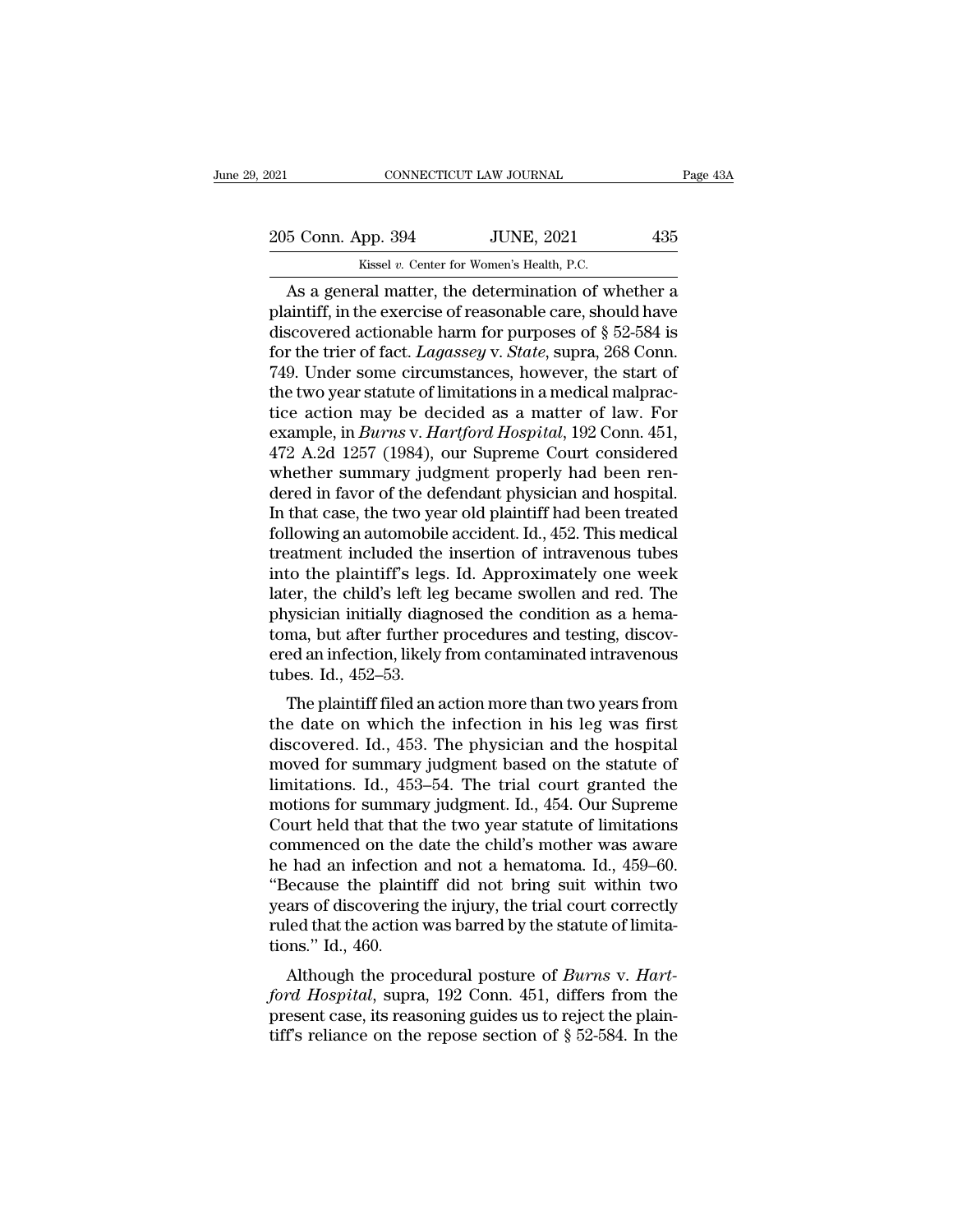As a general matter, the determination of whether a plaintiff, in the exercise of reasonable care, should have discovered actionable harm for purposes of § 52-584 is for the trier of fact. *Lagassey* v. *State*, supra, 268 Conn. 749. Under some circumstances, however, the start of the two year statute of limitations in a medical malpractice action may be decided as a matter of law. For example, in *Burns* v. *Hartford Hospital*, 192 Conn. 451, 472 A.2d 1257 (1984), our Supreme Court considered whether summary judgment properly had been rendered in favor of the defendant physician and hospital. In that case, the two year old plaintiff had been treated following an automobile accident. Id., 452. This medical treatment included the insertion of intravenous tubes into the plaintiff's legs. Id. Approximately one week later, the child's left leg became swollen and red. The physician initially diagnosed the condition as a hematoma, but after further procedures and testing, discovered an infection, likely from contaminated intravenous tubes. Id., 452–53.

The plaintiff filed an action more than two years from the date on which the infection in his leg was first discovered. Id., 453. The physician and the hospital moved for summary judgment based on the statute of limitations. Id., 453–54. The trial court granted the motions for summary judgment. Id., 454. Our Supreme Court held that that the two year statute of limitations commenced on the date the child's mother was aware he had an infection and not a hematoma. Id., 459–60. "Because the plaintiff did not bring suit within two years of discovering the injury, the trial court correctly ruled that the action was barred by the statute of limitations." Id., 460.

Although the procedural posture of *Burns* v. *Hartford Hospital*, supra, 192 Conn. 451, differs from the present case, its reasoning guides us to reject the plaintiff's reliance on the repose section of § 52-584. In the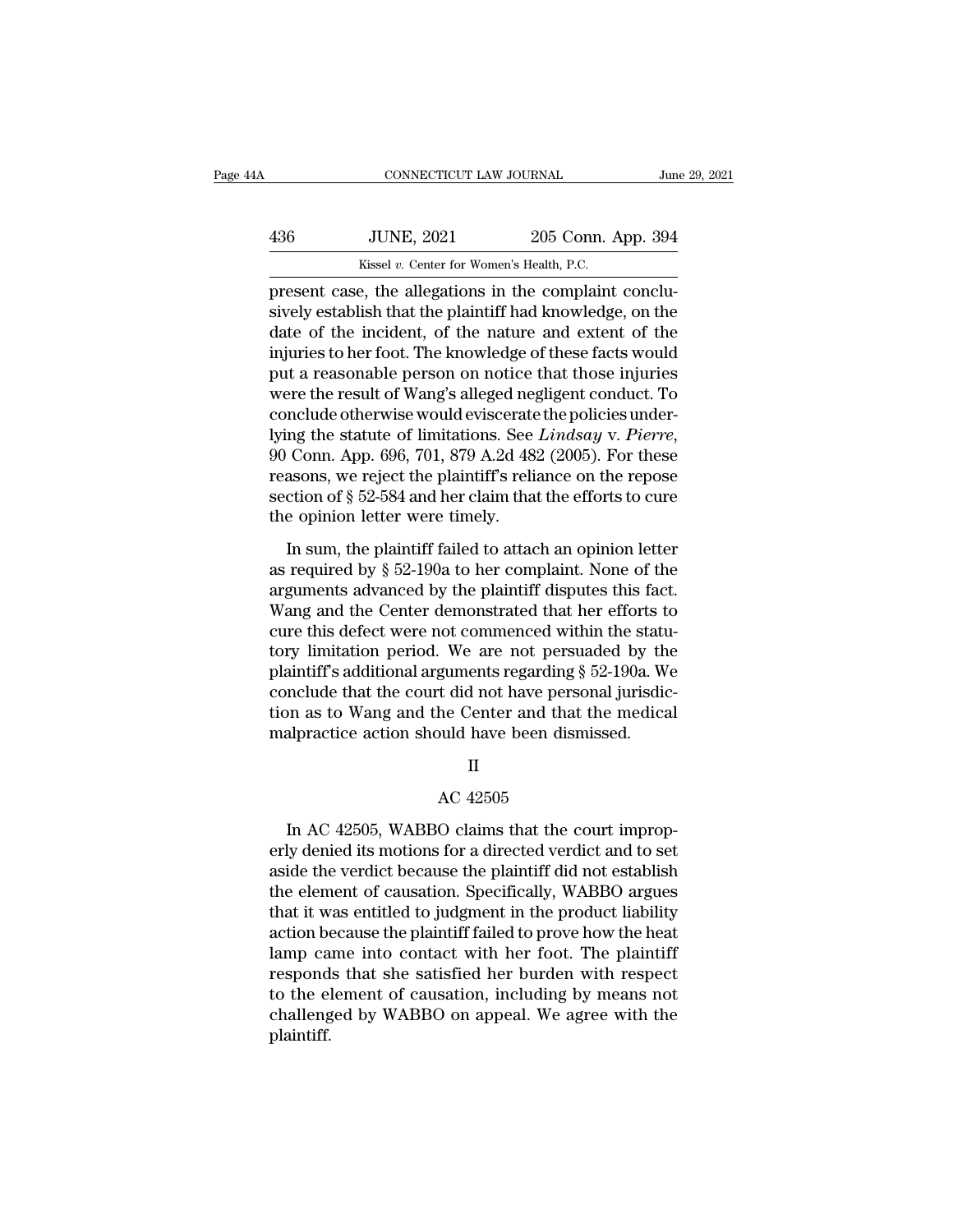present case, the allegations in the complaint conclusively establish that the plaintiff had knowledge, on the date of the incident, of the nature and extent of the injuries to her foot. The knowledge of these facts would put a reasonable person on notice that those injuries were the result of Wang's alleged negligent conduct. To conclude otherwise would eviscerate the policies underlying the statute of limitations. See *Lindsay* v. *Pierre*, 90 Conn. App. 696, 701, 879 A.2d 482 (2005). For these reasons, we reject the plaintiff's reliance on the repose section of § 52-584 and her claim that the efforts to cure the opinion letter were timely.

In sum, the plaintiff failed to attach an opinion letter as required by § 52-190a to her complaint. None of the arguments advanced by the plaintiff disputes this fact. Wang and the Center demonstrated that her efforts to cure this defect were not commenced within the statutory limitation period. We are not persuaded by the plaintiff's additional arguments regarding § 52-190a. We conclude that the court did not have personal jurisdiction as to Wang and the Center and that the medical malpractice action should have been dismissed.

## II

## AC 42505

In AC 42505, WABBO claims that the court improperly denied its motions for a directed verdict and to set aside the verdict because the plaintiff did not establish the element of causation. Specifically, WABBO argues that it was entitled to judgment in the product liability action because the plaintiff failed to prove how the heat lamp came into contact with her foot. The plaintiff responds that she satisfied her burden with respect to the element of causation, including by means not challenged by WABBO on appeal. We agree with the plaintiff.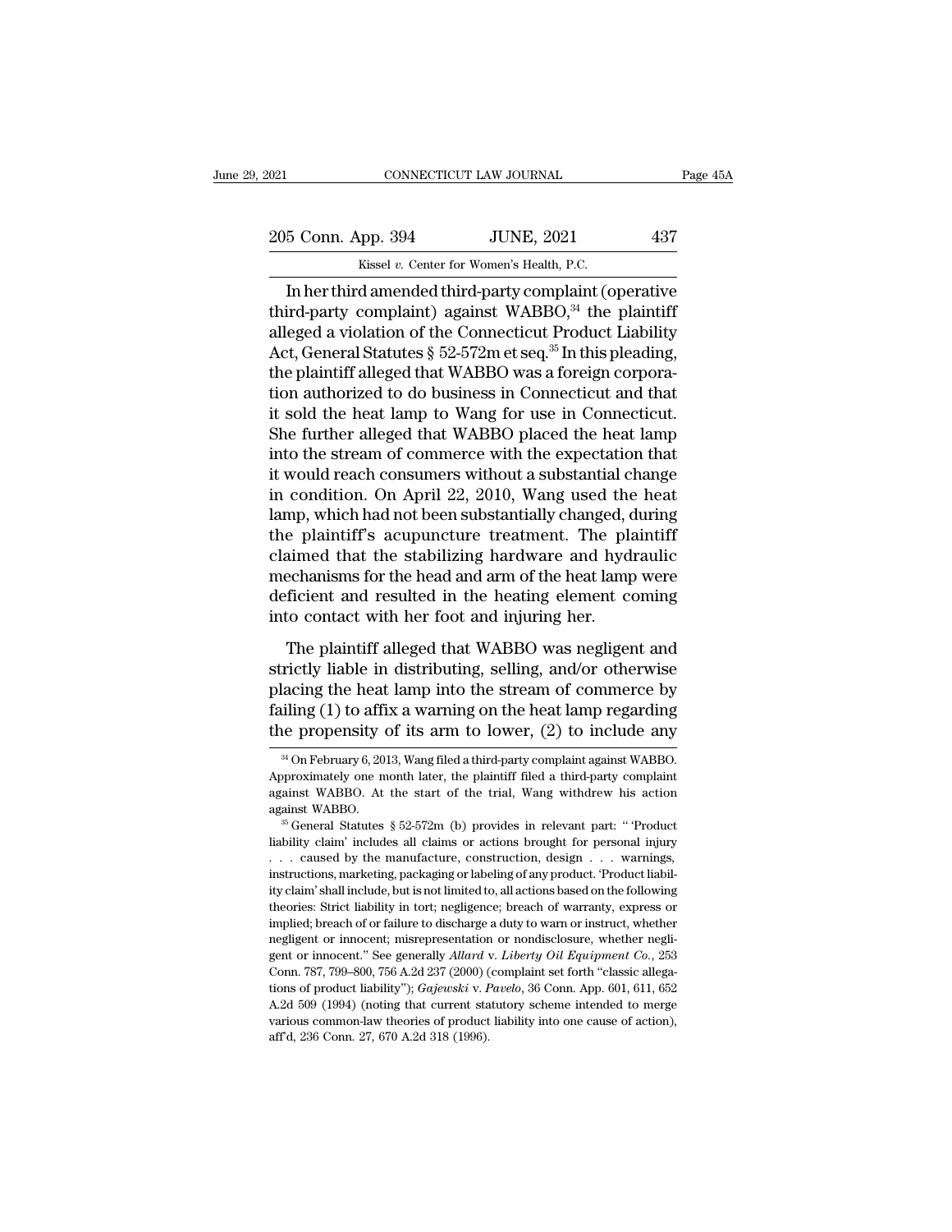In her third amended third-party complaint (operative third-party complaint) against WABBO,[34] the plaintiff alleged a violation of the Connecticut Product Liability Act, General Statutes § 52-572m et seq.[35] In this pleading, the plaintiff alleged that WABBO was a foreign corporation authorized to do business in Connecticut and that it sold the heat lamp to Wang for use in Connecticut. She further alleged that WABBO placed the heat lamp into the stream of commerce with the expectation that it would reach consumers without a substantial change in condition. On April 22, 2010, Wang used the heat lamp, which had not been substantially changed, during the plaintiff's acupuncture treatment. The plaintiff claimed that the stabilizing hardware and hydraulic mechanisms for the head and arm of the heat lamp were deficient and resulted in the heating element coming into contact with her foot and injuring her.

The plaintiff alleged that WABBO was negligent and strictly liable in distributing, selling, and/or otherwise placing the heat lamp into the stream of commerce by failing (1) to affix a warning on the heat lamp regarding the propensity of its arm to lower, (2) to include any

[34] On February 6, 2013, Wang filed a third-party complaint against WABBO. Approximately one month later, the plaintiff filed a third-party complaint against WABBO. At the start of the trial, Wang withdrew his action against WABBO.

[35] General Statutes § 52-572m (b) provides in relevant part: " 'Product liability claim' includes all claims or actions brought for personal injury . . . caused by the manufacture, construction, design . . . warnings, instructions, marketing, packaging or labeling of any product. 'Product liability claim' shall include, but is not limited to, all actions based on the following theories: Strict liability in tort; negligence; breach of warranty, express or implied; breach of or failure to discharge a duty to warn or instruct, whether negligent or innocent; misrepresentation or nondisclosure, whether negligent or innocent." See generally *Allard* v. *Liberty Oil Equipment Co.*, 253 Conn. 787, 799–800, 756 A.2d 237 (2000) (complaint set forth "classic allegations of product liability"); *Gajewski* v. *Pavelo*, 36 Conn. App. 601, 611, 652 A.2d 509 (1994) (noting that current statutory scheme intended to merge various common-law theories of product liability into one cause of action), aff'd, 236 Conn. 27, 670 A.2d 318 (1996).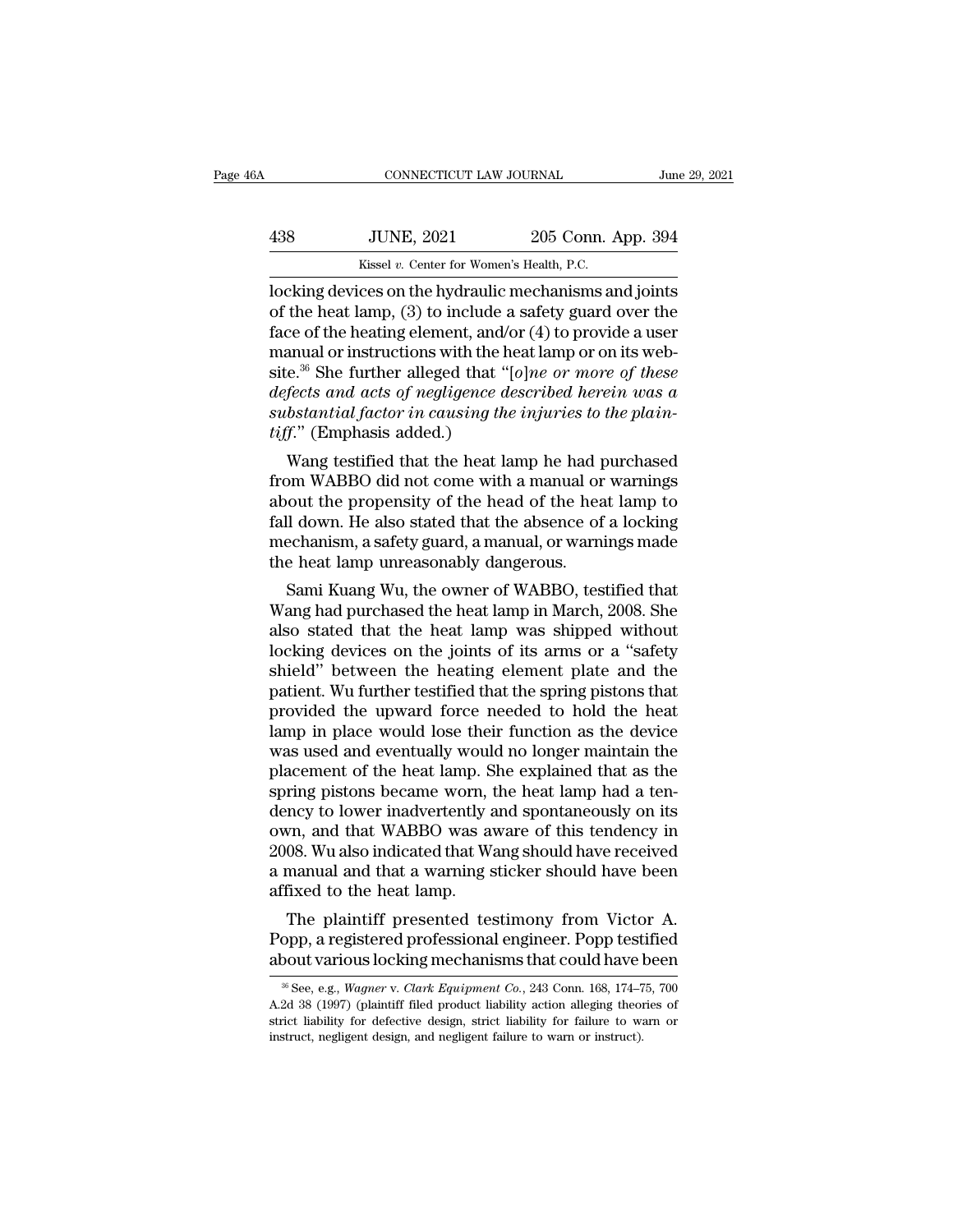locking devices on the hydraulic mechanisms and joints of the heat lamp, (3) to include a safety guard over the face of the heating element, and/or (4) to provide a user manual or instructions with the heat lamp or on its website.[36] She further alleged that "[*o*]*ne or more of these defects and acts of negligence described herein was a substantial factor in causing the injuries to the plaintiff*." (Emphasis added.)

Wang testified that the heat lamp he had purchased from WABBO did not come with a manual or warnings about the propensity of the head of the heat lamp to fall down. He also stated that the absence of a locking mechanism, a safety guard, a manual, or warnings made the heat lamp unreasonably dangerous.

Sami Kuang Wu, the owner of WABBO, testified that Wang had purchased the heat lamp in March, 2008. She also stated that the heat lamp was shipped without locking devices on the joints of its arms or a "safety shield" between the heating element plate and the patient. Wu further testified that the spring pistons that provided the upward force needed to hold the heat lamp in place would lose their function as the device was used and eventually would no longer maintain the placement of the heat lamp. She explained that as the spring pistons became worn, the heat lamp had a tendency to lower inadvertently and spontaneously on its own, and that WABBO was aware of this tendency in 2008. Wu also indicated that Wang should have received a manual and that a warning sticker should have been affixed to the heat lamp.

The plaintiff presented testimony from Victor A. Popp, a registered professional engineer. Popp testified about various locking mechanisms that could have been

---

[36] See, e.g., *Wagner* v. *Clark Equipment Co.*, 243 Conn. 168, 174–75, 700 A.2d 38 (1997) (plaintiff filed product liability action alleging theories of strict liability for defective design, strict liability for failure to warn or instruct, negligent design, and negligent failure to warn or instruct).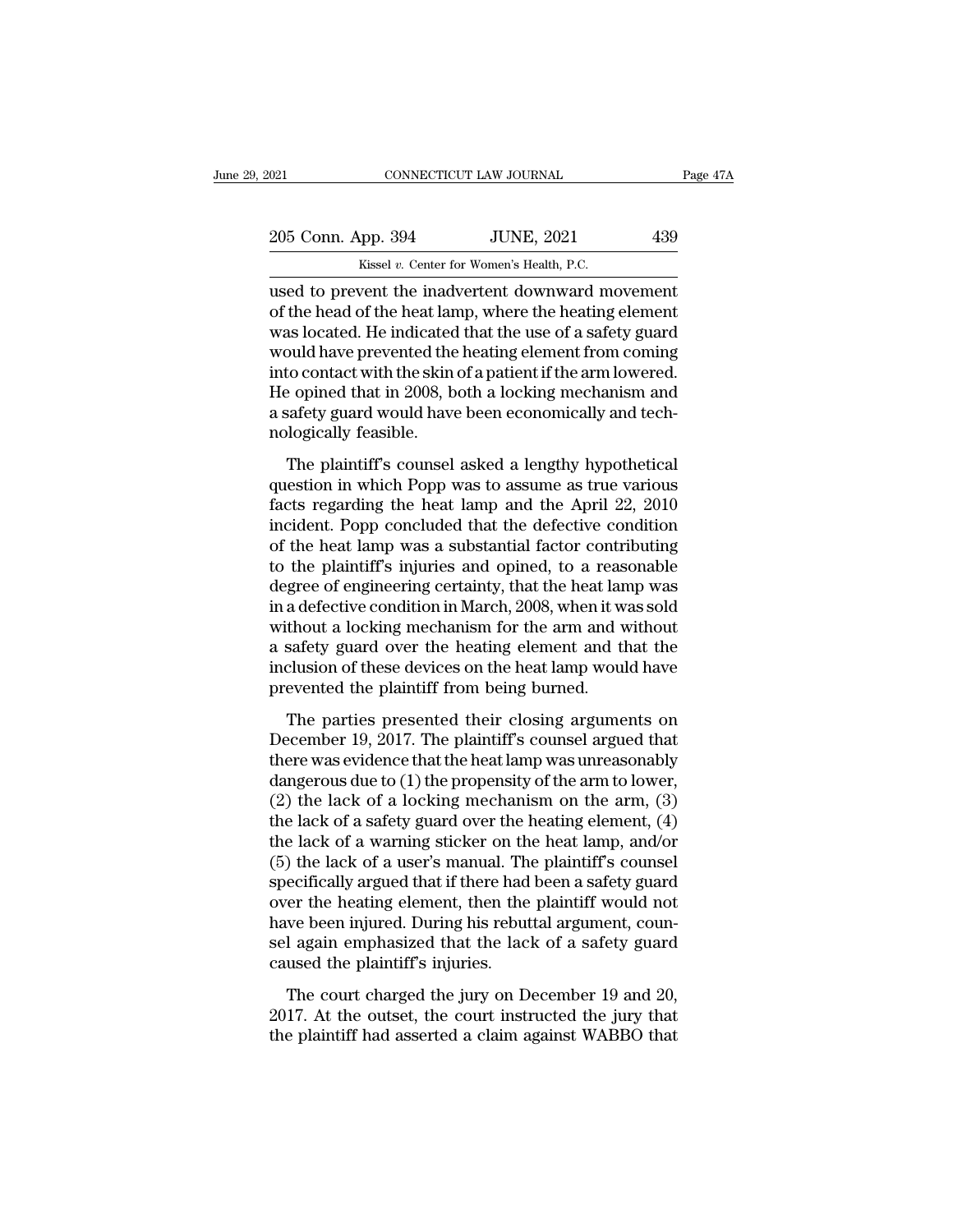used to prevent the inadvertent downward movement of the head of the heat lamp, where the heating element was located. He indicated that the use of a safety guard would have prevented the heating element from coming into contact with the skin of a patient if the arm lowered. He opined that in 2008, both a locking mechanism and a safety guard would have been economically and technologically feasible.

The plaintiff's counsel asked a lengthy hypothetical question in which Popp was to assume as true various facts regarding the heat lamp and the April 22, 2010 incident. Popp concluded that the defective condition of the heat lamp was a substantial factor contributing to the plaintiff's injuries and opined, to a reasonable degree of engineering certainty, that the heat lamp was in a defective condition in March, 2008, when it was sold without a locking mechanism for the arm and without a safety guard over the heating element and that the inclusion of these devices on the heat lamp would have prevented the plaintiff from being burned.

The parties presented their closing arguments on December 19, 2017. The plaintiff's counsel argued that there was evidence that the heat lamp was unreasonably dangerous due to (1) the propensity of the arm to lower, (2) the lack of a locking mechanism on the arm, (3) the lack of a safety guard over the heating element, (4) the lack of a warning sticker on the heat lamp, and/or (5) the lack of a user's manual. The plaintiff's counsel specifically argued that if there had been a safety guard over the heating element, then the plaintiff would not have been injured. During his rebuttal argument, counsel again emphasized that the lack of a safety guard caused the plaintiff's injuries.

The court charged the jury on December 19 and 20, 2017. At the outset, the court instructed the jury that the plaintiff had asserted a claim against WABBO that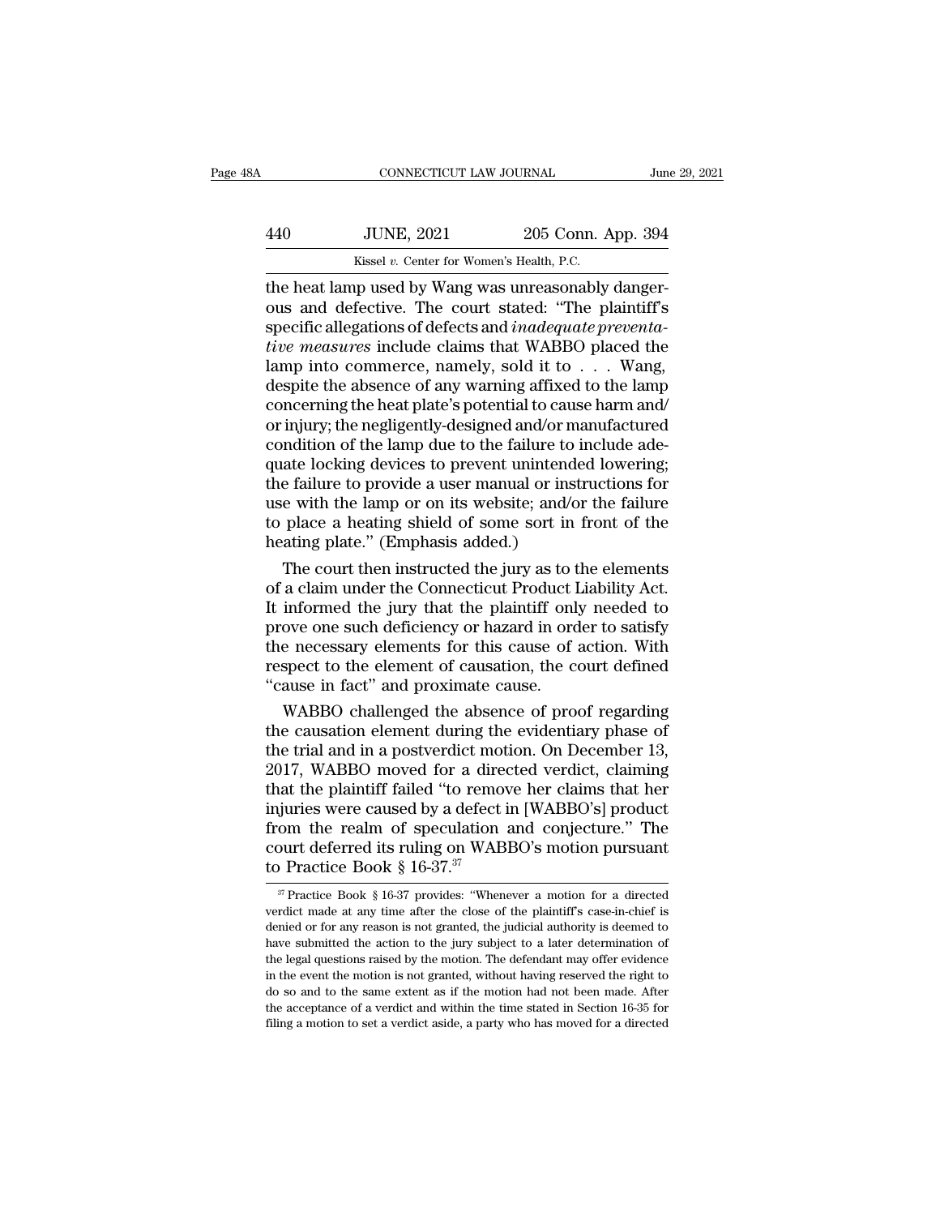the heat lamp used by Wang was unreasonably dangerous and defective. The court stated: "The plaintiff's specific allegations of defects and *inadequate preventative measures* include claims that WABBO placed the lamp into commerce, namely, sold it to . . . Wang, despite the absence of any warning affixed to the lamp concerning the heat plate's potential to cause harm and/or injury; the negligently-designed and/or manufactured condition of the lamp due to the failure to include adequate locking devices to prevent unintended lowering; the failure to provide a user manual or instructions for use with the lamp or on its website; and/or the failure to place a heating shield of some sort in front of the heating plate." (Emphasis added.)

The court then instructed the jury as to the elements of a claim under the Connecticut Product Liability Act. It informed the jury that the plaintiff only needed to prove one such deficiency or hazard in order to satisfy the necessary elements for this cause of action. With respect to the element of causation, the court defined "cause in fact" and proximate cause.

WABBO challenged the absence of proof regarding the causation element during the evidentiary phase of the trial and in a postverdict motion. On December 13, 2017, WABBO moved for a directed verdict, claiming that the plaintiff failed "to remove her claims that her injuries were caused by a defect in [WABBO's] product from the realm of speculation and conjecture." The court deferred its ruling on WABBO's motion pursuant to Practice Book § 16-37.[37]

---

[37] Practice Book § 16-37 provides: "Whenever a motion for a directed verdict made at any time after the close of the plaintiff's case-in-chief is denied or for any reason is not granted, the judicial authority is deemed to have submitted the action to the jury subject to a later determination of the legal questions raised by the motion. The defendant may offer evidence in the event the motion is not granted, without having reserved the right to do so and to the same extent as if the motion had not been made. After the acceptance of a verdict and within the time stated in Section 16-35 for filing a motion to set a verdict aside, a party who has moved for a directed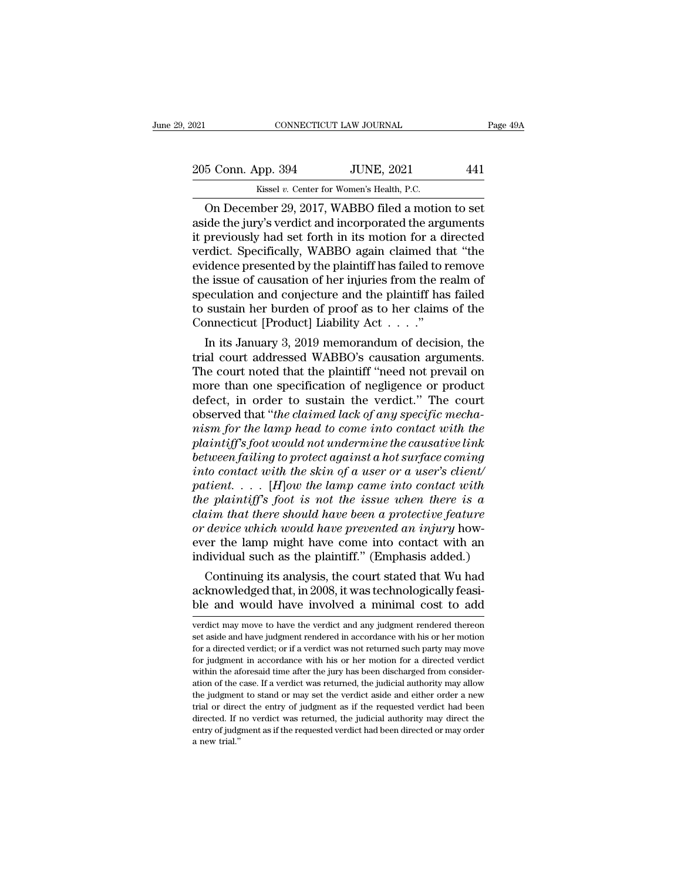On December 29, 2017, WABBO filed a motion to set aside the jury's verdict and incorporated the arguments it previously had set forth in its motion for a directed verdict. Specifically, WABBO again claimed that "the evidence presented by the plaintiff has failed to remove the issue of causation of her injuries from the realm of speculation and conjecture and the plaintiff has failed to sustain her burden of proof as to her claims of the Connecticut [Product] Liability Act . . . ."

In its January 3, 2019 memorandum of decision, the trial court addressed WABBO's causation arguments. The court noted that the plaintiff "need not prevail on more than one specification of negligence or product defect, in order to sustain the verdict." The court observed that "*the claimed lack of any specific mechanism for the lamp head to come into contact with the plaintiff's foot would not undermine the causative link between failing to protect against a hot surface coming into contact with the skin of a user or a user's client/patient. . . . [H]ow the lamp came into contact with the plaintiff's foot is not the issue when there is a claim that there should have been a protective feature or device which would have prevented an injury* however the lamp might have come into contact with an individual such as the plaintiff." (Emphasis added.)

Continuing its analysis, the court stated that Wu had acknowledged that, in 2008, it was technologically feasible and would have involved a minimal cost to add

verdict may move to have the verdict and any judgment rendered thereon set aside and have judgment rendered in accordance with his or her motion for a directed verdict; or if a verdict was not returned such party may move for judgment in accordance with his or her motion for a directed verdict within the aforesaid time after the jury has been discharged from consideration of the case. If a verdict was returned, the judicial authority may allow the judgment to stand or may set the verdict aside and either order a new trial or direct the entry of judgment as if the requested verdict had been directed. If no verdict was returned, the judicial authority may direct the entry of judgment as if the requested verdict had been directed or may order a new trial."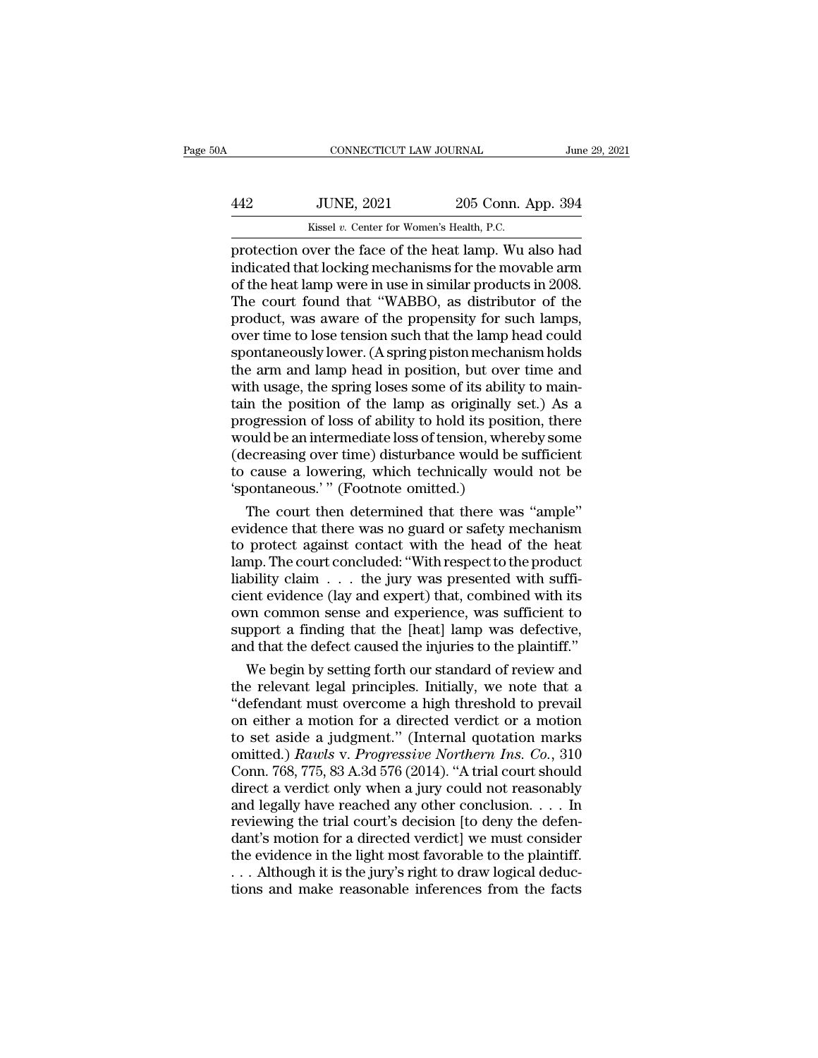protection over the face of the heat lamp. Wu also had indicated that locking mechanisms for the movable arm of the heat lamp were in use in similar products in 2008. The court found that "WABBO, as distributor of the product, was aware of the propensity for such lamps, over time to lose tension such that the lamp head could spontaneously lower. (A spring piston mechanism holds the arm and lamp head in position, but over time and with usage, the spring loses some of its ability to maintain the position of the lamp as originally set.) As a progression of loss of ability to hold its position, there would be an intermediate loss of tension, whereby some (decreasing over time) disturbance would be sufficient to cause a lowering, which technically would not be 'spontaneous.' " (Footnote omitted.)

The court then determined that there was "ample" evidence that there was no guard or safety mechanism to protect against contact with the head of the heat lamp. The court concluded: "With respect to the product liability claim . . . the jury was presented with sufficient evidence (lay and expert) that, combined with its own common sense and experience, was sufficient to support a finding that the [heat] lamp was defective, and that the defect caused the injuries to the plaintiff."

We begin by setting forth our standard of review and the relevant legal principles. Initially, we note that a "defendant must overcome a high threshold to prevail on either a motion for a directed verdict or a motion to set aside a judgment." (Internal quotation marks omitted.) *Rawls* v. *Progressive Northern Ins. Co.*, 310 Conn. 768, 775, 83 A.3d 576 (2014). "A trial court should direct a verdict only when a jury could not reasonably and legally have reached any other conclusion. . . . In reviewing the trial court's decision [to deny the defendant's motion for a directed verdict] we must consider the evidence in the light most favorable to the plaintiff. . . . Although it is the jury's right to draw logical deductions and make reasonable inferences from the facts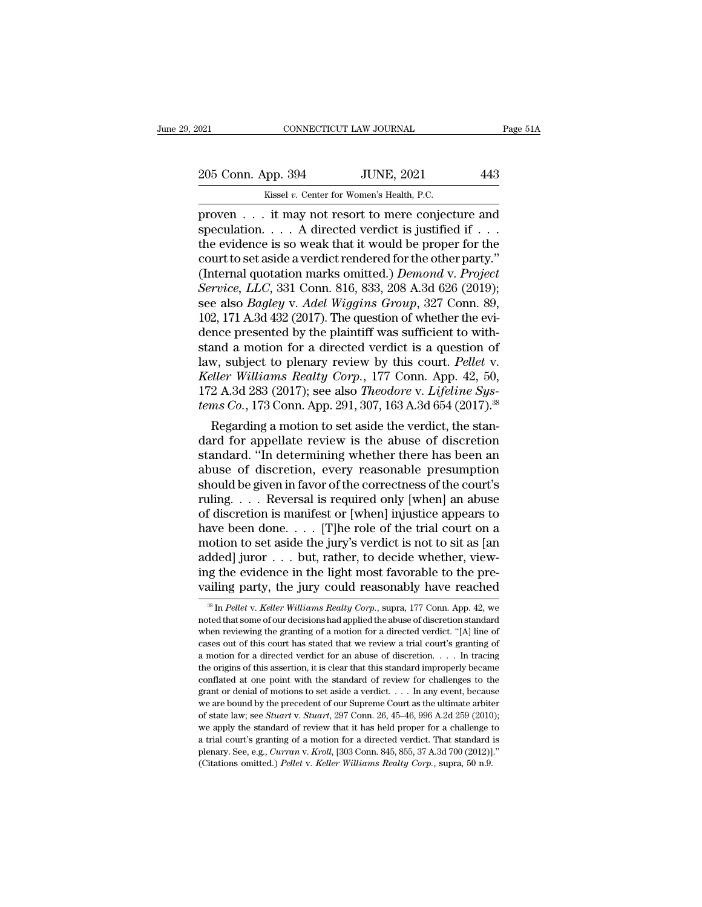proven . . . it may not resort to mere conjecture and speculation. . . . A directed verdict is justified if . . . the evidence is so weak that it would be proper for the court to set aside a verdict rendered for the other party." (Internal quotation marks omitted.) *Demond* v. *Project Service, LLC*, 331 Conn. 816, 833, 208 A.3d 626 (2019); see also *Bagley* v. *Adel Wiggins Group*, 327 Conn. 89, 102, 171 A.3d 432 (2017). The question of whether the evidence presented by the plaintiff was sufficient to withstand a motion for a directed verdict is a question of law, subject to plenary review by this court. *Pellet* v. *Keller Williams Realty Corp.*, 177 Conn. App. 42, 50, 172 A.3d 283 (2017); see also *Theodore* v. *Lifeline Systems Co.*, 173 Conn. App. 291, 307, 163 A.3d 654 (2017).[38]

Regarding a motion to set aside the verdict, the standard for appellate review is the abuse of discretion standard. "In determining whether there has been an abuse of discretion, every reasonable presumption should be given in favor of the correctness of the court's ruling. . . . Reversal is required only [when] an abuse of discretion is manifest or [when] injustice appears to have been done. . . . [T]he role of the trial court on a motion to set aside the jury's verdict is not to sit as [an added] juror . . . but, rather, to decide whether, viewing the evidence in the light most favorable to the prevailing party, the jury could reasonably have reached

[38] In *Pellet* v. *Keller Williams Realty Corp.*, supra, 177 Conn. App. 42, we noted that some of our decisions had applied the abuse of discretion standard when reviewing the granting of a motion for a directed verdict. "[A] line of cases out of this court has stated that we review a trial court's granting of a motion for a directed verdict for an abuse of discretion. . . . In tracing the origins of this assertion, it is clear that this standard improperly became conflated at one point with the standard of review for challenges to the grant or denial of motions to set aside a verdict. . . . In any event, because we are bound by the precedent of our Supreme Court as the ultimate arbiter of state law; see *Stuart* v. *Stuart*, 297 Conn. 26, 45–46, 996 A.2d 259 (2010); we apply the standard of review that it has held proper for a challenge to a trial court's granting of a motion for a directed verdict. That standard is plenary. See, e.g., *Curran* v. *Kroll*, [303 Conn. 845, 855, 37 A.3d 700 (2012)]." (Citations omitted.) *Pellet* v. *Keller Williams Realty Corp.*, supra, 50 n.9.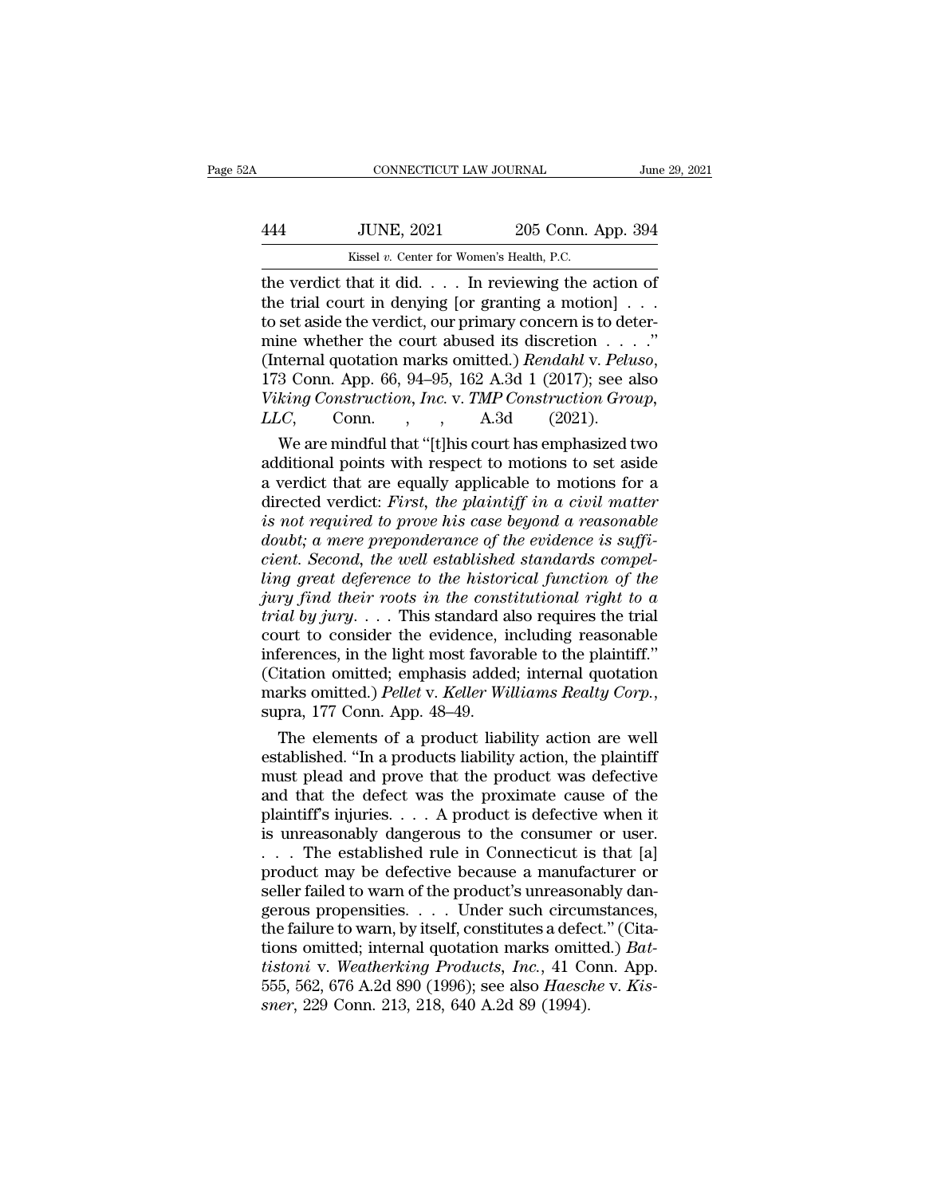the verdict that it did. . . . In reviewing the action of the trial court in denying [or granting a motion] . . . to set aside the verdict, our primary concern is to determine whether the court abused its discretion . . . ." (Internal quotation marks omitted.) *Rendahl* v. *Peluso*, 173 Conn. App. 66, 94–95, 162 A.3d 1 (2017); see also *Viking Construction, Inc.* v. *TMP Construction Group, LLC*, Conn. , , A.3d (2021).

We are mindful that "[t]his court has emphasized two additional points with respect to motions to set aside a verdict that are equally applicable to motions for a directed verdict: *First, the plaintiff in a civil matter is not required to prove his case beyond a reasonable doubt; a mere preponderance of the evidence is sufficient. Second, the well established standards compelling great deference to the historical function of the jury find their roots in the constitutional right to a trial by jury*. . . . This standard also requires the trial court to consider the evidence, including reasonable inferences, in the light most favorable to the plaintiff." (Citation omitted; emphasis added; internal quotation marks omitted.) *Pellet* v. *Keller Williams Realty Corp.*, supra, 177 Conn. App. 48–49.

The elements of a product liability action are well established. "In a products liability action, the plaintiff must plead and prove that the product was defective and that the defect was the proximate cause of the plaintiff's injuries. . . . A product is defective when it is unreasonably dangerous to the consumer or user. . . . The established rule in Connecticut is that [a] product may be defective because a manufacturer or seller failed to warn of the product's unreasonably dangerous propensities. . . . Under such circumstances, the failure to warn, by itself, constitutes a defect." (Citations omitted; internal quotation marks omitted.) *Battistoni* v. *Weatherking Products, Inc.*, 41 Conn. App. 555, 562, 676 A.2d 890 (1996); see also *Haesche* v. *Kissner*, 229 Conn. 213, 218, 640 A.2d 89 (1994).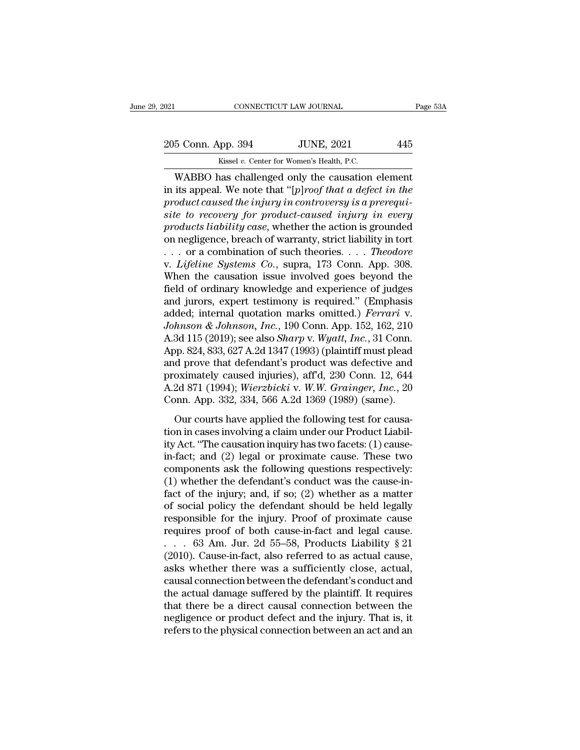WABBO has challenged only the causation element in its appeal. We note that "[*p*]*roof that a defect in the product caused the injury in controversy is a prerequisite to recovery for product-caused injury in every products liability case*, whether the action is grounded on negligence, breach of warranty, strict liability in tort . . . or a combination of such theories. . . . *Theodore* v. *Lifeline Systems Co.*, supra, 173 Conn. App. 308. When the causation issue involved goes beyond the field of ordinary knowledge and experience of judges and jurors, expert testimony is required." (Emphasis added; internal quotation marks omitted.) *Ferrari* v. *Johnson & Johnson, Inc.*, 190 Conn. App. 152, 162, 210 A.3d 115 (2019); see also *Sharp* v. *Wyatt, Inc.*, 31 Conn. App. 824, 833, 627 A.2d 1347 (1993) (plaintiff must plead and prove that defendant's product was defective and proximately caused injuries), aff'd, 230 Conn. 12, 644 A.2d 871 (1994); *Wierzbicki* v. *W.W. Grainger, Inc.*, 20 Conn. App. 332, 334, 566 A.2d 1369 (1989) (same).

Our courts have applied the following test for causation in cases involving a claim under our Product Liability Act. "The causation inquiry has two facets: (1) cause-in-fact; and (2) legal or proximate cause. These two components ask the following questions respectively: (1) whether the defendant's conduct was the cause-in-fact of the injury; and, if so; (2) whether as a matter of social policy the defendant should be held legally responsible for the injury. Proof of proximate cause requires proof of both cause-in-fact and legal cause. . . . 63 Am. Jur. 2d 55–58, Products Liability § 21 (2010). Cause-in-fact, also referred to as actual cause, asks whether there was a sufficiently close, actual, causal connection between the defendant's conduct and the actual damage suffered by the plaintiff. It requires that there be a direct causal connection between the negligence or product defect and the injury. That is, it refers to the physical connection between an act and an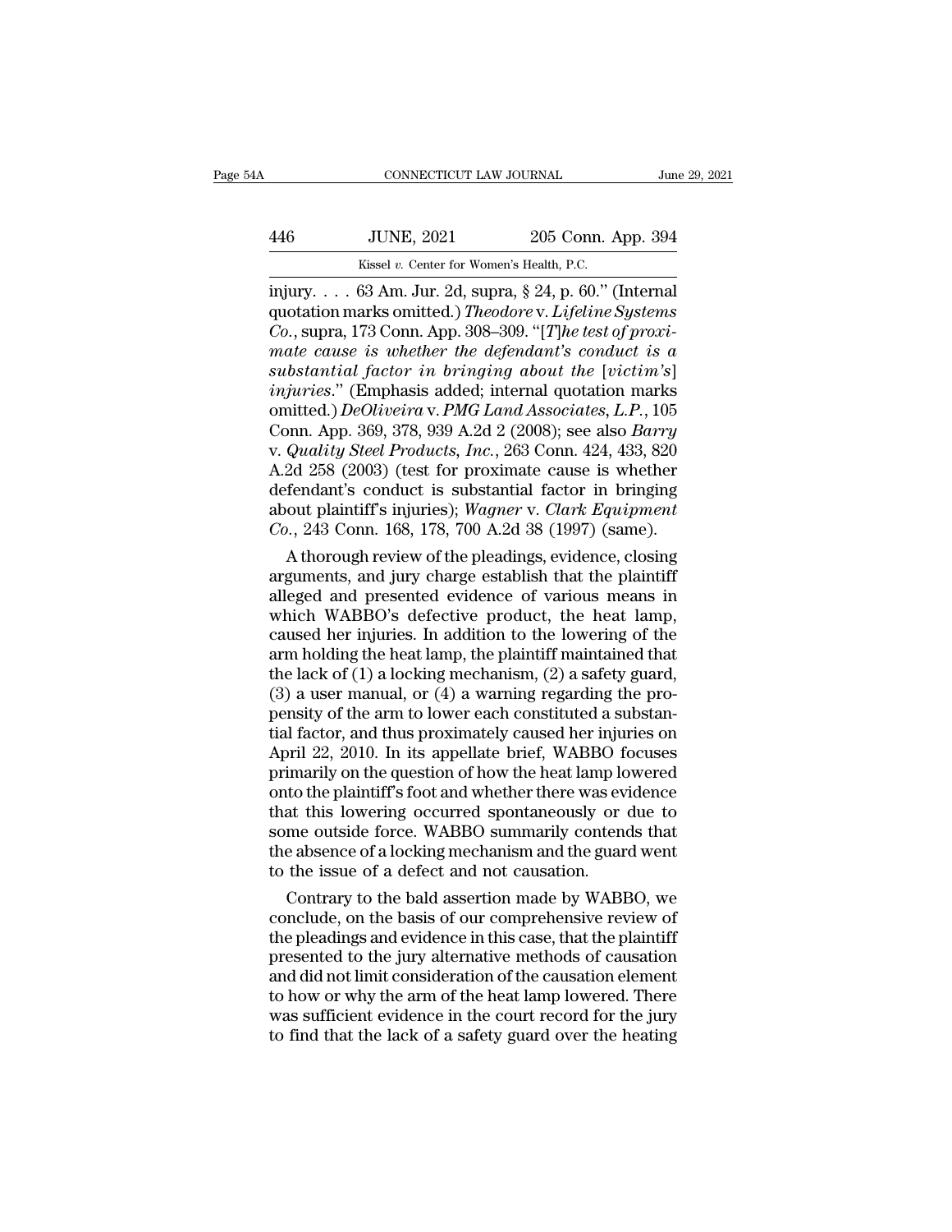injury. . . . 63 Am. Jur. 2d, supra, § 24, p. 60." (Internal quotation marks omitted.) *Theodore* v. *Lifeline Systems Co.*, supra, 173 Conn. App. 308–309. "[*T*]*he test of proximate cause is whether the defendant's conduct is a substantial factor in bringing about the* [*victim's*] *injuries*." (Emphasis added; internal quotation marks omitted.) *DeOliveira* v. *PMG Land Associates, L.P.*, 105 Conn. App. 369, 378, 939 A.2d 2 (2008); see also *Barry* v. *Quality Steel Products, Inc.*, 263 Conn. 424, 433, 820 A.2d 258 (2003) (test for proximate cause is whether defendant's conduct is substantial factor in bringing about plaintiff's injuries); *Wagner* v. *Clark Equipment Co.*, 243 Conn. 168, 178, 700 A.2d 38 (1997) (same).

A thorough review of the pleadings, evidence, closing arguments, and jury charge establish that the plaintiff alleged and presented evidence of various means in which WABBO's defective product, the heat lamp, caused her injuries. In addition to the lowering of the arm holding the heat lamp, the plaintiff maintained that the lack of (1) a locking mechanism, (2) a safety guard, (3) a user manual, or (4) a warning regarding the propensity of the arm to lower each constituted a substantial factor, and thus proximately caused her injuries on April 22, 2010. In its appellate brief, WABBO focuses primarily on the question of how the heat lamp lowered onto the plaintiff's foot and whether there was evidence that this lowering occurred spontaneously or due to some outside force. WABBO summarily contends that the absence of a locking mechanism and the guard went to the issue of a defect and not causation.

Contrary to the bald assertion made by WABBO, we conclude, on the basis of our comprehensive review of the pleadings and evidence in this case, that the plaintiff presented to the jury alternative methods of causation and did not limit consideration of the causation element to how or why the arm of the heat lamp lowered. There was sufficient evidence in the court record for the jury to find that the lack of a safety guard over the heating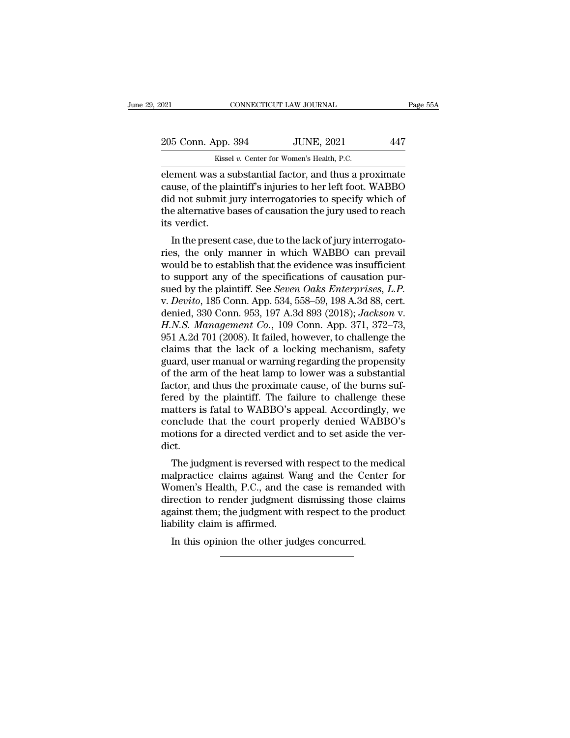element was a substantial factor, and thus a proximate cause, of the plaintiff's injuries to her left foot. WABBO did not submit jury interrogatories to specify which of the alternative bases of causation the jury used to reach its verdict.

In the present case, due to the lack of jury interrogatories, the only manner in which WABBO can prevail would be to establish that the evidence was insufficient to support any of the specifications of causation pursued by the plaintiff. See *Seven Oaks Enterprises, L.P.* v. *Devito*, 185 Conn. App. 534, 558–59, 198 A.3d 88, cert. denied, 330 Conn. 953, 197 A.3d 893 (2018); *Jackson* v. *H.N.S. Management Co.*, 109 Conn. App. 371, 372–73, 951 A.2d 701 (2008). It failed, however, to challenge the claims that the lack of a locking mechanism, safety guard, user manual or warning regarding the propensity of the arm of the heat lamp to lower was a substantial factor, and thus the proximate cause, of the burns suffered by the plaintiff. The failure to challenge these matters is fatal to WABBO's appeal. Accordingly, we conclude that the court properly denied WABBO's motions for a directed verdict and to set aside the verdict.

The judgment is reversed with respect to the medical malpractice claims against Wang and the Center for Women's Health, P.C., and the case is remanded with direction to render judgment dismissing those claims against them; the judgment with respect to the product liability claim is affirmed.

In this opinion the other judges concurred.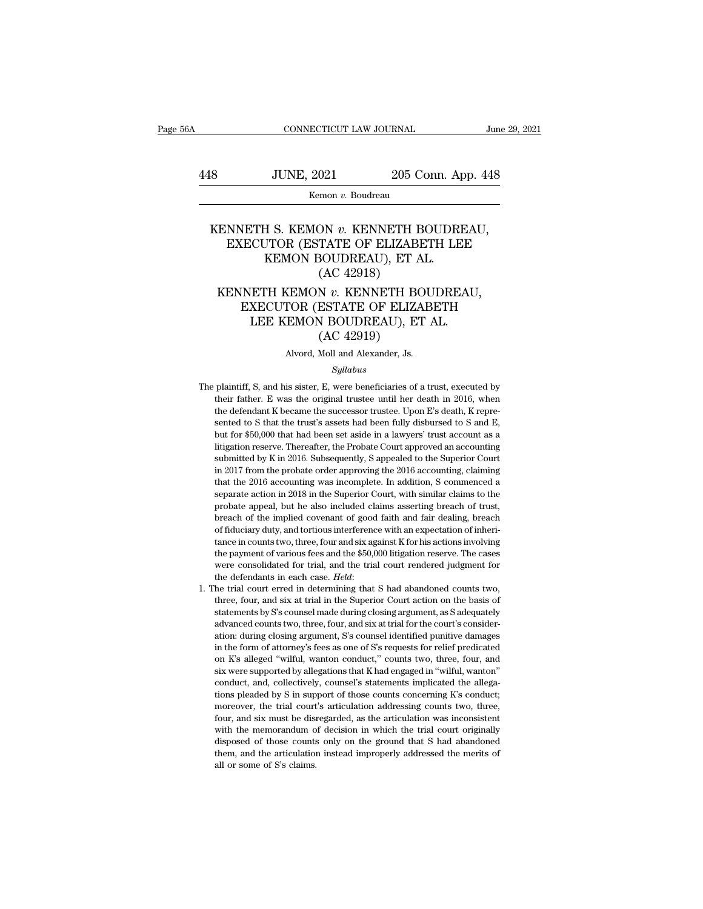# KENNETH S. KEMON *v.* KENNETH BOUDREAU, EXECUTOR (ESTATE OF ELIZABETH LEE KEMON BOUDREAU), ET AL.
## (AC 42918)

# KENNETH KEMON *v.* KENNETH BOUDREAU, EXECUTOR (ESTATE OF ELIZABETH LEE KEMON BOUDREAU), ET AL.
## (AC 42919)

Alvord, Moll and Alexander, Js.

*Syllabus*

The plaintiff, S, and his sister, E, were beneficiaries of a trust, executed by their father. E was the original trustee until her death in 2016, when the defendant K became the successor trustee. Upon E's death, K represented to S that the trust's assets had been fully disbursed to S and E, but for $50,000 that had been set aside in a lawyers' trust account as a litigation reserve. Thereafter, the Probate Court approved an accounting submitted by K in 2016. Subsequently, S appealed to the Superior Court in 2017 from the probate order approving the 2016 accounting, claiming that the 2016 accounting was incomplete. In addition, S commenced a separate action in 2018 in the Superior Court, with similar claims to the probate appeal, but he also included claims asserting breach of trust, breach of the implied covenant of good faith and fair dealing, breach of fiduciary duty, and tortious interference with an expectation of inheritance in counts two, three, four and six against K for his actions involving the payment of various fees and the $50,000 litigation reserve. The cases were consolidated for trial, and the trial court rendered judgment for the defendants in each case. *Held*:

1. The trial court erred in determining that S had abandoned counts two, three, four, and six at trial in the Superior Court action on the basis of statements by S's counsel made during closing argument, as S adequately advanced counts two, three, four, and six at trial for the court's consideration: during closing argument, S's counsel identified punitive damages in the form of attorney's fees as one of S's requests for relief predicated on K's alleged "wilful, wanton conduct," counts two, three, four, and six were supported by allegations that K had engaged in "wilful, wanton" conduct, and, collectively, counsel's statements implicated the allegations pleaded by S in support of those counts concerning K's conduct; moreover, the trial court's articulation addressing counts two, three, four, and six must be disregarded, as the articulation was inconsistent with the memorandum of decision in which the trial court originally disposed of those counts only on the ground that S had abandoned them, and the articulation instead improperly addressed the merits of all or some of S's claims.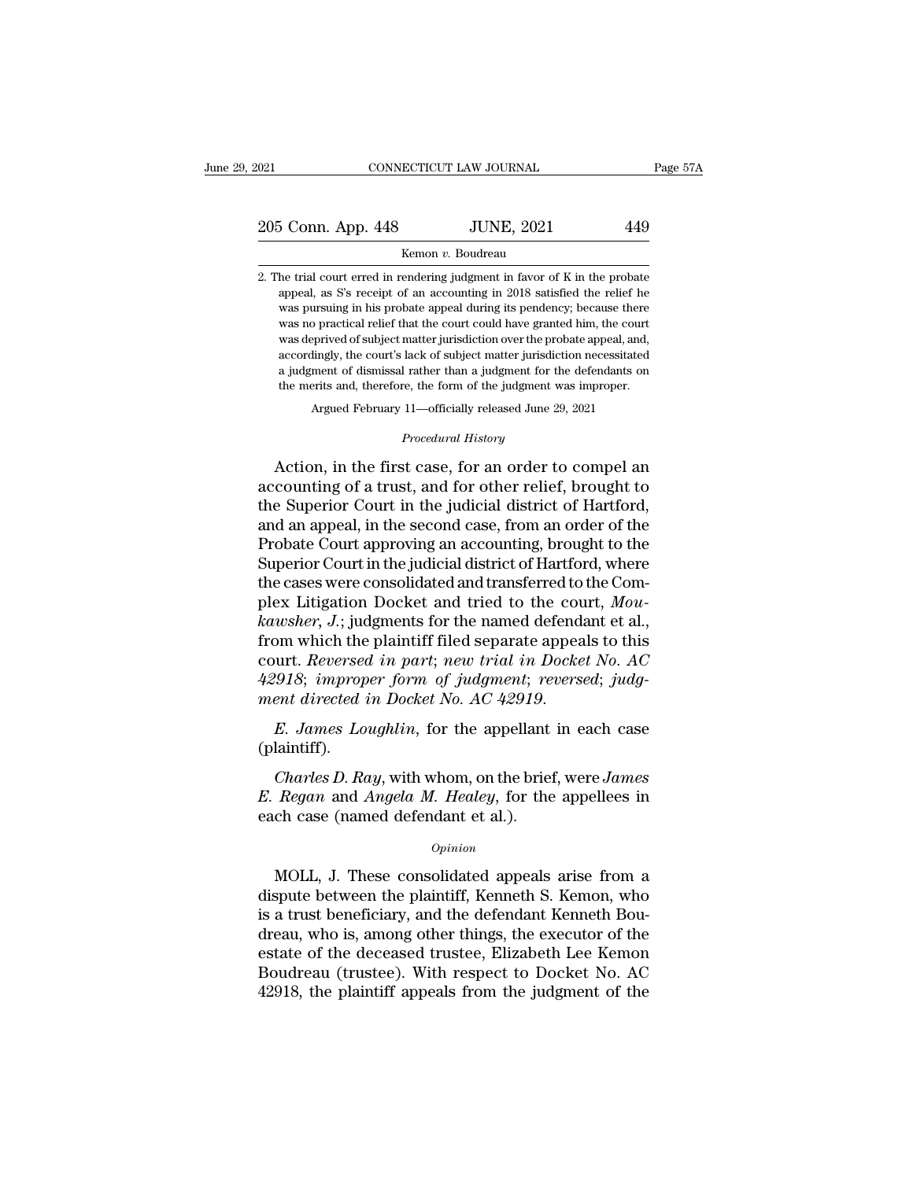2. The trial court erred in rendering judgment in favor of K in the probate appeal, as S's receipt of an accounting in 2018 satisfied the relief he was pursuing in his probate appeal during its pendency; because there was no practical relief that the court could have granted him, the court was deprived of subject matter jurisdiction over the probate appeal, and, accordingly, the court's lack of subject matter jurisdiction necessitated a judgment of dismissal rather than a judgment for the defendants on the merits and, therefore, the form of the judgment was improper.

Argued February 11—officially released June 29, 2021

*Procedural History*

Action, in the first case, for an order to compel an accounting of a trust, and for other relief, brought to the Superior Court in the judicial district of Hartford, and an appeal, in the second case, from an order of the Probate Court approving an accounting, brought to the Superior Court in the judicial district of Hartford, where the cases were consolidated and transferred to the Complex Litigation Docket and tried to the court, *Moukawsher, J.*; judgments for the named defendant et al., from which the plaintiff filed separate appeals to this court. *Reversed in part*; *new trial in Docket No. AC 42918*; *improper form of judgment*; *reversed*; *judgment directed in Docket No. AC 42919*.

*E. James Loughlin*, for the appellant in each case (plaintiff).

*Charles D. Ray*, with whom, on the brief, were *James E. Regan* and *Angela M. Healey*, for the appellees in each case (named defendant et al.).

*Opinion*

MOLL, J. These consolidated appeals arise from a dispute between the plaintiff, Kenneth S. Kemon, who is a trust beneficiary, and the defendant Kenneth Boudreau, who is, among other things, the executor of the estate of the deceased trustee, Elizabeth Lee Kemon Boudreau (trustee). With respect to Docket No. AC 42918, the plaintiff appeals from the judgment of the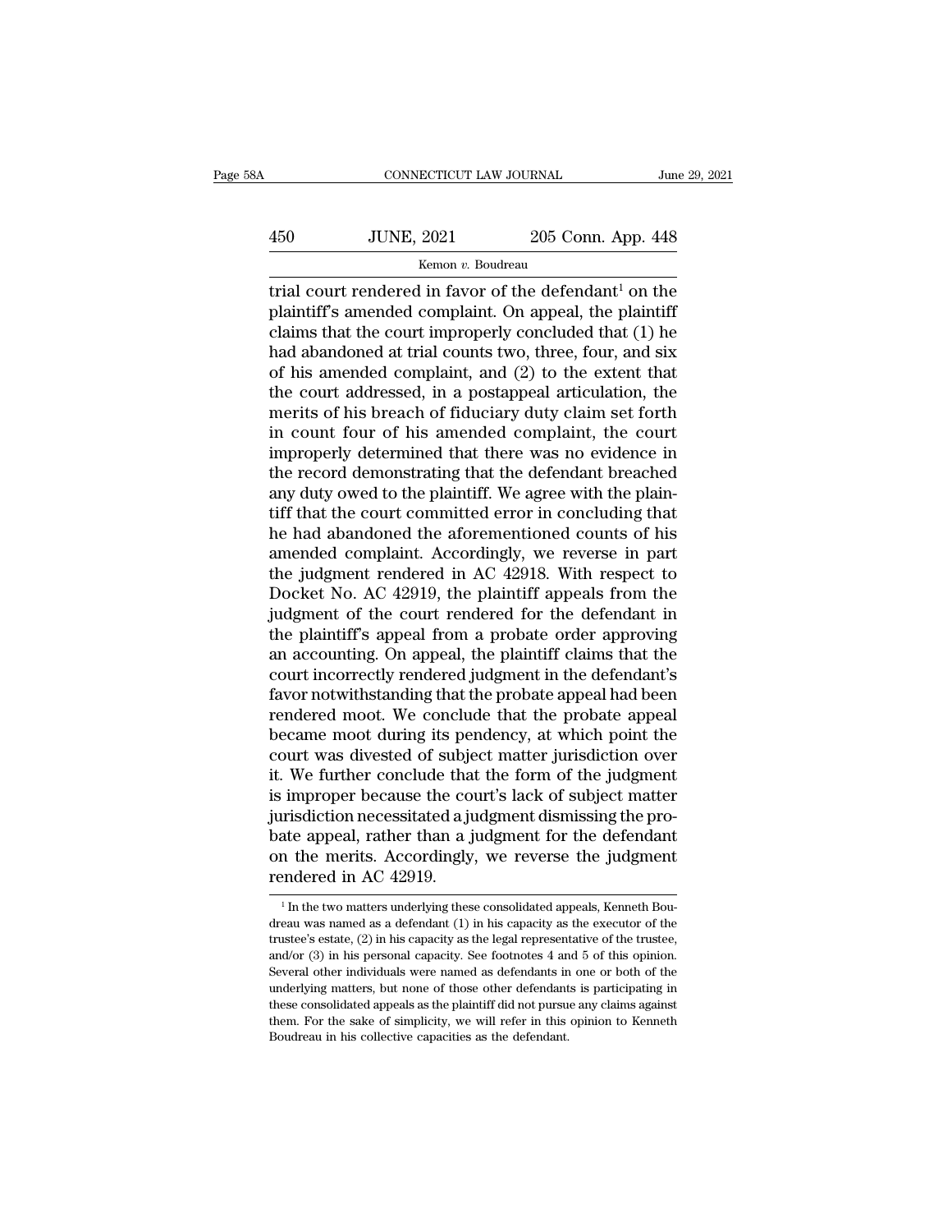trial court rendered in favor of the defendant[1] on the plaintiff's amended complaint. On appeal, the plaintiff claims that the court improperly concluded that (1) he had abandoned at trial counts two, three, four, and six of his amended complaint, and (2) to the extent that the court addressed, in a postappeal articulation, the merits of his breach of fiduciary duty claim set forth in count four of his amended complaint, the court improperly determined that there was no evidence in the record demonstrating that the defendant breached any duty owed to the plaintiff. We agree with the plaintiff that the court committed error in concluding that he had abandoned the aforementioned counts of his amended complaint. Accordingly, we reverse in part the judgment rendered in AC 42918. With respect to Docket No. AC 42919, the plaintiff appeals from the judgment of the court rendered for the defendant in the plaintiff's appeal from a probate order approving an accounting. On appeal, the plaintiff claims that the court incorrectly rendered judgment in the defendant's favor notwithstanding that the probate appeal had been rendered moot. We conclude that the probate appeal became moot during its pendency, at which point the court was divested of subject matter jurisdiction over it. We further conclude that the form of the judgment is improper because the court's lack of subject matter jurisdiction necessitated a judgment dismissing the probate appeal, rather than a judgment for the defendant on the merits. Accordingly, we reverse the judgment rendered in AC 42919.

[1] In the two matters underlying these consolidated appeals, Kenneth Boudreau was named as a defendant (1) in his capacity as the executor of the trustee's estate, (2) in his capacity as the legal representative of the trustee, and/or (3) in his personal capacity. See footnotes 4 and 5 of this opinion. Several other individuals were named as defendants in one or both of the underlying matters, but none of those other defendants is participating in these consolidated appeals as the plaintiff did not pursue any claims against them. For the sake of simplicity, we will refer in this opinion to Kenneth Boudreau in his collective capacities as the defendant.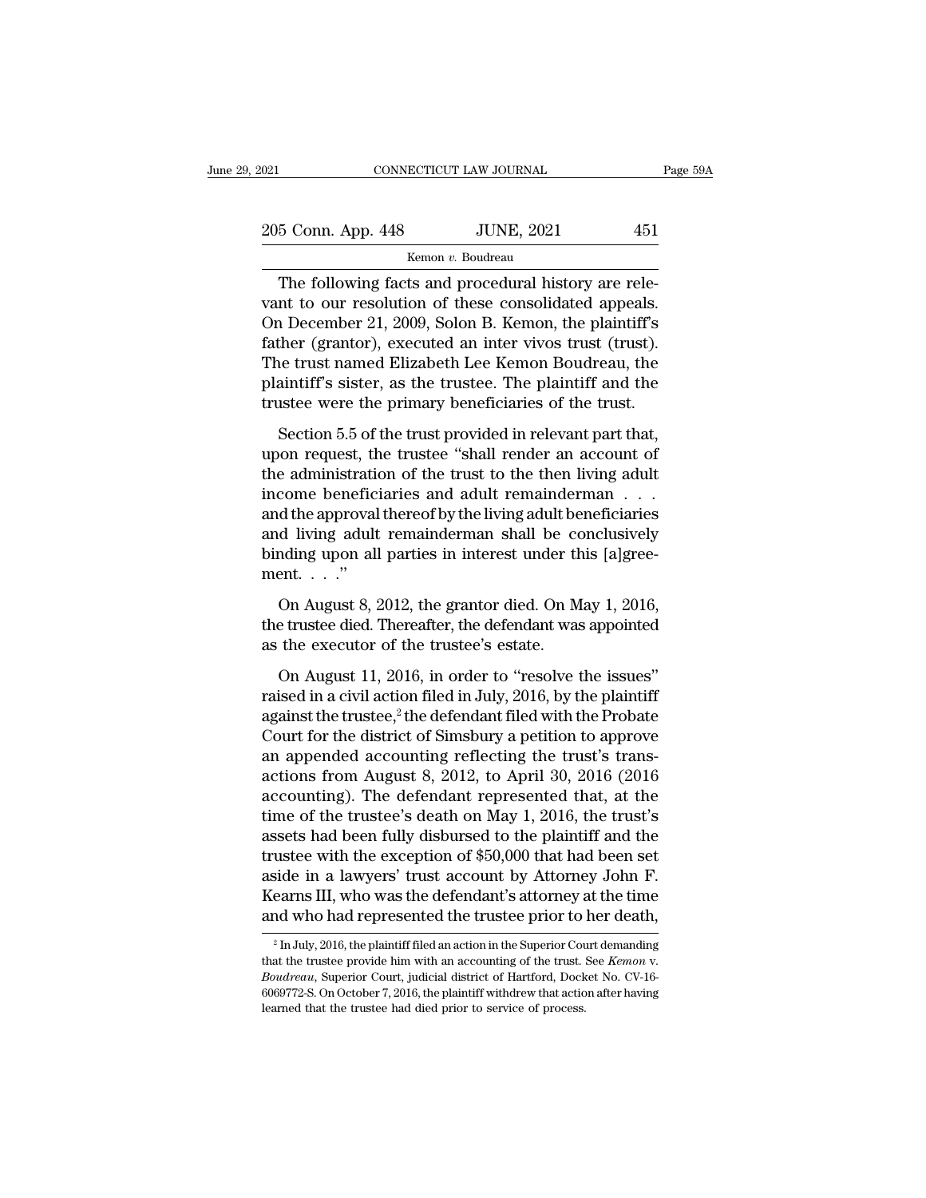The following facts and procedural history are relevant to our resolution of these consolidated appeals. On December 21, 2009, Solon B. Kemon, the plaintiff's father (grantor), executed an inter vivos trust (trust). The trust named Elizabeth Lee Kemon Boudreau, the plaintiff's sister, as the trustee. The plaintiff and the trustee were the primary beneficiaries of the trust.

Section 5.5 of the trust provided in relevant part that, upon request, the trustee "shall render an account of the administration of the trust to the then living adult income beneficiaries and adult remainderman . . . and the approval thereof by the living adult beneficiaries and living adult remainderman shall be conclusively binding upon all parties in interest under this [a]greement. . . ."

On August 8, 2012, the grantor died. On May 1, 2016, the trustee died. Thereafter, the defendant was appointed as the executor of the trustee's estate.

On August 11, 2016, in order to "resolve the issues" raised in a civil action filed in July, 2016, by the plaintiff against the trustee,[2] the defendant filed with the Probate Court for the district of Simsbury a petition to approve an appended accounting reflecting the trust's transactions from August 8, 2012, to April 30, 2016 (2016 accounting). The defendant represented that, at the time of the trustee's death on May 1, 2016, the trust's assets had been fully disbursed to the plaintiff and the trustee with the exception of $50,000 that had been set aside in a lawyers' trust account by Attorney John F. Kearns III, who was the defendant's attorney at the time and who had represented the trustee prior to her death,

[2] In July, 2016, the plaintiff filed an action in the Superior Court demanding that the trustee provide him with an accounting of the trust. See *Kemon* v. *Boudreau*, Superior Court, judicial district of Hartford, Docket No. CV-16-6069772-S. On October 7, 2016, the plaintiff withdrew that action after having learned that the trustee had died prior to service of process.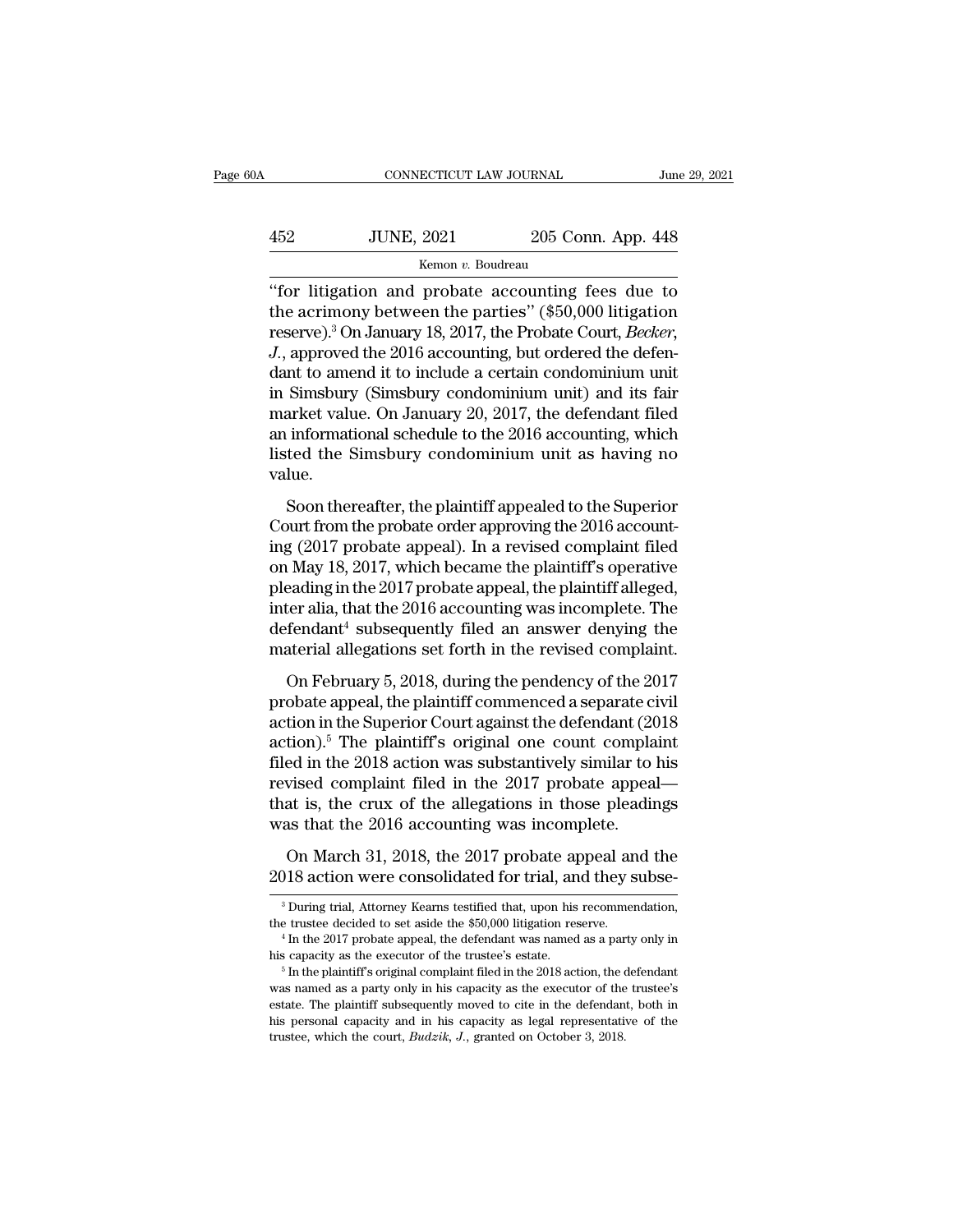"for litigation and probate accounting fees due to the acrimony between the parties" ($50,000 litigation reserve).[3] On January 18, 2017, the Probate Court, *Becker*, *J.*, approved the 2016 accounting, but ordered the defendant to amend it to include a certain condominium unit in Simsbury (Simsbury condominium unit) and its fair market value. On January 20, 2017, the defendant filed an informational schedule to the 2016 accounting, which listed the Simsbury condominium unit as having no value.

Soon thereafter, the plaintiff appealed to the Superior Court from the probate order approving the 2016 accounting (2017 probate appeal). In a revised complaint filed on May 18, 2017, which became the plaintiff's operative pleading in the 2017 probate appeal, the plaintiff alleged, inter alia, that the 2016 accounting was incomplete. The defendant[4] subsequently filed an answer denying the material allegations set forth in the revised complaint.

On February 5, 2018, during the pendency of the 2017 probate appeal, the plaintiff commenced a separate civil action in the Superior Court against the defendant (2018 action).[5] The plaintiff's original one count complaint filed in the 2018 action was substantively similar to his revised complaint filed in the 2017 probate appeal—that is, the crux of the allegations in those pleadings was that the 2016 accounting was incomplete.

On March 31, 2018, the 2017 probate appeal and the 2018 action were consolidated for trial, and they subse-

[3] During trial, Attorney Kearns testified that, upon his recommendation, the trustee decided to set aside the $50,000 litigation reserve.

[4] In the 2017 probate appeal, the defendant was named as a party only in his capacity as the executor of the trustee's estate.

[5] In the plaintiff's original complaint filed in the 2018 action, the defendant was named as a party only in his capacity as the executor of the trustee's estate. The plaintiff subsequently moved to cite in the defendant, both in his personal capacity and in his capacity as legal representative of the trustee, which the court, *Budzik*, *J.*, granted on October 3, 2018.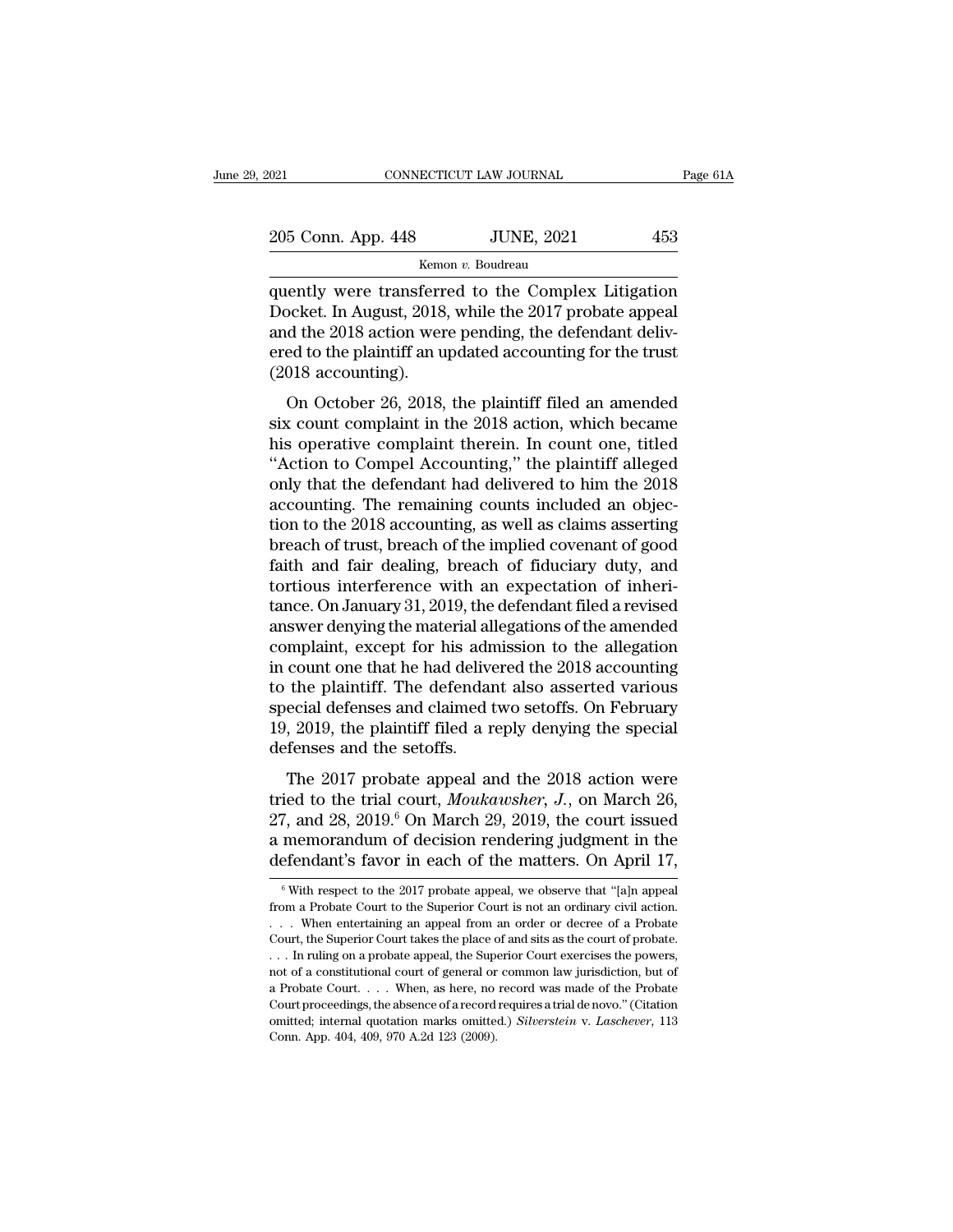quently were transferred to the Complex Litigation Docket. In August, 2018, while the 2017 probate appeal and the 2018 action were pending, the defendant delivered to the plaintiff an updated accounting for the trust (2018 accounting).

On October 26, 2018, the plaintiff filed an amended six count complaint in the 2018 action, which became his operative complaint therein. In count one, titled "Action to Compel Accounting," the plaintiff alleged only that the defendant had delivered to him the 2018 accounting. The remaining counts included an objection to the 2018 accounting, as well as claims asserting breach of trust, breach of the implied covenant of good faith and fair dealing, breach of fiduciary duty, and tortious interference with an expectation of inheritance. On January 31, 2019, the defendant filed a revised answer denying the material allegations of the amended complaint, except for his admission to the allegation in count one that he had delivered the 2018 accounting to the plaintiff. The defendant also asserted various special defenses and claimed two setoffs. On February 19, 2019, the plaintiff filed a reply denying the special defenses and the setoffs.

The 2017 probate appeal and the 2018 action were tried to the trial court, *Moukawsher, J.*, on March 26, 27, and 28, 2019.[6] On March 29, 2019, the court issued a memorandum of decision rendering judgment in the defendant's favor in each of the matters. On April 17,

---

[6] With respect to the 2017 probate appeal, we observe that "[a]n appeal from a Probate Court to the Superior Court is not an ordinary civil action. . . . When entertaining an appeal from an order or decree of a Probate Court, the Superior Court takes the place of and sits as the court of probate. . . . In ruling on a probate appeal, the Superior Court exercises the powers, not of a constitutional court of general or common law jurisdiction, but of a Probate Court. . . . When, as here, no record was made of the Probate Court proceedings, the absence of a record requires a trial de novo." (Citation omitted; internal quotation marks omitted.) *Silverstein* v. *Laschever*, 113 Conn. App. 404, 409, 970 A.2d 123 (2009).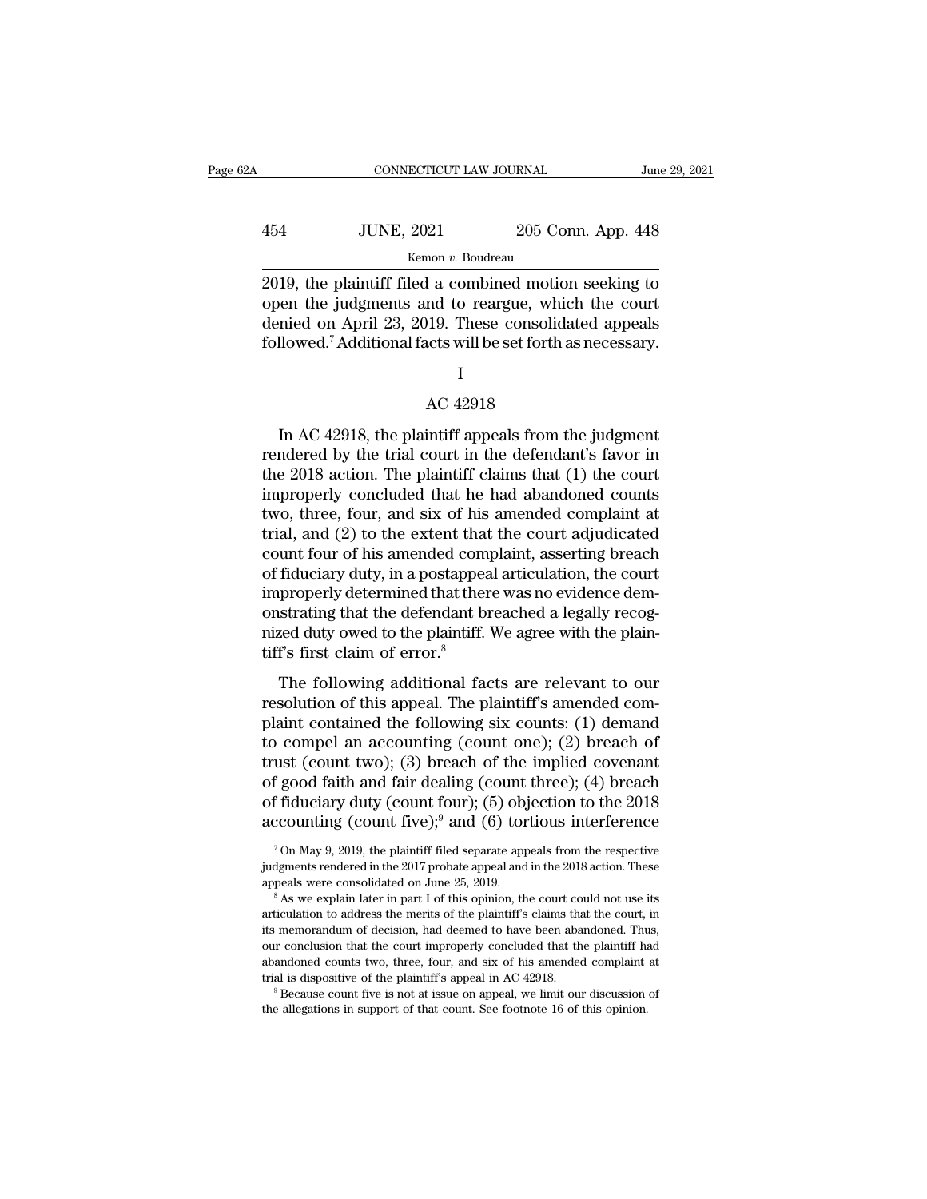2019, the plaintiff filed a combined motion seeking to open the judgments and to reargue, which the court denied on April 23, 2019. These consolidated appeals followed.[7] Additional facts will be set forth as necessary.

## I

## AC 42918

In AC 42918, the plaintiff appeals from the judgment rendered by the trial court in the defendant's favor in the 2018 action. The plaintiff claims that (1) the court improperly concluded that he had abandoned counts two, three, four, and six of his amended complaint at trial, and (2) to the extent that the court adjudicated count four of his amended complaint, asserting breach of fiduciary duty, in a postappeal articulation, the court improperly determined that there was no evidence demonstrating that the defendant breached a legally recognized duty owed to the plaintiff. We agree with the plaintiff's first claim of error.[8]

The following additional facts are relevant to our resolution of this appeal. The plaintiff's amended complaint contained the following six counts: (1) demand to compel an accounting (count one); (2) breach of trust (count two); (3) breach of the implied covenant of good faith and fair dealing (count three); (4) breach of fiduciary duty (count four); (5) objection to the 2018 accounting (count five);[9] and (6) tortious interference

---

[7] On May 9, 2019, the plaintiff filed separate appeals from the respective judgments rendered in the 2017 probate appeal and in the 2018 action. These appeals were consolidated on June 25, 2019.

[8] As we explain later in part I of this opinion, the court could not use its articulation to address the merits of the plaintiff's claims that the court, in its memorandum of decision, had deemed to have been abandoned. Thus, our conclusion that the court improperly concluded that the plaintiff had abandoned counts two, three, four, and six of his amended complaint at trial is dispositive of the plaintiff's appeal in AC 42918.

[9] Because count five is not at issue on appeal, we limit our discussion of the allegations in support of that count. See footnote 16 of this opinion.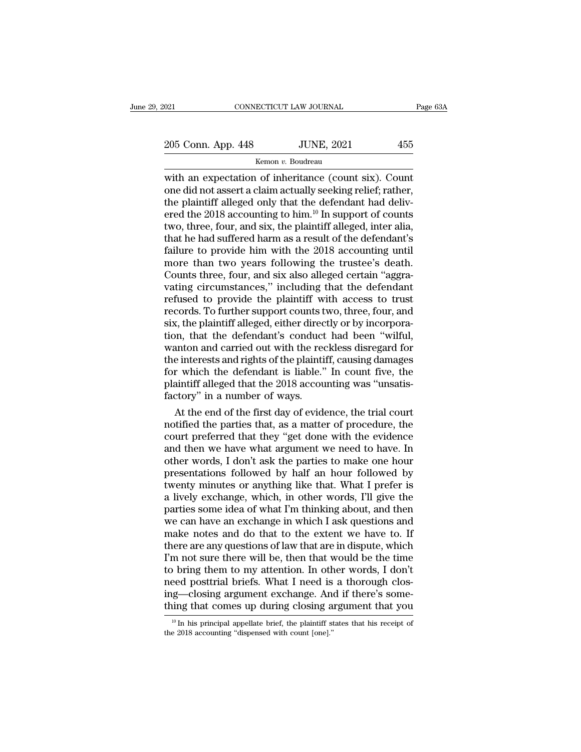with an expectation of inheritance (count six). Count one did not assert a claim actually seeking relief; rather, the plaintiff alleged only that the defendant had delivered the 2018 accounting to him.[10] In support of counts two, three, four, and six, the plaintiff alleged, inter alia, that he had suffered harm as a result of the defendant's failure to provide him with the 2018 accounting until more than two years following the trustee's death. Counts three, four, and six also alleged certain "aggravating circumstances," including that the defendant refused to provide the plaintiff with access to trust records. To further support counts two, three, four, and six, the plaintiff alleged, either directly or by incorporation, that the defendant's conduct had been "wilful, wanton and carried out with the reckless disregard for the interests and rights of the plaintiff, causing damages for which the defendant is liable." In count five, the plaintiff alleged that the 2018 accounting was "unsatisfactory" in a number of ways.

At the end of the first day of evidence, the trial court notified the parties that, as a matter of procedure, the court preferred that they "get done with the evidence and then we have what argument we need to have. In other words, I don't ask the parties to make one hour presentations followed by half an hour followed by twenty minutes or anything like that. What I prefer is a lively exchange, which, in other words, I'll give the parties some idea of what I'm thinking about, and then we can have an exchange in which I ask questions and make notes and do that to the extent we have to. If there are any questions of law that are in dispute, which I'm not sure there will be, then that would be the time to bring them to my attention. In other words, I don't need posttrial briefs. What I need is a thorough closing—closing argument exchange. And if there's something that comes up during closing argument that you

[10] In his principal appellate brief, the plaintiff states that his receipt of the 2018 accounting "dispensed with count [one]."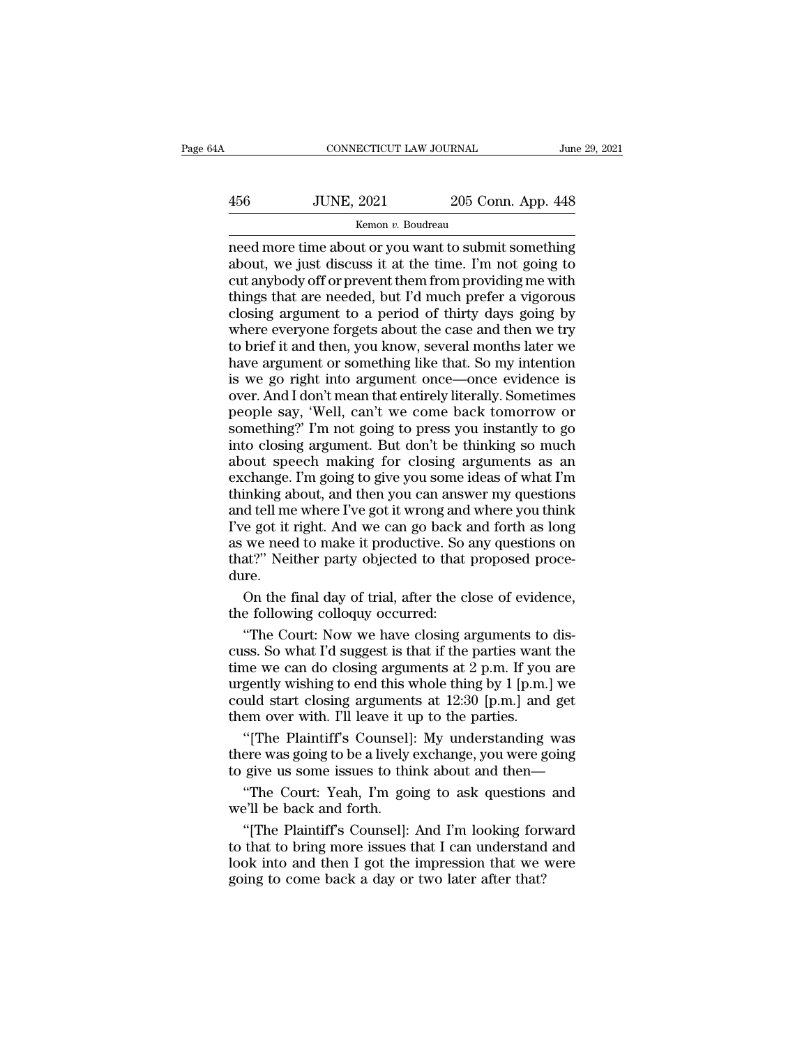need more time about or you want to submit something about, we just discuss it at the time. I'm not going to cut anybody off or prevent them from providing me with things that are needed, but I'd much prefer a vigorous closing argument to a period of thirty days going by where everyone forgets about the case and then we try to brief it and then, you know, several months later we have argument or something like that. So my intention is we go right into argument once—once evidence is over. And I don't mean that entirely literally. Sometimes people say, 'Well, can't we come back tomorrow or something?' I'm not going to press you instantly to go into closing argument. But don't be thinking so much about speech making for closing arguments as an exchange. I'm going to give you some ideas of what I'm thinking about, and then you can answer my questions and tell me where I've got it wrong and where you think I've got it right. And we can go back and forth as long as we need to make it productive. So any questions on that?" Neither party objected to that proposed procedure.

On the final day of trial, after the close of evidence, the following colloquy occurred:

"The Court: Now we have closing arguments to discuss. So what I'd suggest is that if the parties want the time we can do closing arguments at 2 p.m. If you are urgently wishing to end this whole thing by 1 [p.m.] we could start closing arguments at 12:30 [p.m.] and get them over with. I'll leave it up to the parties.

"[The Plaintiff's Counsel]: My understanding was there was going to be a lively exchange, you were going to give us some issues to think about and then—

"The Court: Yeah, I'm going to ask questions and we'll be back and forth.

"[The Plaintiff's Counsel]: And I'm looking forward to that to bring more issues that I can understand and look into and then I got the impression that we were going to come back a day or two later after that?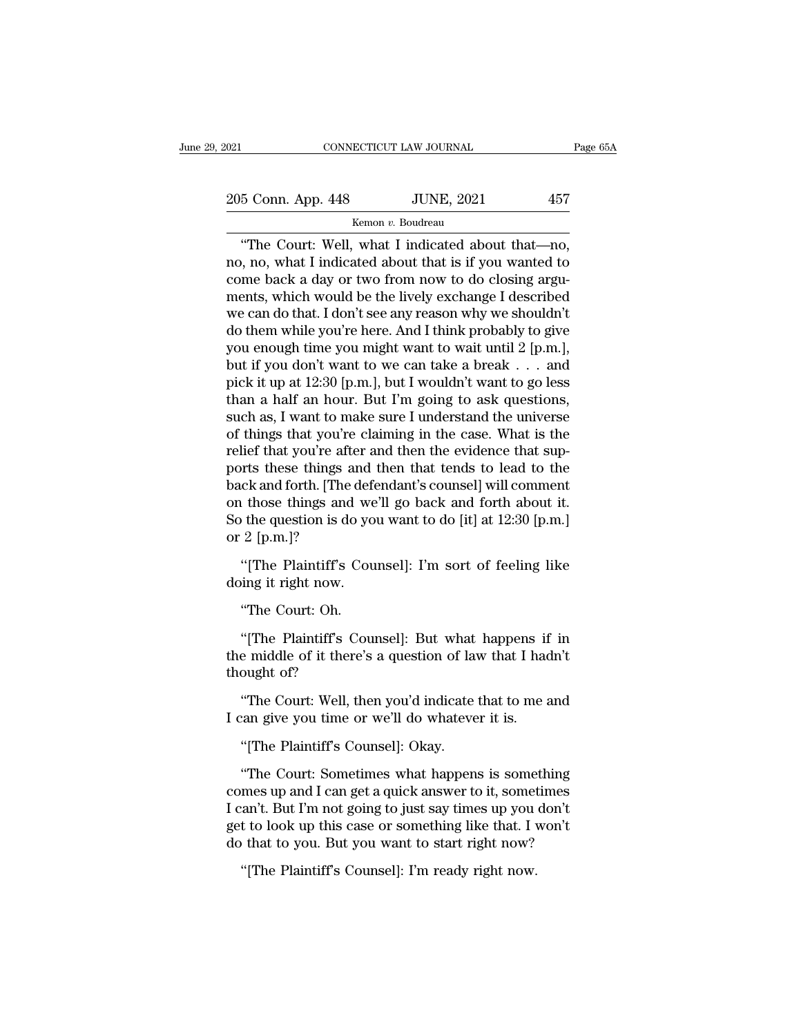"The Court: Well, what I indicated about that—no, no, no, what I indicated about that is if you wanted to come back a day or two from now to do closing arguments, which would be the lively exchange I described we can do that. I don't see any reason why we shouldn't do them while you're here. And I think probably to give you enough time you might want to wait until 2 [p.m.], but if you don't want to we can take a break . . . and pick it up at 12:30 [p.m.], but I wouldn't want to go less than a half an hour. But I'm going to ask questions, such as, I want to make sure I understand the universe of things that you're claiming in the case. What is the relief that you're after and then the evidence that supports these things and then that tends to lead to the back and forth. [The defendant's counsel] will comment on those things and we'll go back and forth about it. So the question is do you want to do [it] at 12:30 [p.m.] or 2 [p.m.]?

"[The Plaintiff's Counsel]: I'm sort of feeling like doing it right now.

"The Court: Oh.

"[The Plaintiff's Counsel]: But what happens if in the middle of it there's a question of law that I hadn't thought of?

"The Court: Well, then you'd indicate that to me and I can give you time or we'll do whatever it is.

"[The Plaintiff's Counsel]: Okay.

"The Court: Sometimes what happens is something comes up and I can get a quick answer to it, sometimes I can't. But I'm not going to just say times up you don't get to look up this case or something like that. I won't do that to you. But you want to start right now?

"[The Plaintiff's Counsel]: I'm ready right now.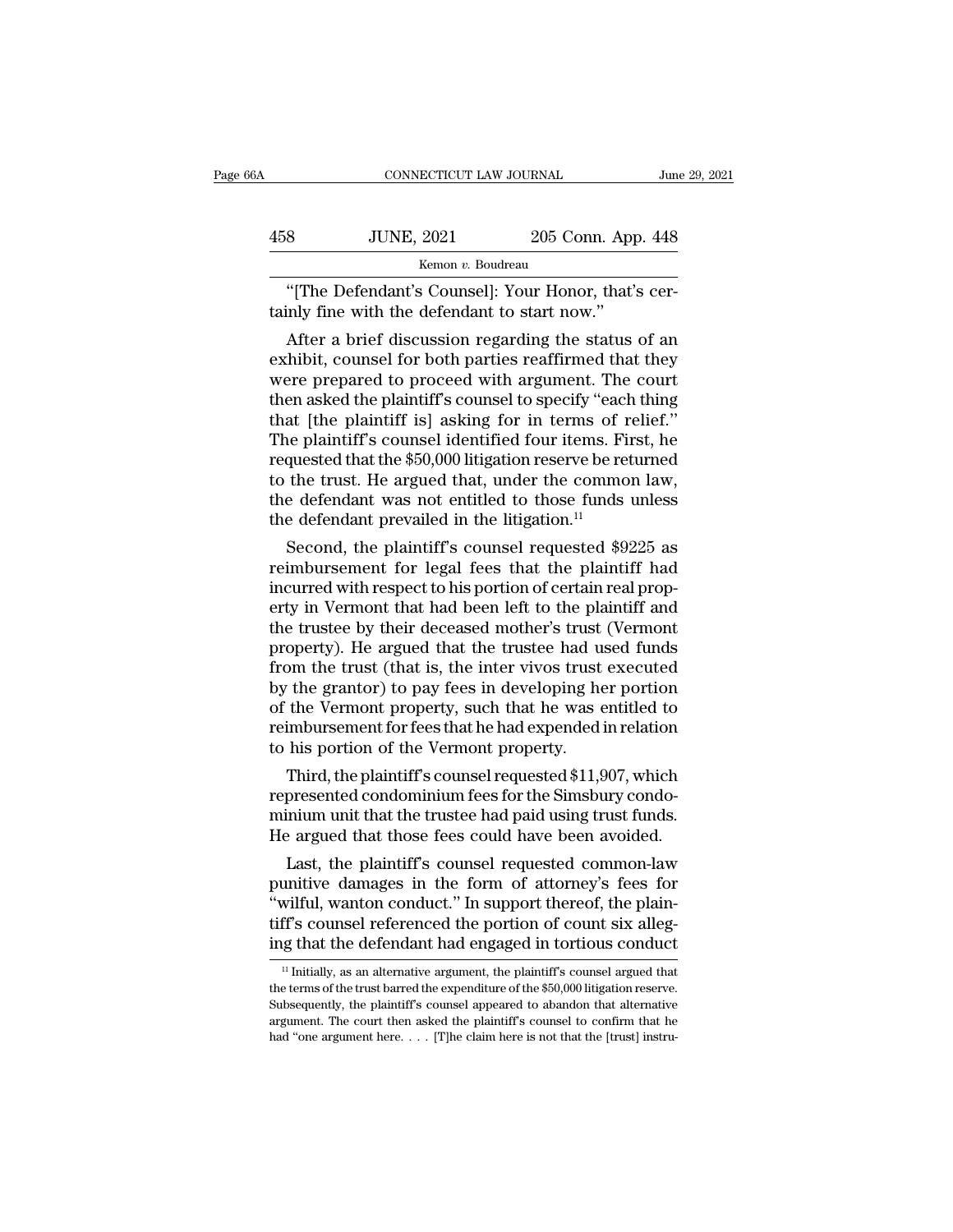"[The Defendant's Counsel]: Your Honor, that's certainly fine with the defendant to start now."

After a brief discussion regarding the status of an exhibit, counsel for both parties reaffirmed that they were prepared to proceed with argument. The court then asked the plaintiff's counsel to specify "each thing that [the plaintiff is] asking for in terms of relief." The plaintiff's counsel identified four items. First, he requested that the $50,000 litigation reserve be returned to the trust. He argued that, under the common law, the defendant was not entitled to those funds unless the defendant prevailed in the litigation.[11]

Second, the plaintiff's counsel requested $9225 as reimbursement for legal fees that the plaintiff had incurred with respect to his portion of certain real property in Vermont that had been left to the plaintiff and the trustee by their deceased mother's trust (Vermont property). He argued that the trustee had used funds from the trust (that is, the inter vivos trust executed by the grantor) to pay fees in developing her portion of the Vermont property, such that he was entitled to reimbursement for fees that he had expended in relation to his portion of the Vermont property.

Third, the plaintiff's counsel requested $11,907, which represented condominium fees for the Simsbury condominium unit that the trustee had paid using trust funds. He argued that those fees could have been avoided.

Last, the plaintiff's counsel requested common-law punitive damages in the form of attorney's fees for "wilful, wanton conduct." In support thereof, the plaintiff's counsel referenced the portion of count six alleging that the defendant had engaged in tortious conduct

[11] Initially, as an alternative argument, the plaintiff's counsel argued that the terms of the trust barred the expenditure of the $50,000 litigation reserve. Subsequently, the plaintiff's counsel appeared to abandon that alternative argument. The court then asked the plaintiff's counsel to confirm that he had "one argument here. . . . [T]he claim here is not that the [trust] instru-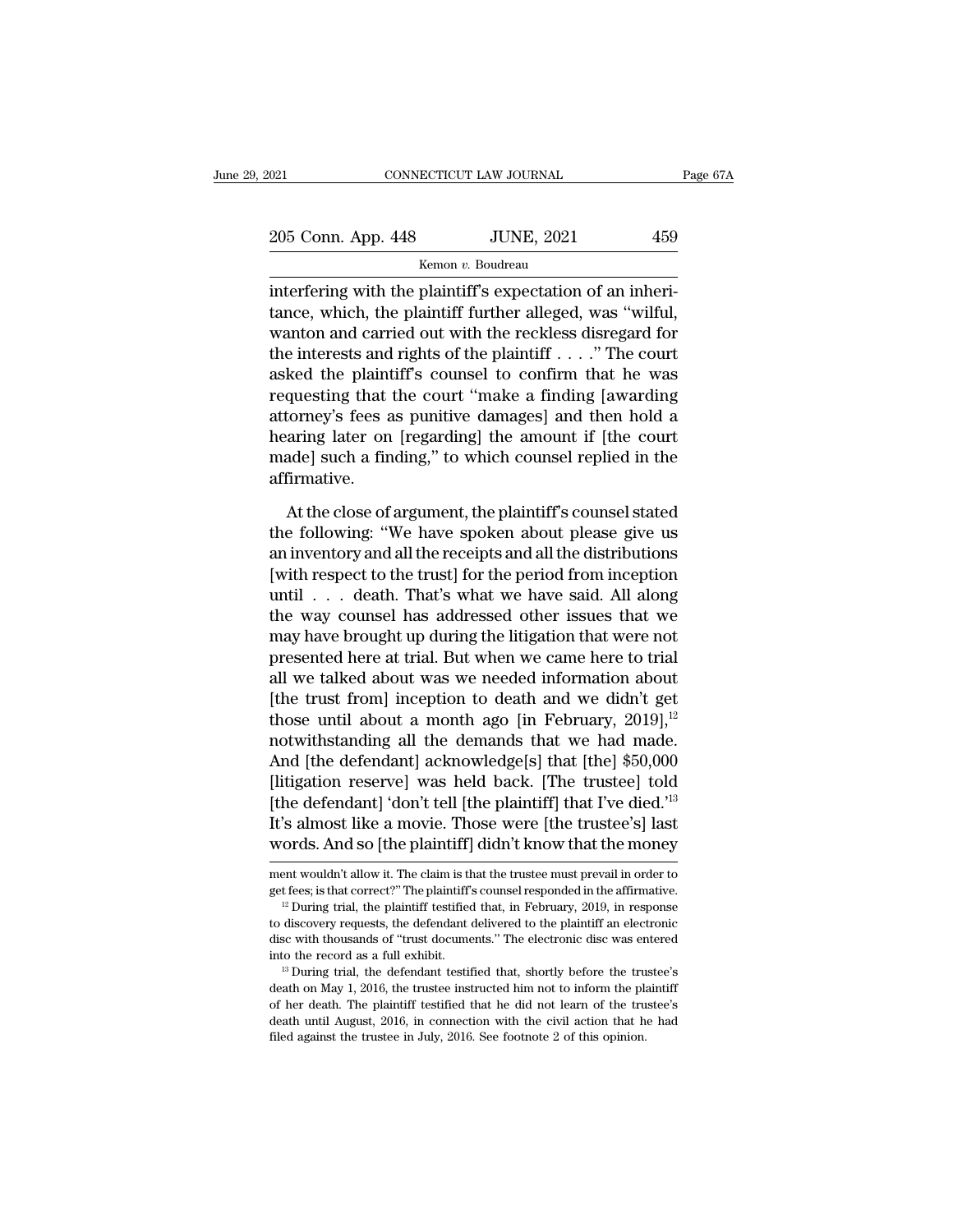interfering with the plaintiff's expectation of an inheritance, which, the plaintiff further alleged, was "wilful, wanton and carried out with the reckless disregard for the interests and rights of the plaintiff . . . ." The court asked the plaintiff's counsel to confirm that he was requesting that the court "make a finding [awarding attorney's fees as punitive damages] and then hold a hearing later on [regarding] the amount if [the court made] such a finding," to which counsel replied in the affirmative.

At the close of argument, the plaintiff's counsel stated the following: "We have spoken about please give us an inventory and all the receipts and all the distributions [with respect to the trust] for the period from inception until . . . death. That's what we have said. All along the way counsel has addressed other issues that we may have brought up during the litigation that were not presented here at trial. But when we came here to trial all we talked about was we needed information about [the trust from] inception to death and we didn't get those until about a month ago [in February, 2019],[12] notwithstanding all the demands that we had made. And [the defendant] acknowledge[s] that [the] $50,000 [litigation reserve] was held back. [The trustee] told [the defendant] 'don't tell [the plaintiff] that I've died.'[13] It's almost like a movie. Those were [the trustee's] last words. And so [the plaintiff] didn't know that the money

---

ment wouldn't allow it. The claim is that the trustee must prevail in order to get fees; is that correct?" The plaintiff's counsel responded in the affirmative.

[12] During trial, the plaintiff testified that, in February, 2019, in response to discovery requests, the defendant delivered to the plaintiff an electronic disc with thousands of "trust documents." The electronic disc was entered into the record as a full exhibit.

[13] During trial, the defendant testified that, shortly before the trustee's death on May 1, 2016, the trustee instructed him not to inform the plaintiff of her death. The plaintiff testified that he did not learn of the trustee's death until August, 2016, in connection with the civil action that he had filed against the trustee in July, 2016. See footnote 2 of this opinion.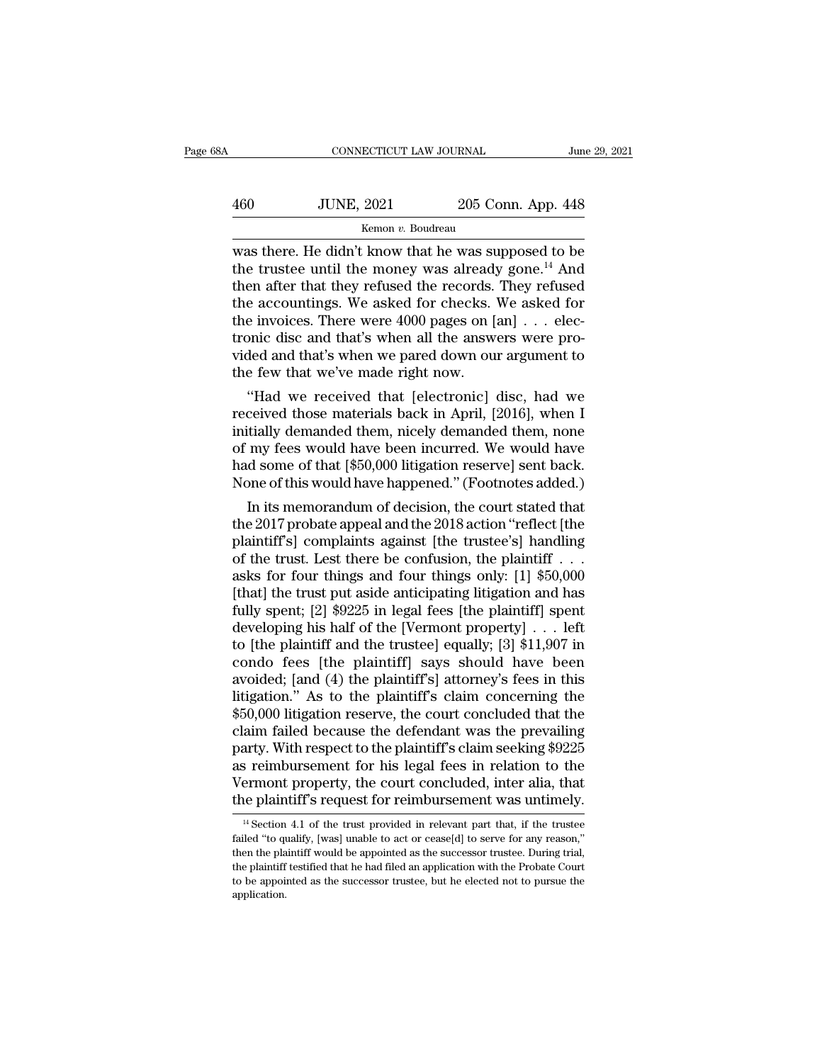was there. He didn't know that he was supposed to be the trustee until the money was already gone.[14] And then after that they refused the records. They refused the accountings. We asked for checks. We asked for the invoices. There were 4000 pages on [an] . . . electronic disc and that's when all the answers were provided and that's when we pared down our argument to the few that we've made right now.

"Had we received that [electronic] disc, had we received those materials back in April, [2016], when I initially demanded them, nicely demanded them, none of my fees would have been incurred. We would have had some of that [$50,000 litigation reserve] sent back. None of this would have happened." (Footnotes added.)

In its memorandum of decision, the court stated that the 2017 probate appeal and the 2018 action "reflect [the plaintiff's] complaints against [the trustee's] handling of the trust. Lest there be confusion, the plaintiff . . . asks for four things and four things only: [1] $50,000 [that] the trust put aside anticipating litigation and has fully spent; [2] $9225 in legal fees [the plaintiff] spent developing his half of the [Vermont property] . . . left to [the plaintiff and the trustee] equally; [3] $11,907 in condo fees [the plaintiff] says should have been avoided; [and (4) the plaintiff's] attorney's fees in this litigation." As to the plaintiff's claim concerning the $50,000 litigation reserve, the court concluded that the claim failed because the defendant was the prevailing party. With respect to the plaintiff's claim seeking $9225 as reimbursement for his legal fees in relation to the Vermont property, the court concluded, inter alia, that the plaintiff's request for reimbursement was untimely.

[14] Section 4.1 of the trust provided in relevant part that, if the trustee failed "to qualify, [was] unable to act or cease[d] to serve for any reason," then the plaintiff would be appointed as the successor trustee. During trial, the plaintiff testified that he had filed an application with the Probate Court to be appointed as the successor trustee, but he elected not to pursue the application.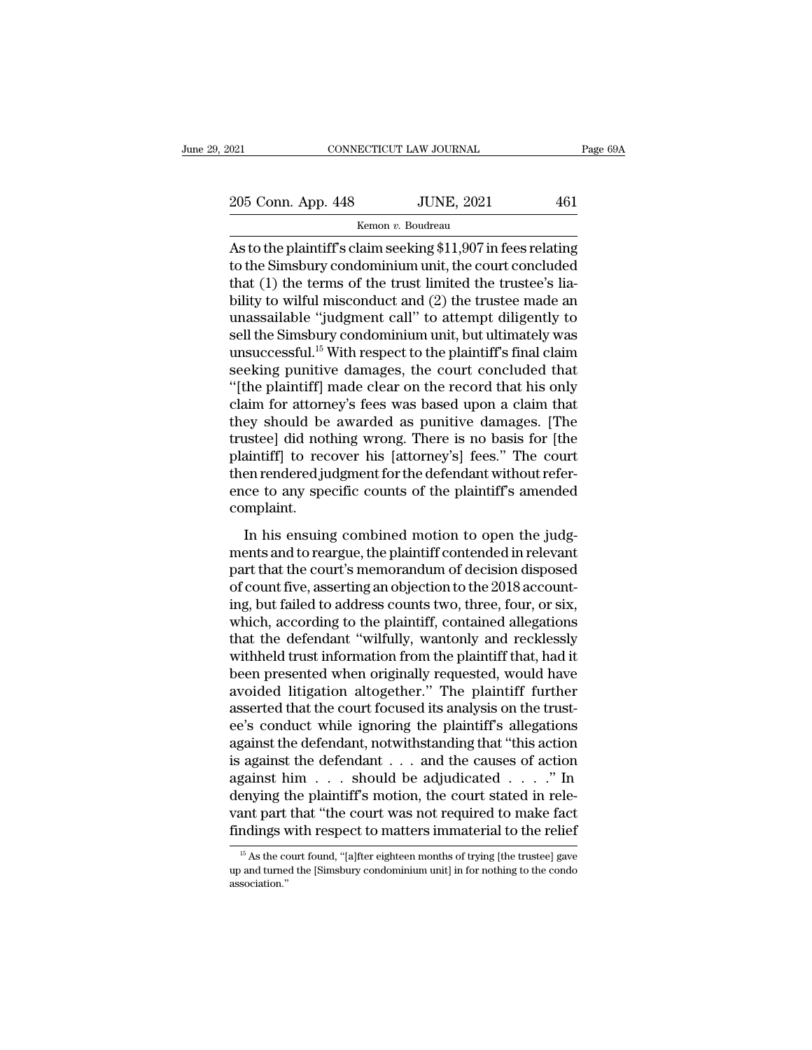As to the plaintiff's claim seeking $11,907 in fees relating to the Simsbury condominium unit, the court concluded that (1) the terms of the trust limited the trustee's liability to wilful misconduct and (2) the trustee made an unassailable "judgment call" to attempt diligently to sell the Simsbury condominium unit, but ultimately was unsuccessful.[15] With respect to the plaintiff's final claim seeking punitive damages, the court concluded that "[the plaintiff] made clear on the record that his only claim for attorney's fees was based upon a claim that they should be awarded as punitive damages. [The trustee] did nothing wrong. There is no basis for [the plaintiff] to recover his [attorney's] fees." The court then rendered judgment for the defendant without reference to any specific counts of the plaintiff's amended complaint.

In his ensuing combined motion to open the judgments and to reargue, the plaintiff contended in relevant part that the court's memorandum of decision disposed of count five, asserting an objection to the 2018 accounting, but failed to address counts two, three, four, or six, which, according to the plaintiff, contained allegations that the defendant "wilfully, wantonly and recklessly withheld trust information from the plaintiff that, had it been presented when originally requested, would have avoided litigation altogether." The plaintiff further asserted that the court focused its analysis on the trustee's conduct while ignoring the plaintiff's allegations against the defendant, notwithstanding that "this action is against the defendant . . . and the causes of action against him . . . should be adjudicated . . . ." In denying the plaintiff's motion, the court stated in relevant part that "the court was not required to make fact findings with respect to matters immaterial to the relief

[15] As the court found, "[a]fter eighteen months of trying [the trustee] gave up and turned the [Simsbury condominium unit] in for nothing to the condo association."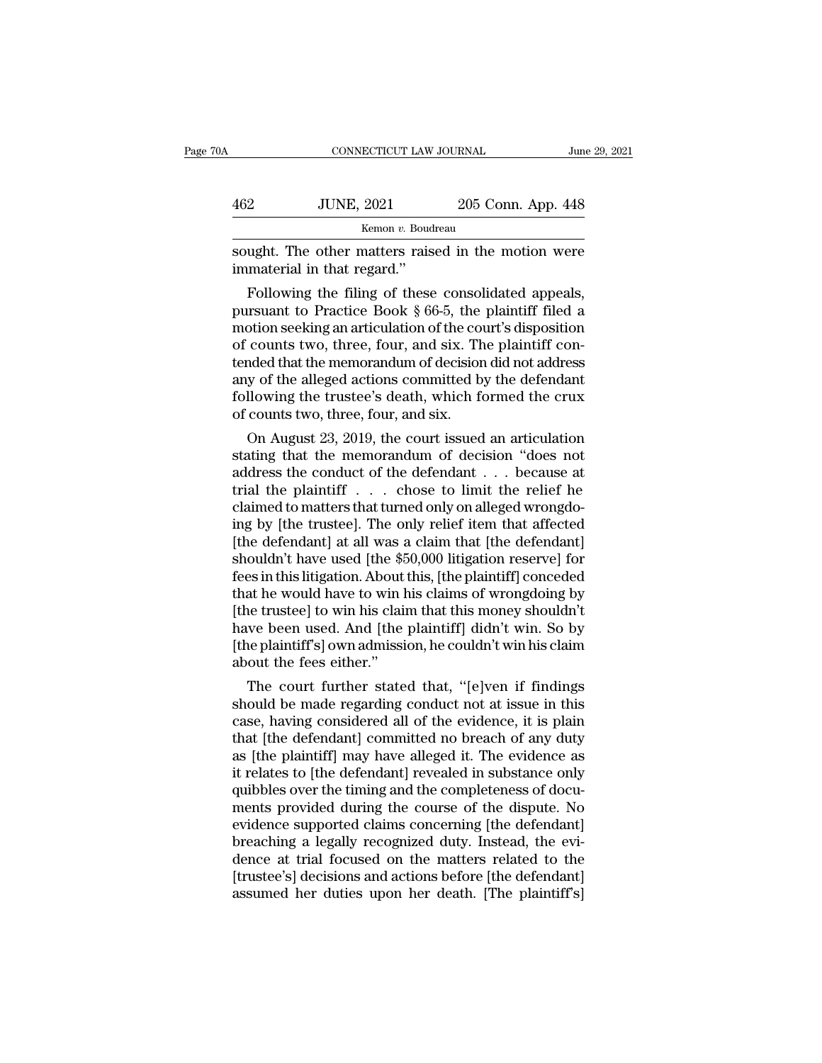sought. The other matters raised in the motion were immaterial in that regard."

Following the filing of these consolidated appeals, pursuant to Practice Book § 66-5, the plaintiff filed a motion seeking an articulation of the court's disposition of counts two, three, four, and six. The plaintiff contended that the memorandum of decision did not address any of the alleged actions committed by the defendant following the trustee's death, which formed the crux of counts two, three, four, and six.

On August 23, 2019, the court issued an articulation stating that the memorandum of decision "does not address the conduct of the defendant . . . because at trial the plaintiff . . . chose to limit the relief he claimed to matters that turned only on alleged wrongdoing by [the trustee]. The only relief item that affected [the defendant] at all was a claim that [the defendant] shouldn't have used [the $50,000 litigation reserve] for fees in this litigation. About this, [the plaintiff] conceded that he would have to win his claims of wrongdoing by [the trustee] to win his claim that this money shouldn't have been used. And [the plaintiff] didn't win. So by [the plaintiff's] own admission, he couldn't win his claim about the fees either."

The court further stated that, "[e]ven if findings should be made regarding conduct not at issue in this case, having considered all of the evidence, it is plain that [the defendant] committed no breach of any duty as [the plaintiff] may have alleged it. The evidence as it relates to [the defendant] revealed in substance only quibbles over the timing and the completeness of documents provided during the course of the dispute. No evidence supported claims concerning [the defendant] breaching a legally recognized duty. Instead, the evidence at trial focused on the matters related to the [trustee's] decisions and actions before [the defendant] assumed her duties upon her death. [The plaintiff's]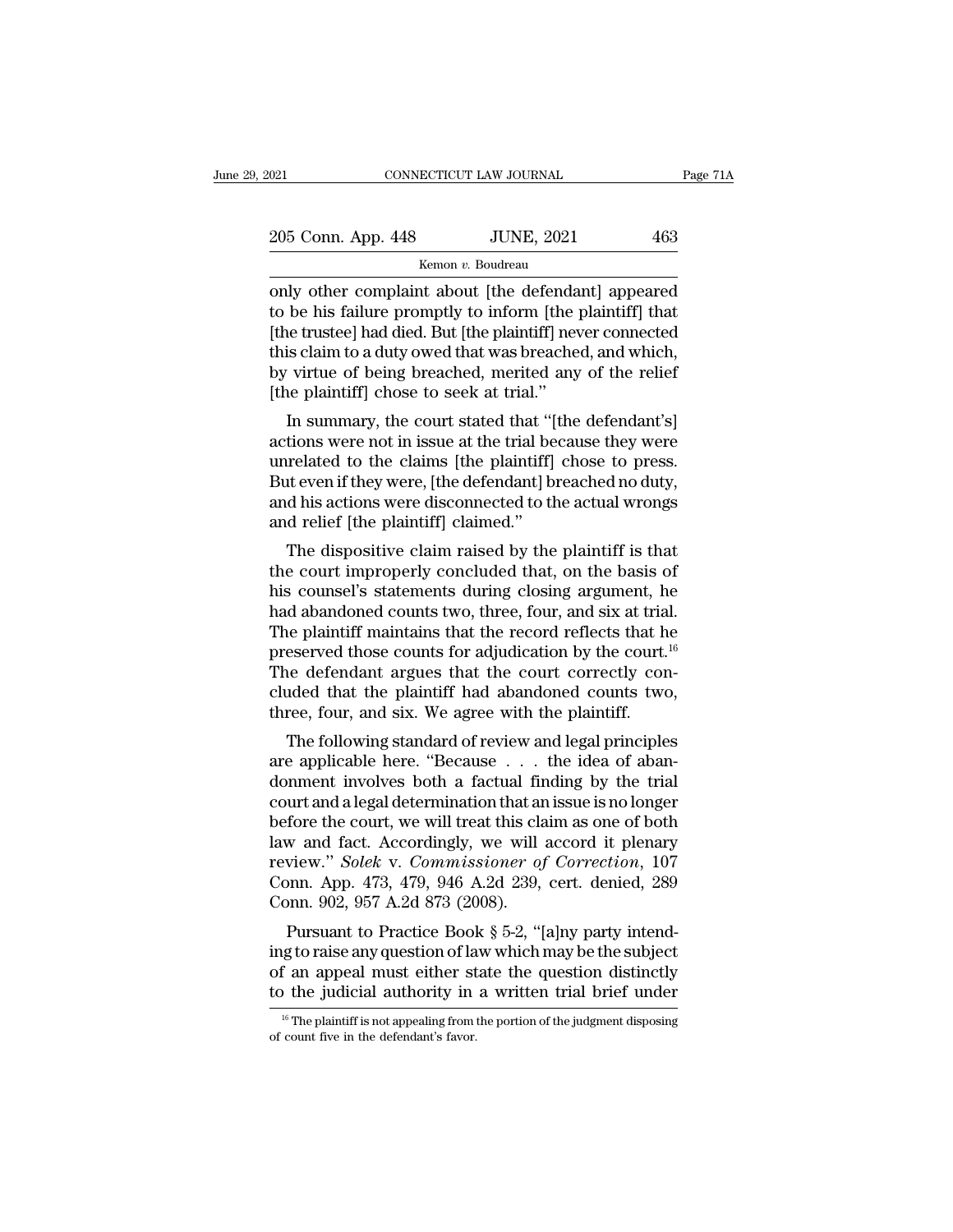only other complaint about [the defendant] appeared to be his failure promptly to inform [the plaintiff] that [the trustee] had died. But [the plaintiff] never connected this claim to a duty owed that was breached, and which, by virtue of being breached, merited any of the relief [the plaintiff] chose to seek at trial."

In summary, the court stated that "[the defendant's] actions were not in issue at the trial because they were unrelated to the claims [the plaintiff] chose to press. But even if they were, [the defendant] breached no duty, and his actions were disconnected to the actual wrongs and relief [the plaintiff] claimed."

The dispositive claim raised by the plaintiff is that the court improperly concluded that, on the basis of his counsel's statements during closing argument, he had abandoned counts two, three, four, and six at trial. The plaintiff maintains that the record reflects that he preserved those counts for adjudication by the court.[16] The defendant argues that the court correctly concluded that the plaintiff had abandoned counts two, three, four, and six. We agree with the plaintiff.

The following standard of review and legal principles are applicable here. "Because . . . the idea of abandonment involves both a factual finding by the trial court and a legal determination that an issue is no longer before the court, we will treat this claim as one of both law and fact. Accordingly, we will accord it plenary review." *Solek* v. *Commissioner of Correction*, 107 Conn. App. 473, 479, 946 A.2d 239, cert. denied, 289 Conn. 902, 957 A.2d 873 (2008).

Pursuant to Practice Book § 5-2, "[a]ny party intending to raise any question of law which may be the subject of an appeal must either state the question distinctly to the judicial authority in a written trial brief under

[16] The plaintiff is not appealing from the portion of the judgment disposing of count five in the defendant's favor.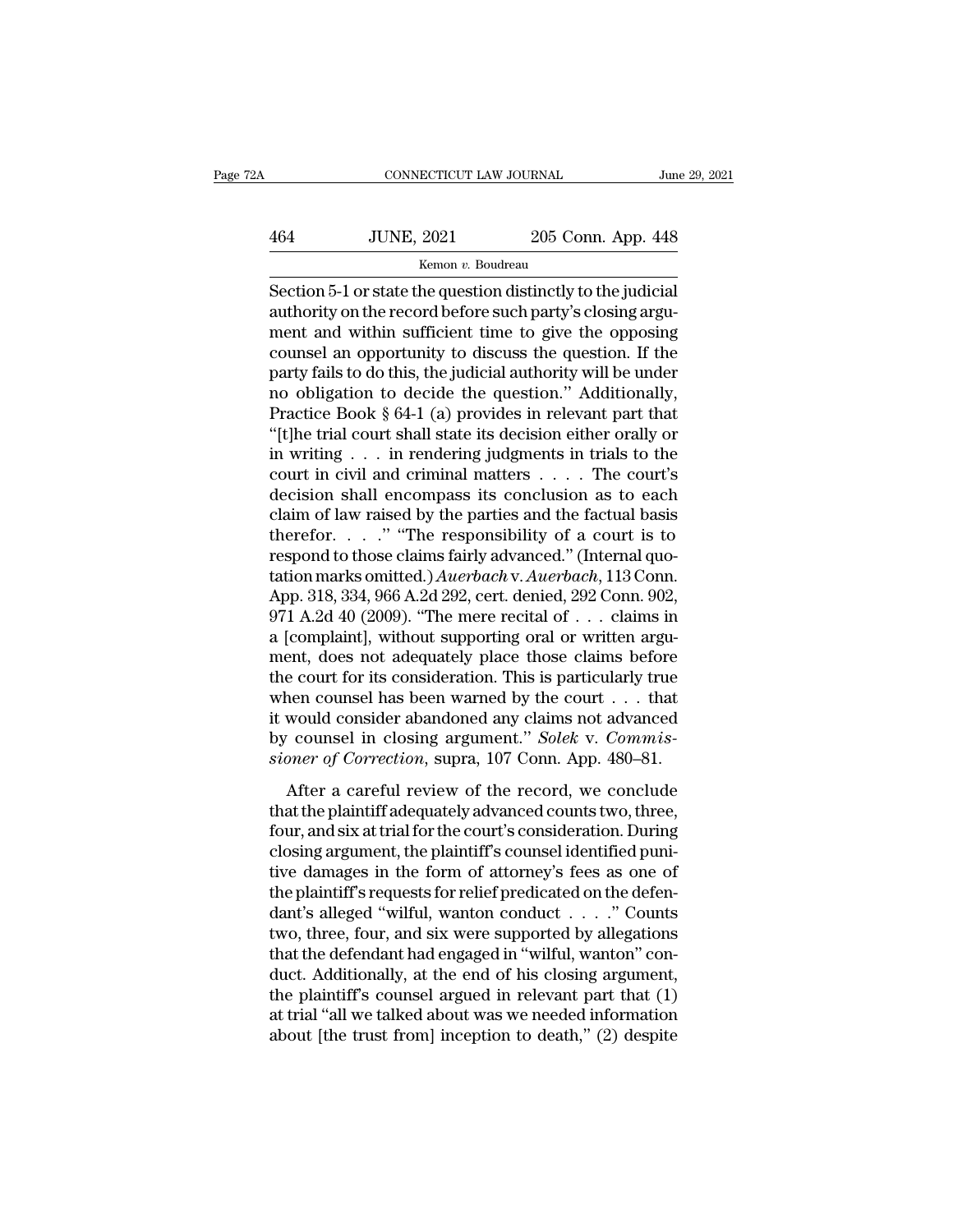Section 5-1 or state the question distinctly to the judicial authority on the record before such party's closing argument and within sufficient time to give the opposing counsel an opportunity to discuss the question. If the party fails to do this, the judicial authority will be under no obligation to decide the question." Additionally, Practice Book § 64-1 (a) provides in relevant part that "[t]he trial court shall state its decision either orally or in writing . . . in rendering judgments in trials to the court in civil and criminal matters . . . . The court's decision shall encompass its conclusion as to each claim of law raised by the parties and the factual basis therefor. . . ." "The responsibility of a court is to respond to those claims fairly advanced." (Internal quotation marks omitted.) *Auerbach* v. *Auerbach*, 113 Conn. App. 318, 334, 966 A.2d 292, cert. denied, 292 Conn. 902, 971 A.2d 40 (2009). "The mere recital of . . . claims in a [complaint], without supporting oral or written argument, does not adequately place those claims before the court for its consideration. This is particularly true when counsel has been warned by the court . . . that it would consider abandoned any claims not advanced by counsel in closing argument." *Solek* v. *Commissioner of Correction*, supra, 107 Conn. App. 480–81.

After a careful review of the record, we conclude that the plaintiff adequately advanced counts two, three, four, and six at trial for the court's consideration. During closing argument, the plaintiff's counsel identified punitive damages in the form of attorney's fees as one of the plaintiff's requests for relief predicated on the defendant's alleged "wilful, wanton conduct . . . ." Counts two, three, four, and six were supported by allegations that the defendant had engaged in "wilful, wanton" conduct. Additionally, at the end of his closing argument, the plaintiff's counsel argued in relevant part that (1) at trial "all we talked about was we needed information about [the trust from] inception to death," (2) despite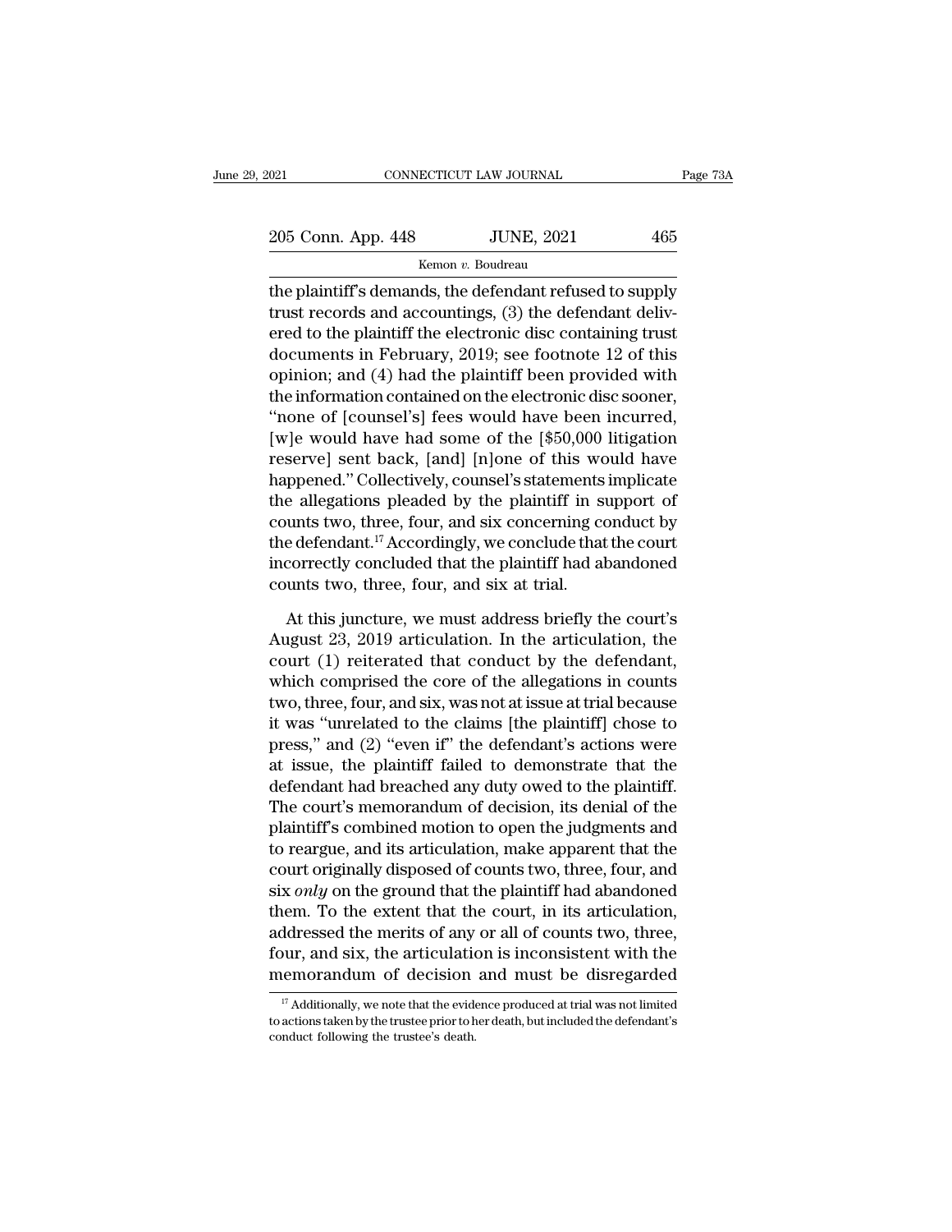the plaintiff's demands, the defendant refused to supply trust records and accountings, (3) the defendant delivered to the plaintiff the electronic disc containing trust documents in February, 2019; see footnote 12 of this opinion; and (4) had the plaintiff been provided with the information contained on the electronic disc sooner, "none of [counsel's] fees would have been incurred, [w]e would have had some of the [$50,000 litigation reserve] sent back, [and] [n]one of this would have happened." Collectively, counsel's statements implicate the allegations pleaded by the plaintiff in support of counts two, three, four, and six concerning conduct by the defendant.[17] Accordingly, we conclude that the court incorrectly concluded that the plaintiff had abandoned counts two, three, four, and six at trial.

At this juncture, we must address briefly the court's August 23, 2019 articulation. In the articulation, the court (1) reiterated that conduct by the defendant, which comprised the core of the allegations in counts two, three, four, and six, was not at issue at trial because it was "unrelated to the claims [the plaintiff] chose to press," and (2) "even if" the defendant's actions were at issue, the plaintiff failed to demonstrate that the defendant had breached any duty owed to the plaintiff. The court's memorandum of decision, its denial of the plaintiff's combined motion to open the judgments and to reargue, and its articulation, make apparent that the court originally disposed of counts two, three, four, and six *only* on the ground that the plaintiff had abandoned them. To the extent that the court, in its articulation, addressed the merits of any or all of counts two, three, four, and six, the articulation is inconsistent with the memorandum of decision and must be disregarded

[17] Additionally, we note that the evidence produced at trial was not limited to actions taken by the trustee prior to her death, but included the defendant's conduct following the trustee's death.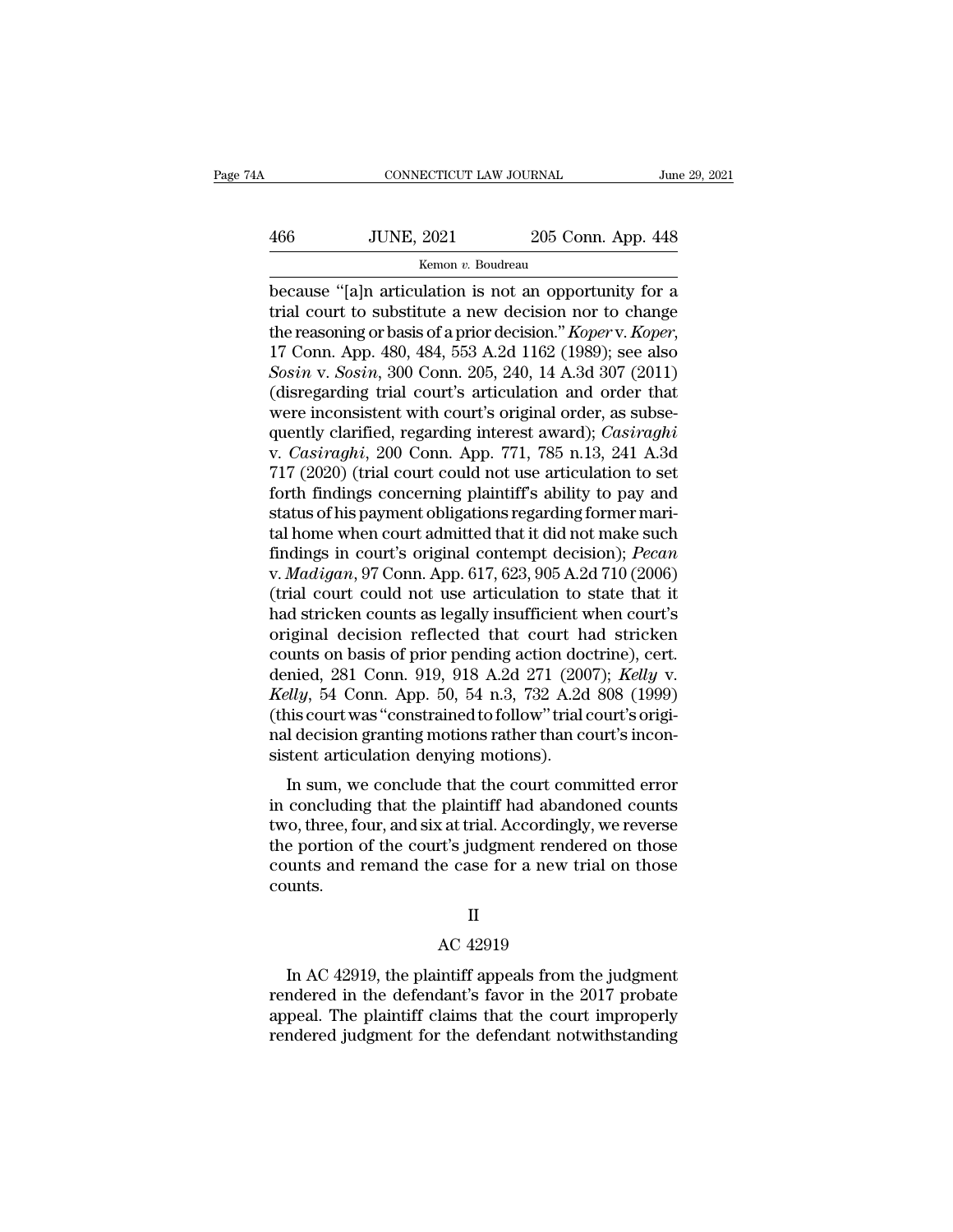because "[a]n articulation is not an opportunity for a trial court to substitute a new decision nor to change the reasoning or basis of a prior decision." *Koper* v. *Koper*, 17 Conn. App. 480, 484, 553 A.2d 1162 (1989); see also *Sosin* v. *Sosin*, 300 Conn. 205, 240, 14 A.3d 307 (2011) (disregarding trial court's articulation and order that were inconsistent with court's original order, as subsequently clarified, regarding interest award); *Casiraghi* v. *Casiraghi*, 200 Conn. App. 771, 785 n.13, 241 A.3d 717 (2020) (trial court could not use articulation to set forth findings concerning plaintiff's ability to pay and status of his payment obligations regarding former marital home when court admitted that it did not make such findings in court's original contempt decision); *Pecan* v. *Madigan*, 97 Conn. App. 617, 623, 905 A.2d 710 (2006) (trial court could not use articulation to state that it had stricken counts as legally insufficient when court's original decision reflected that court had stricken counts on basis of prior pending action doctrine), cert. denied, 281 Conn. 919, 918 A.2d 271 (2007); *Kelly* v. *Kelly*, 54 Conn. App. 50, 54 n.3, 732 A.2d 808 (1999) (this court was "constrained to follow" trial court's original decision granting motions rather than court's inconsistent articulation denying motions).

In sum, we conclude that the court committed error in concluding that the plaintiff had abandoned counts two, three, four, and six at trial. Accordingly, we reverse the portion of the court's judgment rendered on those counts and remand the case for a new trial on those counts.

## II

## AC 42919

In AC 42919, the plaintiff appeals from the judgment rendered in the defendant's favor in the 2017 probate appeal. The plaintiff claims that the court improperly rendered judgment for the defendant notwithstanding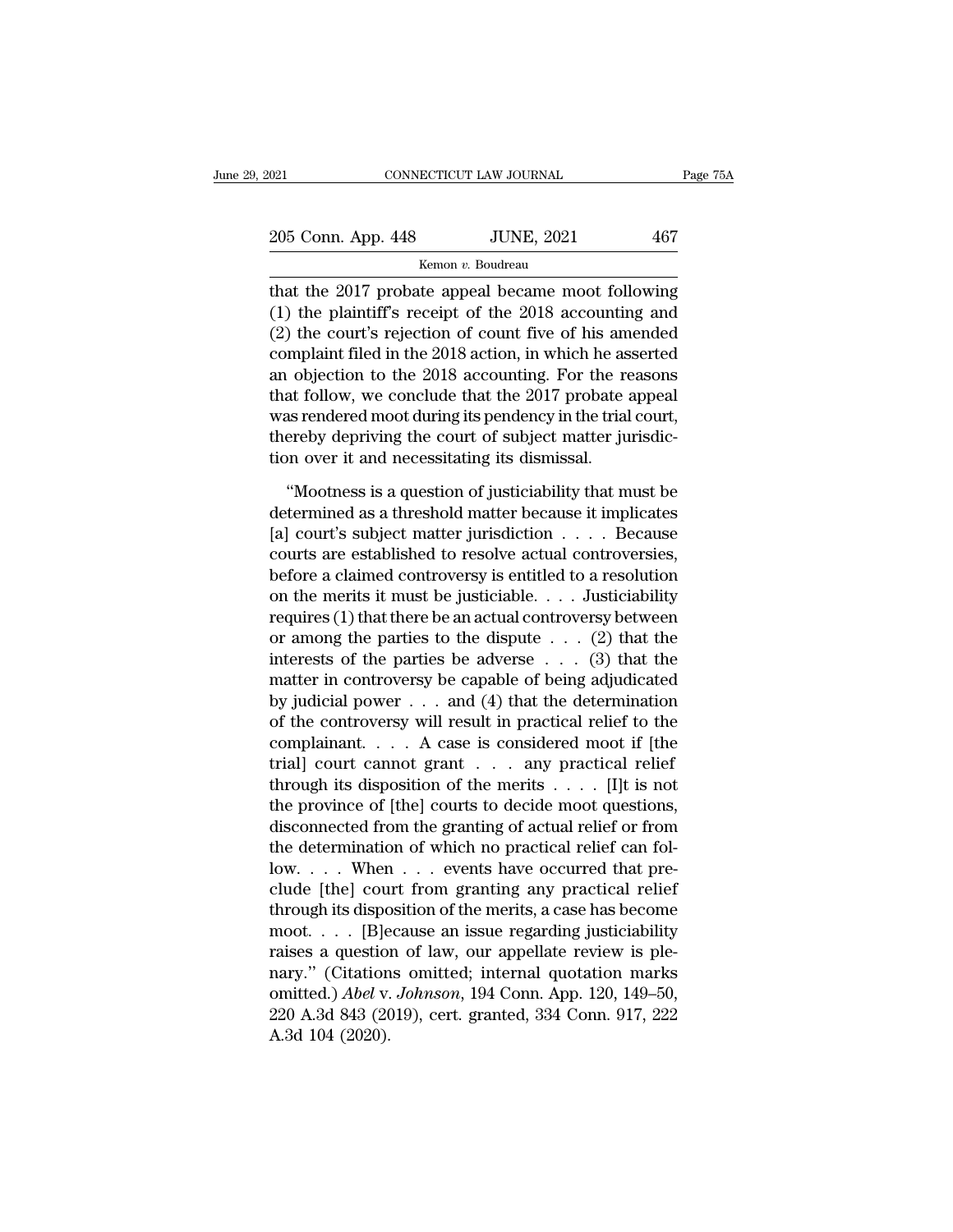that the 2017 probate appeal became moot following (1) the plaintiff's receipt of the 2018 accounting and (2) the court's rejection of count five of his amended complaint filed in the 2018 action, in which he asserted an objection to the 2018 accounting. For the reasons that follow, we conclude that the 2017 probate appeal was rendered moot during its pendency in the trial court, thereby depriving the court of subject matter jurisdiction over it and necessitating its dismissal.

"Mootness is a question of justiciability that must be determined as a threshold matter because it implicates [a] court's subject matter jurisdiction . . . . Because courts are established to resolve actual controversies, before a claimed controversy is entitled to a resolution on the merits it must be justiciable. . . . Justiciability requires (1) that there be an actual controversy between or among the parties to the dispute . . . (2) that the interests of the parties be adverse . . . (3) that the matter in controversy be capable of being adjudicated by judicial power . . . and (4) that the determination of the controversy will result in practical relief to the complainant. . . . A case is considered moot if [the trial] court cannot grant . . . any practical relief through its disposition of the merits . . . . [I]t is not the province of [the] courts to decide moot questions, disconnected from the granting of actual relief or from the determination of which no practical relief can follow. . . . When . . . events have occurred that preclude [the] court from granting any practical relief through its disposition of the merits, a case has become moot. . . . [B]ecause an issue regarding justiciability raises a question of law, our appellate review is plenary." (Citations omitted; internal quotation marks omitted.) *Abel* v. *Johnson*, 194 Conn. App. 120, 149–50, 220 A.3d 843 (2019), cert. granted, 334 Conn. 917, 222 A.3d 104 (2020).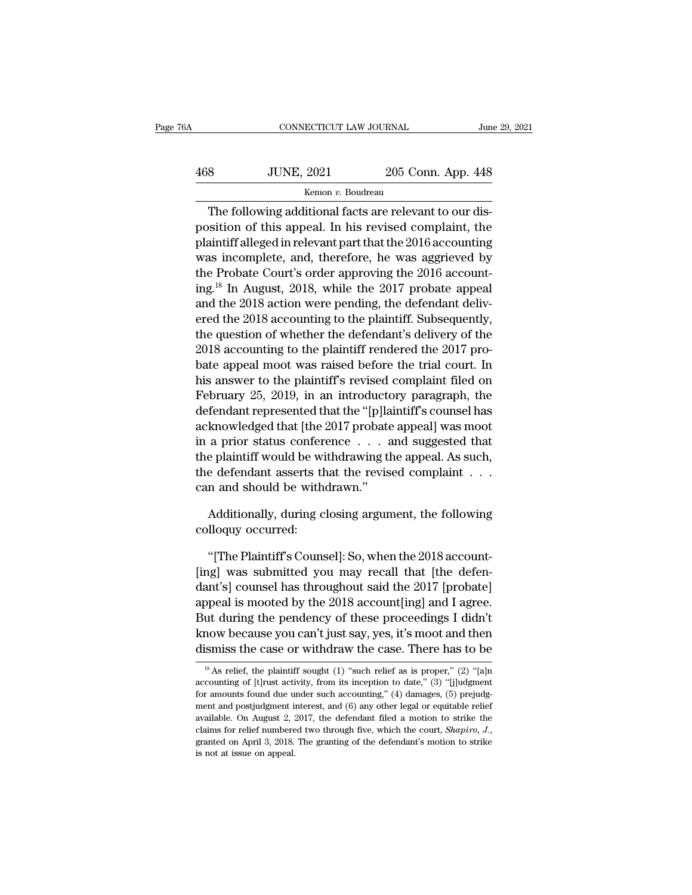The following additional facts are relevant to our disposition of this appeal. In his revised complaint, the plaintiff alleged in relevant part that the 2016 accounting was incomplete, and, therefore, he was aggrieved by the Probate Court's order approving the 2016 accounting.[18] In August, 2018, while the 2017 probate appeal and the 2018 action were pending, the defendant delivered the 2018 accounting to the plaintiff. Subsequently, the question of whether the defendant's delivery of the 2018 accounting to the plaintiff rendered the 2017 probate appeal moot was raised before the trial court. In his answer to the plaintiff's revised complaint filed on February 25, 2019, in an introductory paragraph, the defendant represented that the "[p]laintiff's counsel has acknowledged that [the 2017 probate appeal] was moot in a prior status conference . . . and suggested that the plaintiff would be withdrawing the appeal. As such, the defendant asserts that the revised complaint . . . can and should be withdrawn."

Additionally, during closing argument, the following colloquy occurred:

"[The Plaintiff's Counsel]: So, when the 2018 account[ing] was submitted you may recall that [the defendant's] counsel has throughout said the 2017 [probate] appeal is mooted by the 2018 account[ing] and I agree. But during the pendency of these proceedings I didn't know because you can't just say, yes, it's moot and then dismiss the case or withdraw the case. There has to be

[18] As relief, the plaintiff sought (1) "such relief as is proper," (2) "[a]n accounting of [t]rust activity, from its inception to date," (3) "[j]udgment for amounts found due under such accounting," (4) damages, (5) prejudgment and postjudgment interest, and (6) any other legal or equitable relief available. On August 2, 2017, the defendant filed a motion to strike the claims for relief numbered two through five, which the court, *Shapiro, J.*, granted on April 3, 2018. The granting of the defendant's motion to strike is not at issue on appeal.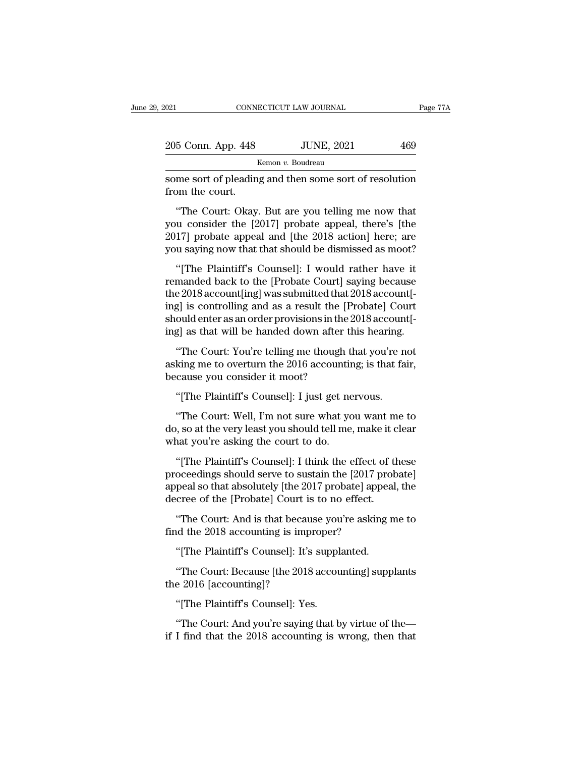some sort of pleading and then some sort of resolution from the court.

"The Court: Okay. But are you telling me now that you consider the [2017] probate appeal, there's [the 2017] probate appeal and [the 2018 action] here; are you saying now that that should be dismissed as moot?

"[The Plaintiff's Counsel]: I would rather have it remanded back to the [Probate Court] saying because the 2018 account[ing] was submitted that 2018 account[ing] is controlling and as a result the [Probate] Court should enter as an order provisions in the 2018 account[ing] as that will be handed down after this hearing.

"The Court: You're telling me though that you're not asking me to overturn the 2016 accounting; is that fair, because you consider it moot?

"[The Plaintiff's Counsel]: I just get nervous.

"The Court: Well, I'm not sure what you want me to do, so at the very least you should tell me, make it clear what you're asking the court to do.

"[The Plaintiff's Counsel]: I think the effect of these proceedings should serve to sustain the [2017 probate] appeal so that absolutely [the 2017 probate] appeal, the decree of the [Probate] Court is to no effect.

"The Court: And is that because you're asking me to find the 2018 accounting is improper?

"[The Plaintiff's Counsel]: It's supplanted.

"The Court: Because [the 2018 accounting] supplants the 2016 [accounting]?

"[The Plaintiff's Counsel]: Yes.

"The Court: And you're saying that by virtue of the— if I find that the 2018 accounting is wrong, then that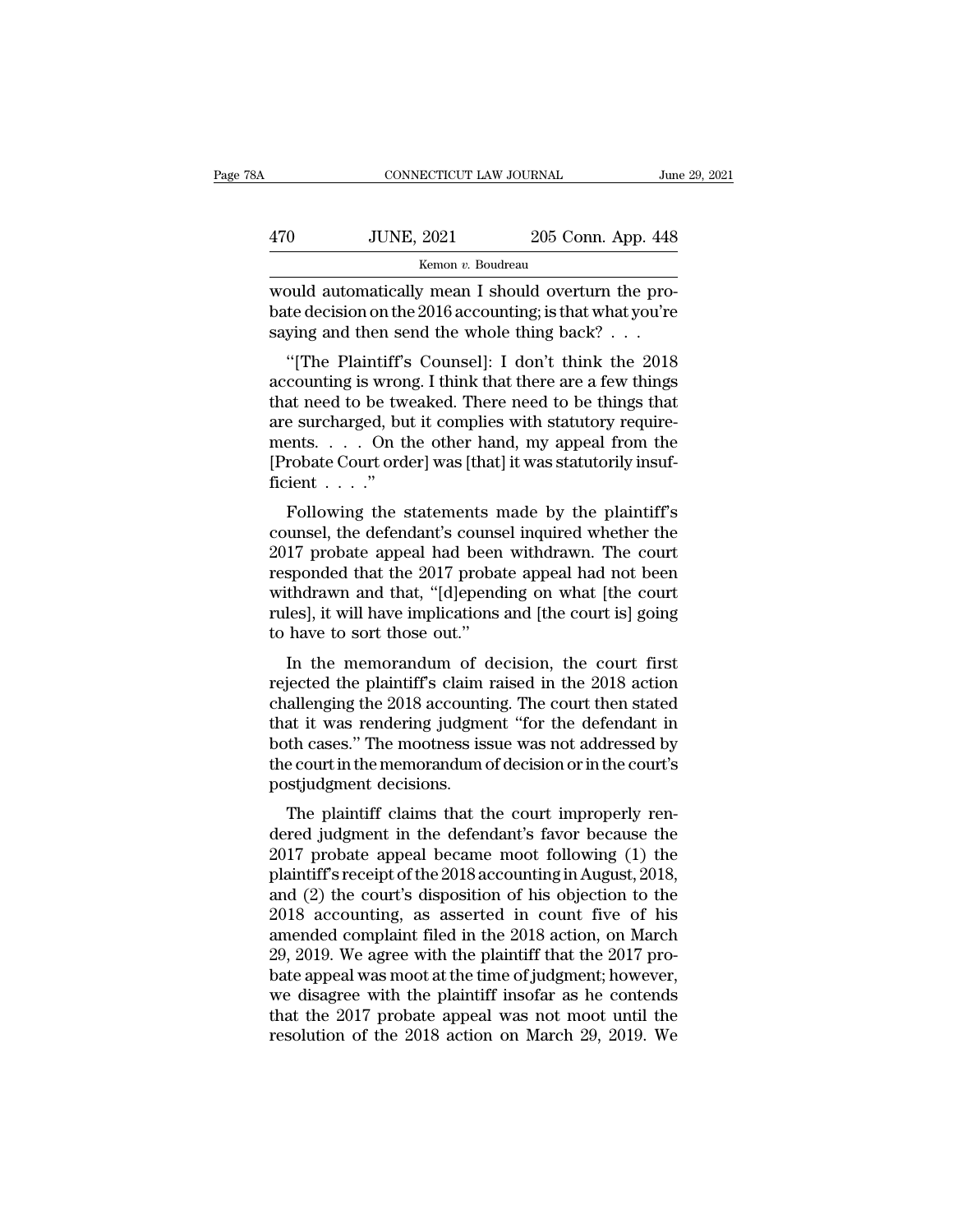would automatically mean I should overturn the probate decision on the 2016 accounting; is that what you're saying and then send the whole thing back? . . .

"[The Plaintiff's Counsel]: I don't think the 2018 accounting is wrong. I think that there are a few things that need to be tweaked. There need to be things that are surcharged, but it complies with statutory requirements. . . . On the other hand, my appeal from the [Probate Court order] was [that] it was statutorily insufficient . . . ."

Following the statements made by the plaintiff's counsel, the defendant's counsel inquired whether the 2017 probate appeal had been withdrawn. The court responded that the 2017 probate appeal had not been withdrawn and that, "[d]epending on what [the court rules], it will have implications and [the court is] going to have to sort those out."

In the memorandum of decision, the court first rejected the plaintiff's claim raised in the 2018 action challenging the 2018 accounting. The court then stated that it was rendering judgment "for the defendant in both cases." The mootness issue was not addressed by the court in the memorandum of decision or in the court's postjudgment decisions.

The plaintiff claims that the court improperly rendered judgment in the defendant's favor because the 2017 probate appeal became moot following (1) the plaintiff's receipt of the 2018 accounting in August, 2018, and (2) the court's disposition of his objection to the 2018 accounting, as asserted in count five of his amended complaint filed in the 2018 action, on March 29, 2019. We agree with the plaintiff that the 2017 probate appeal was moot at the time of judgment; however, we disagree with the plaintiff insofar as he contends that the 2017 probate appeal was not moot until the resolution of the 2018 action on March 29, 2019. We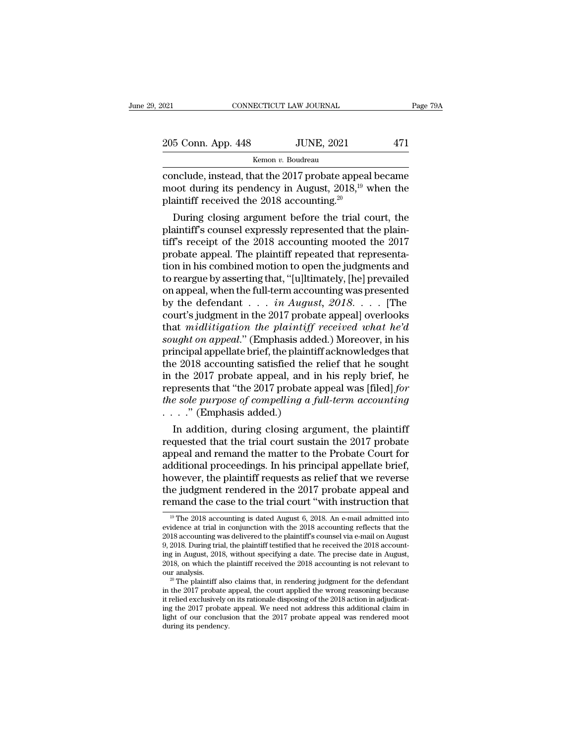conclude, instead, that the 2017 probate appeal became moot during its pendency in August, 2018,[19] when the plaintiff received the 2018 accounting.[20]

During closing argument before the trial court, the plaintiff's counsel expressly represented that the plaintiff's receipt of the 2018 accounting mooted the 2017 probate appeal. The plaintiff repeated that representation in his combined motion to open the judgments and to reargue by asserting that, "[u]ltimately, [he] prevailed on appeal, when the full-term accounting was presented by the defendant . . . *in August, 2018*. . . . [The court's judgment in the 2017 probate appeal] overlooks that *midlitigation the plaintiff received what he'd sought on appeal*." (Emphasis added.) Moreover, in his principal appellate brief, the plaintiff acknowledges that the 2018 accounting satisfied the relief that he sought in the 2017 probate appeal, and in his reply brief, he represents that "the 2017 probate appeal was [filed] *for the sole purpose of compelling a full-term accounting* . . . ." (Emphasis added.)

In addition, during closing argument, the plaintiff requested that the trial court sustain the 2017 probate appeal and remand the matter to the Probate Court for additional proceedings. In his principal appellate brief, however, the plaintiff requests as relief that we reverse the judgment rendered in the 2017 probate appeal and remand the case to the trial court "with instruction that

[19] The 2018 accounting is dated August 6, 2018. An e-mail admitted into evidence at trial in conjunction with the 2018 accounting reflects that the 2018 accounting was delivered to the plaintiff's counsel via e-mail on August 9, 2018. During trial, the plaintiff testified that he received the 2018 accounting in August, 2018, without specifying a date. The precise date in August, 2018, on which the plaintiff received the 2018 accounting is not relevant to our analysis.

[20] The plaintiff also claims that, in rendering judgment for the defendant in the 2017 probate appeal, the court applied the wrong reasoning because it relied exclusively on its rationale disposing of the 2018 action in adjudicating the 2017 probate appeal. We need not address this additional claim in light of our conclusion that the 2017 probate appeal was rendered moot during its pendency.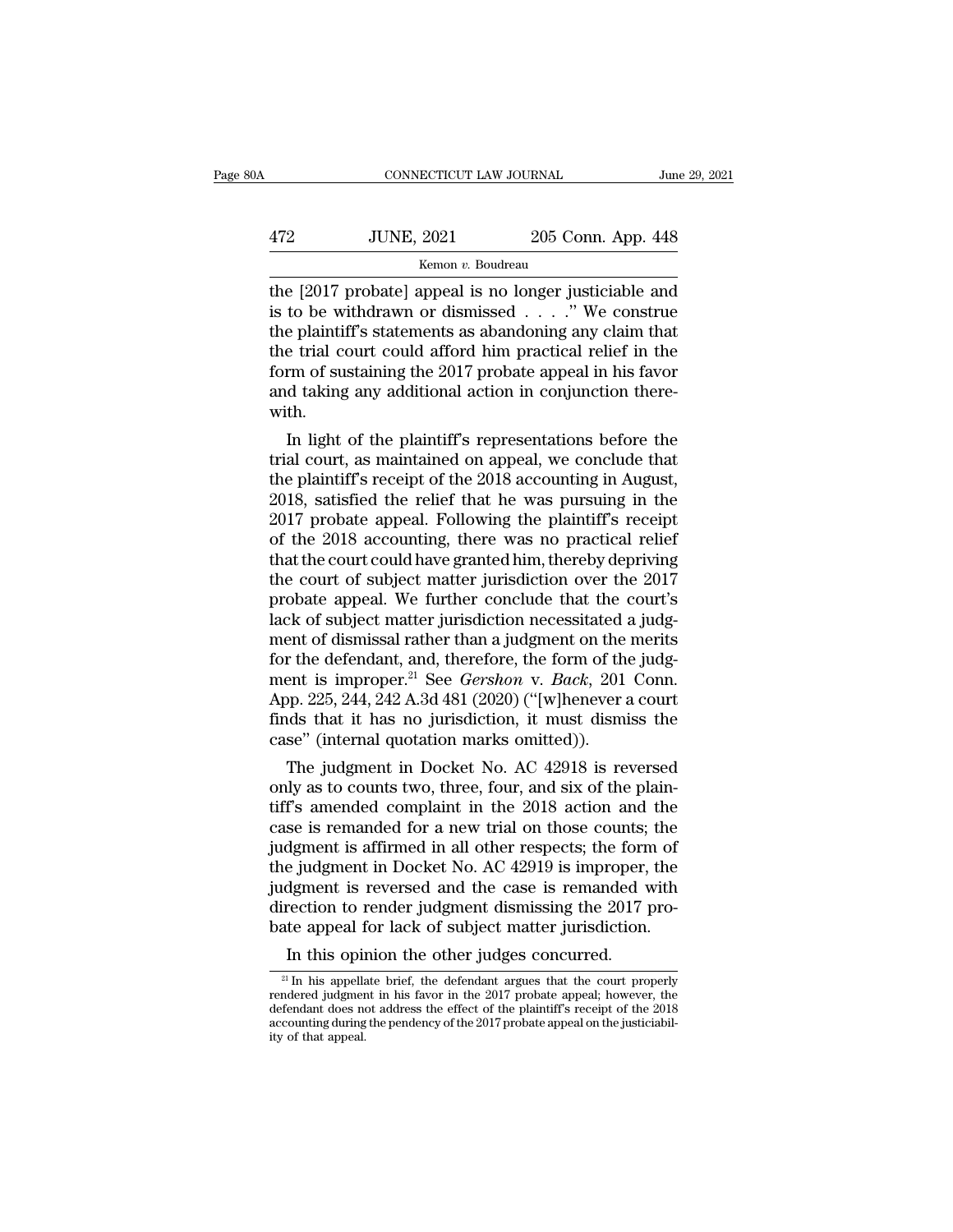the [2017 probate] appeal is no longer justiciable and is to be withdrawn or dismissed . . . ." We construe the plaintiff's statements as abandoning any claim that the trial court could afford him practical relief in the form of sustaining the 2017 probate appeal in his favor and taking any additional action in conjunction therewith.

In light of the plaintiff's representations before the trial court, as maintained on appeal, we conclude that the plaintiff's receipt of the 2018 accounting in August, 2018, satisfied the relief that he was pursuing in the 2017 probate appeal. Following the plaintiff's receipt of the 2018 accounting, there was no practical relief that the court could have granted him, thereby depriving the court of subject matter jurisdiction over the 2017 probate appeal. We further conclude that the court's lack of subject matter jurisdiction necessitated a judgment of dismissal rather than a judgment on the merits for the defendant, and, therefore, the form of the judgment is improper.[21] See *Gershon* v. *Back*, 201 Conn. App. 225, 244, 242 A.3d 481 (2020) ("[w]henever a court finds that it has no jurisdiction, it must dismiss the case" (internal quotation marks omitted)).

The judgment in Docket No. AC 42918 is reversed only as to counts two, three, four, and six of the plaintiff's amended complaint in the 2018 action and the case is remanded for a new trial on those counts; the judgment is affirmed in all other respects; the form of the judgment in Docket No. AC 42919 is improper, the judgment is reversed and the case is remanded with direction to render judgment dismissing the 2017 probate appeal for lack of subject matter jurisdiction.

In this opinion the other judges concurred.

[21] In his appellate brief, the defendant argues that the court properly rendered judgment in his favor in the 2017 probate appeal; however, the defendant does not address the effect of the plaintiff's receipt of the 2018 accounting during the pendency of the 2017 probate appeal on the justiciability of that appeal.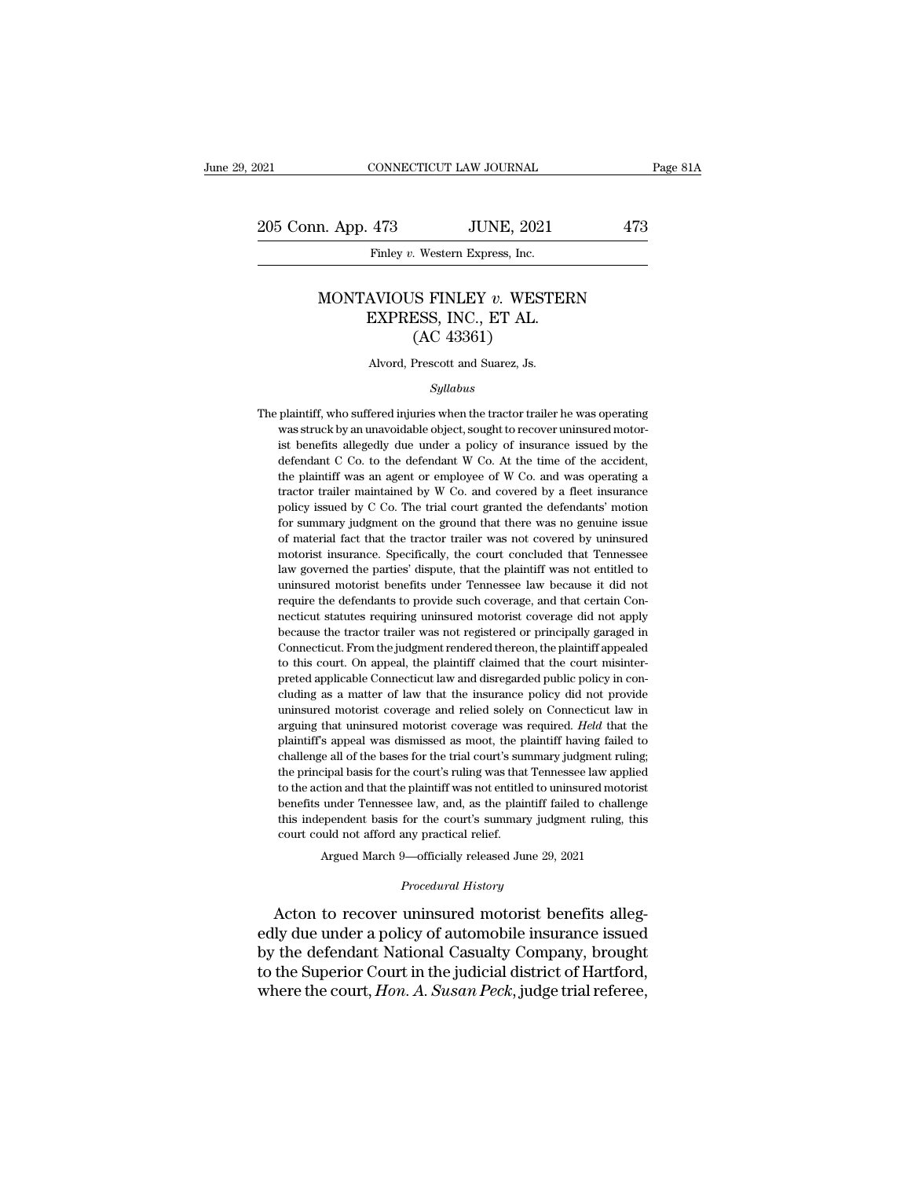# MONTAVIOUS FINLEY *v.* WESTERN EXPRESS, INC., ET AL.
## (AC 43361)

Alvord, Prescott and Suarez, Js.

*Syllabus*

The plaintiff, who suffered injuries when the tractor trailer he was operating was struck by an unavoidable object, sought to recover uninsured motorist benefits allegedly due under a policy of insurance issued by the defendant C Co. to the defendant W Co. At the time of the accident, the plaintiff was an agent or employee of W Co. and was operating a tractor trailer maintained by W Co. and covered by a fleet insurance policy issued by C Co. The trial court granted the defendants' motion for summary judgment on the ground that there was no genuine issue of material fact that the tractor trailer was not covered by uninsured motorist insurance. Specifically, the court concluded that Tennessee law governed the parties' dispute, that the plaintiff was not entitled to uninsured motorist benefits under Tennessee law because it did not require the defendants to provide such coverage, and that certain Connecticut statutes requiring uninsured motorist coverage did not apply because the tractor trailer was not registered or principally garaged in Connecticut. From the judgment rendered thereon, the plaintiff appealed to this court. On appeal, the plaintiff claimed that the court misinterpreted applicable Connecticut law and disregarded public policy in concluding as a matter of law that the insurance policy did not provide uninsured motorist coverage and relied solely on Connecticut law in arguing that uninsured motorist coverage was required. *Held* that the plaintiff's appeal was dismissed as moot, the plaintiff having failed to challenge all of the bases for the trial court's summary judgment ruling; the principal basis for the court's ruling was that Tennessee law applied to the action and that the plaintiff was not entitled to uninsured motorist benefits under Tennessee law, and, as the plaintiff failed to challenge this independent basis for the court's summary judgment ruling, this court could not afford any practical relief.

Argued March 9—officially released June 29, 2021

*Procedural History*

Acton to recover uninsured motorist benefits allegedly due under a policy of automobile insurance issued by the defendant National Casualty Company, brought to the Superior Court in the judicial district of Hartford, where the court, *Hon. A. Susan Peck*, judge trial referee,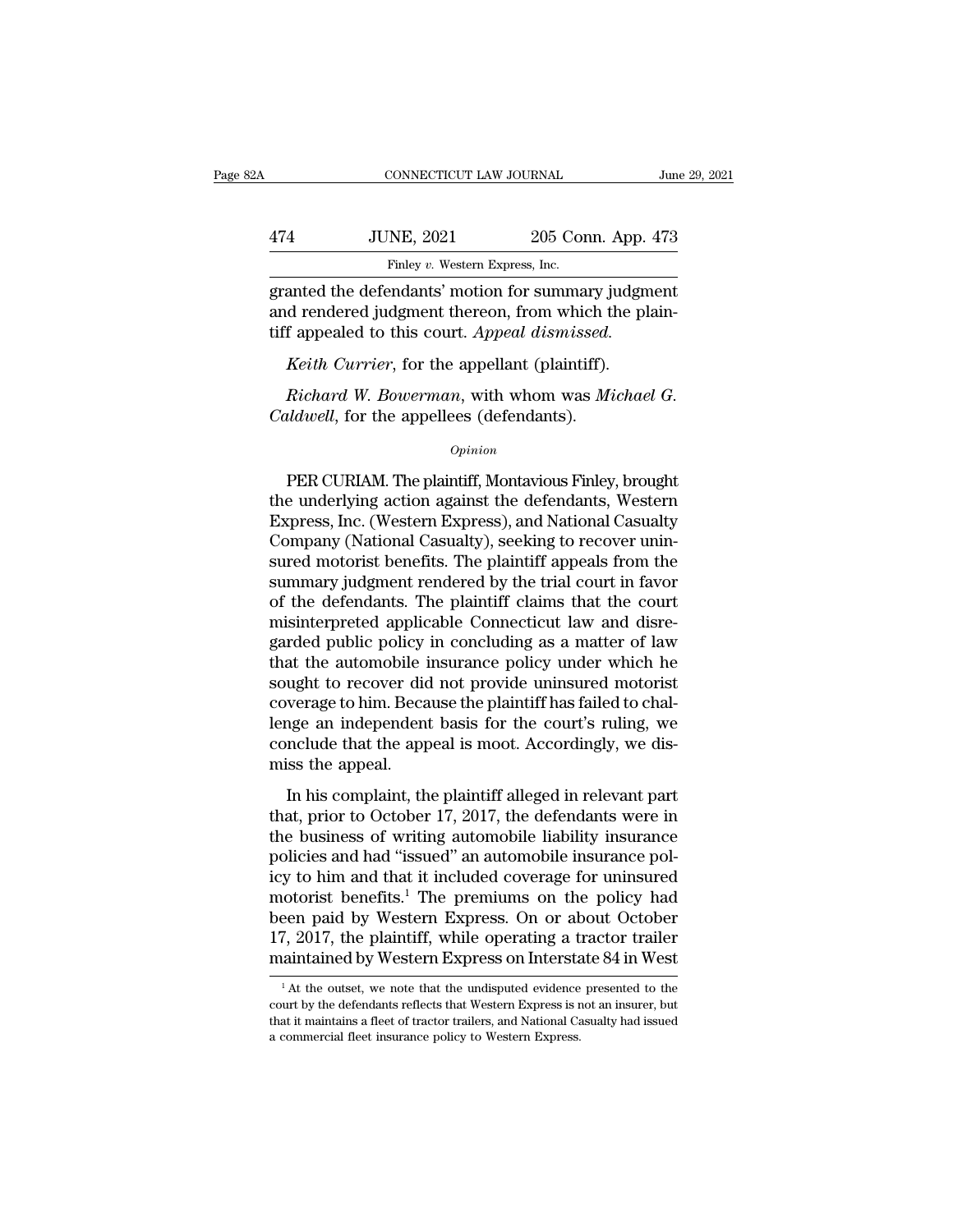granted the defendants' motion for summary judgment and rendered judgment thereon, from which the plaintiff appealed to this court. *Appeal dismissed.*

*Keith Currier*, for the appellant (plaintiff).

*Richard W. Bowerman*, with whom was *Michael G. Caldwell*, for the appellees (defendants).

*Opinion*

PER CURIAM. The plaintiff, Montavious Finley, brought the underlying action against the defendants, Western Express, Inc. (Western Express), and National Casualty Company (National Casualty), seeking to recover uninsured motorist benefits. The plaintiff appeals from the summary judgment rendered by the trial court in favor of the defendants. The plaintiff claims that the court misinterpreted applicable Connecticut law and disregarded public policy in concluding as a matter of law that the automobile insurance policy under which he sought to recover did not provide uninsured motorist coverage to him. Because the plaintiff has failed to challenge an independent basis for the court's ruling, we conclude that the appeal is moot. Accordingly, we dismiss the appeal.

In his complaint, the plaintiff alleged in relevant part that, prior to October 17, 2017, the defendants were in the business of writing automobile liability insurance policies and had "issued" an automobile insurance policy to him and that it included coverage for uninsured motorist benefits.[1] The premiums on the policy had been paid by Western Express. On or about October 17, 2017, the plaintiff, while operating a tractor trailer maintained by Western Express on Interstate 84 in West

[1] At the outset, we note that the undisputed evidence presented to the court by the defendants reflects that Western Express is not an insurer, but that it maintains a fleet of tractor trailers, and National Casualty had issued a commercial fleet insurance policy to Western Express.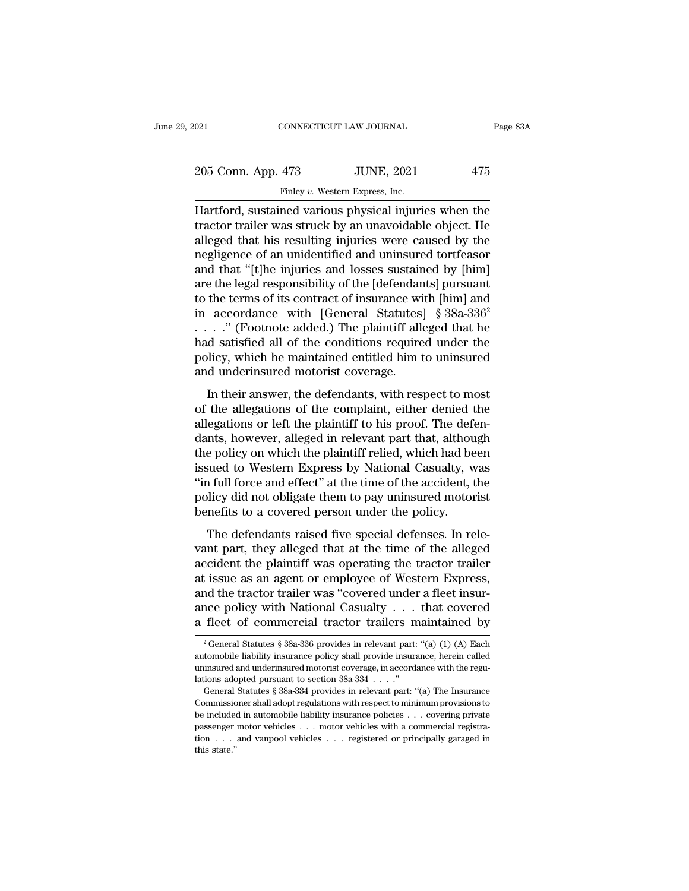Hartford, sustained various physical injuries when the tractor trailer was struck by an unavoidable object. He alleged that his resulting injuries were caused by the negligence of an unidentified and uninsured tortfeasor and that "[t]he injuries and losses sustained by [him] are the legal responsibility of the [defendants] pursuant to the terms of its contract of insurance with [him] and in accordance with [General Statutes] § 38a-336[2] . . . ." (Footnote added.) The plaintiff alleged that he had satisfied all of the conditions required under the policy, which he maintained entitled him to uninsured and underinsured motorist coverage.

In their answer, the defendants, with respect to most of the allegations of the complaint, either denied the allegations or left the plaintiff to his proof. The defendants, however, alleged in relevant part that, although the policy on which the plaintiff relied, which had been issued to Western Express by National Casualty, was "in full force and effect" at the time of the accident, the policy did not obligate them to pay uninsured motorist benefits to a covered person under the policy.

The defendants raised five special defenses. In relevant part, they alleged that at the time of the alleged accident the plaintiff was operating the tractor trailer at issue as an agent or employee of Western Express, and the tractor trailer was "covered under a fleet insurance policy with National Casualty . . . that covered a fleet of commercial tractor trailers maintained by

---

[2] General Statutes § 38a-336 provides in relevant part: "(a) (1) (A) Each automobile liability insurance policy shall provide insurance, herein called uninsured and underinsured motorist coverage, in accordance with the regulations adopted pursuant to section 38a-334 . . . ."

General Statutes § 38a-334 provides in relevant part: "(a) The Insurance Commissioner shall adopt regulations with respect to minimum provisions to be included in automobile liability insurance policies . . . covering private passenger motor vehicles . . . motor vehicles with a commercial registration . . . and vanpool vehicles . . . registered or principally garaged in this state."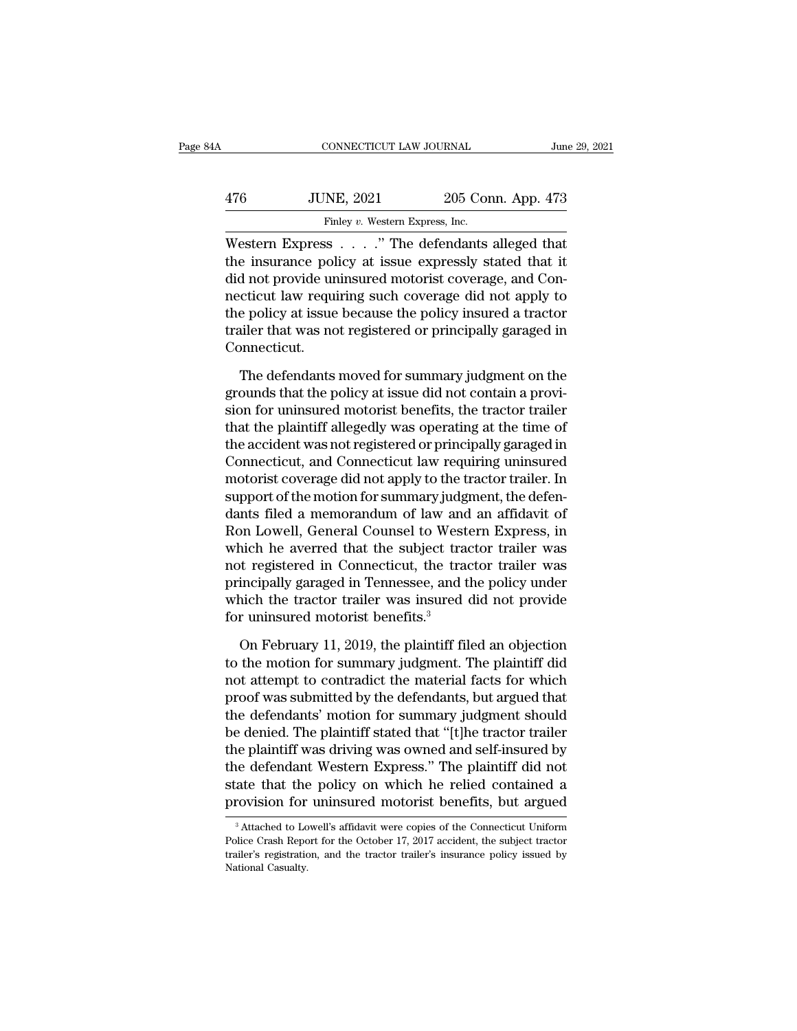Western Express . . . ." The defendants alleged that the insurance policy at issue expressly stated that it did not provide uninsured motorist coverage, and Connecticut law requiring such coverage did not apply to the policy at issue because the policy insured a tractor trailer that was not registered or principally garaged in Connecticut.

The defendants moved for summary judgment on the grounds that the policy at issue did not contain a provision for uninsured motorist benefits, the tractor trailer that the plaintiff allegedly was operating at the time of the accident was not registered or principally garaged in Connecticut, and Connecticut law requiring uninsured motorist coverage did not apply to the tractor trailer. In support of the motion for summary judgment, the defendants filed a memorandum of law and an affidavit of Ron Lowell, General Counsel to Western Express, in which he averred that the subject tractor trailer was not registered in Connecticut, the tractor trailer was principally garaged in Tennessee, and the policy under which the tractor trailer was insured did not provide for uninsured motorist benefits.[3]

On February 11, 2019, the plaintiff filed an objection to the motion for summary judgment. The plaintiff did not attempt to contradict the material facts for which proof was submitted by the defendants, but argued that the defendants' motion for summary judgment should be denied. The plaintiff stated that "[t]he tractor trailer the plaintiff was driving was owned and self-insured by the defendant Western Express." The plaintiff did not state that the policy on which he relied contained a provision for uninsured motorist benefits, but argued

[3] Attached to Lowell's affidavit were copies of the Connecticut Uniform Police Crash Report for the October 17, 2017 accident, the subject tractor trailer's registration, and the tractor trailer's insurance policy issued by National Casualty.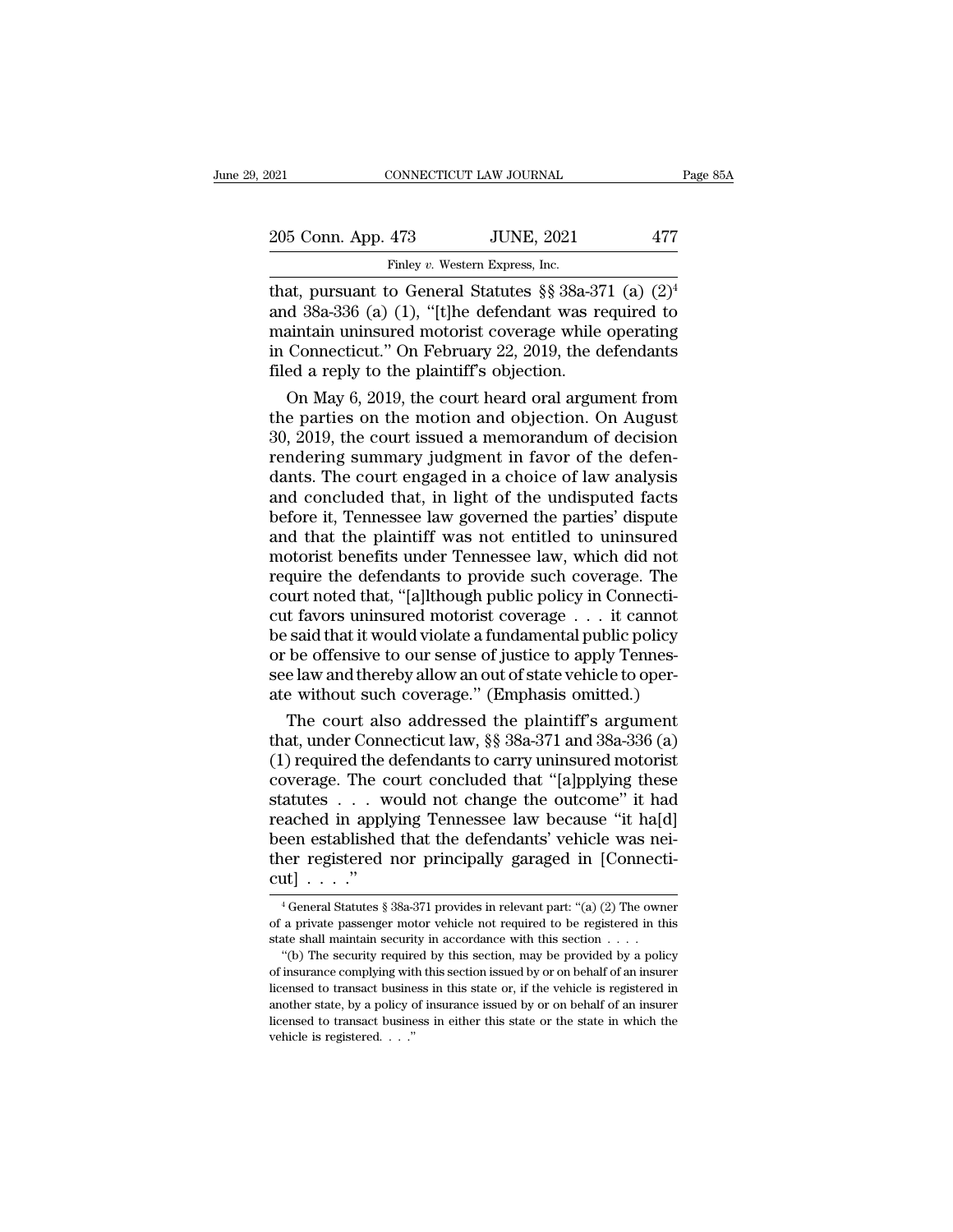that, pursuant to General Statutes §§ 38a-371 (a) (2)[4] and 38a-336 (a) (1), "[t]he defendant was required to maintain uninsured motorist coverage while operating in Connecticut." On February 22, 2019, the defendants filed a reply to the plaintiff's objection.

On May 6, 2019, the court heard oral argument from the parties on the motion and objection. On August 30, 2019, the court issued a memorandum of decision rendering summary judgment in favor of the defendants. The court engaged in a choice of law analysis and concluded that, in light of the undisputed facts before it, Tennessee law governed the parties' dispute and that the plaintiff was not entitled to uninsured motorist benefits under Tennessee law, which did not require the defendants to provide such coverage. The court noted that, "[a]lthough public policy in Connecticut favors uninsured motorist coverage . . . it cannot be said that it would violate a fundamental public policy or be offensive to our sense of justice to apply Tennessee law and thereby allow an out of state vehicle to operate without such coverage." (Emphasis omitted.)

The court also addressed the plaintiff's argument that, under Connecticut law, §§ 38a-371 and 38a-336 (a) (1) required the defendants to carry uninsured motorist coverage. The court concluded that "[a]pplying these statutes . . . would not change the outcome" it had reached in applying Tennessee law because "it ha[d] been established that the defendants' vehicle was neither registered nor principally garaged in [Connecticut] . . . ."

[4] General Statutes § 38a-371 provides in relevant part: "(a) (2) The owner of a private passenger motor vehicle not required to be registered in this state shall maintain security in accordance with this section . . . .

"(b) The security required by this section, may be provided by a policy of insurance complying with this section issued by or on behalf of an insurer licensed to transact business in this state or, if the vehicle is registered in another state, by a policy of insurance issued by or on behalf of an insurer licensed to transact business in either this state or the state in which the vehicle is registered. . . ."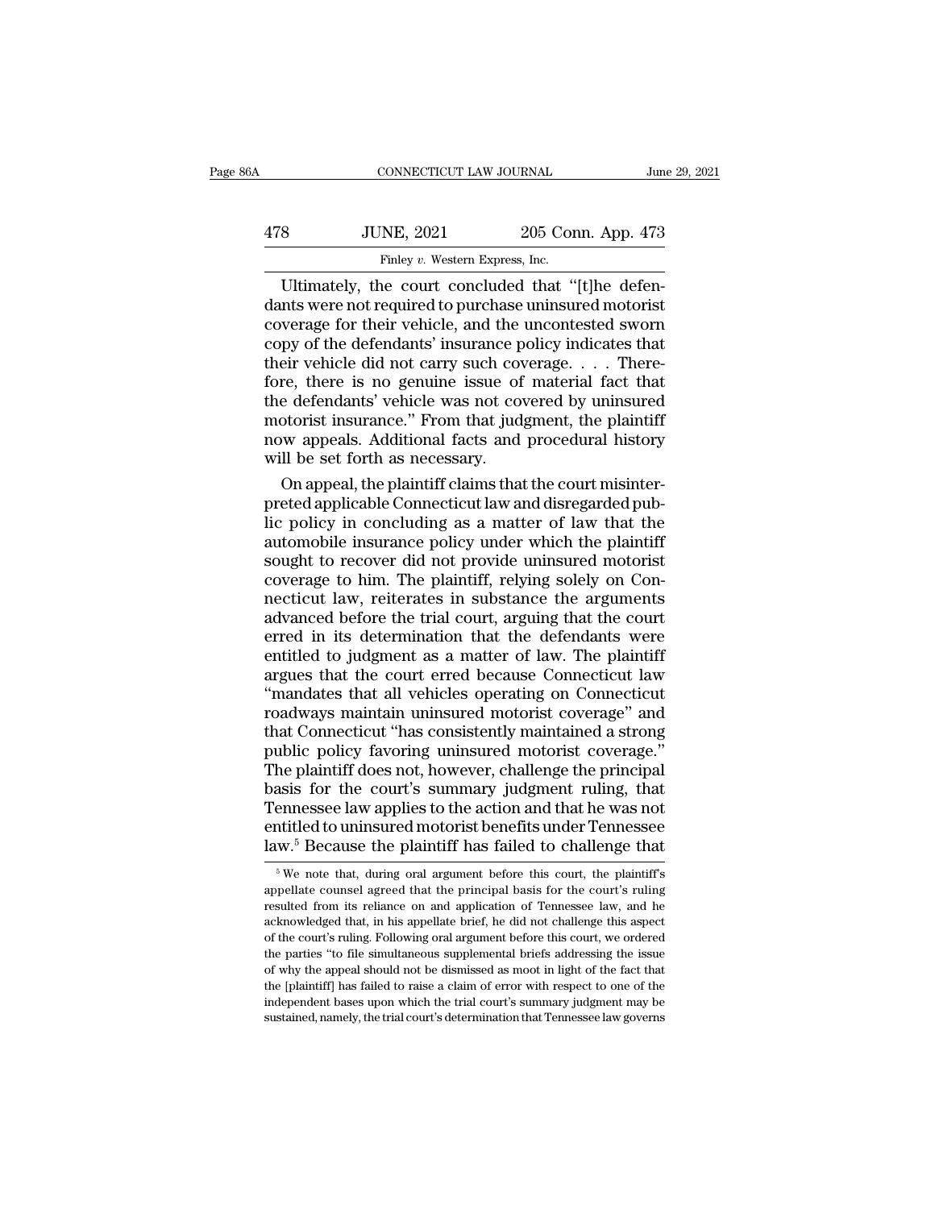Ultimately, the court concluded that "[t]he defendants were not required to purchase uninsured motorist coverage for their vehicle, and the uncontested sworn copy of the defendants' insurance policy indicates that their vehicle did not carry such coverage. . . . Therefore, there is no genuine issue of material fact that the defendants' vehicle was not covered by uninsured motorist insurance." From that judgment, the plaintiff now appeals. Additional facts and procedural history will be set forth as necessary.

On appeal, the plaintiff claims that the court misinterpreted applicable Connecticut law and disregarded public policy in concluding as a matter of law that the automobile insurance policy under which the plaintiff sought to recover did not provide uninsured motorist coverage to him. The plaintiff, relying solely on Connecticut law, reiterates in substance the arguments advanced before the trial court, arguing that the court erred in its determination that the defendants were entitled to judgment as a matter of law. The plaintiff argues that the court erred because Connecticut law "mandates that all vehicles operating on Connecticut roadways maintain uninsured motorist coverage" and that Connecticut "has consistently maintained a strong public policy favoring uninsured motorist coverage." The plaintiff does not, however, challenge the principal basis for the court's summary judgment ruling, that Tennessee law applies to the action and that he was not entitled to uninsured motorist benefits under Tennessee law.[5] Because the plaintiff has failed to challenge that

[5] We note that, during oral argument before this court, the plaintiff's appellate counsel agreed that the principal basis for the court's ruling resulted from its reliance on and application of Tennessee law, and he acknowledged that, in his appellate brief, he did not challenge this aspect of the court's ruling. Following oral argument before this court, we ordered the parties "to file simultaneous supplemental briefs addressing the issue of why the appeal should not be dismissed as moot in light of the fact that the [plaintiff] has failed to raise a claim of error with respect to one of the independent bases upon which the trial court's summary judgment may be sustained, namely, the trial court's determination that Tennessee law governs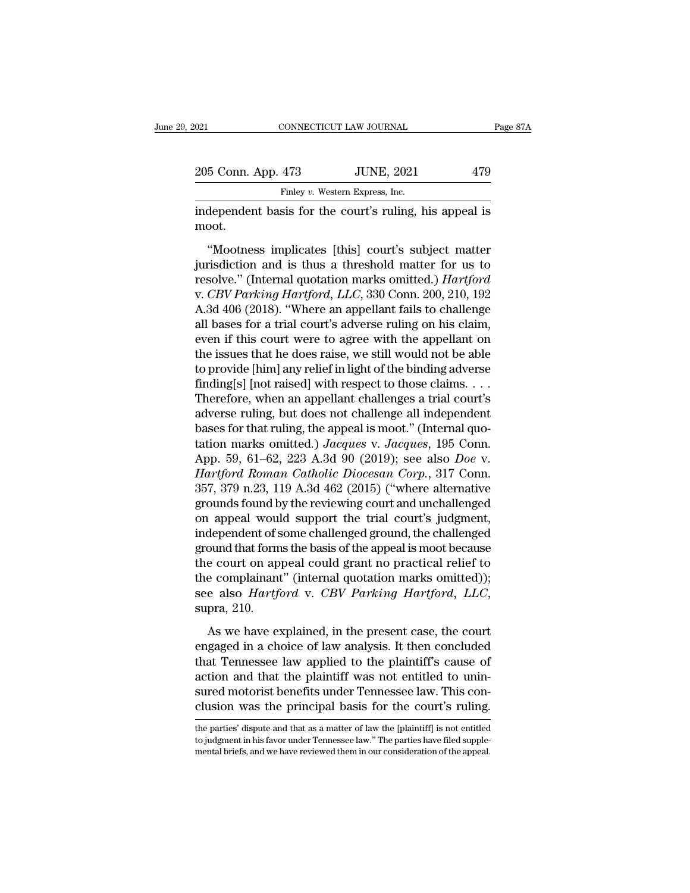independent basis for the court's ruling, his appeal is moot.

"Mootness implicates [this] court's subject matter jurisdiction and is thus a threshold matter for us to resolve." (Internal quotation marks omitted.) *Hartford* v. *CBV Parking Hartford, LLC*, 330 Conn. 200, 210, 192 A.3d 406 (2018). "Where an appellant fails to challenge all bases for a trial court's adverse ruling on his claim, even if this court were to agree with the appellant on the issues that he does raise, we still would not be able to provide [him] any relief in light of the binding adverse finding[s] [not raised] with respect to those claims. . . . Therefore, when an appellant challenges a trial court's adverse ruling, but does not challenge all independent bases for that ruling, the appeal is moot." (Internal quotation marks omitted.) *Jacques* v. *Jacques*, 195 Conn. App. 59, 61–62, 223 A.3d 90 (2019); see also *Doe* v. *Hartford Roman Catholic Diocesan Corp.*, 317 Conn. 357, 379 n.23, 119 A.3d 462 (2015) ("where alternative grounds found by the reviewing court and unchallenged on appeal would support the trial court's judgment, independent of some challenged ground, the challenged ground that forms the basis of the appeal is moot because the court on appeal could grant no practical relief to the complainant" (internal quotation marks omitted)); see also *Hartford* v. *CBV Parking Hartford, LLC*, supra, 210.

As we have explained, in the present case, the court engaged in a choice of law analysis. It then concluded that Tennessee law applied to the plaintiff's cause of action and that the plaintiff was not entitled to uninsured motorist benefits under Tennessee law. This conclusion was the principal basis for the court's ruling.

the parties' dispute and that as a matter of law the [plaintiff] is not entitled to judgment in his favor under Tennessee law." The parties have filed supplemental briefs, and we have reviewed them in our consideration of the appeal.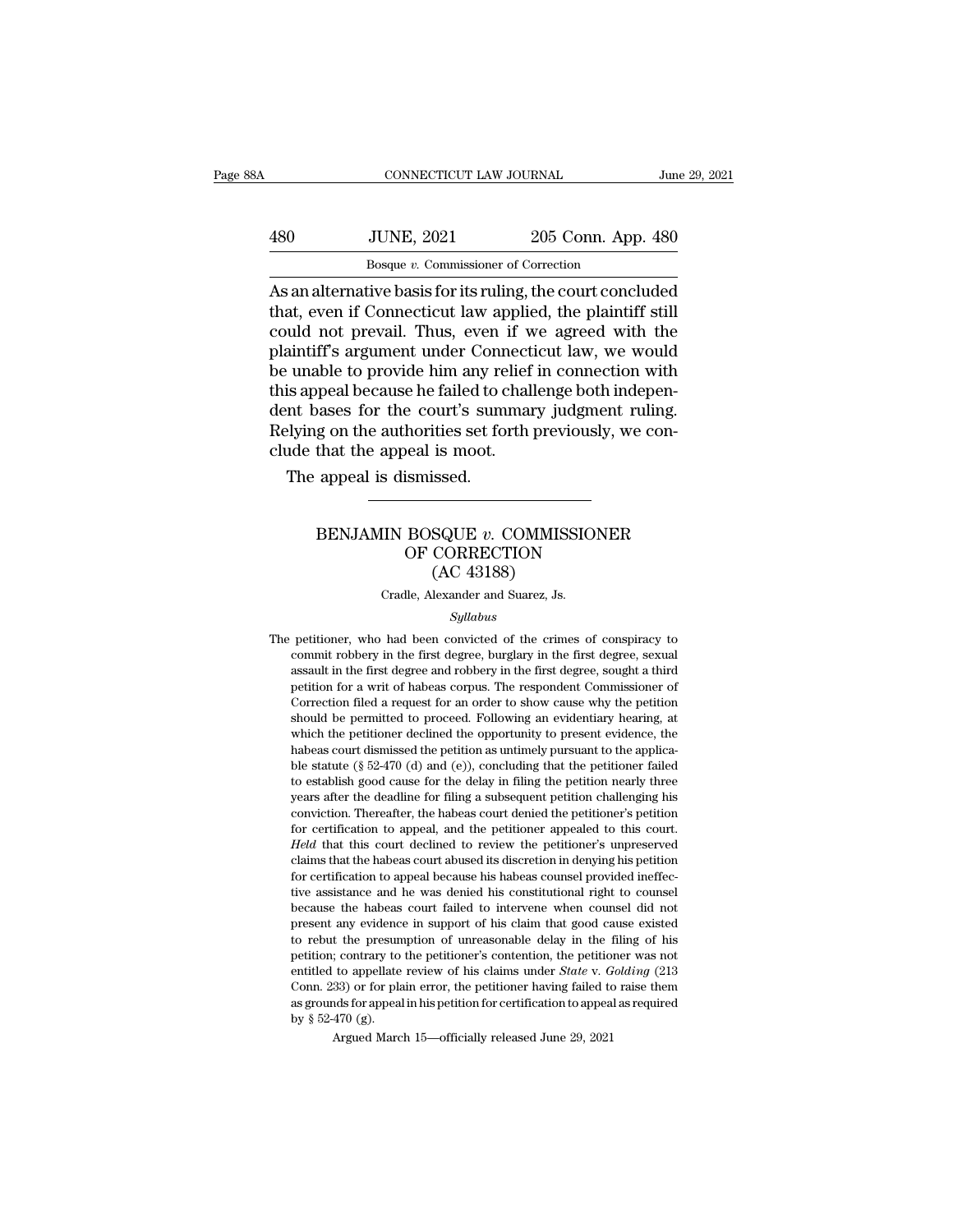As an alternative basis for its ruling, the court concluded that, even if Connecticut law applied, the plaintiff still could not prevail. Thus, even if we agreed with the plaintiff's argument under Connecticut law, we would be unable to provide him any relief in connection with this appeal because he failed to challenge both independent bases for the court's summary judgment ruling. Relying on the authorities set forth previously, we conclude that the appeal is moot.

The appeal is dismissed.

---

# BENJAMIN BOSQUE *v.* COMMISSIONER OF CORRECTION (AC 43188)

Cradle, Alexander and Suarez, Js.

*Syllabus*

The petitioner, who had been convicted of the crimes of conspiracy to commit robbery in the first degree, burglary in the first degree, sexual assault in the first degree and robbery in the first degree, sought a third petition for a writ of habeas corpus. The respondent Commissioner of Correction filed a request for an order to show cause why the petition should be permitted to proceed. Following an evidentiary hearing, at which the petitioner declined the opportunity to present evidence, the habeas court dismissed the petition as untimely pursuant to the applicable statute (§ 52-470 (d) and (e)), concluding that the petitioner failed to establish good cause for the delay in filing the petition nearly three years after the deadline for filing a subsequent petition challenging his conviction. Thereafter, the habeas court denied the petitioner's petition for certification to appeal, and the petitioner appealed to this court. *Held* that this court declined to review the petitioner's unpreserved claims that the habeas court abused its discretion in denying his petition for certification to appeal because his habeas counsel provided ineffective assistance and he was denied his constitutional right to counsel because the habeas court failed to intervene when counsel did not present any evidence in support of his claim that good cause existed to rebut the presumption of unreasonable delay in the filing of his petition; contrary to the petitioner's contention, the petitioner was not entitled to appellate review of his claims under *State* v. *Golding* (213 Conn. 233) or for plain error, the petitioner having failed to raise them as grounds for appeal in his petition for certification to appeal as required by § 52-470 (g).

Argued March 15—officially released June 29, 2021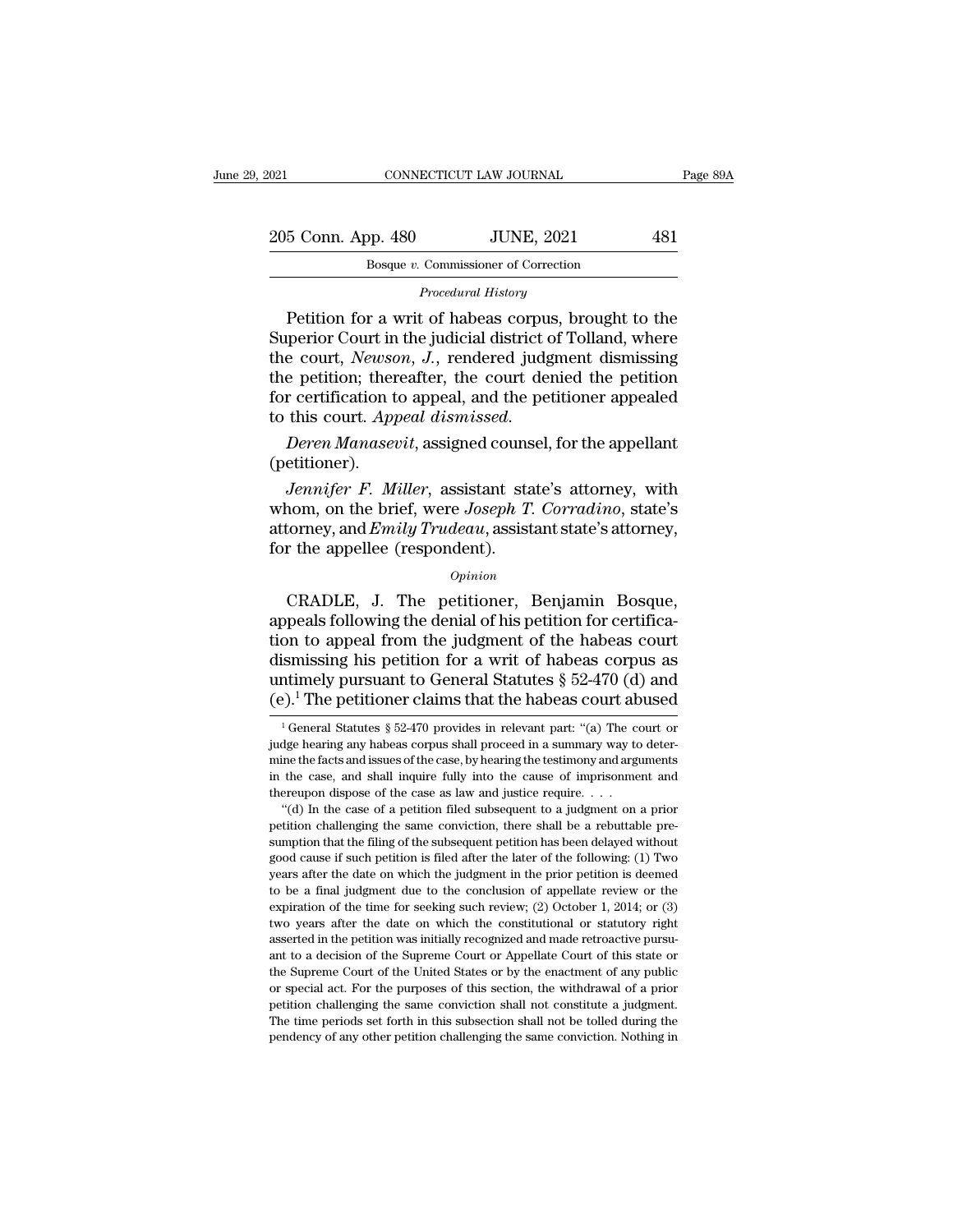*Procedural History*

Petition for a writ of habeas corpus, brought to the Superior Court in the judicial district of Tolland, where the court, *Newson, J.*, rendered judgment dismissing the petition; thereafter, the court denied the petition for certification to appeal, and the petitioner appealed to this court. *Appeal dismissed.*

*Deren Manasevit*, assigned counsel, for the appellant (petitioner).

*Jennifer F. Miller*, assistant state's attorney, with whom, on the brief, were *Joseph T. Corradino*, state's attorney, and *Emily Trudeau*, assistant state's attorney, for the appellee (respondent).

*Opinion*

CRADLE, J. The petitioner, Benjamin Bosque, appeals following the denial of his petition for certification to appeal from the judgment of the habeas court dismissing his petition for a writ of habeas corpus as untimely pursuant to General Statutes § 52-470 (d) and (e).[1] The petitioner claims that the habeas court abused

[1] General Statutes § 52-470 provides in relevant part: "(a) The court or judge hearing any habeas corpus shall proceed in a summary way to determine the facts and issues of the case, by hearing the testimony and arguments in the case, and shall inquire fully into the cause of imprisonment and thereupon dispose of the case as law and justice require. . . .

"(d) In the case of a petition filed subsequent to a judgment on a prior petition challenging the same conviction, there shall be a rebuttable presumption that the filing of the subsequent petition has been delayed without good cause if such petition is filed after the later of the following: (1) Two years after the date on which the judgment in the prior petition is deemed to be a final judgment due to the conclusion of appellate review or the expiration of the time for seeking such review; (2) October 1, 2014; or (3) two years after the date on which the constitutional or statutory right asserted in the petition was initially recognized and made retroactive pursuant to a decision of the Supreme Court or Appellate Court of this state or the Supreme Court of the United States or by the enactment of any public or special act. For the purposes of this section, the withdrawal of a prior petition challenging the same conviction shall not constitute a judgment. The time periods set forth in this subsection shall not be tolled during the pendency of any other petition challenging the same conviction. Nothing in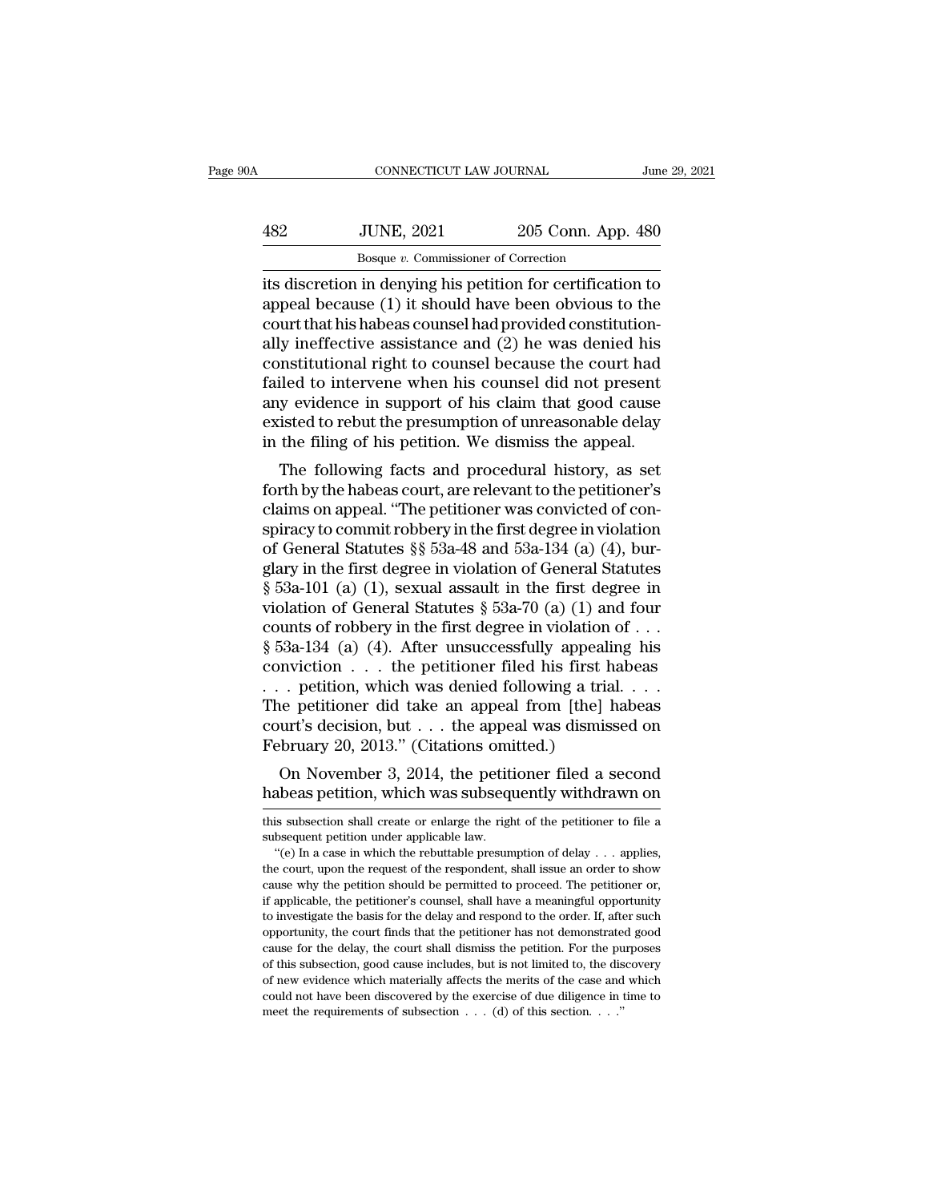its discretion in denying his petition for certification to appeal because (1) it should have been obvious to the court that his habeas counsel had provided constitutionally ineffective assistance and (2) he was denied his constitutional right to counsel because the court had failed to intervene when his counsel did not present any evidence in support of his claim that good cause existed to rebut the presumption of unreasonable delay in the filing of his petition. We dismiss the appeal.

The following facts and procedural history, as set forth by the habeas court, are relevant to the petitioner's claims on appeal. "The petitioner was convicted of conspiracy to commit robbery in the first degree in violation of General Statutes §§ 53a-48 and 53a-134 (a) (4), burglary in the first degree in violation of General Statutes § 53a-101 (a) (1), sexual assault in the first degree in violation of General Statutes § 53a-70 (a) (1) and four counts of robbery in the first degree in violation of . . . § 53a-134 (a) (4). After unsuccessfully appealing his conviction . . . the petitioner filed his first habeas . . . petition, which was denied following a trial. . . . The petitioner did take an appeal from [the] habeas court's decision, but . . . the appeal was dismissed on February 20, 2013." (Citations omitted.)

On November 3, 2014, the petitioner filed a second habeas petition, which was subsequently withdrawn on

---

this subsection shall create or enlarge the right of the petitioner to file a subsequent petition under applicable law.

"(e) In a case in which the rebuttable presumption of delay . . . applies, the court, upon the request of the respondent, shall issue an order to show cause why the petition should be permitted to proceed. The petitioner or, if applicable, the petitioner's counsel, shall have a meaningful opportunity to investigate the basis for the delay and respond to the order. If, after such opportunity, the court finds that the petitioner has not demonstrated good cause for the delay, the court shall dismiss the petition. For the purposes of this subsection, good cause includes, but is not limited to, the discovery of new evidence which materially affects the merits of the case and which could not have been discovered by the exercise of due diligence in time to meet the requirements of subsection . . . (d) of this section. . . ."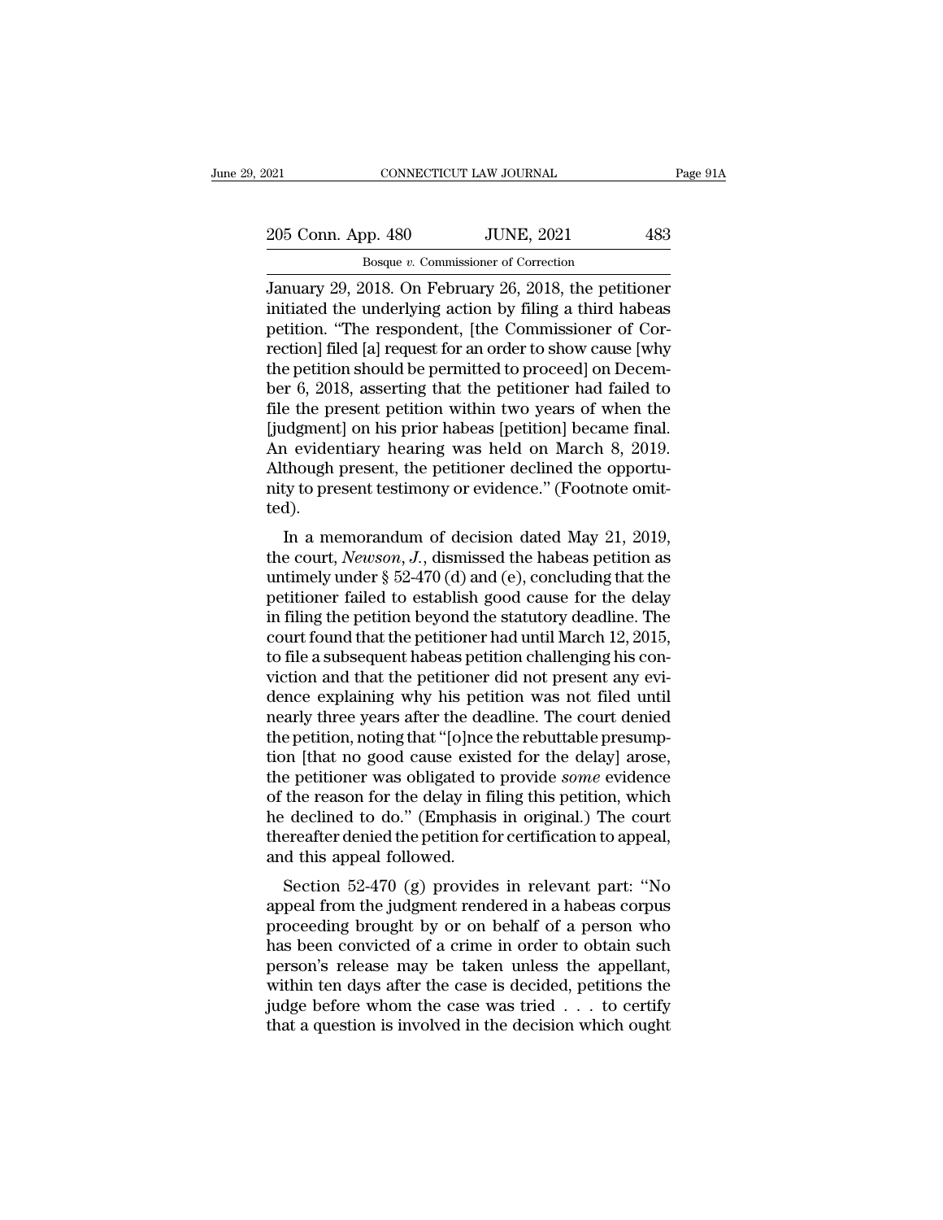January 29, 2018. On February 26, 2018, the petitioner initiated the underlying action by filing a third habeas petition. "The respondent, [the Commissioner of Correction] filed [a] request for an order to show cause [why the petition should be permitted to proceed] on December 6, 2018, asserting that the petitioner had failed to file the present petition within two years of when the [judgment] on his prior habeas [petition] became final. An evidentiary hearing was held on March 8, 2019. Although present, the petitioner declined the opportunity to present testimony or evidence." (Footnote omitted).

In a memorandum of decision dated May 21, 2019, the court, *Newson, J.*, dismissed the habeas petition as untimely under § 52-470 (d) and (e), concluding that the petitioner failed to establish good cause for the delay in filing the petition beyond the statutory deadline. The court found that the petitioner had until March 12, 2015, to file a subsequent habeas petition challenging his conviction and that the petitioner did not present any evidence explaining why his petition was not filed until nearly three years after the deadline. The court denied the petition, noting that "[o]nce the rebuttable presumption [that no good cause existed for the delay] arose, the petitioner was obligated to provide *some* evidence of the reason for the delay in filing this petition, which he declined to do." (Emphasis in original.) The court thereafter denied the petition for certification to appeal, and this appeal followed.

Section 52-470 (g) provides in relevant part: "No appeal from the judgment rendered in a habeas corpus proceeding brought by or on behalf of a person who has been convicted of a crime in order to obtain such person's release may be taken unless the appellant, within ten days after the case is decided, petitions the judge before whom the case was tried . . . to certify that a question is involved in the decision which ought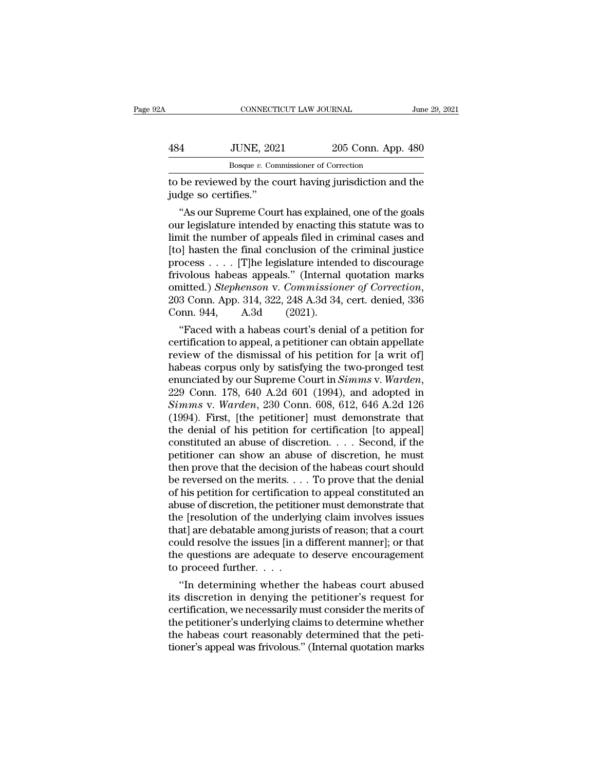to be reviewed by the court having jurisdiction and the judge so certifies."

"As our Supreme Court has explained, one of the goals our legislature intended by enacting this statute was to limit the number of appeals filed in criminal cases and [to] hasten the final conclusion of the criminal justice process . . . . [T]he legislature intended to discourage frivolous habeas appeals." (Internal quotation marks omitted.) *Stephenson* v. *Commissioner of Correction*, 203 Conn. App. 314, 322, 248 A.3d 34, cert. denied, 336 Conn. 944, A.3d (2021).

"Faced with a habeas court's denial of a petition for certification to appeal, a petitioner can obtain appellate review of the dismissal of his petition for [a writ of] habeas corpus only by satisfying the two-pronged test enunciated by our Supreme Court in *Simms* v. *Warden*, 229 Conn. 178, 640 A.2d 601 (1994), and adopted in *Simms* v. *Warden*, 230 Conn. 608, 612, 646 A.2d 126 (1994). First, [the petitioner] must demonstrate that the denial of his petition for certification [to appeal] constituted an abuse of discretion. . . . Second, if the petitioner can show an abuse of discretion, he must then prove that the decision of the habeas court should be reversed on the merits. . . . To prove that the denial of his petition for certification to appeal constituted an abuse of discretion, the petitioner must demonstrate that the [resolution of the underlying claim involves issues that] are debatable among jurists of reason; that a court could resolve the issues [in a different manner]; or that the questions are adequate to deserve encouragement to proceed further. . . .

"In determining whether the habeas court abused its discretion in denying the petitioner's request for certification, we necessarily must consider the merits of the petitioner's underlying claims to determine whether the habeas court reasonably determined that the petitioner's appeal was frivolous." (Internal quotation marks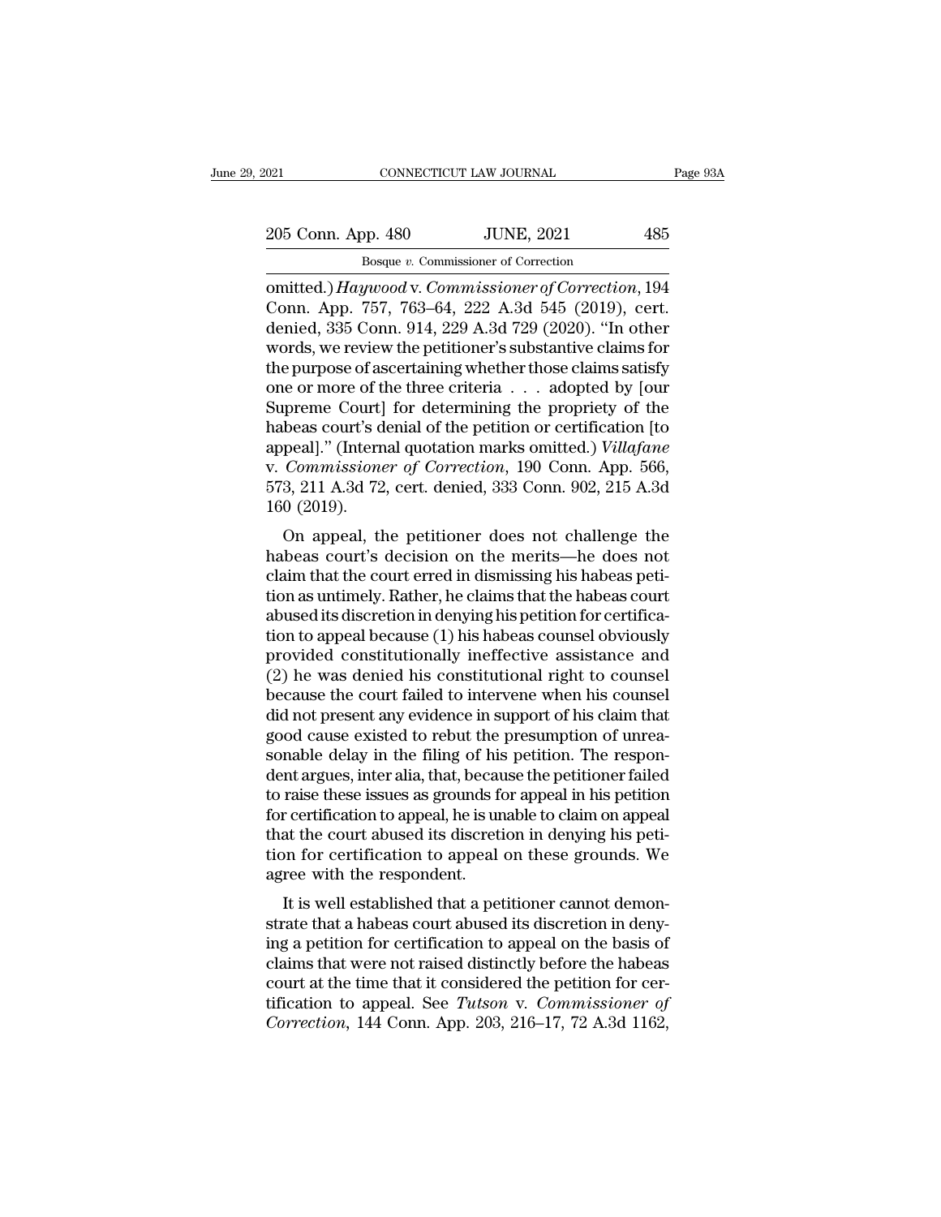omitted.) *Haywood* v. *Commissioner of Correction*, 194 Conn. App. 757, 763–64, 222 A.3d 545 (2019), cert. denied, 335 Conn. 914, 229 A.3d 729 (2020). "In other words, we review the petitioner's substantive claims for the purpose of ascertaining whether those claims satisfy one or more of the three criteria . . . adopted by [our Supreme Court] for determining the propriety of the habeas court's denial of the petition or certification [to appeal]." (Internal quotation marks omitted.) *Villafane* v. *Commissioner of Correction*, 190 Conn. App. 566, 573, 211 A.3d 72, cert. denied, 333 Conn. 902, 215 A.3d 160 (2019).

On appeal, the petitioner does not challenge the habeas court's decision on the merits—he does not claim that the court erred in dismissing his habeas petition as untimely. Rather, he claims that the habeas court abused its discretion in denying his petition for certification to appeal because (1) his habeas counsel obviously provided constitutionally ineffective assistance and (2) he was denied his constitutional right to counsel because the court failed to intervene when his counsel did not present any evidence in support of his claim that good cause existed to rebut the presumption of unreasonable delay in the filing of his petition. The respondent argues, inter alia, that, because the petitioner failed to raise these issues as grounds for appeal in his petition for certification to appeal, he is unable to claim on appeal that the court abused its discretion in denying his petition for certification to appeal on these grounds. We agree with the respondent.

It is well established that a petitioner cannot demonstrate that a habeas court abused its discretion in denying a petition for certification to appeal on the basis of claims that were not raised distinctly before the habeas court at the time that it considered the petition for certification to appeal. See *Tutson* v. *Commissioner of Correction*, 144 Conn. App. 203, 216–17, 72 A.3d 1162,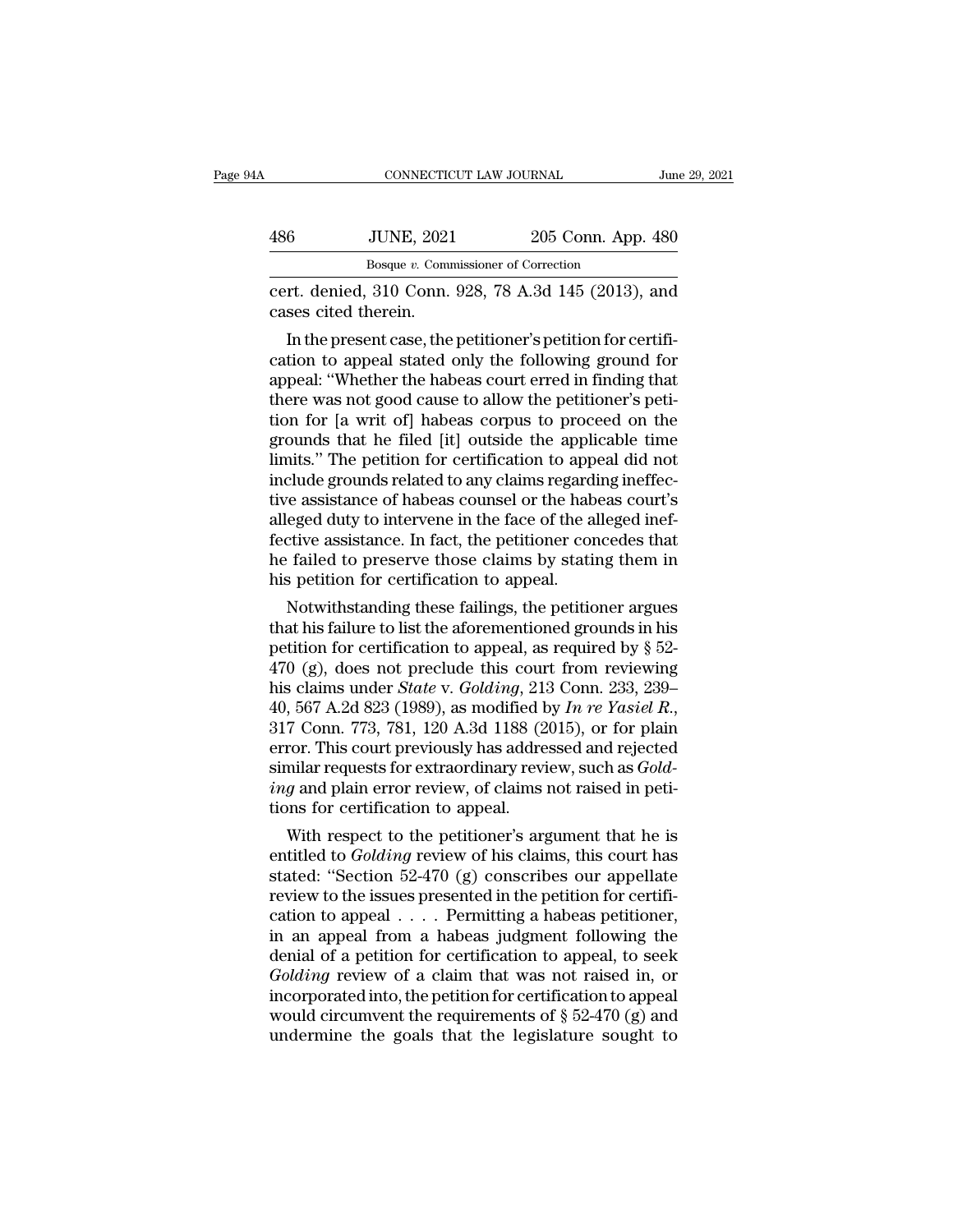cert. denied, 310 Conn. 928, 78 A.3d 145 (2013), and cases cited therein.

In the present case, the petitioner's petition for certification to appeal stated only the following ground for appeal: "Whether the habeas court erred in finding that there was not good cause to allow the petitioner's petition for [a writ of] habeas corpus to proceed on the grounds that he filed [it] outside the applicable time limits." The petition for certification to appeal did not include grounds related to any claims regarding ineffective assistance of habeas counsel or the habeas court's alleged duty to intervene in the face of the alleged ineffective assistance. In fact, the petitioner concedes that he failed to preserve those claims by stating them in his petition for certification to appeal.

Notwithstanding these failings, the petitioner argues that his failure to list the aforementioned grounds in his petition for certification to appeal, as required by § 52-470 (g), does not preclude this court from reviewing his claims under *State* v. *Golding*, 213 Conn. 233, 239–40, 567 A.2d 823 (1989), as modified by *In re Yasiel R.*, 317 Conn. 773, 781, 120 A.3d 1188 (2015), or for plain error. This court previously has addressed and rejected similar requests for extraordinary review, such as *Golding* and plain error review, of claims not raised in petitions for certification to appeal.

With respect to the petitioner's argument that he is entitled to *Golding* review of his claims, this court has stated: "Section 52-470 (g) conscribes our appellate review to the issues presented in the petition for certification to appeal . . . . Permitting a habeas petitioner, in an appeal from a habeas judgment following the denial of a petition for certification to appeal, to seek *Golding* review of a claim that was not raised in, or incorporated into, the petition for certification to appeal would circumvent the requirements of § 52-470 (g) and undermine the goals that the legislature sought to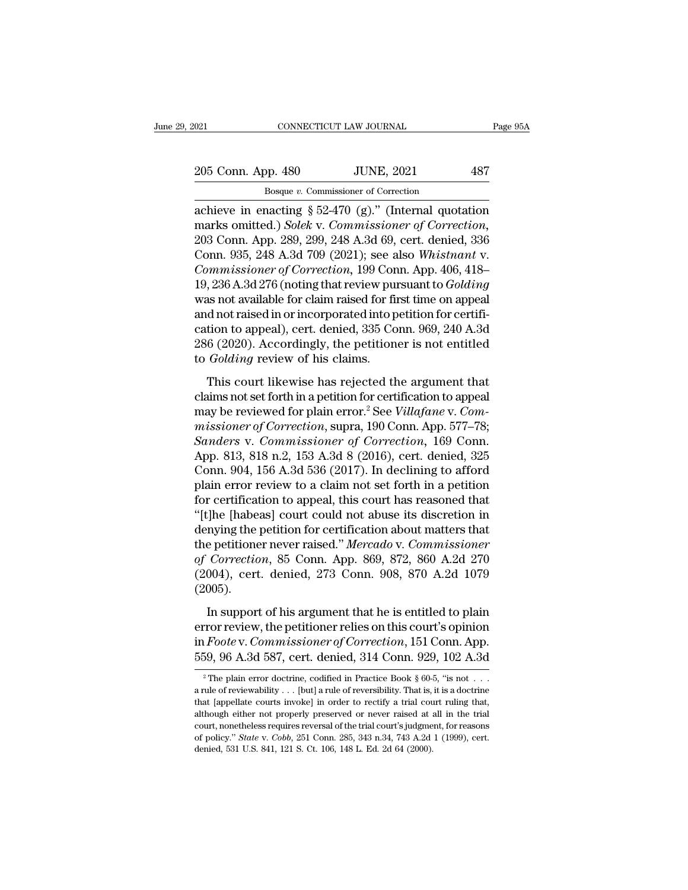achieve in enacting § 52-470 (g).'' (Internal quotation marks omitted.) *Solek* v. *Commissioner of Correction*, 203 Conn. App. 289, 299, 248 A.3d 69, cert. denied, 336 Conn. 935, 248 A.3d 709 (2021); see also *Whistnant* v. *Commissioner of Correction*, 199 Conn. App. 406, 418–19, 236 A.3d 276 (noting that review pursuant to *Golding* was not available for claim raised for first time on appeal and not raised in or incorporated into petition for certification to appeal), cert. denied, 335 Conn. 969, 240 A.3d 286 (2020). Accordingly, the petitioner is not entitled to *Golding* review of his claims.

This court likewise has rejected the argument that claims not set forth in a petition for certification to appeal may be reviewed for plain error.[2] See *Villafane* v. *Commissioner of Correction*, supra, 190 Conn. App. 577–78; *Sanders* v. *Commissioner of Correction*, 169 Conn. App. 813, 818 n.2, 153 A.3d 8 (2016), cert. denied, 325 Conn. 904, 156 A.3d 536 (2017). In declining to afford plain error review to a claim not set forth in a petition for certification to appeal, this court has reasoned that ''[t]he [habeas] court could not abuse its discretion in denying the petition for certification about matters that the petitioner never raised.'' *Mercado* v. *Commissioner of Correction*, 85 Conn. App. 869, 872, 860 A.2d 270 (2004), cert. denied, 273 Conn. 908, 870 A.2d 1079 (2005).

In support of his argument that he is entitled to plain error review, the petitioner relies on this court's opinion in *Foote* v. *Commissioner of Correction*, 151 Conn. App. 559, 96 A.3d 587, cert. denied, 314 Conn. 929, 102 A.3d

[2] The plain error doctrine, codified in Practice Book § 60-5, ''is not . . . a rule of reviewability . . . [but] a rule of reversibility. That is, it is a doctrine that [appellate courts invoke] in order to rectify a trial court ruling that, although either not properly preserved or never raised at all in the trial court, nonetheless requires reversal of the trial court's judgment, for reasons of policy.'' *State* v. *Cobb*, 251 Conn. 285, 343 n.34, 743 A.2d 1 (1999), cert. denied, 531 U.S. 841, 121 S. Ct. 106, 148 L. Ed. 2d 64 (2000).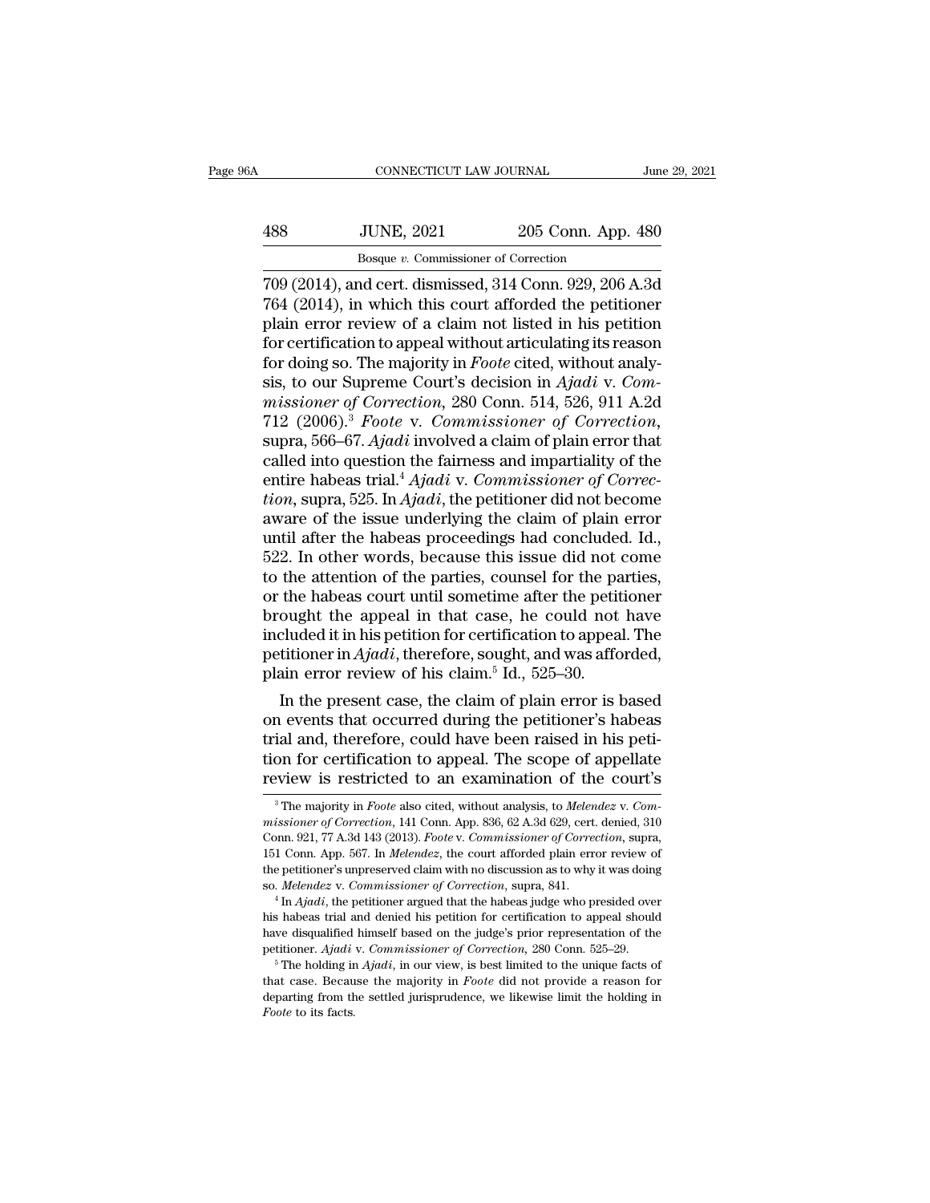709 (2014), and cert. dismissed, 314 Conn. 929, 206 A.3d 764 (2014), in which this court afforded the petitioner plain error review of a claim not listed in his petition for certification to appeal without articulating its reason for doing so. The majority in *Foote* cited, without analysis, to our Supreme Court's decision in *Ajadi* v. *Commissioner of Correction*, 280 Conn. 514, 526, 911 A.2d 712 (2006).[3] *Foote* v. *Commissioner of Correction*, supra, 566–67. *Ajadi* involved a claim of plain error that called into question the fairness and impartiality of the entire habeas trial.[4] *Ajadi* v. *Commissioner of Correction*, supra, 525. In *Ajadi*, the petitioner did not become aware of the issue underlying the claim of plain error until after the habeas proceedings had concluded. Id., 522. In other words, because this issue did not come to the attention of the parties, counsel for the parties, or the habeas court until sometime after the petitioner brought the appeal in that case, he could not have included it in his petition for certification to appeal. The petitioner in *Ajadi*, therefore, sought, and was afforded, plain error review of his claim.[5] Id., 525–30.

In the present case, the claim of plain error is based on events that occurred during the petitioner's habeas trial and, therefore, could have been raised in his petition for certification to appeal. The scope of appellate review is restricted to an examination of the court's

---

[3] The majority in *Foote* also cited, without analysis, to *Melendez* v. *Commissioner of Correction*, 141 Conn. App. 836, 62 A.3d 629, cert. denied, 310 Conn. 921, 77 A.3d 143 (2013). *Foote* v. *Commissioner of Correction*, supra, 151 Conn. App. 567. In *Melendez*, the court afforded plain error review of the petitioner's unpreserved claim with no discussion as to why it was doing so. *Melendez* v. *Commissioner of Correction*, supra, 841.

[4] In *Ajadi*, the petitioner argued that the habeas judge who presided over his habeas trial and denied his petition for certification to appeal should have disqualified himself based on the judge's prior representation of the petitioner. *Ajadi* v. *Commissioner of Correction*, 280 Conn. 525–29.

[5] The holding in *Ajadi*, in our view, is best limited to the unique facts of that case. Because the majority in *Foote* did not provide a reason for departing from the settled jurisprudence, we likewise limit the holding in *Foote* to its facts.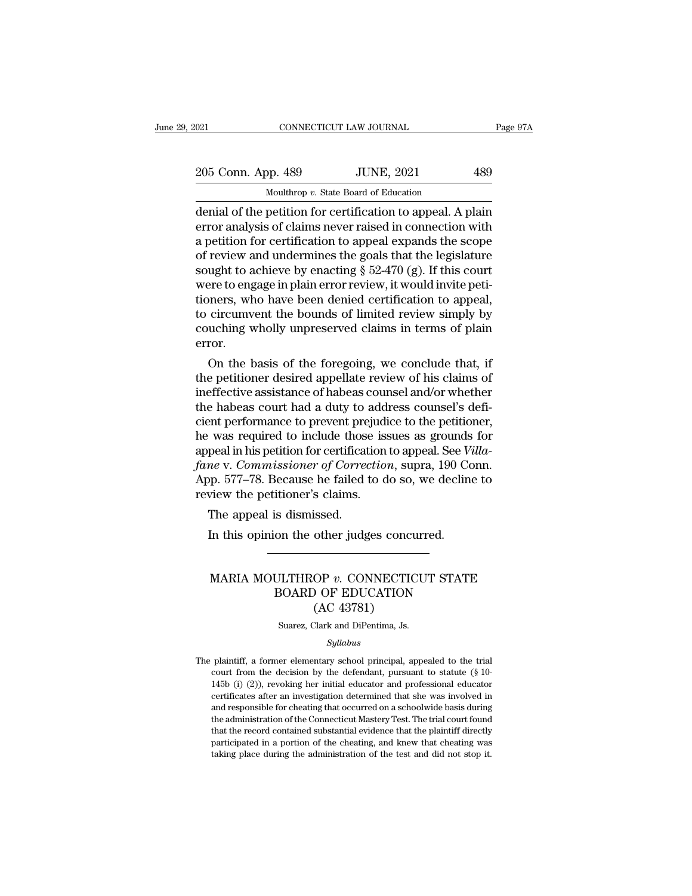denial of the petition for certification to appeal. A plain error analysis of claims never raised in connection with a petition for certification to appeal expands the scope of review and undermines the goals that the legislature sought to achieve by enacting § 52-470 (g). If this court were to engage in plain error review, it would invite petitioners, who have been denied certification to appeal, to circumvent the bounds of limited review simply by couching wholly unpreserved claims in terms of plain error.

On the basis of the foregoing, we conclude that, if the petitioner desired appellate review of his claims of ineffective assistance of habeas counsel and/or whether the habeas court had a duty to address counsel's deficient performance to prevent prejudice to the petitioner, he was required to include those issues as grounds for appeal in his petition for certification to appeal. See *Villafane* v. *Commissioner of Correction*, supra, 190 Conn. App. 577–78. Because he failed to do so, we decline to review the petitioner's claims.

The appeal is dismissed.

In this opinion the other judges concurred.

---

## MARIA MOULTHROP *v.* CONNECTICUT STATE BOARD OF EDUCATION
### (AC 43781)

Suarez, Clark and DiPentima, Js.

*Syllabus*

The plaintiff, a former elementary school principal, appealed to the trial court from the decision by the defendant, pursuant to statute (§ 10-145b (i) (2)), revoking her initial educator and professional educator certificates after an investigation determined that she was involved in and responsible for cheating that occurred on a schoolwide basis during the administration of the Connecticut Mastery Test. The trial court found that the record contained substantial evidence that the plaintiff directly participated in a portion of the cheating, and knew that cheating was taking place during the administration of the test and did not stop it.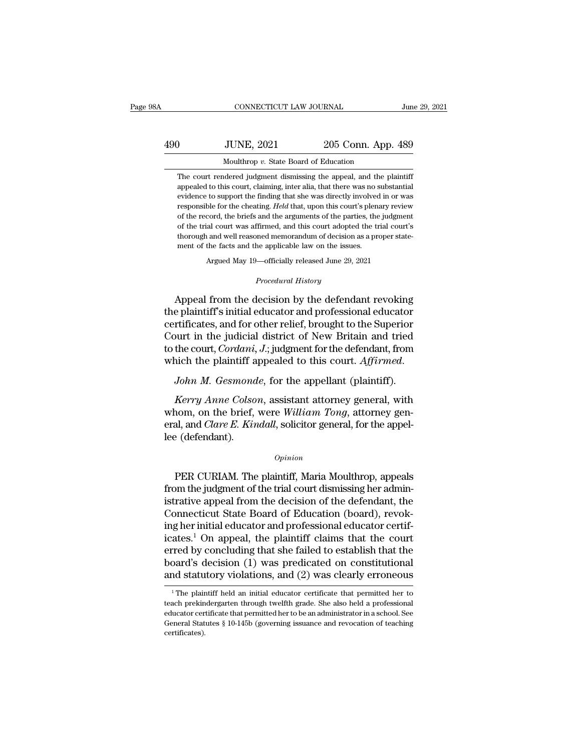The court rendered judgment dismissing the appeal, and the plaintiff appealed to this court, claiming, inter alia, that there was no substantial evidence to support the finding that she was directly involved in or was responsible for the cheating. *Held* that, upon this court's plenary review of the record, the briefs and the arguments of the parties, the judgment of the trial court was affirmed, and this court adopted the trial court's thorough and well reasoned memorandum of decision as a proper statement of the facts and the applicable law on the issues.

Argued May 19—officially released June 29, 2021

*Procedural History*

Appeal from the decision by the defendant revoking the plaintiff's initial educator and professional educator certificates, and for other relief, brought to the Superior Court in the judicial district of New Britain and tried to the court, *Cordani, J.*; judgment for the defendant, from which the plaintiff appealed to this court. *Affirmed.*

*John M. Gesmonde*, for the appellant (plaintiff).

*Kerry Anne Colson*, assistant attorney general, with whom, on the brief, were *William Tong*, attorney general, and *Clare E. Kindall*, solicitor general, for the appellee (defendant).

*Opinion*

PER CURIAM. The plaintiff, Maria Moulthrop, appeals from the judgment of the trial court dismissing her administrative appeal from the decision of the defendant, the Connecticut State Board of Education (board), revoking her initial educator and professional educator certificates.[1] On appeal, the plaintiff claims that the court erred by concluding that she failed to establish that the board's decision (1) was predicated on constitutional and statutory violations, and (2) was clearly erroneous

[1] The plaintiff held an initial educator certificate that permitted her to teach prekindergarten through twelfth grade. She also held a professional educator certificate that permitted her to be an administrator in a school. See General Statutes § 10-145b (governing issuance and revocation of teaching certificates).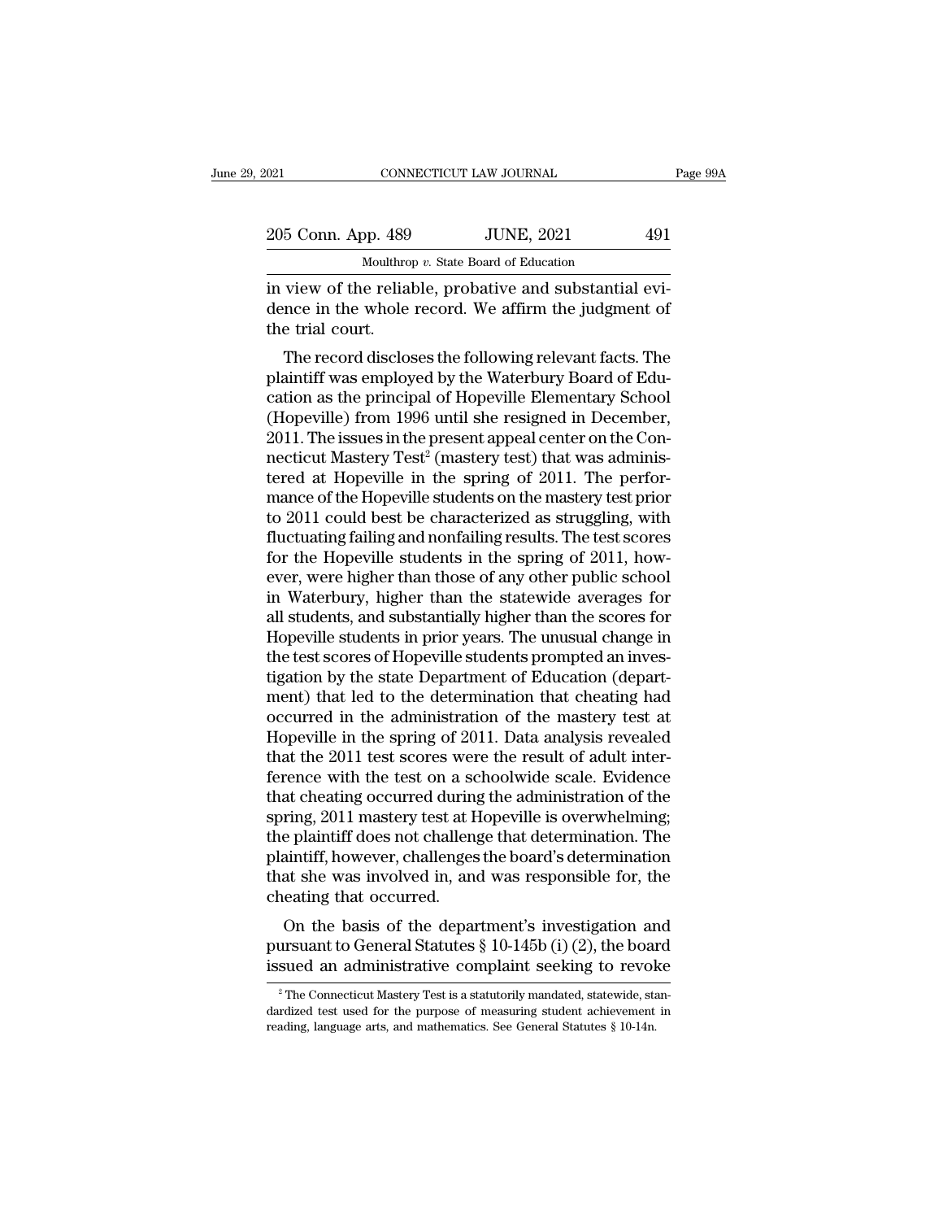in view of the reliable, probative and substantial evidence in the whole record. We affirm the judgment of the trial court.

The record discloses the following relevant facts. The plaintiff was employed by the Waterbury Board of Education as the principal of Hopeville Elementary School (Hopeville) from 1996 until she resigned in December, 2011. The issues in the present appeal center on the Connecticut Mastery Test[2] (mastery test) that was administered at Hopeville in the spring of 2011. The performance of the Hopeville students on the mastery test prior to 2011 could best be characterized as struggling, with fluctuating failing and nonfailing results. The test scores for the Hopeville students in the spring of 2011, however, were higher than those of any other public school in Waterbury, higher than the statewide averages for all students, and substantially higher than the scores for Hopeville students in prior years. The unusual change in the test scores of Hopeville students prompted an investigation by the state Department of Education (department) that led to the determination that cheating had occurred in the administration of the mastery test at Hopeville in the spring of 2011. Data analysis revealed that the 2011 test scores were the result of adult interference with the test on a schoolwide scale. Evidence that cheating occurred during the administration of the spring, 2011 mastery test at Hopeville is overwhelming; the plaintiff does not challenge that determination. The plaintiff, however, challenges the board's determination that she was involved in, and was responsible for, the cheating that occurred.

On the basis of the department's investigation and pursuant to General Statutes § 10-145b (i) (2), the board issued an administrative complaint seeking to revoke

[2] The Connecticut Mastery Test is a statutorily mandated, statewide, standardized test used for the purpose of measuring student achievement in reading, language arts, and mathematics. See General Statutes § 10-14n.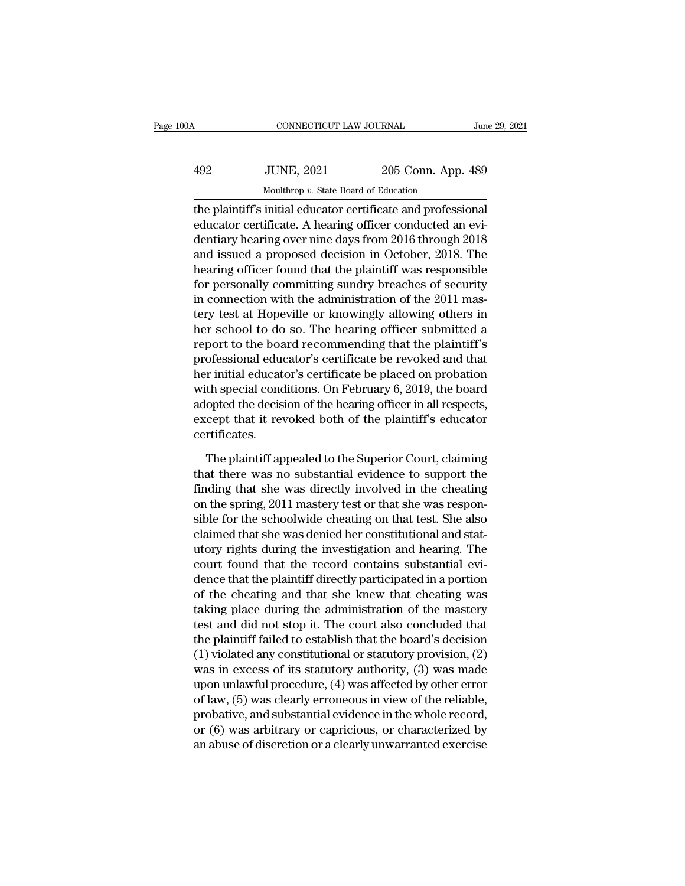the plaintiff's initial educator certificate and professional educator certificate. A hearing officer conducted an evidentiary hearing over nine days from 2016 through 2018 and issued a proposed decision in October, 2018. The hearing officer found that the plaintiff was responsible for personally committing sundry breaches of security in connection with the administration of the 2011 mastery test at Hopeville or knowingly allowing others in her school to do so. The hearing officer submitted a report to the board recommending that the plaintiff's professional educator's certificate be revoked and that her initial educator's certificate be placed on probation with special conditions. On February 6, 2019, the board adopted the decision of the hearing officer in all respects, except that it revoked both of the plaintiff's educator certificates.

The plaintiff appealed to the Superior Court, claiming that there was no substantial evidence to support the finding that she was directly involved in the cheating on the spring, 2011 mastery test or that she was responsible for the schoolwide cheating on that test. She also claimed that she was denied her constitutional and statutory rights during the investigation and hearing. The court found that the record contains substantial evidence that the plaintiff directly participated in a portion of the cheating and that she knew that cheating was taking place during the administration of the mastery test and did not stop it. The court also concluded that the plaintiff failed to establish that the board's decision (1) violated any constitutional or statutory provision, (2) was in excess of its statutory authority, (3) was made upon unlawful procedure, (4) was affected by other error of law, (5) was clearly erroneous in view of the reliable, probative, and substantial evidence in the whole record, or (6) was arbitrary or capricious, or characterized by an abuse of discretion or a clearly unwarranted exercise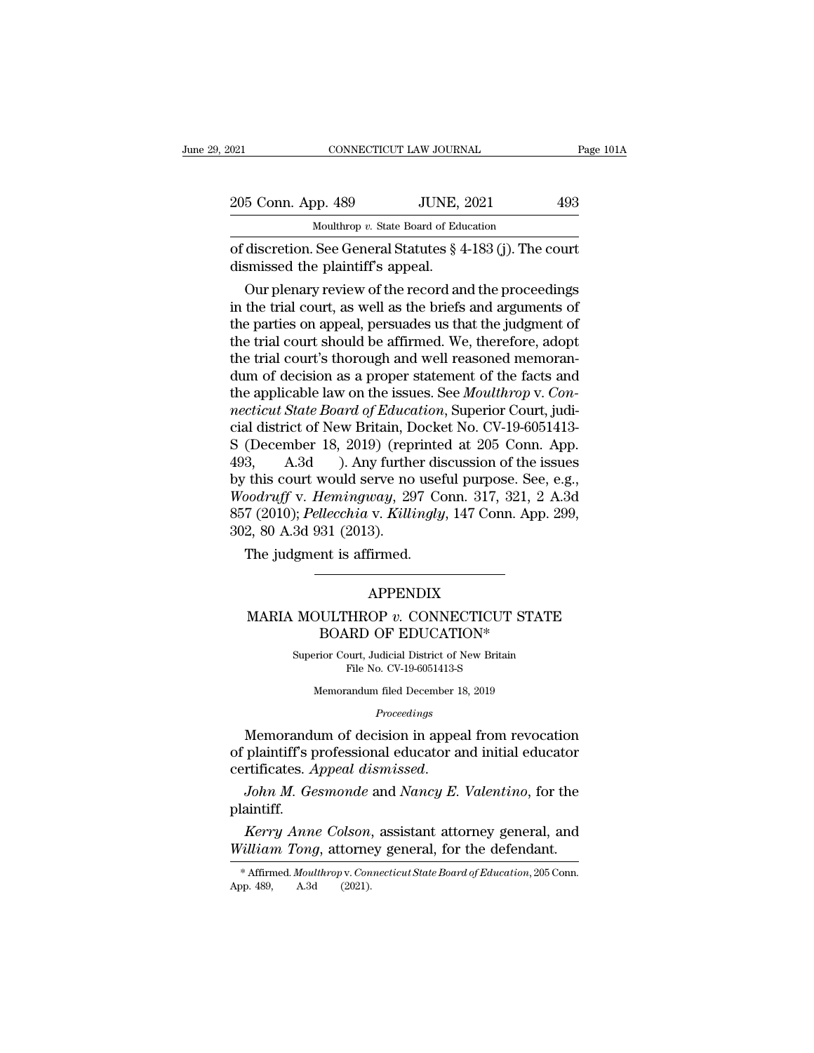of discretion. See General Statutes § 4-183 (j). The court dismissed the plaintiff's appeal.

Our plenary review of the record and the proceedings in the trial court, as well as the briefs and arguments of the parties on appeal, persuades us that the judgment of the trial court should be affirmed. We, therefore, adopt the trial court's thorough and well reasoned memorandum of decision as a proper statement of the facts and the applicable law on the issues. See *Moulthrop* v. *Connecticut State Board of Education*, Superior Court, judicial district of New Britain, Docket No. CV-19-6051413-S (December 18, 2019) (reprinted at 205 Conn. App. 493, A.3d ). Any further discussion of the issues by this court would serve no useful purpose. See, e.g., *Woodruff* v. *Hemingway*, 297 Conn. 317, 321, 2 A.3d 857 (2010); *Pellecchia* v. *Killingly*, 147 Conn. App. 299, 302, 80 A.3d 931 (2013).

The judgment is affirmed.

---

## APPENDIX

## MARIA MOULTHROP *v.* CONNECTICUT STATE BOARD OF EDUCATION*

Superior Court, Judicial District of New Britain
File No. CV-19-6051413-S

Memorandum filed December 18, 2019

*Proceedings*

Memorandum of decision in appeal from revocation of plaintiff's professional educator and initial educator certificates. *Appeal dismissed.*

*John M. Gesmonde* and *Nancy E. Valentino*, for the plaintiff.

*Kerry Anne Colson*, assistant attorney general, and *William Tong*, attorney general, for the defendant.

---

* Affirmed. *Moulthrop* v. *Connecticut State Board of Education*, 205 Conn. App. 489, A.3d (2021).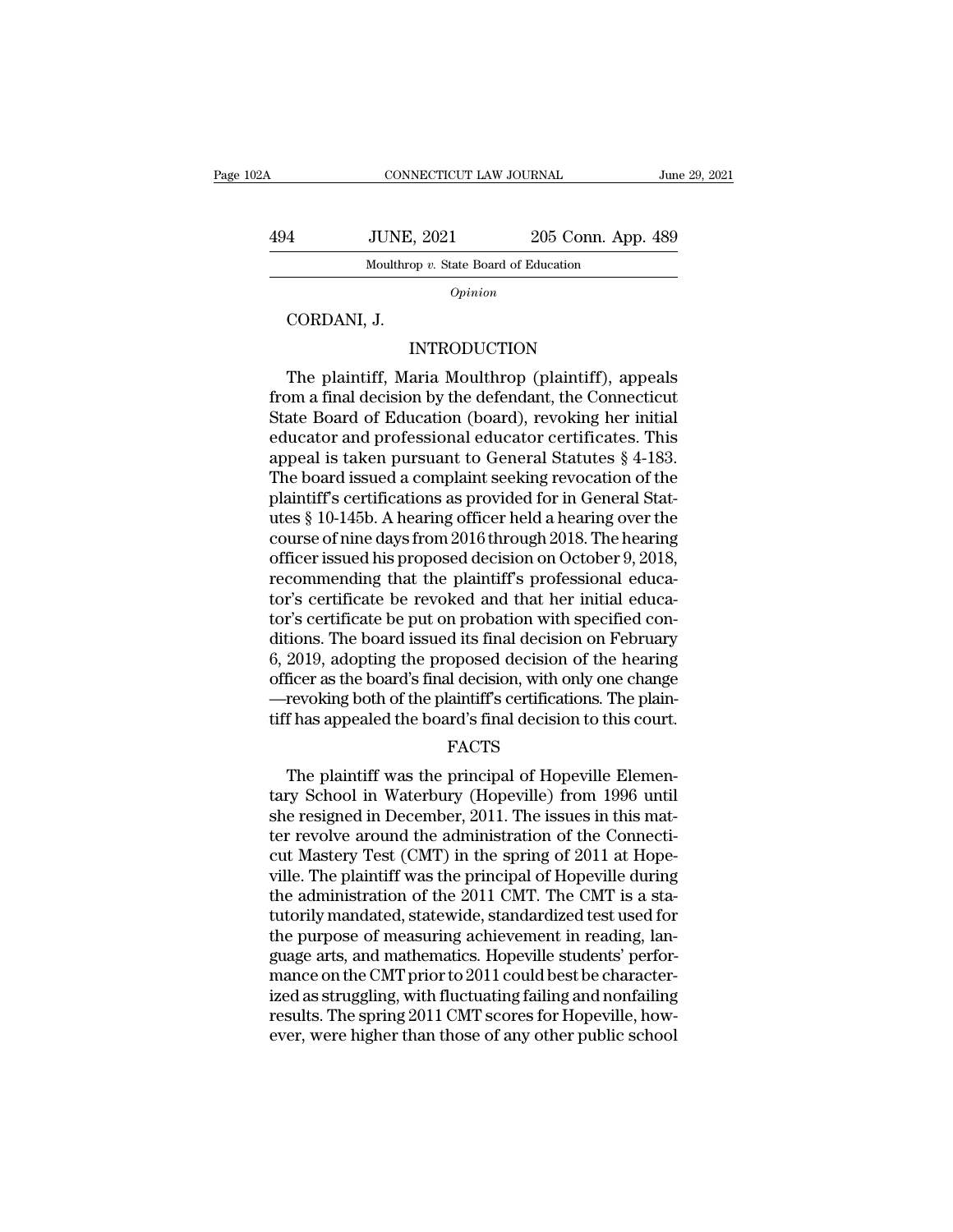*Opinion*

CORDANI, J.

## INTRODUCTION

The plaintiff, Maria Moulthrop (plaintiff), appeals from a final decision by the defendant, the Connecticut State Board of Education (board), revoking her initial educator and professional educator certificates. This appeal is taken pursuant to General Statutes § 4-183. The board issued a complaint seeking revocation of the plaintiff's certifications as provided for in General Statutes § 10-145b. A hearing officer held a hearing over the course of nine days from 2016 through 2018. The hearing officer issued his proposed decision on October 9, 2018, recommending that the plaintiff's professional educator's certificate be revoked and that her initial educator's certificate be put on probation with specified conditions. The board issued its final decision on February 6, 2019, adopting the proposed decision of the hearing officer as the board's final decision, with only one change —revoking both of the plaintiff's certifications. The plaintiff has appealed the board's final decision to this court.

## FACTS

The plaintiff was the principal of Hopeville Elementary School in Waterbury (Hopeville) from 1996 until she resigned in December, 2011. The issues in this matter revolve around the administration of the Connecticut Mastery Test (CMT) in the spring of 2011 at Hopeville. The plaintiff was the principal of Hopeville during the administration of the 2011 CMT. The CMT is a statutorily mandated, statewide, standardized test used for the purpose of measuring achievement in reading, language arts, and mathematics. Hopeville students' performance on the CMT prior to 2011 could best be characterized as struggling, with fluctuating failing and nonfailing results. The spring 2011 CMT scores for Hopeville, however, were higher than those of any other public school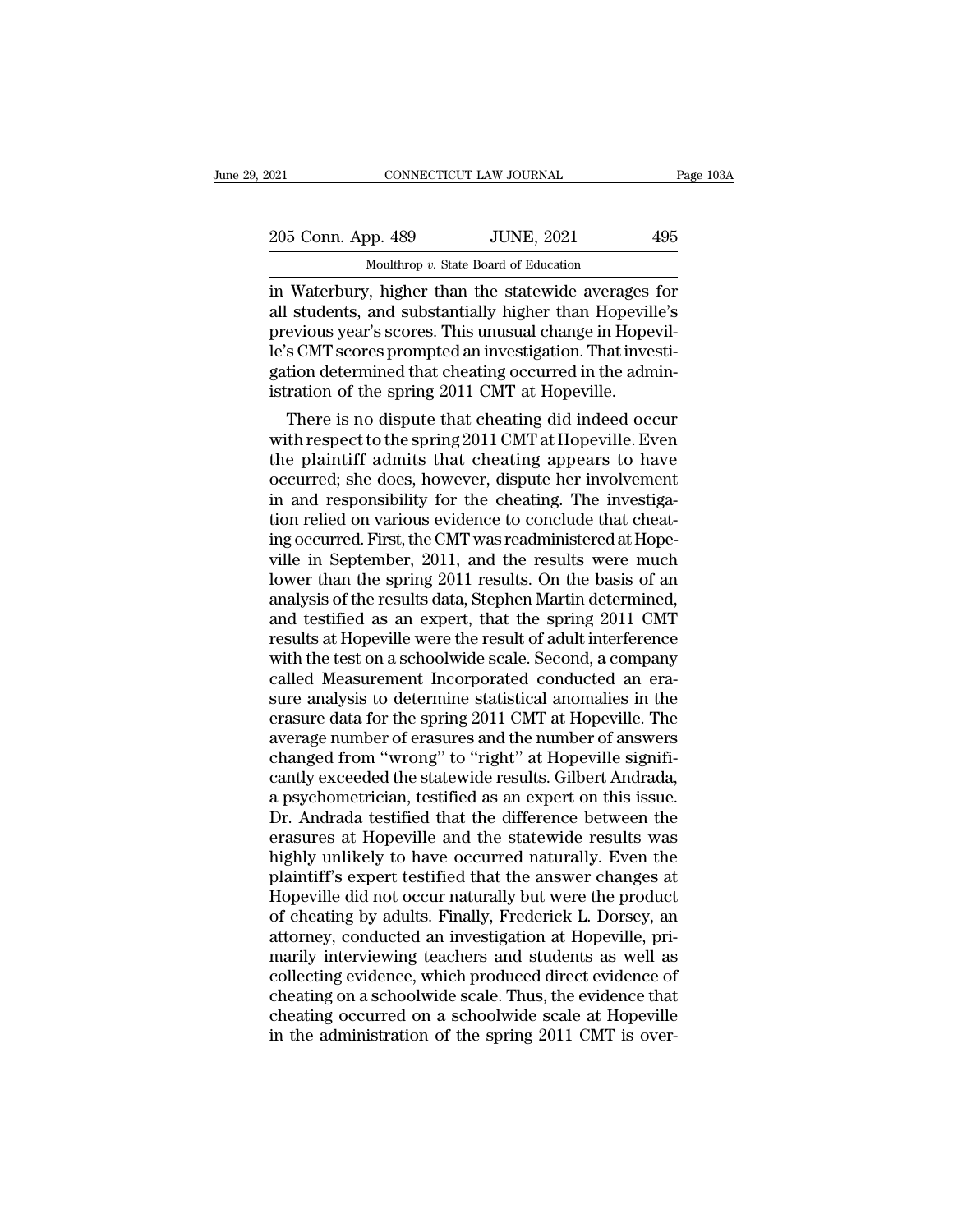in Waterbury, higher than the statewide averages for all students, and substantially higher than Hopeville's previous year's scores. This unusual change in Hopeville's CMT scores prompted an investigation. That investigation determined that cheating occurred in the administration of the spring 2011 CMT at Hopeville.

There is no dispute that cheating did indeed occur with respect to the spring 2011 CMT at Hopeville. Even the plaintiff admits that cheating appears to have occurred; she does, however, dispute her involvement in and responsibility for the cheating. The investigation relied on various evidence to conclude that cheating occurred. First, the CMT was readministered at Hopeville in September, 2011, and the results were much lower than the spring 2011 results. On the basis of an analysis of the results data, Stephen Martin determined, and testified as an expert, that the spring 2011 CMT results at Hopeville were the result of adult interference with the test on a schoolwide scale. Second, a company called Measurement Incorporated conducted an erasure analysis to determine statistical anomalies in the erasure data for the spring 2011 CMT at Hopeville. The average number of erasures and the number of answers changed from "wrong" to "right" at Hopeville significantly exceeded the statewide results. Gilbert Andrada, a psychometrician, testified as an expert on this issue. Dr. Andrada testified that the difference between the erasures at Hopeville and the statewide results was highly unlikely to have occurred naturally. Even the plaintiff's expert testified that the answer changes at Hopeville did not occur naturally but were the product of cheating by adults. Finally, Frederick L. Dorsey, an attorney, conducted an investigation at Hopeville, primarily interviewing teachers and students as well as collecting evidence, which produced direct evidence of cheating on a schoolwide scale. Thus, the evidence that cheating occurred on a schoolwide scale at Hopeville in the administration of the spring 2011 CMT is over-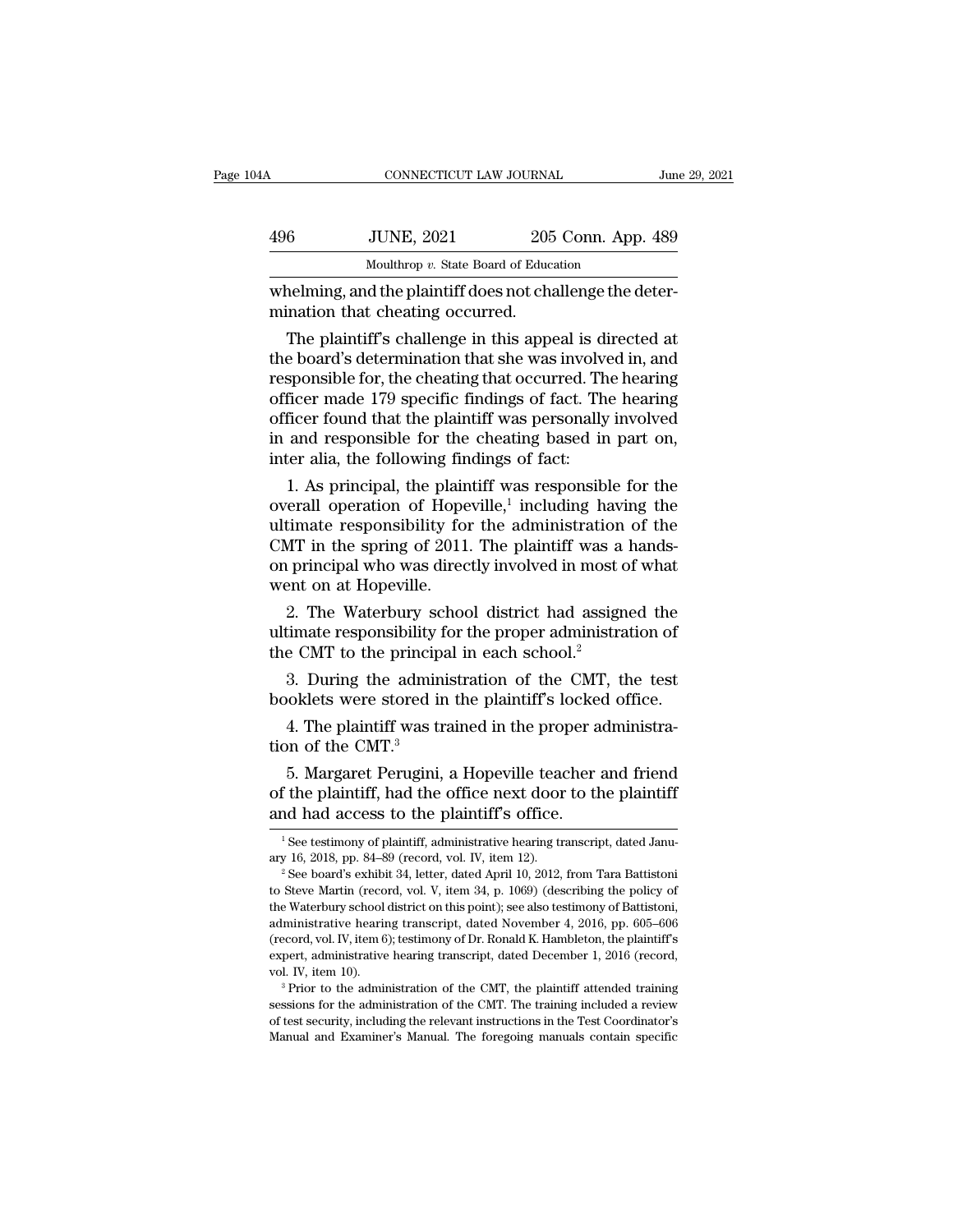whelming, and the plaintiff does not challenge the determination that cheating occurred.

The plaintiff's challenge in this appeal is directed at the board's determination that she was involved in, and responsible for, the cheating that occurred. The hearing officer made 179 specific findings of fact. The hearing officer found that the plaintiff was personally involved in and responsible for the cheating based in part on, inter alia, the following findings of fact:

1. As principal, the plaintiff was responsible for the overall operation of Hopeville,[1] including having the ultimate responsibility for the administration of the CMT in the spring of 2011. The plaintiff was a hands-on principal who was directly involved in most of what went on at Hopeville.

2. The Waterbury school district had assigned the ultimate responsibility for the proper administration of the CMT to the principal in each school.[2]

3. During the administration of the CMT, the test booklets were stored in the plaintiff's locked office.

4. The plaintiff was trained in the proper administration of the CMT.[3]

5. Margaret Perugini, a Hopeville teacher and friend of the plaintiff, had the office next door to the plaintiff and had access to the plaintiff's office.

---

[1] See testimony of plaintiff, administrative hearing transcript, dated January 16, 2018, pp. 84–89 (record, vol. IV, item 12).

[2] See board's exhibit 34, letter, dated April 10, 2012, from Tara Battistoni to Steve Martin (record, vol. V, item 34, p. 1069) (describing the policy of the Waterbury school district on this point); see also testimony of Battistoni, administrative hearing transcript, dated November 4, 2016, pp. 605–606 (record, vol. IV, item 6); testimony of Dr. Ronald K. Hambleton, the plaintiff's expert, administrative hearing transcript, dated December 1, 2016 (record, vol. IV, item 10).

[3] Prior to the administration of the CMT, the plaintiff attended training sessions for the administration of the CMT. The training included a review of test security, including the relevant instructions in the Test Coordinator's Manual and Examiner's Manual. The foregoing manuals contain specific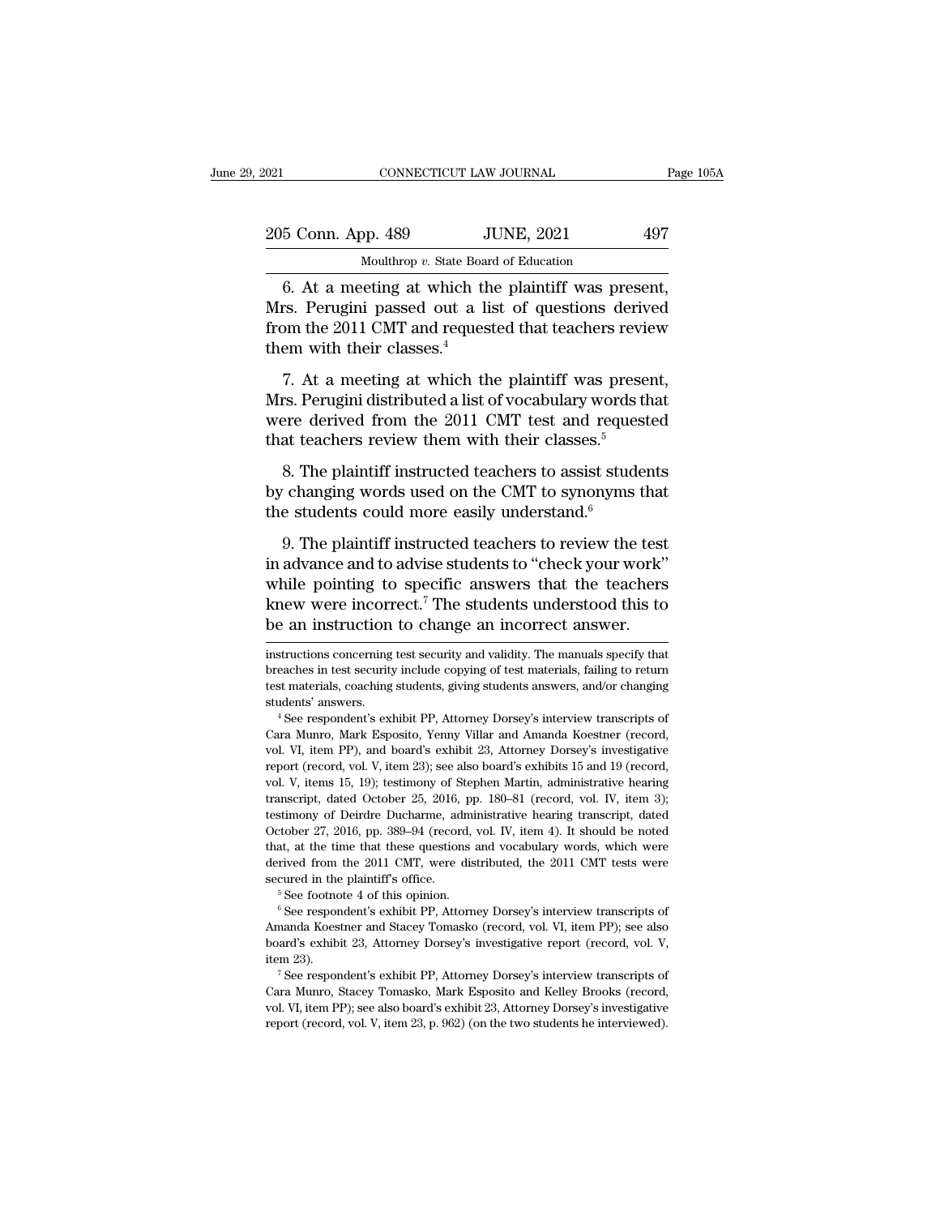6. At a meeting at which the plaintiff was present, Mrs. Perugini passed out a list of questions derived from the 2011 CMT and requested that teachers review them with their classes.[4]

7. At a meeting at which the plaintiff was present, Mrs. Perugini distributed a list of vocabulary words that were derived from the 2011 CMT test and requested that teachers review them with their classes.[5]

8. The plaintiff instructed teachers to assist students by changing words used on the CMT to synonyms that the students could more easily understand.[6]

9. The plaintiff instructed teachers to review the test in advance and to advise students to "check your work" while pointing to specific answers that the teachers knew were incorrect.[7] The students understood this to be an instruction to change an incorrect answer.

instructions concerning test security and validity. The manuals specify that breaches in test security include copying of test materials, failing to return test materials, coaching students, giving students answers, and/or changing students' answers.

[4] See respondent's exhibit PP, Attorney Dorsey's interview transcripts of Cara Munro, Mark Esposito, Yenny Villar and Amanda Koestner (record, vol. VI, item PP), and board's exhibit 23, Attorney Dorsey's investigative report (record, vol. V, item 23); see also board's exhibits 15 and 19 (record, vol. V, items 15, 19); testimony of Stephen Martin, administrative hearing transcript, dated October 25, 2016, pp. 180–81 (record, vol. IV, item 3); testimony of Deirdre Ducharme, administrative hearing transcript, dated October 27, 2016, pp. 389–94 (record, vol. IV, item 4). It should be noted that, at the time that these questions and vocabulary words, which were derived from the 2011 CMT, were distributed, the 2011 CMT tests were secured in the plaintiff's office.

[5] See footnote 4 of this opinion.

[6] See respondent's exhibit PP, Attorney Dorsey's interview transcripts of Amanda Koestner and Stacey Tomasko (record, vol. VI, item PP); see also board's exhibit 23, Attorney Dorsey's investigative report (record, vol. V, item 23).

[7] See respondent's exhibit PP, Attorney Dorsey's interview transcripts of Cara Munro, Stacey Tomasko, Mark Esposito and Kelley Brooks (record, vol. VI, item PP); see also board's exhibit 23, Attorney Dorsey's investigative report (record, vol. V, item 23, p. 962) (on the two students he interviewed).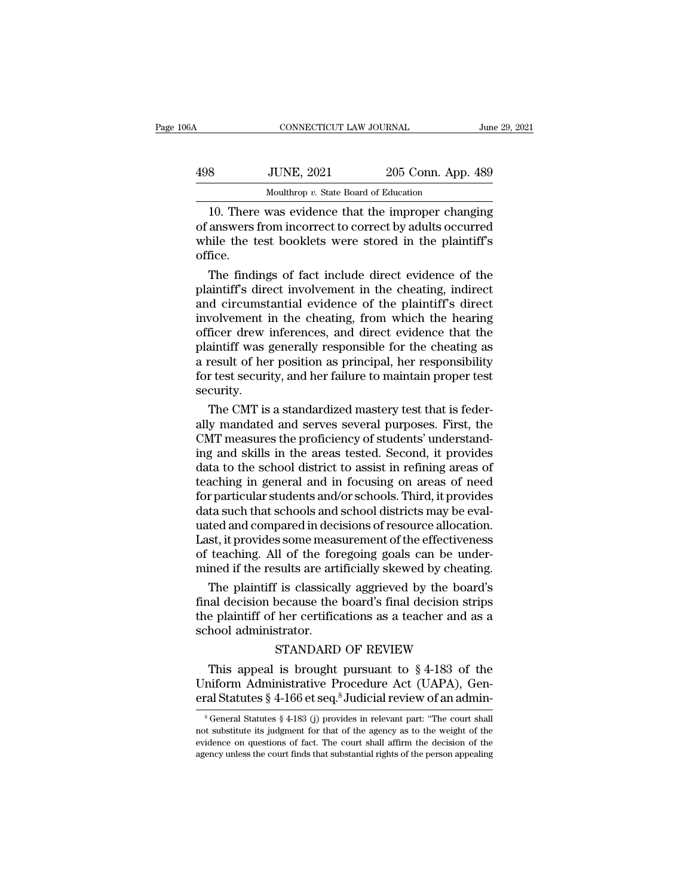10. There was evidence that the improper changing of answers from incorrect to correct by adults occurred while the test booklets were stored in the plaintiff's office.

The findings of fact include direct evidence of the plaintiff's direct involvement in the cheating, indirect and circumstantial evidence of the plaintiff's direct involvement in the cheating, from which the hearing officer drew inferences, and direct evidence that the plaintiff was generally responsible for the cheating as a result of her position as principal, her responsibility for test security, and her failure to maintain proper test security.

The CMT is a standardized mastery test that is federally mandated and serves several purposes. First, the CMT measures the proficiency of students' understanding and skills in the areas tested. Second, it provides data to the school district to assist in refining areas of teaching in general and in focusing on areas of need for particular students and/or schools. Third, it provides data such that schools and school districts may be evaluated and compared in decisions of resource allocation. Last, it provides some measurement of the effectiveness of teaching. All of the foregoing goals can be undermined if the results are artificially skewed by cheating.

The plaintiff is classically aggrieved by the board's final decision because the board's final decision strips the plaintiff of her certifications as a teacher and as a school administrator.

## STANDARD OF REVIEW

This appeal is brought pursuant to § 4-183 of the Uniform Administrative Procedure Act (UAPA), General Statutes § 4-166 et seq.[8] Judicial review of an admin-

[8] General Statutes § 4-183 (j) provides in relevant part: "The court shall not substitute its judgment for that of the agency as to the weight of the evidence on questions of fact. The court shall affirm the decision of the agency unless the court finds that substantial rights of the person appealing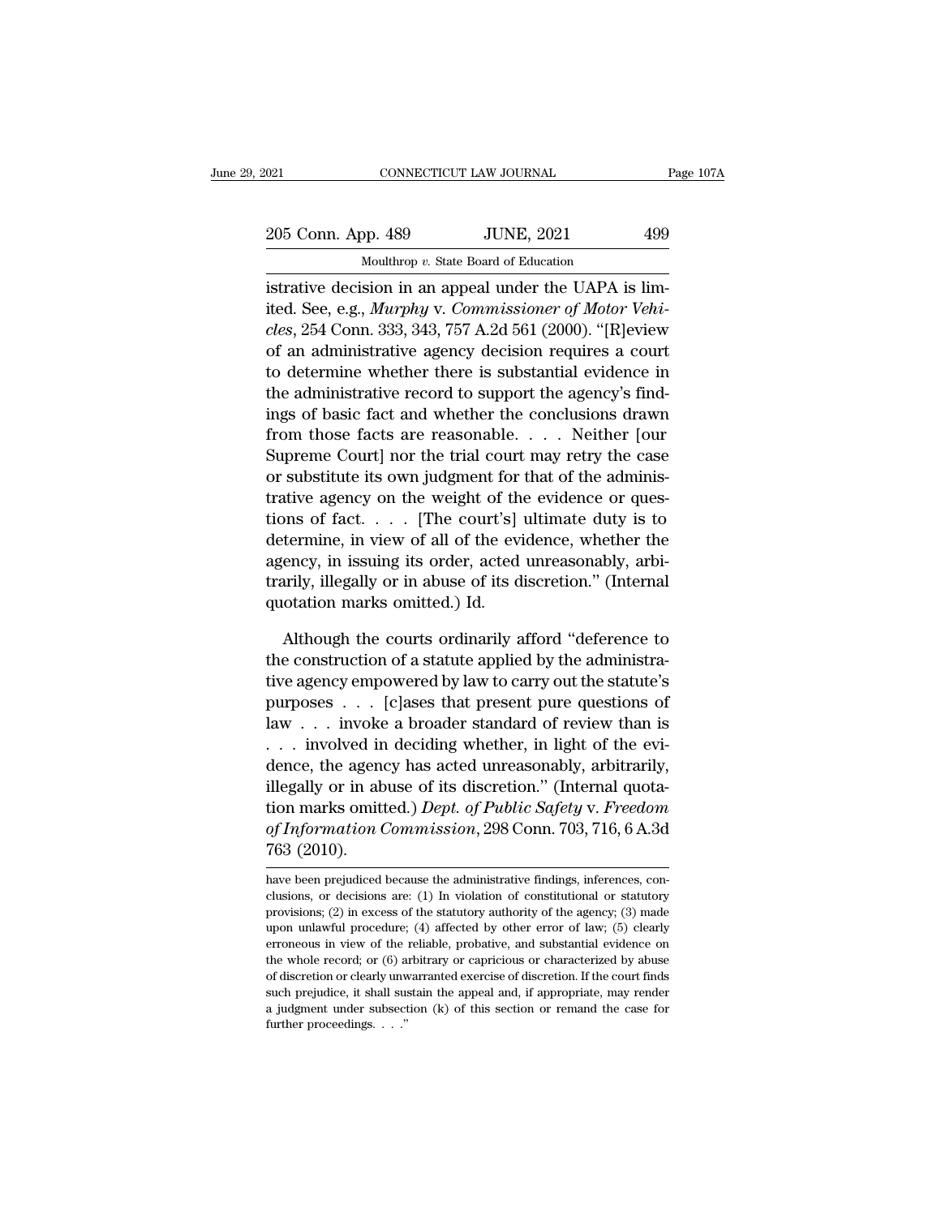istrative decision in an appeal under the UAPA is limited. See, e.g., *Murphy* v. *Commissioner of Motor Vehicles*, 254 Conn. 333, 343, 757 A.2d 561 (2000). "[R]eview of an administrative agency decision requires a court to determine whether there is substantial evidence in the administrative record to support the agency's findings of basic fact and whether the conclusions drawn from those facts are reasonable. . . . Neither [our Supreme Court] nor the trial court may retry the case or substitute its own judgment for that of the administrative agency on the weight of the evidence or questions of fact. . . . [The court's] ultimate duty is to determine, in view of all of the evidence, whether the agency, in issuing its order, acted unreasonably, arbitrarily, illegally or in abuse of its discretion." (Internal quotation marks omitted.) Id.

Although the courts ordinarily afford "deference to the construction of a statute applied by the administrative agency empowered by law to carry out the statute's purposes . . . [c]ases that present pure questions of law . . . invoke a broader standard of review than is . . . involved in deciding whether, in light of the evidence, the agency has acted unreasonably, arbitrarily, illegally or in abuse of its discretion." (Internal quotation marks omitted.) *Dept. of Public Safety* v. *Freedom of Information Commission*, 298 Conn. 703, 716, 6 A.3d 763 (2010).

---

have been prejudiced because the administrative findings, inferences, conclusions, or decisions are: (1) In violation of constitutional or statutory provisions; (2) in excess of the statutory authority of the agency; (3) made upon unlawful procedure; (4) affected by other error of law; (5) clearly erroneous in view of the reliable, probative, and substantial evidence on the whole record; or (6) arbitrary or capricious or characterized by abuse of discretion or clearly unwarranted exercise of discretion. If the court finds such prejudice, it shall sustain the appeal and, if appropriate, may render a judgment under subsection (k) of this section or remand the case for further proceedings. . . ."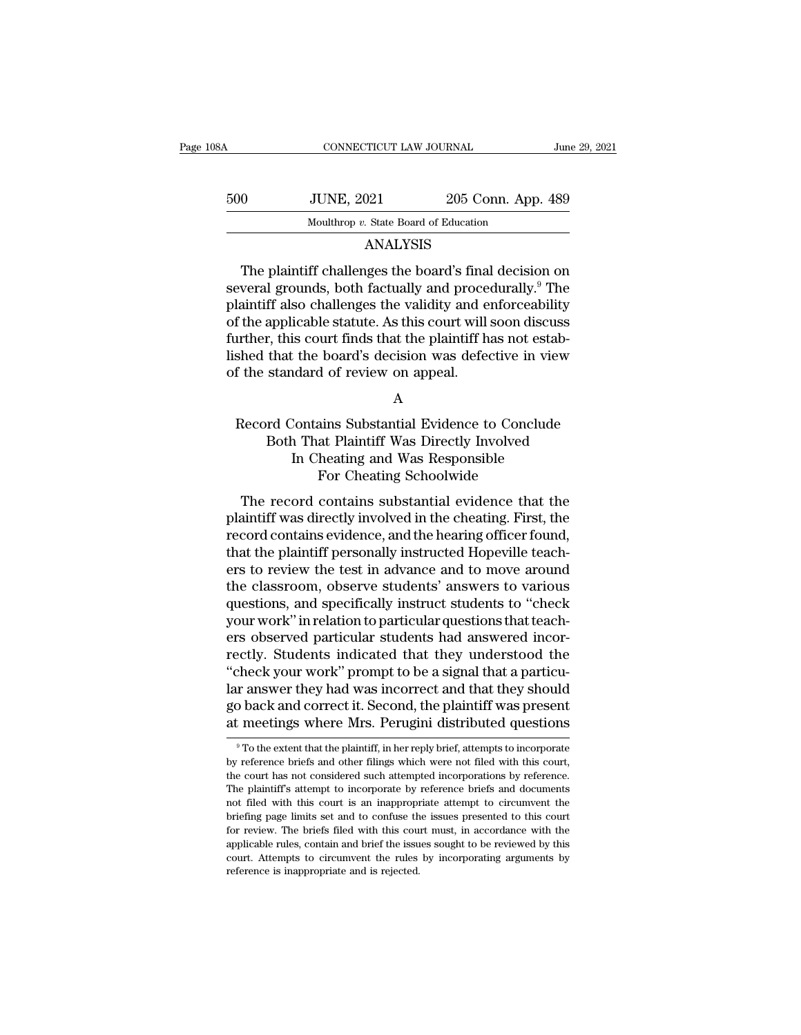## ANALYSIS

The plaintiff challenges the board's final decision on several grounds, both factually and procedurally.[9] The plaintiff also challenges the validity and enforceability of the applicable statute. As this court will soon discuss further, this court finds that the plaintiff has not established that the board's decision was defective in view of the standard of review on appeal.

### A

### Record Contains Substantial Evidence to Conclude Both That Plaintiff Was Directly Involved In Cheating and Was Responsible For Cheating Schoolwide

The record contains substantial evidence that the plaintiff was directly involved in the cheating. First, the record contains evidence, and the hearing officer found, that the plaintiff personally instructed Hopeville teachers to review the test in advance and to move around the classroom, observe students' answers to various questions, and specifically instruct students to "check your work" in relation to particular questions that teachers observed particular students had answered incorrectly. Students indicated that they understood the "check your work" prompt to be a signal that a particular answer they had was incorrect and that they should go back and correct it. Second, the plaintiff was present at meetings where Mrs. Perugini distributed questions

---

[9] To the extent that the plaintiff, in her reply brief, attempts to incorporate by reference briefs and other filings which were not filed with this court, the court has not considered such attempted incorporations by reference. The plaintiff's attempt to incorporate by reference briefs and documents not filed with this court is an inappropriate attempt to circumvent the briefing page limits set and to confuse the issues presented to this court for review. The briefs filed with this court must, in accordance with the applicable rules, contain and brief the issues sought to be reviewed by this court. Attempts to circumvent the rules by incorporating arguments by reference is inappropriate and is rejected.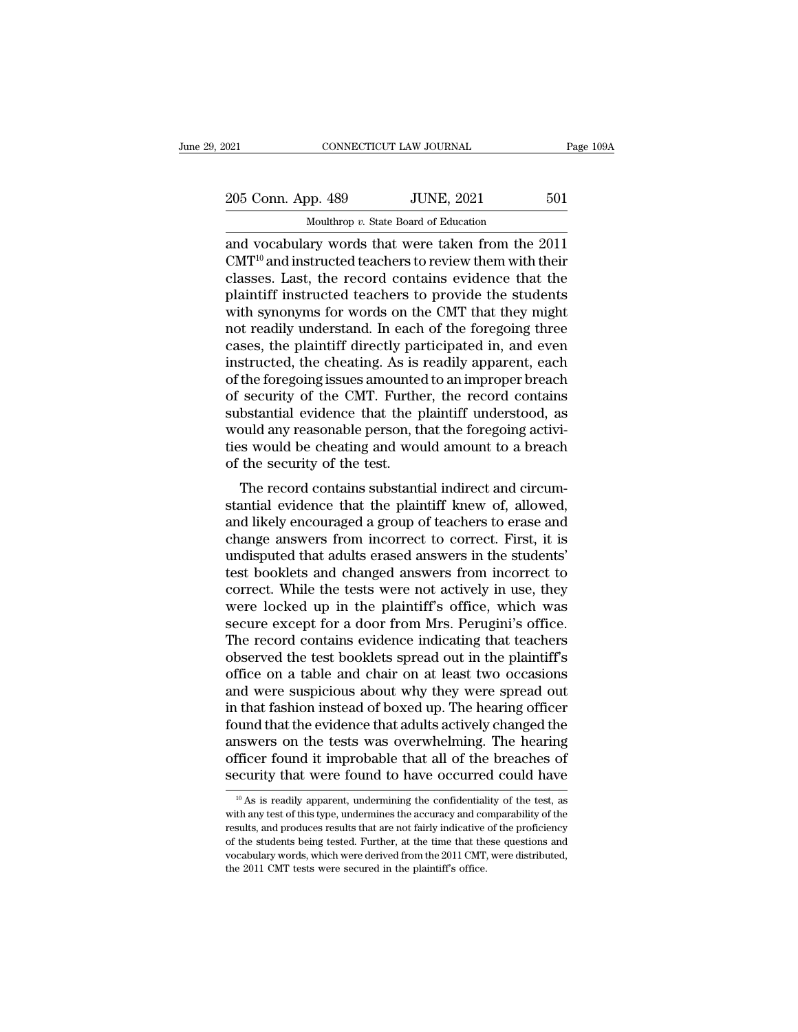and vocabulary words that were taken from the 2011 CMT[10] and instructed teachers to review them with their classes. Last, the record contains evidence that the plaintiff instructed teachers to provide the students with synonyms for words on the CMT that they might not readily understand. In each of the foregoing three cases, the plaintiff directly participated in, and even instructed, the cheating. As is readily apparent, each of the foregoing issues amounted to an improper breach of security of the CMT. Further, the record contains substantial evidence that the plaintiff understood, as would any reasonable person, that the foregoing activities would be cheating and would amount to a breach of the security of the test.

The record contains substantial indirect and circumstantial evidence that the plaintiff knew of, allowed, and likely encouraged a group of teachers to erase and change answers from incorrect to correct. First, it is undisputed that adults erased answers in the students' test booklets and changed answers from incorrect to correct. While the tests were not actively in use, they were locked up in the plaintiff's office, which was secure except for a door from Mrs. Perugini's office. The record contains evidence indicating that teachers observed the test booklets spread out in the plaintiff's office on a table and chair on at least two occasions and were suspicious about why they were spread out in that fashion instead of boxed up. The hearing officer found that the evidence that adults actively changed the answers on the tests was overwhelming. The hearing officer found it improbable that all of the breaches of security that were found to have occurred could have

[10] As is readily apparent, undermining the confidentiality of the test, as with any test of this type, undermines the accuracy and comparability of the results, and produces results that are not fairly indicative of the proficiency of the students being tested. Further, at the time that these questions and vocabulary words, which were derived from the 2011 CMT, were distributed, the 2011 CMT tests were secured in the plaintiff's office.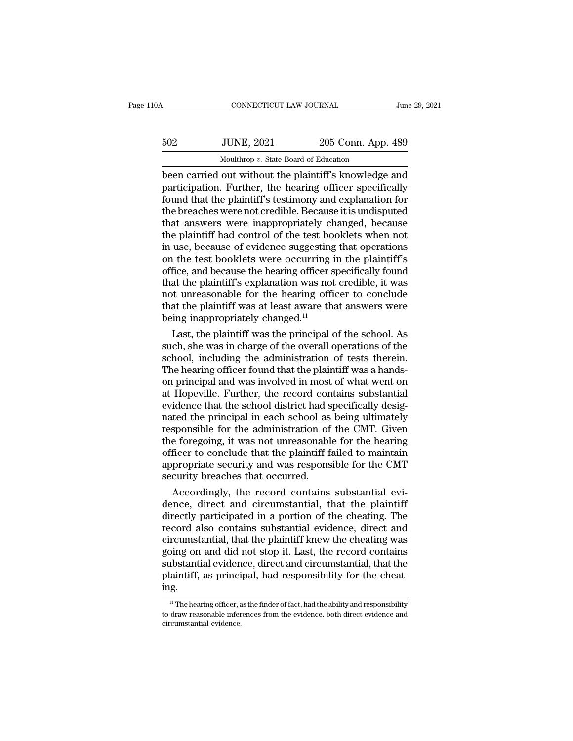been carried out without the plaintiff's knowledge and participation. Further, the hearing officer specifically found that the plaintiff's testimony and explanation for the breaches were not credible. Because it is undisputed that answers were inappropriately changed, because the plaintiff had control of the test booklets when not in use, because of evidence suggesting that operations on the test booklets were occurring in the plaintiff's office, and because the hearing officer specifically found that the plaintiff's explanation was not credible, it was not unreasonable for the hearing officer to conclude that the plaintiff was at least aware that answers were being inappropriately changed.[11]

Last, the plaintiff was the principal of the school. As such, she was in charge of the overall operations of the school, including the administration of tests therein. The hearing officer found that the plaintiff was a hands-on principal and was involved in most of what went on at Hopeville. Further, the record contains substantial evidence that the school district had specifically designated the principal in each school as being ultimately responsible for the administration of the CMT. Given the foregoing, it was not unreasonable for the hearing officer to conclude that the plaintiff failed to maintain appropriate security and was responsible for the CMT security breaches that occurred.

Accordingly, the record contains substantial evidence, direct and circumstantial, that the plaintiff directly participated in a portion of the cheating. The record also contains substantial evidence, direct and circumstantial, that the plaintiff knew the cheating was going on and did not stop it. Last, the record contains substantial evidence, direct and circumstantial, that the plaintiff, as principal, had responsibility for the cheating.

[11] The hearing officer, as the finder of fact, had the ability and responsibility to draw reasonable inferences from the evidence, both direct evidence and circumstantial evidence.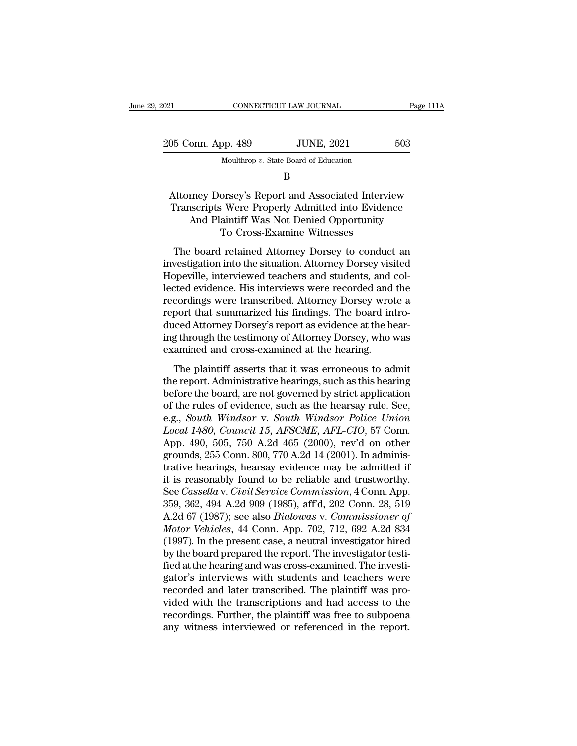## B

### Attorney Dorsey's Report and Associated Interview Transcripts Were Properly Admitted into Evidence And Plaintiff Was Not Denied Opportunity To Cross-Examine Witnesses

The board retained Attorney Dorsey to conduct an investigation into the situation. Attorney Dorsey visited Hopeville, interviewed teachers and students, and collected evidence. His interviews were recorded and the recordings were transcribed. Attorney Dorsey wrote a report that summarized his findings. The board introduced Attorney Dorsey's report as evidence at the hearing through the testimony of Attorney Dorsey, who was examined and cross-examined at the hearing.

The plaintiff asserts that it was erroneous to admit the report. Administrative hearings, such as this hearing before the board, are not governed by strict application of the rules of evidence, such as the hearsay rule. See, e.g., *South Windsor* v. *South Windsor Police Union Local 1480, Council 15, AFSCME, AFL-CIO*, 57 Conn. App. 490, 505, 750 A.2d 465 (2000), rev'd on other grounds, 255 Conn. 800, 770 A.2d 14 (2001). In administrative hearings, hearsay evidence may be admitted if it is reasonably found to be reliable and trustworthy. See *Cassella* v. *Civil Service Commission*, 4 Conn. App. 359, 362, 494 A.2d 909 (1985), aff'd, 202 Conn. 28, 519 A.2d 67 (1987); see also *Bialowas* v. *Commissioner of Motor Vehicles*, 44 Conn. App. 702, 712, 692 A.2d 834 (1997). In the present case, a neutral investigator hired by the board prepared the report. The investigator testified at the hearing and was cross-examined. The investigator's interviews with students and teachers were recorded and later transcribed. The plaintiff was provided with the transcriptions and had access to the recordings. Further, the plaintiff was free to subpoena any witness interviewed or referenced in the report.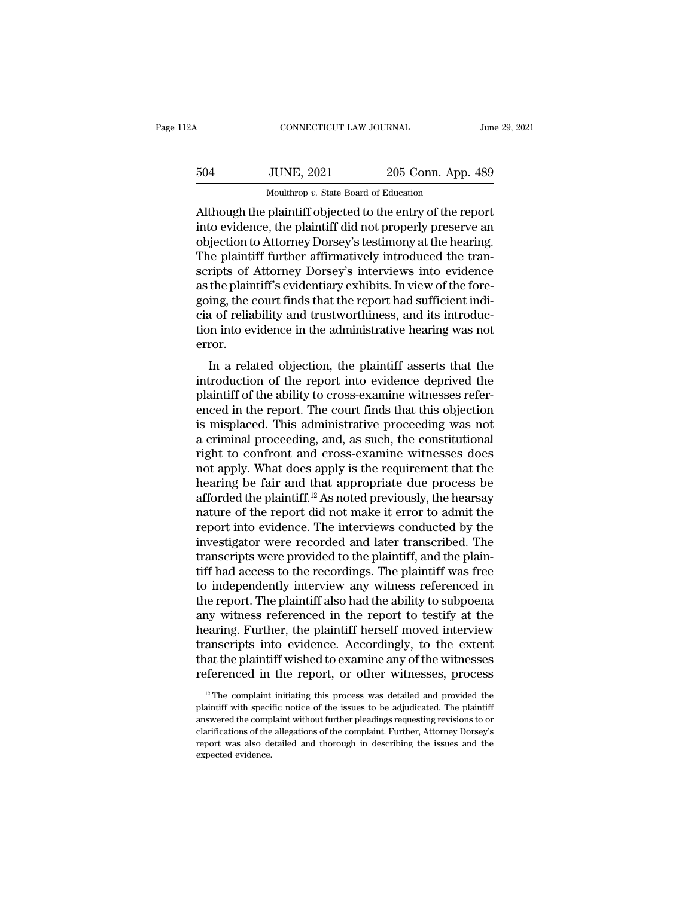Although the plaintiff objected to the entry of the report into evidence, the plaintiff did not properly preserve an objection to Attorney Dorsey's testimony at the hearing. The plaintiff further affirmatively introduced the transcripts of Attorney Dorsey's interviews into evidence as the plaintiff's evidentiary exhibits. In view of the foregoing, the court finds that the report had sufficient indicia of reliability and trustworthiness, and its introduction into evidence in the administrative hearing was not error.

In a related objection, the plaintiff asserts that the introduction of the report into evidence deprived the plaintiff of the ability to cross-examine witnesses referenced in the report. The court finds that this objection is misplaced. This administrative proceeding was not a criminal proceeding, and, as such, the constitutional right to confront and cross-examine witnesses does not apply. What does apply is the requirement that the hearing be fair and that appropriate due process be afforded the plaintiff.[12] As noted previously, the hearsay nature of the report did not make it error to admit the report into evidence. The interviews conducted by the investigator were recorded and later transcribed. The transcripts were provided to the plaintiff, and the plaintiff had access to the recordings. The plaintiff was free to independently interview any witness referenced in the report. The plaintiff also had the ability to subpoena any witness referenced in the report to testify at the hearing. Further, the plaintiff herself moved interview transcripts into evidence. Accordingly, to the extent that the plaintiff wished to examine any of the witnesses referenced in the report, or other witnesses, process

[12] The complaint initiating this process was detailed and provided the plaintiff with specific notice of the issues to be adjudicated. The plaintiff answered the complaint without further pleadings requesting revisions to or clarifications of the allegations of the complaint. Further, Attorney Dorsey's report was also detailed and thorough in describing the issues and the expected evidence.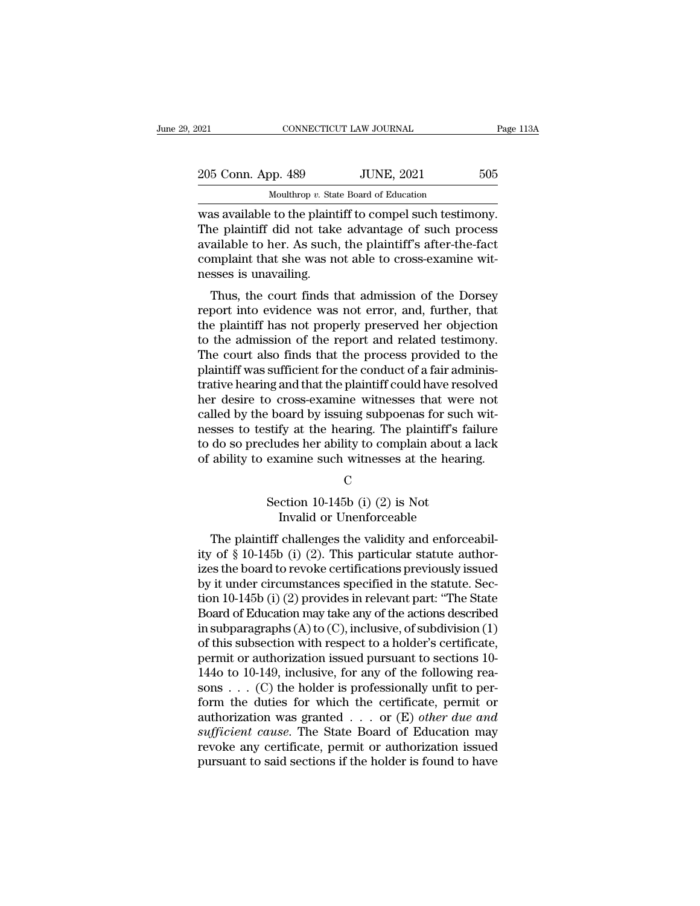was available to the plaintiff to compel such testimony. The plaintiff did not take advantage of such process available to her. As such, the plaintiff's after-the-fact complaint that she was not able to cross-examine witnesses is unavailing.

Thus, the court finds that admission of the Dorsey report into evidence was not error, and, further, that the plaintiff has not properly preserved her objection to the admission of the report and related testimony. The court also finds that the process provided to the plaintiff was sufficient for the conduct of a fair administrative hearing and that the plaintiff could have resolved her desire to cross-examine witnesses that were not called by the board by issuing subpoenas for such witnesses to testify at the hearing. The plaintiff's failure to do so precludes her ability to complain about a lack of ability to examine such witnesses at the hearing.

C

Section 10-145b (i) (2) is Not Invalid or Unenforceable

The plaintiff challenges the validity and enforceability of § 10-145b (i) (2). This particular statute authorizes the board to revoke certifications previously issued by it under circumstances specified in the statute. Section 10-145b (i) (2) provides in relevant part: "The State Board of Education may take any of the actions described in subparagraphs (A) to (C), inclusive, of subdivision (1) of this subsection with respect to a holder's certificate, permit or authorization issued pursuant to sections 10-144o to 10-149, inclusive, for any of the following reasons . . . (C) the holder is professionally unfit to perform the duties for which the certificate, permit or authorization was granted . . . or (E) *other due and sufficient cause*. The State Board of Education may revoke any certificate, permit or authorization issued pursuant to said sections if the holder is found to have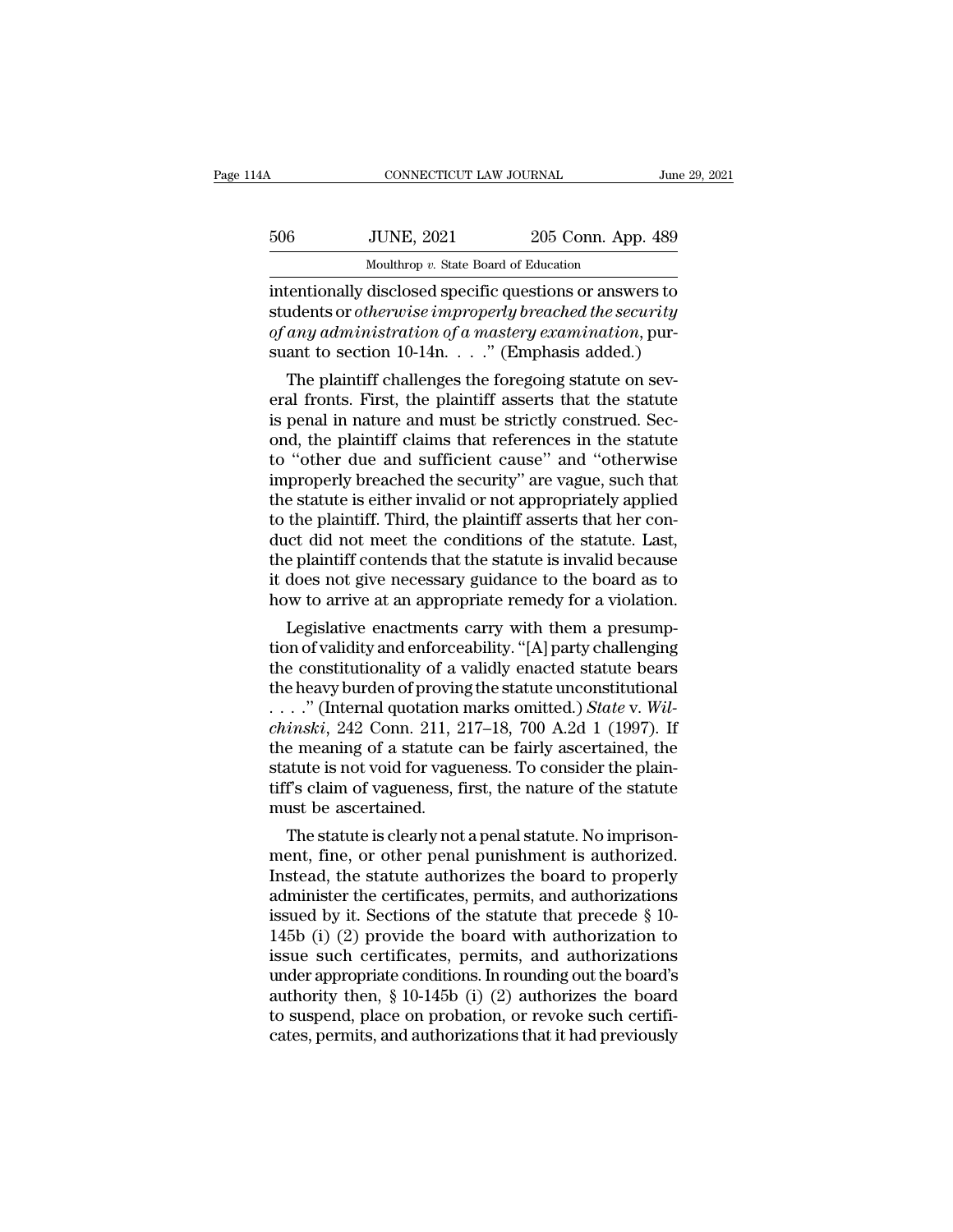intentionally disclosed specific questions or answers to students or *otherwise improperly breached the security of any administration of a mastery examination*, pursuant to section 10-14n. . . ." (Emphasis added.)

The plaintiff challenges the foregoing statute on several fronts. First, the plaintiff asserts that the statute is penal in nature and must be strictly construed. Second, the plaintiff claims that references in the statute to "other due and sufficient cause" and "otherwise improperly breached the security" are vague, such that the statute is either invalid or not appropriately applied to the plaintiff. Third, the plaintiff asserts that her conduct did not meet the conditions of the statute. Last, the plaintiff contends that the statute is invalid because it does not give necessary guidance to the board as to how to arrive at an appropriate remedy for a violation.

Legislative enactments carry with them a presumption of validity and enforceability. "[A] party challenging the constitutionality of a validly enacted statute bears the heavy burden of proving the statute unconstitutional . . . ." (Internal quotation marks omitted.) *State* v. *Wilchinski*, 242 Conn. 211, 217–18, 700 A.2d 1 (1997). If the meaning of a statute can be fairly ascertained, the statute is not void for vagueness. To consider the plaintiff's claim of vagueness, first, the nature of the statute must be ascertained.

The statute is clearly not a penal statute. No imprisonment, fine, or other penal punishment is authorized. Instead, the statute authorizes the board to properly administer the certificates, permits, and authorizations issued by it. Sections of the statute that precede § 10-145b (i) (2) provide the board with authorization to issue such certificates, permits, and authorizations under appropriate conditions. In rounding out the board's authority then, § 10-145b (i) (2) authorizes the board to suspend, place on probation, or revoke such certificates, permits, and authorizations that it had previously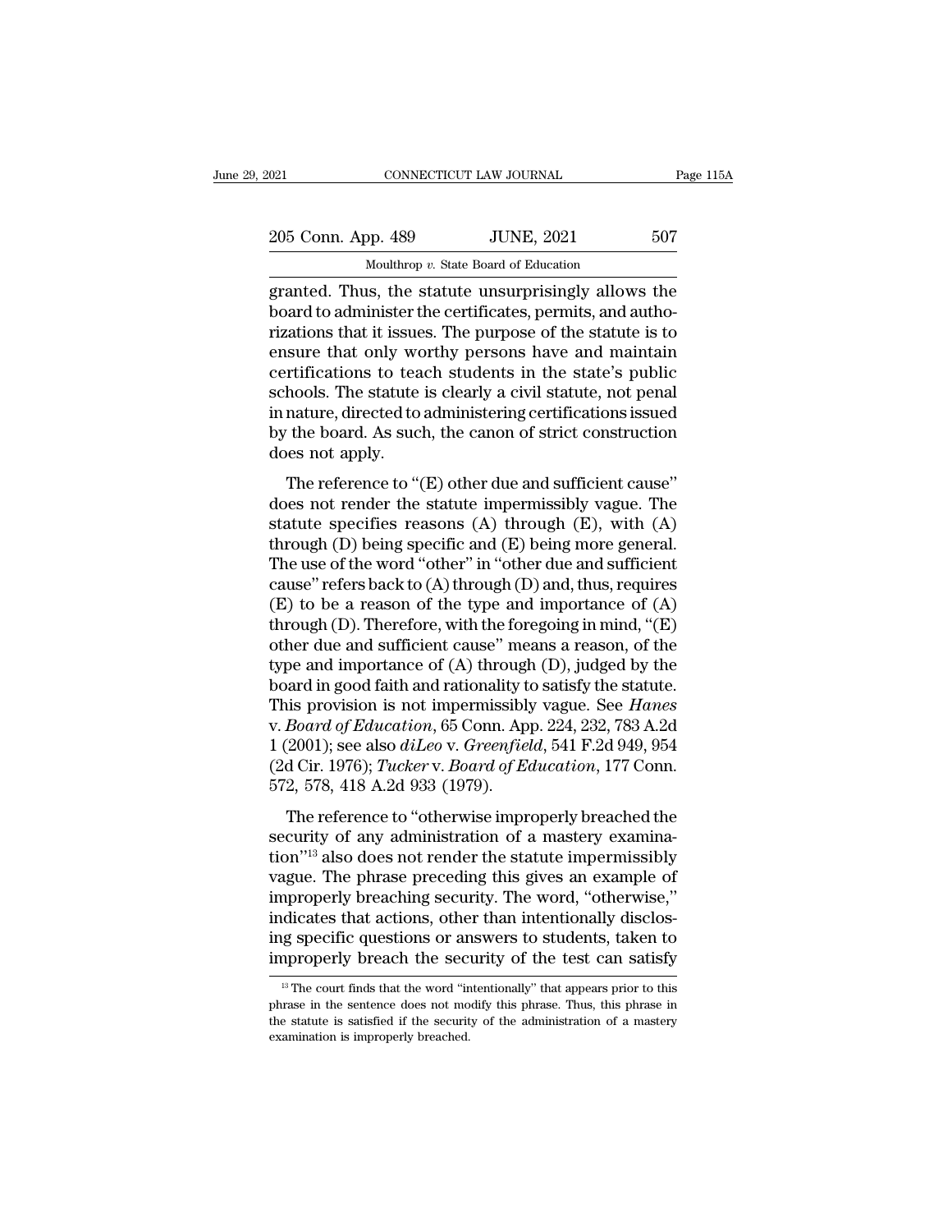granted. Thus, the statute unsurprisingly allows the board to administer the certificates, permits, and authorizations that it issues. The purpose of the statute is to ensure that only worthy persons have and maintain certifications to teach students in the state's public schools. The statute is clearly a civil statute, not penal in nature, directed to administering certifications issued by the board. As such, the canon of strict construction does not apply.

The reference to "(E) other due and sufficient cause" does not render the statute impermissibly vague. The statute specifies reasons (A) through (E), with (A) through (D) being specific and (E) being more general. The use of the word "other" in "other due and sufficient cause" refers back to (A) through (D) and, thus, requires (E) to be a reason of the type and importance of (A) through (D). Therefore, with the foregoing in mind, "(E) other due and sufficient cause" means a reason, of the type and importance of (A) through (D), judged by the board in good faith and rationality to satisfy the statute. This provision is not impermissibly vague. See *Hanes* v. *Board of Education*, 65 Conn. App. 224, 232, 783 A.2d 1 (2001); see also *diLeo* v. *Greenfield*, 541 F.2d 949, 954 (2d Cir. 1976); *Tucker* v. *Board of Education*, 177 Conn. 572, 578, 418 A.2d 933 (1979).

The reference to "otherwise improperly breached the security of any administration of a mastery examination"[13] also does not render the statute impermissibly vague. The phrase preceding this gives an example of improperly breaching security. The word, "otherwise," indicates that actions, other than intentionally disclosing specific questions or answers to students, taken to improperly breach the security of the test can satisfy

[13] The court finds that the word "intentionally" that appears prior to this phrase in the sentence does not modify this phrase. Thus, this phrase in the statute is satisfied if the security of the administration of a mastery examination is improperly breached.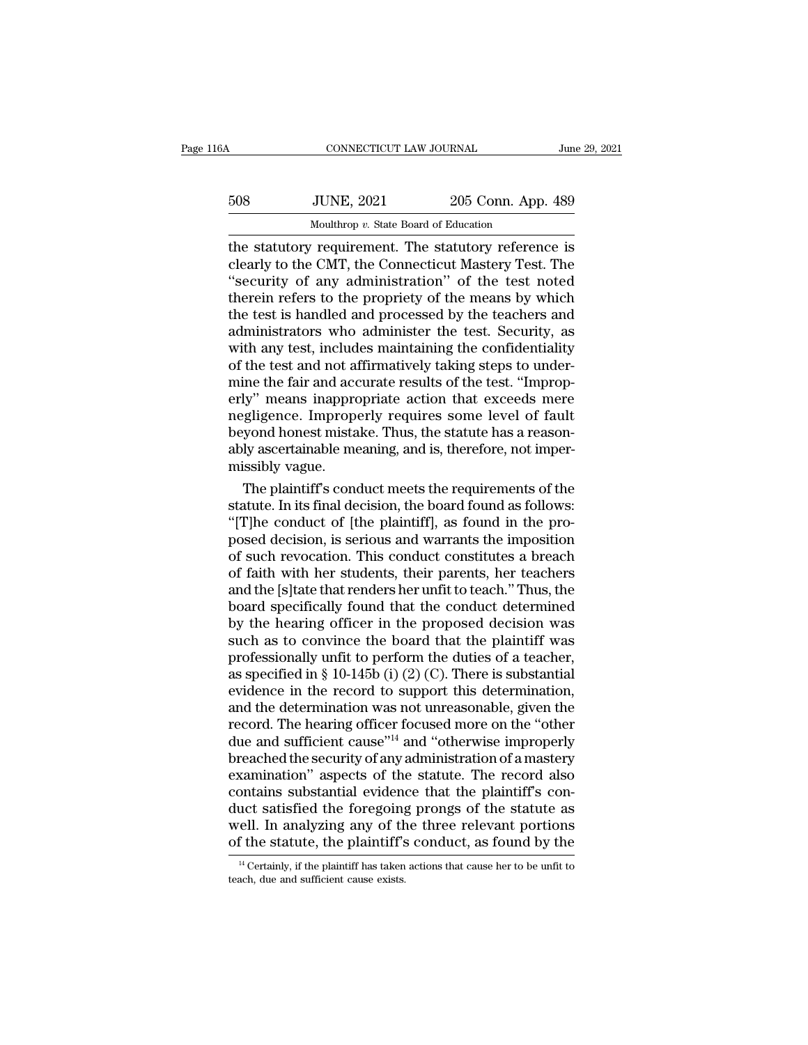the statutory requirement. The statutory reference is clearly to the CMT, the Connecticut Mastery Test. The "security of any administration" of the test noted therein refers to the propriety of the means by which the test is handled and processed by the teachers and administrators who administer the test. Security, as with any test, includes maintaining the confidentiality of the test and not affirmatively taking steps to undermine the fair and accurate results of the test. "Improperly" means inappropriate action that exceeds mere negligence. Improperly requires some level of fault beyond honest mistake. Thus, the statute has a reasonably ascertainable meaning, and is, therefore, not impermissibly vague.

The plaintiff's conduct meets the requirements of the statute. In its final decision, the board found as follows: "[T]he conduct of [the plaintiff], as found in the proposed decision, is serious and warrants the imposition of such revocation. This conduct constitutes a breach of faith with her students, their parents, her teachers and the [s]tate that renders her unfit to teach." Thus, the board specifically found that the conduct determined by the hearing officer in the proposed decision was such as to convince the board that the plaintiff was professionally unfit to perform the duties of a teacher, as specified in § 10-145b (i) (2) (C). There is substantial evidence in the record to support this determination, and the determination was not unreasonable, given the record. The hearing officer focused more on the "other due and sufficient cause"[14] and "otherwise improperly breached the security of any administration of a mastery examination" aspects of the statute. The record also contains substantial evidence that the plaintiff's conduct satisfied the foregoing prongs of the statute as well. In analyzing any of the three relevant portions of the statute, the plaintiff's conduct, as found by the

[14] Certainly, if the plaintiff has taken actions that cause her to be unfit to teach, due and sufficient cause exists.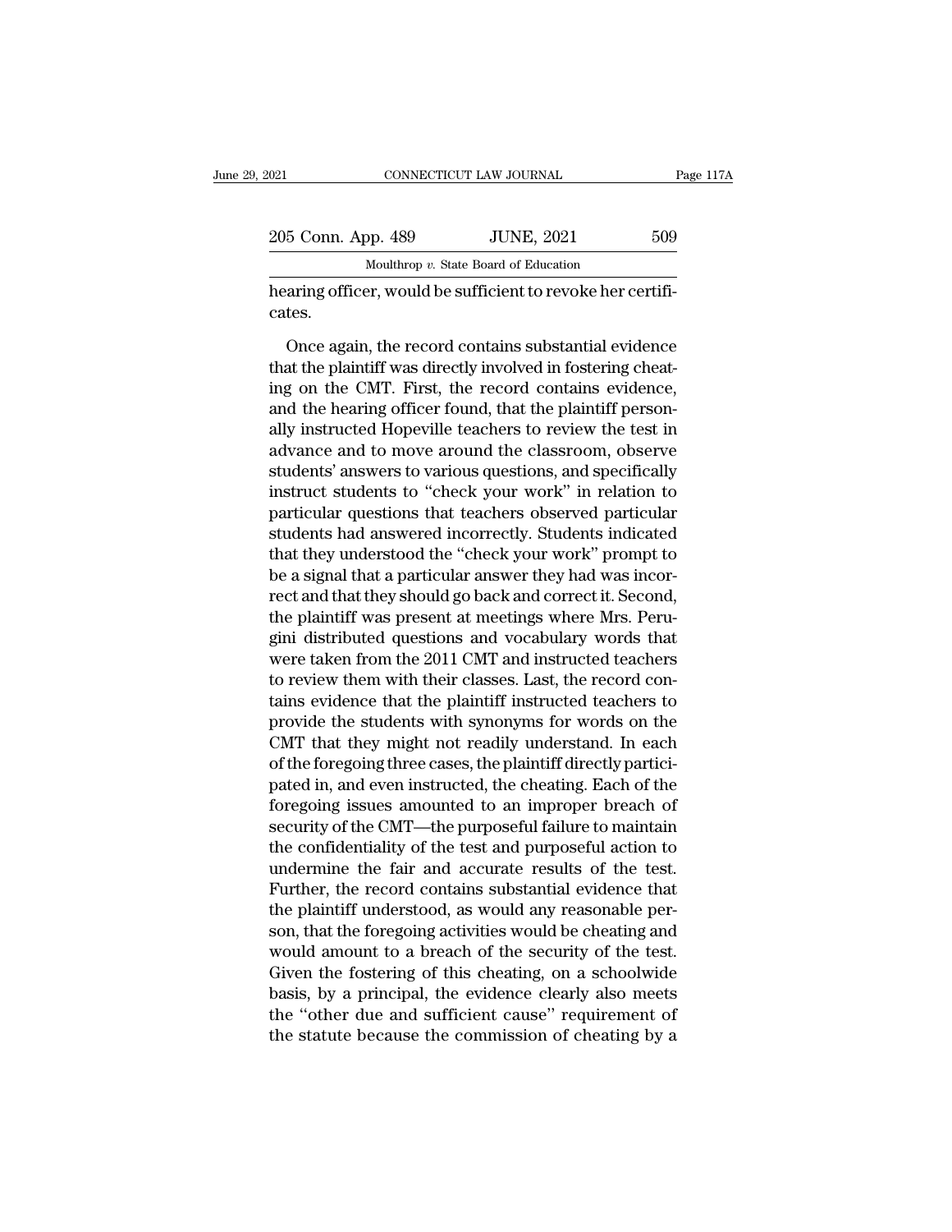hearing officer, would be sufficient to revoke her certificates.

Once again, the record contains substantial evidence that the plaintiff was directly involved in fostering cheating on the CMT. First, the record contains evidence, and the hearing officer found, that the plaintiff personally instructed Hopeville teachers to review the test in advance and to move around the classroom, observe students' answers to various questions, and specifically instruct students to "check your work" in relation to particular questions that teachers observed particular students had answered incorrectly. Students indicated that they understood the "check your work" prompt to be a signal that a particular answer they had was incorrect and that they should go back and correct it. Second, the plaintiff was present at meetings where Mrs. Perugini distributed questions and vocabulary words that were taken from the 2011 CMT and instructed teachers to review them with their classes. Last, the record contains evidence that the plaintiff instructed teachers to provide the students with synonyms for words on the CMT that they might not readily understand. In each of the foregoing three cases, the plaintiff directly participated in, and even instructed, the cheating. Each of the foregoing issues amounted to an improper breach of security of the CMT—the purposeful failure to maintain the confidentiality of the test and purposeful action to undermine the fair and accurate results of the test. Further, the record contains substantial evidence that the plaintiff understood, as would any reasonable person, that the foregoing activities would be cheating and would amount to a breach of the security of the test. Given the fostering of this cheating, on a schoolwide basis, by a principal, the evidence clearly also meets the "other due and sufficient cause" requirement of the statute because the commission of cheating by a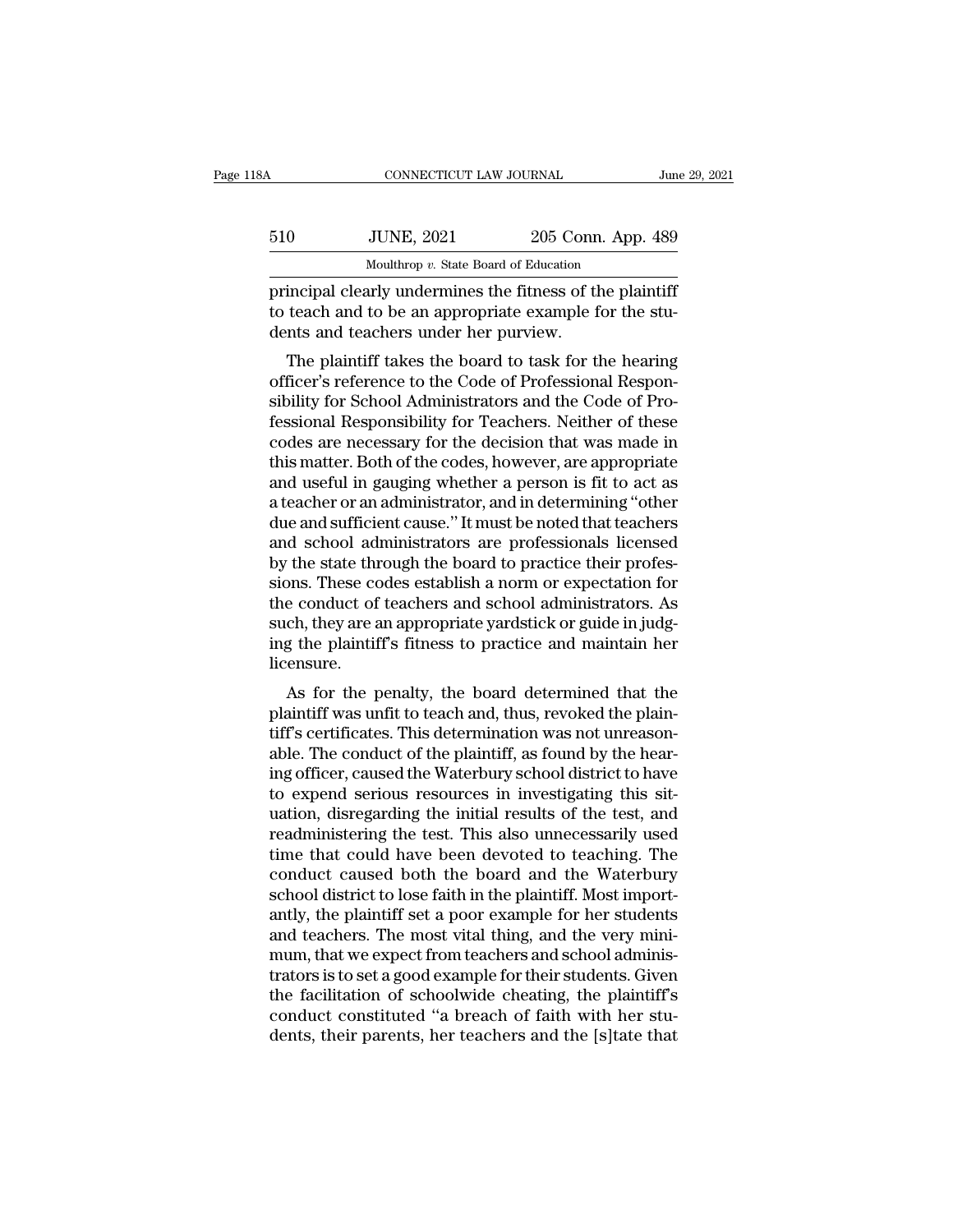principal clearly undermines the fitness of the plaintiff to teach and to be an appropriate example for the students and teachers under her purview.

The plaintiff takes the board to task for the hearing officer's reference to the Code of Professional Responsibility for School Administrators and the Code of Professional Responsibility for Teachers. Neither of these codes are necessary for the decision that was made in this matter. Both of the codes, however, are appropriate and useful in gauging whether a person is fit to act as a teacher or an administrator, and in determining "other due and sufficient cause." It must be noted that teachers and school administrators are professionals licensed by the state through the board to practice their professions. These codes establish a norm or expectation for the conduct of teachers and school administrators. As such, they are an appropriate yardstick or guide in judging the plaintiff's fitness to practice and maintain her licensure.

As for the penalty, the board determined that the plaintiff was unfit to teach and, thus, revoked the plaintiff's certificates. This determination was not unreasonable. The conduct of the plaintiff, as found by the hearing officer, caused the Waterbury school district to have to expend serious resources in investigating this situation, disregarding the initial results of the test, and readministering the test. This also unnecessarily used time that could have been devoted to teaching. The conduct caused both the board and the Waterbury school district to lose faith in the plaintiff. Most importantly, the plaintiff set a poor example for her students and teachers. The most vital thing, and the very minimum, that we expect from teachers and school administrators is to set a good example for their students. Given the facilitation of schoolwide cheating, the plaintiff's conduct constituted "a breach of faith with her students, their parents, her teachers and the [s]tate that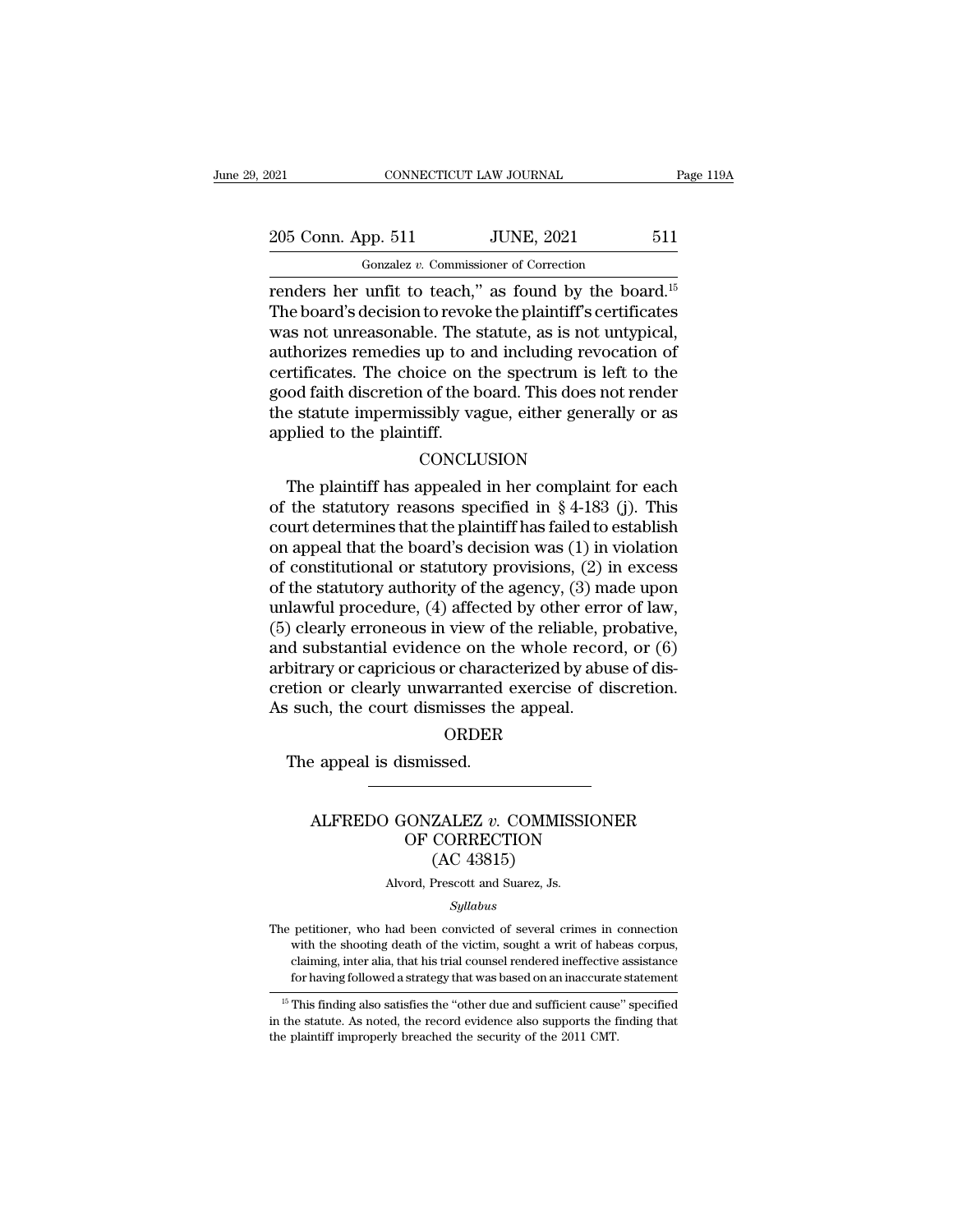renders her unfit to teach," as found by the board.[15] The board's decision to revoke the plaintiff's certificates was not unreasonable. The statute, as is not untypical, authorizes remedies up to and including revocation of certificates. The choice on the spectrum is left to the good faith discretion of the board. This does not render the statute impermissibly vague, either generally or as applied to the plaintiff.

## CONCLUSION

The plaintiff has appealed in her complaint for each of the statutory reasons specified in § 4-183 (j). This court determines that the plaintiff has failed to establish on appeal that the board's decision was (1) in violation of constitutional or statutory provisions, (2) in excess of the statutory authority of the agency, (3) made upon unlawful procedure, (4) affected by other error of law, (5) clearly erroneous in view of the reliable, probative, and substantial evidence on the whole record, or (6) arbitrary or capricious or characterized by abuse of discretion or clearly unwarranted exercise of discretion. As such, the court dismisses the appeal.

## ORDER

The appeal is dismissed.

---

# ALFREDO GONZALEZ *v.* COMMISSIONER OF CORRECTION
## (AC 43815)

Alvord, Prescott and Suarez, Js.

*Syllabus*

The petitioner, who had been convicted of several crimes in connection with the shooting death of the victim, sought a writ of habeas corpus, claiming, inter alia, that his trial counsel rendered ineffective assistance for having followed a strategy that was based on an inaccurate statement

---

[15] This finding also satisfies the "other due and sufficient cause" specified in the statute. As noted, the record evidence also supports the finding that the plaintiff improperly breached the security of the 2011 CMT.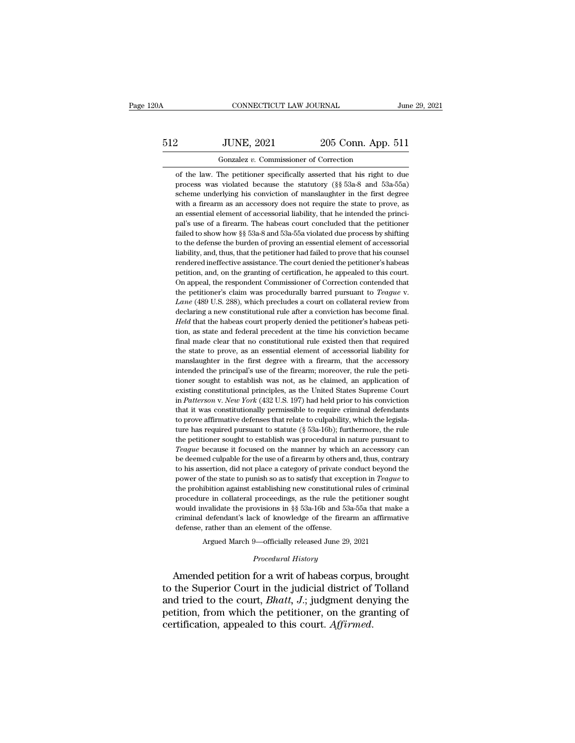of the law. The petitioner specifically asserted that his right to due process was violated because the statutory (§§ 53a-8 and 53a-55a) scheme underlying his conviction of manslaughter in the first degree with a firearm as an accessory does not require the state to prove, as an essential element of accessorial liability, that he intended the principal's use of a firearm. The habeas court concluded that the petitioner failed to show how §§ 53a-8 and 53a-55a violated due process by shifting to the defense the burden of proving an essential element of accessorial liability, and, thus, that the petitioner had failed to prove that his counsel rendered ineffective assistance. The court denied the petitioner's habeas petition, and, on the granting of certification, he appealed to this court. On appeal, the respondent Commissioner of Correction contended that the petitioner's claim was procedurally barred pursuant to *Teague* v. *Lane* (489 U.S. 288), which precludes a court on collateral review from declaring a new constitutional rule after a conviction has become final. *Held* that the habeas court properly denied the petitioner's habeas petition, as state and federal precedent at the time his conviction became final made clear that no constitutional rule existed then that required the state to prove, as an essential element of accessorial liability for manslaughter in the first degree with a firearm, that the accessory intended the principal's use of the firearm; moreover, the rule the petitioner sought to establish was not, as he claimed, an application of existing constitutional principles, as the United States Supreme Court in *Patterson* v. *New York* (432 U.S. 197) had held prior to his conviction that it was constitutionally permissible to require criminal defendants to prove affirmative defenses that relate to culpability, which the legislature has required pursuant to statute (§ 53a-16b); furthermore, the rule the petitioner sought to establish was procedural in nature pursuant to *Teague* because it focused on the manner by which an accessory can be deemed culpable for the use of a firearm by others and, thus, contrary to his assertion, did not place a category of private conduct beyond the power of the state to punish so as to satisfy that exception in *Teague* to the prohibition against establishing new constitutional rules of criminal procedure in collateral proceedings, as the rule the petitioner sought would invalidate the provisions in §§ 53a-16b and 53a-55a that make a criminal defendant's lack of knowledge of the firearm an affirmative defense, rather than an element of the offense.

Argued March 9—officially released June 29, 2021

*Procedural History*

Amended petition for a writ of habeas corpus, brought to the Superior Court in the judicial district of Tolland and tried to the court, *Bhatt*, *J.*; judgment denying the petition, from which the petitioner, on the granting of certification, appealed to this court. *Affirmed*.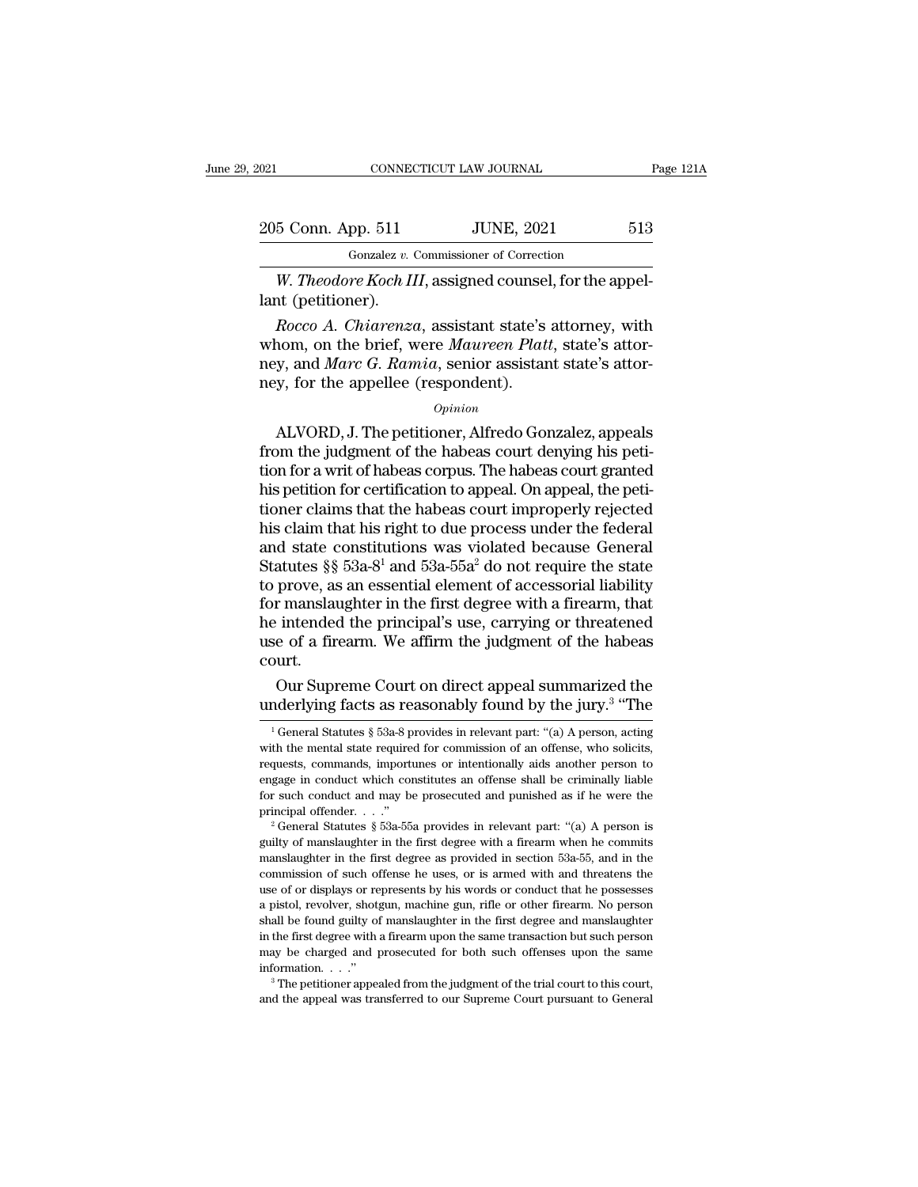*W. Theodore Koch III*, assigned counsel, for the appellant (petitioner).

*Rocco A. Chiarenza*, assistant state's attorney, with whom, on the brief, were *Maureen Platt*, state's attorney, and *Marc G. Ramia*, senior assistant state's attorney, for the appellee (respondent).

*Opinion*

ALVORD, J. The petitioner, Alfredo Gonzalez, appeals from the judgment of the habeas court denying his petition for a writ of habeas corpus. The habeas court granted his petition for certification to appeal. On appeal, the petitioner claims that the habeas court improperly rejected his claim that his right to due process under the federal and state constitutions was violated because General Statutes §§ 53a-8[1] and 53a-55a[2] do not require the state to prove, as an essential element of accessorial liability for manslaughter in the first degree with a firearm, that he intended the principal's use, carrying or threatened use of a firearm. We affirm the judgment of the habeas court.

Our Supreme Court on direct appeal summarized the underlying facts as reasonably found by the jury.[3] "The

---

[1] General Statutes § 53a-8 provides in relevant part: "(a) A person, acting with the mental state required for commission of an offense, who solicits, requests, commands, importunes or intentionally aids another person to engage in conduct which constitutes an offense shall be criminally liable for such conduct and may be prosecuted and punished as if he were the principal offender. . . ."

[2] General Statutes § 53a-55a provides in relevant part: "(a) A person is guilty of manslaughter in the first degree with a firearm when he commits manslaughter in the first degree as provided in section 53a-55, and in the commission of such offense he uses, or is armed with and threatens the use of or displays or represents by his words or conduct that he possesses a pistol, revolver, shotgun, machine gun, rifle or other firearm. No person shall be found guilty of manslaughter in the first degree and manslaughter in the first degree with a firearm upon the same transaction but such person may be charged and prosecuted for both such offenses upon the same information. . . ."

[3] The petitioner appealed from the judgment of the trial court to this court, and the appeal was transferred to our Supreme Court pursuant to General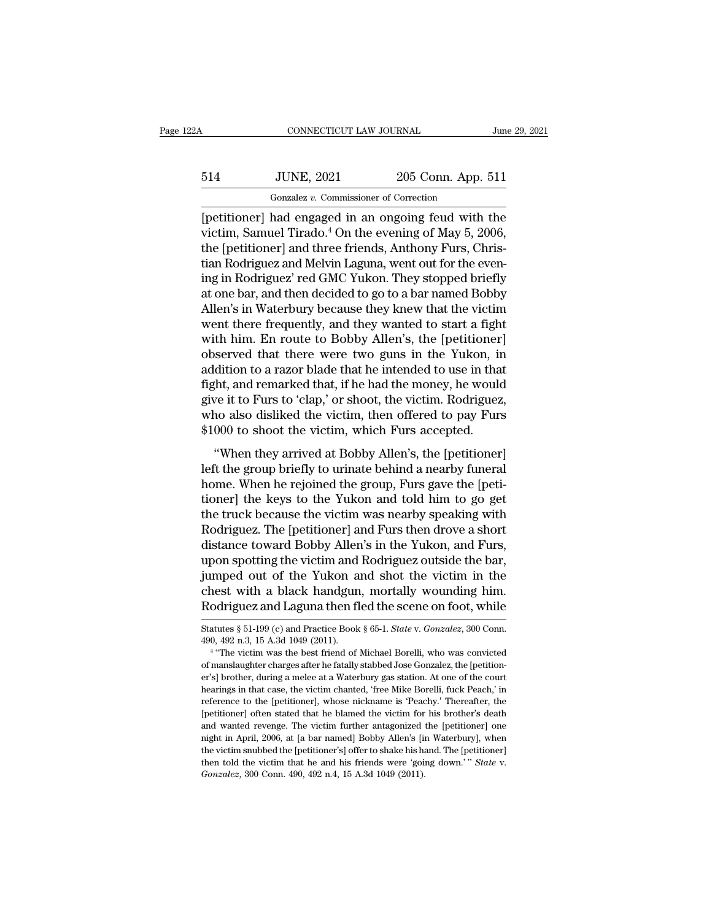[petitioner] had engaged in an ongoing feud with the victim, Samuel Tirado.[4] On the evening of May 5, 2006, the [petitioner] and three friends, Anthony Furs, Christian Rodriguez and Melvin Laguna, went out for the evening in Rodriguez' red GMC Yukon. They stopped briefly at one bar, and then decided to go to a bar named Bobby Allen's in Waterbury because they knew that the victim went there frequently, and they wanted to start a fight with him. En route to Bobby Allen's, the [petitioner] observed that there were two guns in the Yukon, in addition to a razor blade that he intended to use in that fight, and remarked that, if he had the money, he would give it to Furs to 'clap,' or shoot, the victim. Rodriguez, who also disliked the victim, then offered to pay Furs $1000 to shoot the victim, which Furs accepted.

"When they arrived at Bobby Allen's, the [petitioner] left the group briefly to urinate behind a nearby funeral home. When he rejoined the group, Furs gave the [petitioner] the keys to the Yukon and told him to go get the truck because the victim was nearby speaking with Rodriguez. The [petitioner] and Furs then drove a short distance toward Bobby Allen's in the Yukon, and Furs, upon spotting the victim and Rodriguez outside the bar, jumped out of the Yukon and shot the victim in the chest with a black handgun, mortally wounding him. Rodriguez and Laguna then fled the scene on foot, while

Statutes § 51-199 (c) and Practice Book § 65-1. *State* v. *Gonzalez*, 300 Conn. 490, 492 n.3, 15 A.3d 1049 (2011).

[4] "The victim was the best friend of Michael Borelli, who was convicted of manslaughter charges after he fatally stabbed Jose Gonzalez, the [petitioner's] brother, during a melee at a Waterbury gas station. At one of the court hearings in that case, the victim chanted, 'free Mike Borelli, fuck Peach,' in reference to the [petitioner], whose nickname is 'Peachy.' Thereafter, the [petitioner] often stated that he blamed the victim for his brother's death and wanted revenge. The victim further antagonized the [petitioner] one night in April, 2006, at [a bar named] Bobby Allen's [in Waterbury], when the victim snubbed the [petitioner's] offer to shake his hand. The [petitioner] then told the victim that he and his friends were 'going down.'" *State* v. *Gonzalez*, 300 Conn. 490, 492 n.4, 15 A.3d 1049 (2011).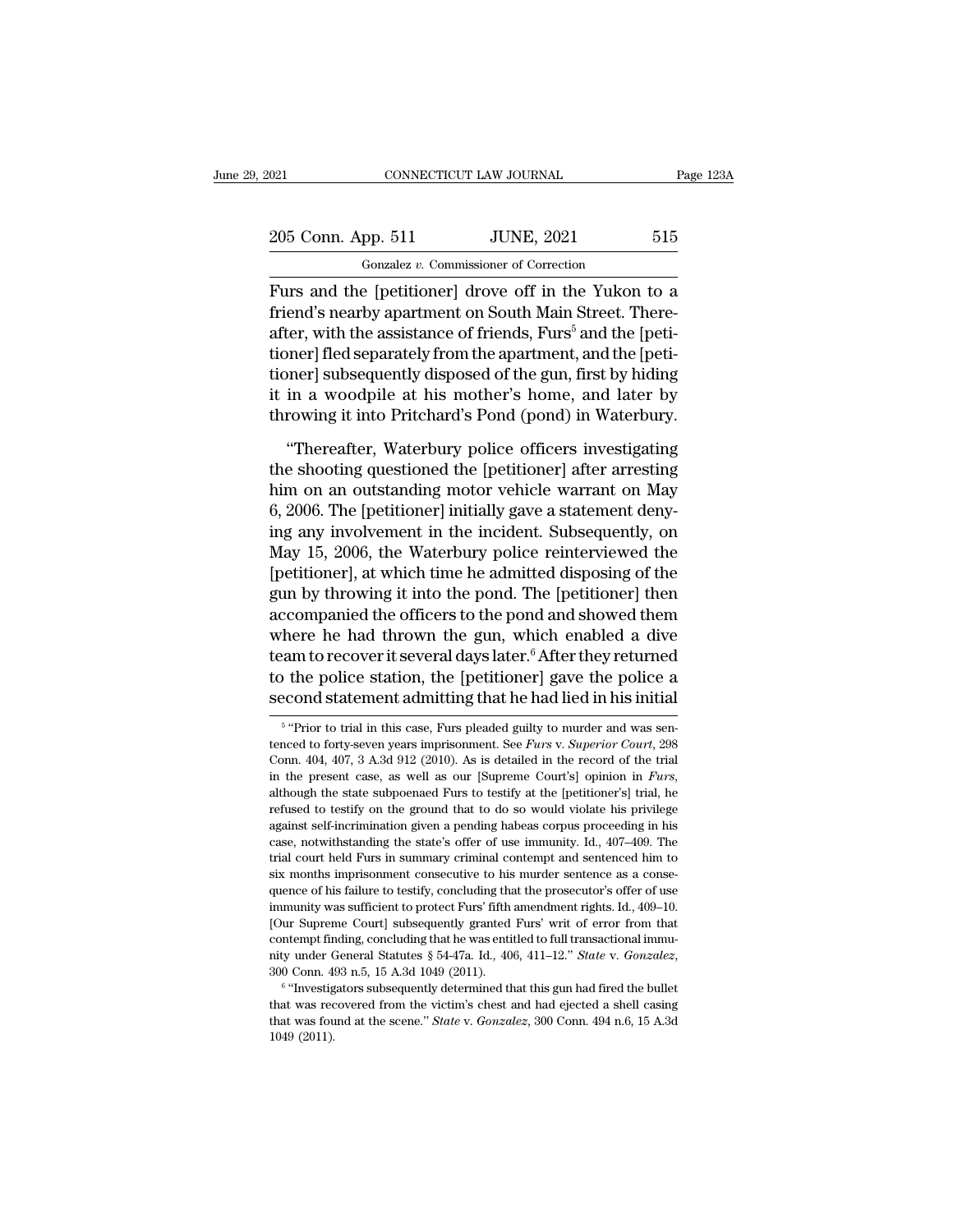Furs and the [petitioner] drove off in the Yukon to a friend's nearby apartment on South Main Street. Thereafter, with the assistance of friends, Furs[5] and the [petitioner] fled separately from the apartment, and the [petitioner] subsequently disposed of the gun, first by hiding it in a woodpile at his mother's home, and later by throwing it into Pritchard's Pond (pond) in Waterbury.

"Thereafter, Waterbury police officers investigating the shooting questioned the [petitioner] after arresting him on an outstanding motor vehicle warrant on May 6, 2006. The [petitioner] initially gave a statement denying any involvement in the incident. Subsequently, on May 15, 2006, the Waterbury police reinterviewed the [petitioner], at which time he admitted disposing of the gun by throwing it into the pond. The [petitioner] then accompanied the officers to the pond and showed them where he had thrown the gun, which enabled a dive team to recover it several days later.[6] After they returned to the police station, the [petitioner] gave the police a second statement admitting that he had lied in his initial

[5] "Prior to trial in this case, Furs pleaded guilty to murder and was sentenced to forty-seven years imprisonment. See *Furs* v. *Superior Court*, 298 Conn. 404, 407, 3 A.3d 912 (2010). As is detailed in the record of the trial in the present case, as well as our [Supreme Court's] opinion in *Furs*, although the state subpoenaed Furs to testify at the [petitioner's] trial, he refused to testify on the ground that to do so would violate his privilege against self-incrimination given a pending habeas corpus proceeding in his case, notwithstanding the state's offer of use immunity. Id., 407–409. The trial court held Furs in summary criminal contempt and sentenced him to six months imprisonment consecutive to his murder sentence as a consequence of his failure to testify, concluding that the prosecutor's offer of use immunity was sufficient to protect Furs' fifth amendment rights. Id., 409–10. [Our Supreme Court] subsequently granted Furs' writ of error from that contempt finding, concluding that he was entitled to full transactional immunity under General Statutes § 54-47a. Id., 406, 411–12." *State* v. *Gonzalez*, 300 Conn. 493 n.5, 15 A.3d 1049 (2011).

[6] "Investigators subsequently determined that this gun had fired the bullet that was recovered from the victim's chest and had ejected a shell casing that was found at the scene." *State* v. *Gonzalez*, 300 Conn. 494 n.6, 15 A.3d 1049 (2011).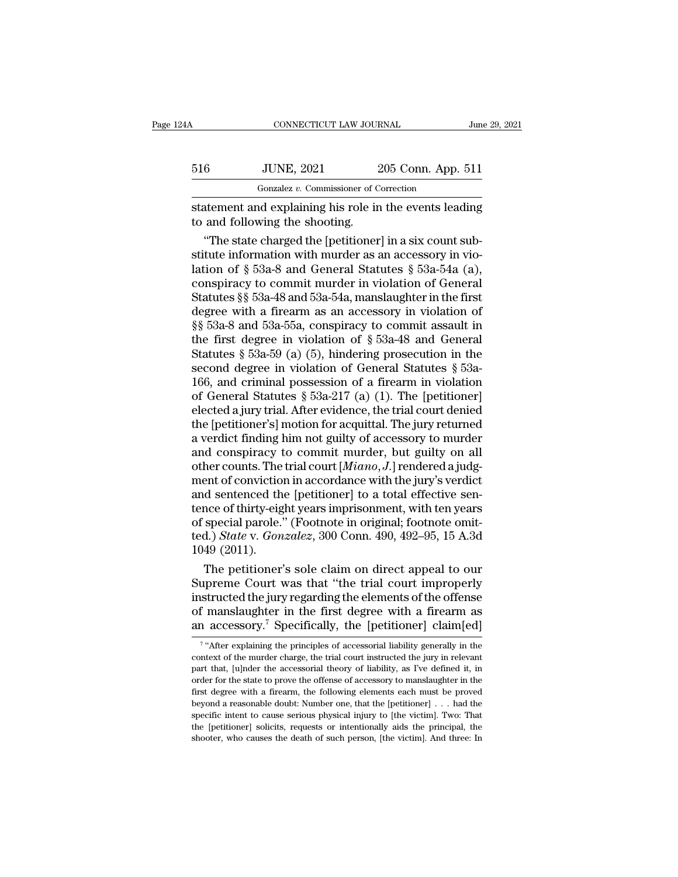statement and explaining his role in the events leading to and following the shooting.

"The state charged the [petitioner] in a six count substitute information with murder as an accessory in violation of § 53a-8 and General Statutes § 53a-54a (a), conspiracy to commit murder in violation of General Statutes §§ 53a-48 and 53a-54a, manslaughter in the first degree with a firearm as an accessory in violation of §§ 53a-8 and 53a-55a, conspiracy to commit assault in the first degree in violation of § 53a-48 and General Statutes § 53a-59 (a) (5), hindering prosecution in the second degree in violation of General Statutes § 53a-166, and criminal possession of a firearm in violation of General Statutes § 53a-217 (a) (1). The [petitioner] elected a jury trial. After evidence, the trial court denied the [petitioner's] motion for acquittal. The jury returned a verdict finding him not guilty of accessory to murder and conspiracy to commit murder, but guilty on all other counts. The trial court [*Miano, J.*] rendered a judgment of conviction in accordance with the jury's verdict and sentenced the [petitioner] to a total effective sentence of thirty-eight years imprisonment, with ten years of special parole." (Footnote in original; footnote omitted.) *State* v. *Gonzalez*, 300 Conn. 490, 492–95, 15 A.3d 1049 (2011).

The petitioner's sole claim on direct appeal to our Supreme Court was that "the trial court improperly instructed the jury regarding the elements of the offense of manslaughter in the first degree with a firearm as an accessory.[7] Specifically, the [petitioner] claim[ed]

[7] "After explaining the principles of accessorial liability generally in the context of the murder charge, the trial court instructed the jury in relevant part that, [u]nder the accessorial theory of liability, as I've defined it, in order for the state to prove the offense of accessory to manslaughter in the first degree with a firearm, the following elements each must be proved beyond a reasonable doubt: Number one, that the [petitioner] . . . had the specific intent to cause serious physical injury to [the victim]. Two: That the [petitioner] solicits, requests or intentionally aids the principal, the shooter, who causes the death of such person, [the victim]. And three: In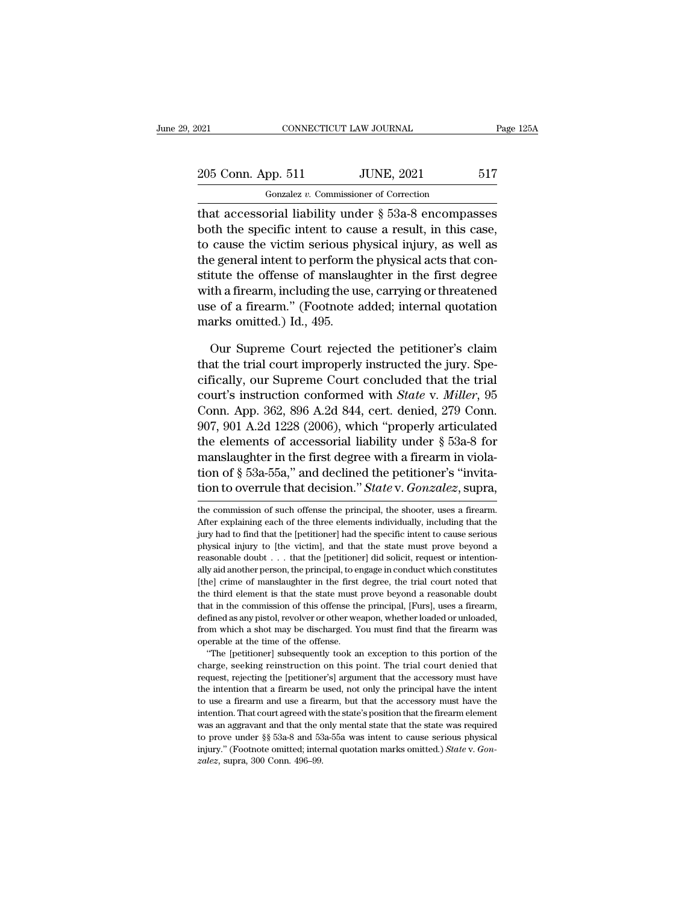that accessorial liability under § 53a-8 encompasses both the specific intent to cause a result, in this case, to cause the victim serious physical injury, as well as the general intent to perform the physical acts that constitute the offense of manslaughter in the first degree with a firearm, including the use, carrying or threatened use of a firearm." (Footnote added; internal quotation marks omitted.) Id., 495.

Our Supreme Court rejected the petitioner's claim that the trial court improperly instructed the jury. Specifically, our Supreme Court concluded that the trial court's instruction conformed with *State* v. *Miller*, 95 Conn. App. 362, 896 A.2d 844, cert. denied, 279 Conn. 907, 901 A.2d 1228 (2006), which "properly articulated the elements of accessorial liability under § 53a-8 for manslaughter in the first degree with a firearm in violation of § 53a-55a," and declined the petitioner's "invitation to overrule that decision." *State* v. *Gonzalez*, supra,

---

the commission of such offense the principal, the shooter, uses a firearm. After explaining each of the three elements individually, including that the jury had to find that the [petitioner] had the specific intent to cause serious physical injury to [the victim], and that the state must prove beyond a reasonable doubt . . . that the [petitioner] did solicit, request or intentionally aid another person, the principal, to engage in conduct which constitutes [the] crime of manslaughter in the first degree, the trial court noted that the third element is that the state must prove beyond a reasonable doubt that in the commission of this offense the principal, [Furs], uses a firearm, defined as any pistol, revolver or other weapon, whether loaded or unloaded, from which a shot may be discharged. You must find that the firearm was operable at the time of the offense.

"The [petitioner] subsequently took an exception to this portion of the charge, seeking reinstruction on this point. The trial court denied that request, rejecting the [petitioner's] argument that the accessory must have the intention that a firearm be used, not only the principal have the intent to use a firearm and use a firearm, but that the accessory must have the intention. That court agreed with the state's position that the firearm element was an aggravant and that the only mental state that the state was required to prove under §§ 53a-8 and 53a-55a was intent to cause serious physical injury." (Footnote omitted; internal quotation marks omitted.) *State* v. *Gonzalez*, supra, 300 Conn. 496–99.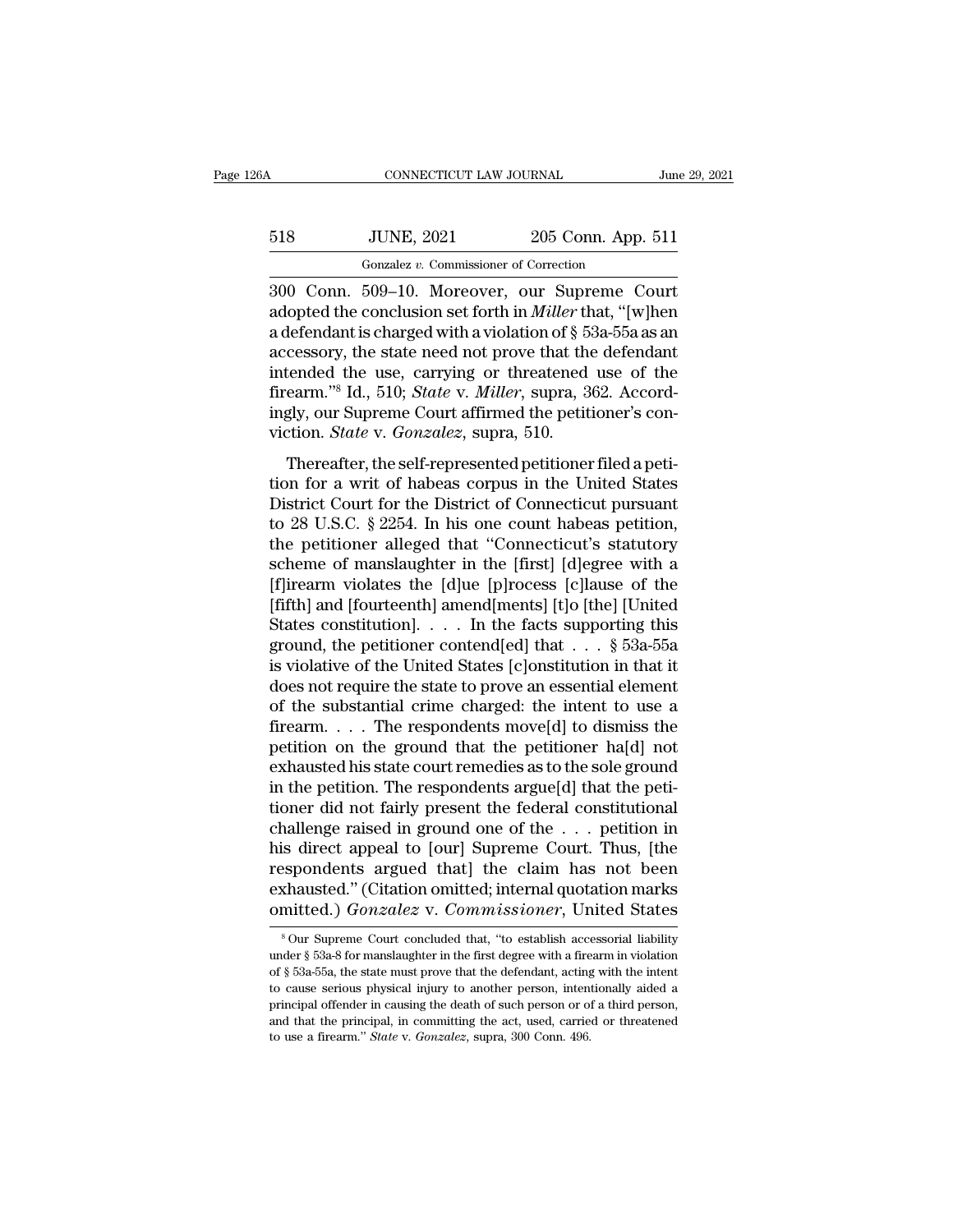300 Conn. 509–10. Moreover, our Supreme Court adopted the conclusion set forth in *Miller* that, "[w]hen a defendant is charged with a violation of § 53a-55a as an accessory, the state need not prove that the defendant intended the use, carrying or threatened use of the firearm."[8] Id., 510; *State* v. *Miller*, supra, 362. Accordingly, our Supreme Court affirmed the petitioner's conviction. *State* v. *Gonzalez*, supra, 510.

Thereafter, the self-represented petitioner filed a petition for a writ of habeas corpus in the United States District Court for the District of Connecticut pursuant to 28 U.S.C. § 2254. In his one count habeas petition, the petitioner alleged that "Connecticut's statutory scheme of manslaughter in the [first] [d]egree with a [f]irearm violates the [d]ue [p]rocess [c]lause of the [fifth] and [fourteenth] amend[ments] [t]o [the] [United States constitution]. . . . In the facts supporting this ground, the petitioner contend[ed] that . . . § 53a-55a is violative of the United States [c]onstitution in that it does not require the state to prove an essential element of the substantial crime charged: the intent to use a firearm. . . . The respondents move[d] to dismiss the petition on the ground that the petitioner ha[d] not exhausted his state court remedies as to the sole ground in the petition. The respondents argue[d] that the petitioner did not fairly present the federal constitutional challenge raised in ground one of the . . . petition in his direct appeal to [our] Supreme Court. Thus, [the respondents argued that] the claim has not been exhausted." (Citation omitted; internal quotation marks omitted.) *Gonzalez* v. *Commissioner*, United States

---

[8] Our Supreme Court concluded that, "to establish accessorial liability under § 53a-8 for manslaughter in the first degree with a firearm in violation of § 53a-55a, the state must prove that the defendant, acting with the intent to cause serious physical injury to another person, intentionally aided a principal offender in causing the death of such person or of a third person, and that the principal, in committing the act, used, carried or threatened to use a firearm." *State* v. *Gonzalez*, supra, 300 Conn. 496.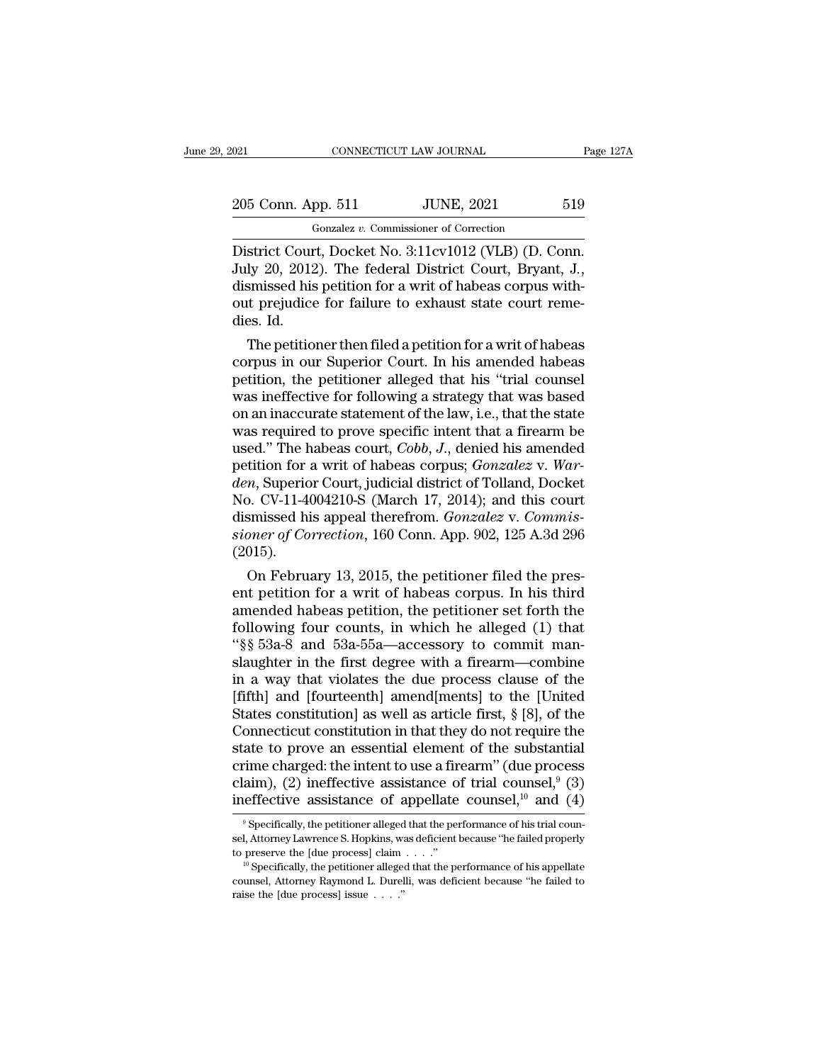District Court, Docket No. 3:11cv1012 (VLB) (D. Conn. July 20, 2012). The federal District Court, Bryant, J., dismissed his petition for a writ of habeas corpus without prejudice for failure to exhaust state court remedies. Id.

The petitioner then filed a petition for a writ of habeas corpus in our Superior Court. In his amended habeas petition, the petitioner alleged that his "trial counsel was ineffective for following a strategy that was based on an inaccurate statement of the law, i.e., that the state was required to prove specific intent that a firearm be used." The habeas court, *Cobb*, *J.*, denied his amended petition for a writ of habeas corpus; *Gonzalez* v. *Warden*, Superior Court, judicial district of Tolland, Docket No. CV-11-4004210-S (March 17, 2014); and this court dismissed his appeal therefrom. *Gonzalez* v. *Commissioner of Correction*, 160 Conn. App. 902, 125 A.3d 296 (2015).

On February 13, 2015, the petitioner filed the present petition for a writ of habeas corpus. In his third amended habeas petition, the petitioner set forth the following four counts, in which he alleged (1) that "§§ 53a-8 and 53a-55a—accessory to commit manslaughter in the first degree with a firearm—combine in a way that violates the due process clause of the [fifth] and [fourteenth] amend[ments] to the [United States constitution] as well as article first, § [8], of the Connecticut constitution in that they do not require the state to prove an essential element of the substantial crime charged: the intent to use a firearm" (due process claim), (2) ineffective assistance of trial counsel,[9] (3) ineffective assistance of appellate counsel,[10] and (4)

[9] Specifically, the petitioner alleged that the performance of his trial counsel, Attorney Lawrence S. Hopkins, was deficient because "he failed properly to preserve the [due process] claim . . . ."

[10] Specifically, the petitioner alleged that the performance of his appellate counsel, Attorney Raymond L. Durelli, was deficient because "he failed to raise the [due process] issue . . . ."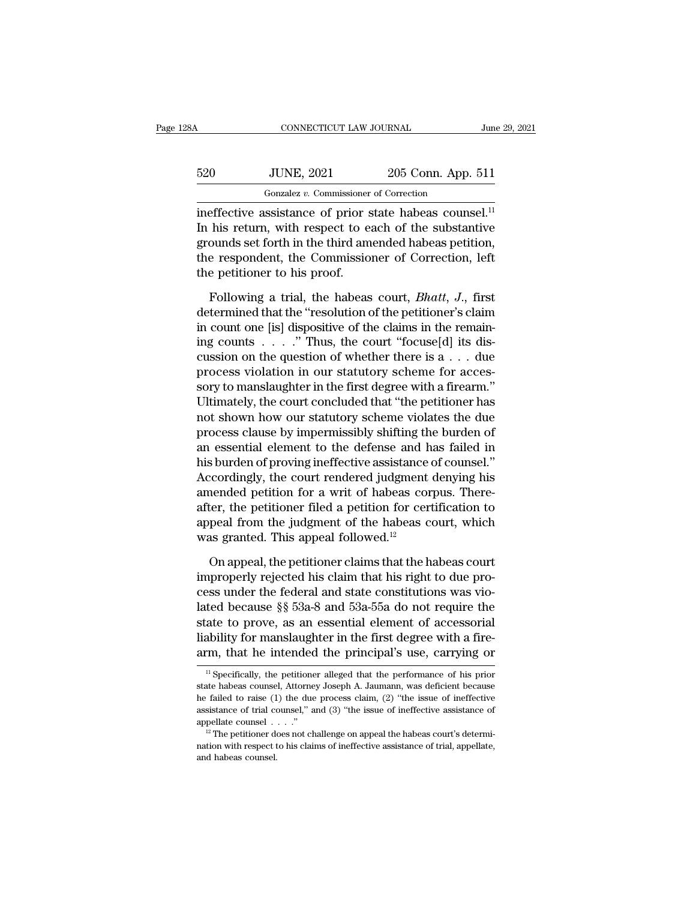ineffective assistance of prior state habeas counsel.[11] In his return, with respect to each of the substantive grounds set forth in the third amended habeas petition, the respondent, the Commissioner of Correction, left the petitioner to his proof.

Following a trial, the habeas court, *Bhatt, J.*, first determined that the "resolution of the petitioner's claim in count one [is] dispositive of the claims in the remaining counts . . . ." Thus, the court "focuse[d] its discussion on the question of whether there is a . . . due process violation in our statutory scheme for accessory to manslaughter in the first degree with a firearm." Ultimately, the court concluded that "the petitioner has not shown how our statutory scheme violates the due process clause by impermissibly shifting the burden of an essential element to the defense and has failed in his burden of proving ineffective assistance of counsel." Accordingly, the court rendered judgment denying his amended petition for a writ of habeas corpus. Thereafter, the petitioner filed a petition for certification to appeal from the judgment of the habeas court, which was granted. This appeal followed.[12]

On appeal, the petitioner claims that the habeas court improperly rejected his claim that his right to due process under the federal and state constitutions was violated because §§ 53a-8 and 53a-55a do not require the state to prove, as an essential element of accessorial liability for manslaughter in the first degree with a firearm, that he intended the principal's use, carrying or

[11] Specifically, the petitioner alleged that the performance of his prior state habeas counsel, Attorney Joseph A. Jaumann, was deficient because he failed to raise (1) the due process claim, (2) "the issue of ineffective assistance of trial counsel," and (3) "the issue of ineffective assistance of appellate counsel . . . ."

[12] The petitioner does not challenge on appeal the habeas court's determination with respect to his claims of ineffective assistance of trial, appellate, and habeas counsel.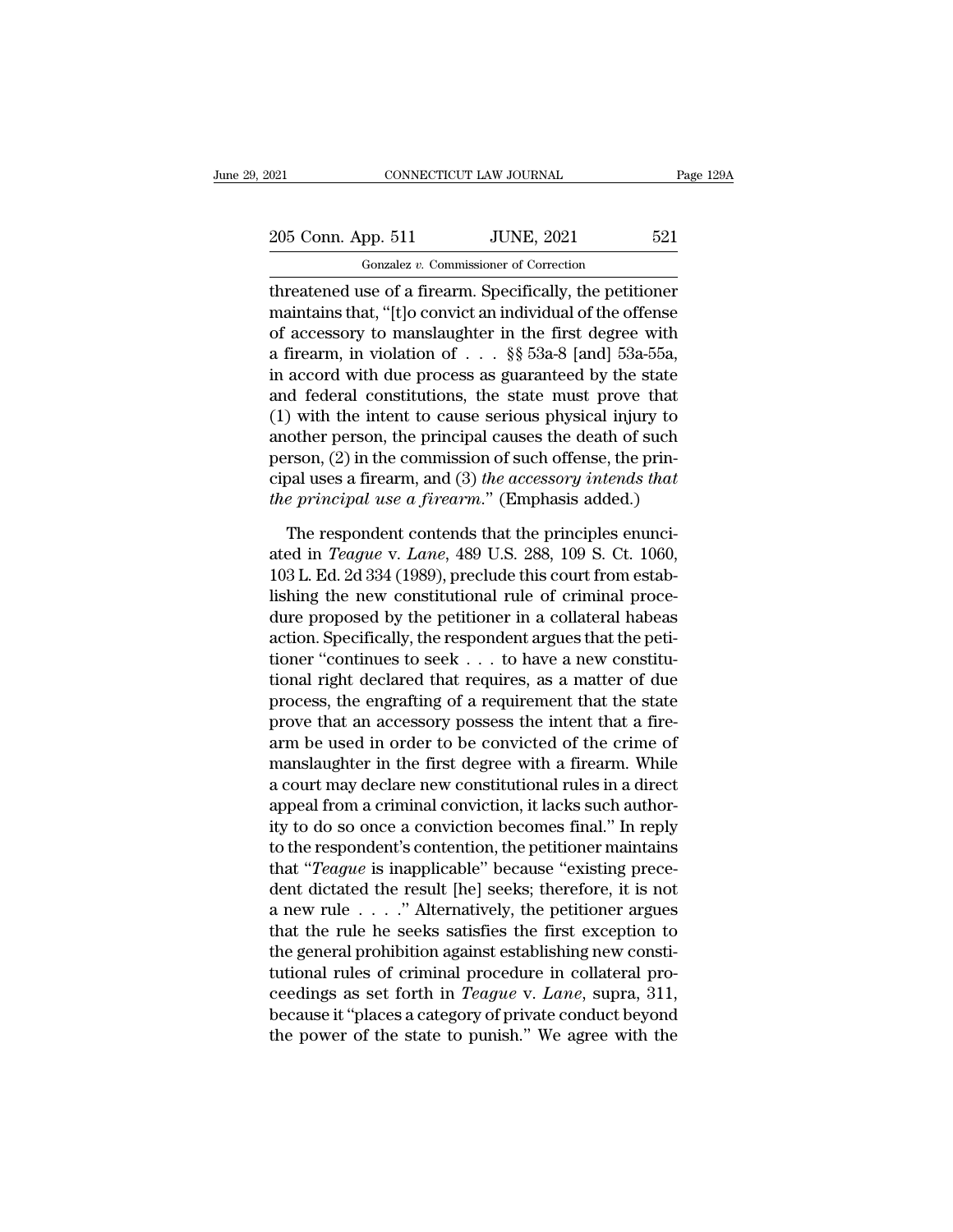threatened use of a firearm. Specifically, the petitioner maintains that, "[t]o convict an individual of the offense of accessory to manslaughter in the first degree with a firearm, in violation of . . . §§ 53a-8 [and] 53a-55a, in accord with due process as guaranteed by the state and federal constitutions, the state must prove that (1) with the intent to cause serious physical injury to another person, the principal causes the death of such person, (2) in the commission of such offense, the principal uses a firearm, and (3) *the accessory intends that the principal use a firearm*." (Emphasis added.)

The respondent contends that the principles enunciated in *Teague* v. *Lane*, 489 U.S. 288, 109 S. Ct. 1060, 103 L. Ed. 2d 334 (1989), preclude this court from establishing the new constitutional rule of criminal procedure proposed by the petitioner in a collateral habeas action. Specifically, the respondent argues that the petitioner "continues to seek . . . to have a new constitutional right declared that requires, as a matter of due process, the engrafting of a requirement that the state prove that an accessory possess the intent that a firearm be used in order to be convicted of the crime of manslaughter in the first degree with a firearm. While a court may declare new constitutional rules in a direct appeal from a criminal conviction, it lacks such authority to do so once a conviction becomes final." In reply to the respondent's contention, the petitioner maintains that "*Teague* is inapplicable" because "existing precedent dictated the result [he] seeks; therefore, it is not a new rule . . . ." Alternatively, the petitioner argues that the rule he seeks satisfies the first exception to the general prohibition against establishing new constitutional rules of criminal procedure in collateral proceedings as set forth in *Teague* v. *Lane*, supra, 311, because it "places a category of private conduct beyond the power of the state to punish." We agree with the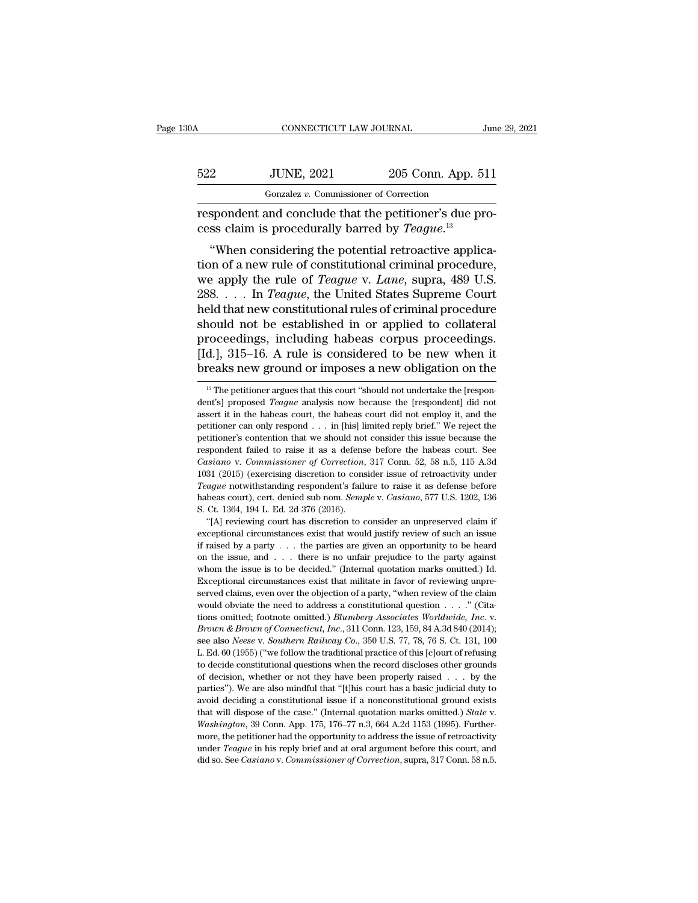respondent and conclude that the petitioner's due process claim is procedurally barred by *Teague*.[13]

"When considering the potential retroactive application of a new rule of constitutional criminal procedure, we apply the rule of *Teague* v. *Lane*, supra, 489 U.S. 288. . . . In *Teague*, the United States Supreme Court held that new constitutional rules of criminal procedure should not be established in or applied to collateral proceedings, including habeas corpus proceedings. [Id.], 315–16. A rule is considered to be new when it breaks new ground or imposes a new obligation on the

---

[13] The petitioner argues that this court "should not undertake the [respondent's] proposed *Teague* analysis now because the [respondent] did not assert it in the habeas court, the habeas court did not employ it, and the petitioner can only respond . . . in [his] limited reply brief." We reject the petitioner's contention that we should not consider this issue because the respondent failed to raise it as a defense before the habeas court. See *Casiano* v. *Commissioner of Correction*, 317 Conn. 52, 58 n.5, 115 A.3d 1031 (2015) (exercising discretion to consider issue of retroactivity under *Teague* notwithstanding respondent's failure to raise it as defense before habeas court), cert. denied sub nom. *Semple* v. *Casiano*, 577 U.S. 1202, 136 S. Ct. 1364, 194 L. Ed. 2d 376 (2016).

"[A] reviewing court has discretion to consider an unpreserved claim if exceptional circumstances exist that would justify review of such an issue if raised by a party . . . the parties are given an opportunity to be heard on the issue, and . . . there is no unfair prejudice to the party against whom the issue is to be decided." (Internal quotation marks omitted.) Id. Exceptional circumstances exist that militate in favor of reviewing unpreserved claims, even over the objection of a party, "when review of the claim would obviate the need to address a constitutional question . . . ." (Citations omitted; footnote omitted.) *Blumberg Associates Worldwide, Inc.* v. *Brown & Brown of Connecticut, Inc.*, 311 Conn. 123, 159, 84 A.3d 840 (2014); see also *Neese* v. *Southern Railway Co.*, 350 U.S. 77, 78, 76 S. Ct. 131, 100 L. Ed. 60 (1955) ("we follow the traditional practice of this [c]ourt of refusing to decide constitutional questions when the record discloses other grounds of decision, whether or not they have been properly raised . . . by the parties"). We are also mindful that "[t]his court has a basic judicial duty to avoid deciding a constitutional issue if a nonconstitutional ground exists that will dispose of the case." (Internal quotation marks omitted.) *State* v. *Washington*, 39 Conn. App. 175, 176–77 n.3, 664 A.2d 1153 (1995). Furthermore, the petitioner had the opportunity to address the issue of retroactivity under *Teague* in his reply brief and at oral argument before this court, and did so. See *Casiano* v. *Commissioner of Correction*, supra, 317 Conn. 58 n.5.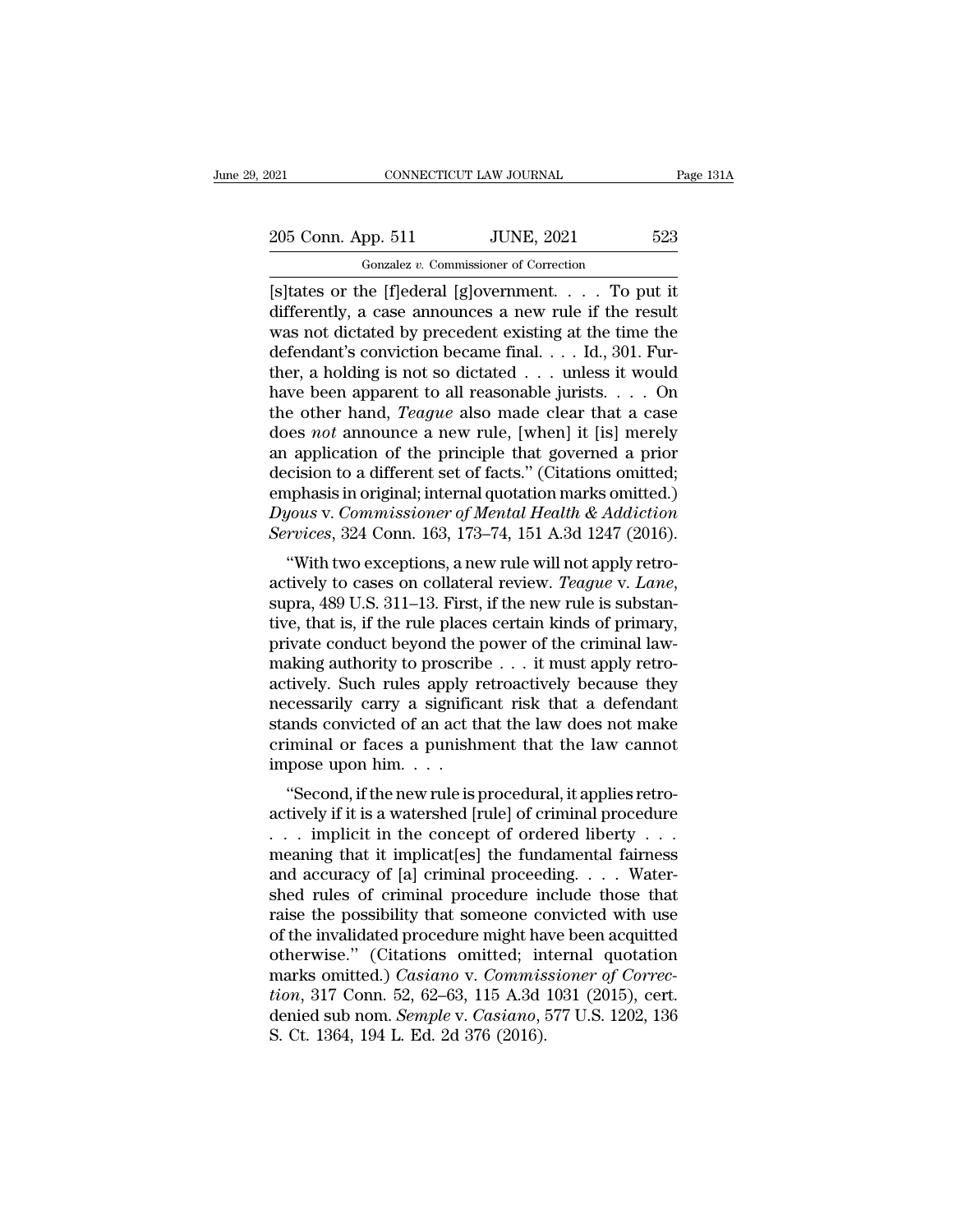[s]tates or the [f]ederal [g]overnment. . . . To put it differently, a case announces a new rule if the result was not dictated by precedent existing at the time the defendant's conviction became final. . . . Id., 301. Further, a holding is not so dictated . . . unless it would have been apparent to all reasonable jurists. . . . On the other hand, *Teague* also made clear that a case does *not* announce a new rule, [when] it [is] merely an application of the principle that governed a prior decision to a different set of facts." (Citations omitted; emphasis in original; internal quotation marks omitted.) *Dyous* v. *Commissioner of Mental Health & Addiction Services*, 324 Conn. 163, 173–74, 151 A.3d 1247 (2016).

"With two exceptions, a new rule will not apply retroactively to cases on collateral review. *Teague* v. *Lane*, supra, 489 U.S. 311–13. First, if the new rule is substantive, that is, if the rule places certain kinds of primary, private conduct beyond the power of the criminal lawmaking authority to proscribe . . . it must apply retroactively. Such rules apply retroactively because they necessarily carry a significant risk that a defendant stands convicted of an act that the law does not make criminal or faces a punishment that the law cannot impose upon him. . . .

"Second, if the new rule is procedural, it applies retroactively if it is a watershed [rule] of criminal procedure . . . implicit in the concept of ordered liberty . . . meaning that it implicat[es] the fundamental fairness and accuracy of [a] criminal proceeding. . . . Watershed rules of criminal procedure include those that raise the possibility that someone convicted with use of the invalidated procedure might have been acquitted otherwise." (Citations omitted; internal quotation marks omitted.) *Casiano* v. *Commissioner of Correction*, 317 Conn. 52, 62–63, 115 A.3d 1031 (2015), cert. denied sub nom. *Semple* v. *Casiano*, 577 U.S. 1202, 136 S. Ct. 1364, 194 L. Ed. 2d 376 (2016).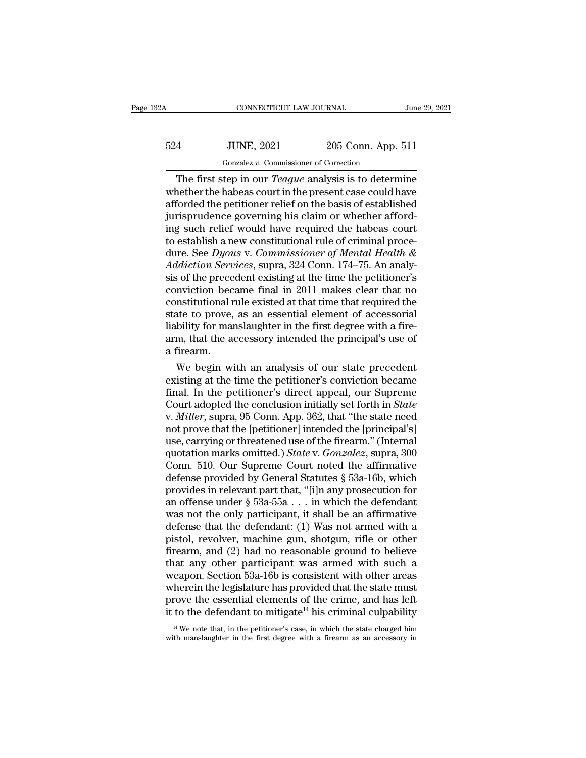The first step in our *Teague* analysis is to determine whether the habeas court in the present case could have afforded the petitioner relief on the basis of established jurisprudence governing his claim or whether affording such relief would have required the habeas court to establish a new constitutional rule of criminal procedure. See *Dyous* v. *Commissioner of Mental Health & Addiction Services*, supra, 324 Conn. 174–75. An analysis of the precedent existing at the time the petitioner's conviction became final in 2011 makes clear that no constitutional rule existed at that time that required the state to prove, as an essential element of accessorial liability for manslaughter in the first degree with a firearm, that the accessory intended the principal's use of a firearm.

We begin with an analysis of our state precedent existing at the time the petitioner's conviction became final. In the petitioner's direct appeal, our Supreme Court adopted the conclusion initially set forth in *State* v. *Miller*, supra, 95 Conn. App. 362, that "the state need not prove that the [petitioner] intended the [principal's] use, carrying or threatened use of the firearm." (Internal quotation marks omitted.) *State* v. *Gonzalez*, supra, 300 Conn. 510. Our Supreme Court noted the affirmative defense provided by General Statutes § 53a-16b, which provides in relevant part that, "[i]n any prosecution for an offense under § 53a-55a . . . in which the defendant was not the only participant, it shall be an affirmative defense that the defendant: (1) Was not armed with a pistol, revolver, machine gun, shotgun, rifle or other firearm, and (2) had no reasonable ground to believe that any other participant was armed with such a weapon. Section 53a-16b is consistent with other areas wherein the legislature has provided that the state must prove the essential elements of the crime, and has left it to the defendant to mitigate[14] his criminal culpability

[14] We note that, in the petitioner's case, in which the state charged him with manslaughter in the first degree with a firearm as an accessory in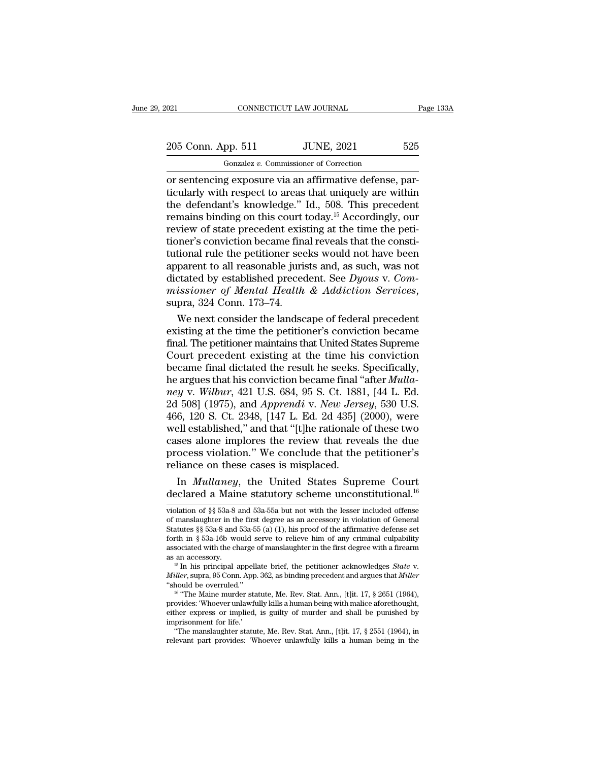or sentencing exposure via an affirmative defense, particularly with respect to areas that uniquely are within the defendant's knowledge." Id., 508. This precedent remains binding on this court today.[15] Accordingly, our review of state precedent existing at the time the petitioner's conviction became final reveals that the constitutional rule the petitioner seeks would not have been apparent to all reasonable jurists and, as such, was not dictated by established precedent. See *Dyous* v. *Commissioner of Mental Health & Addiction Services*, supra, 324 Conn. 173–74.

We next consider the landscape of federal precedent existing at the time the petitioner's conviction became final. The petitioner maintains that United States Supreme Court precedent existing at the time his conviction became final dictated the result he seeks. Specifically, he argues that his conviction became final "after *Mullaney* v. *Wilbur*, 421 U.S. 684, 95 S. Ct. 1881, [44 L. Ed. 2d 508] (1975), and *Apprendi* v. *New Jersey*, 530 U.S. 466, 120 S. Ct. 2348, [147 L. Ed. 2d 435] (2000), were well established," and that "[t]he rationale of these two cases alone implores the review that reveals the due process violation." We conclude that the petitioner's reliance on these cases is misplaced.

In *Mullaney*, the United States Supreme Court declared a Maine statutory scheme unconstitutional.[16]

---

violation of §§ 53a-8 and 53a-55a but not with the lesser included offense of manslaughter in the first degree as an accessory in violation of General Statutes §§ 53a-8 and 53a-55 (a) (1), his proof of the affirmative defense set forth in § 53a-16b would serve to relieve him of any criminal culpability associated with the charge of manslaughter in the first degree with a firearm as an accessory.

[15] In his principal appellate brief, the petitioner acknowledges *State* v. *Miller*, supra, 95 Conn. App. 362, as binding precedent and argues that *Miller* "should be overruled."

[16] "The Maine murder statute, Me. Rev. Stat. Ann., [t]it. 17, § 2651 (1964), provides: 'Whoever unlawfully kills a human being with malice aforethought, either express or implied, is guilty of murder and shall be punished by imprisonment for life.'

"The manslaughter statute, Me. Rev. Stat. Ann., [t]it. 17, § 2551 (1964), in relevant part provides: 'Whoever unlawfully kills a human being in the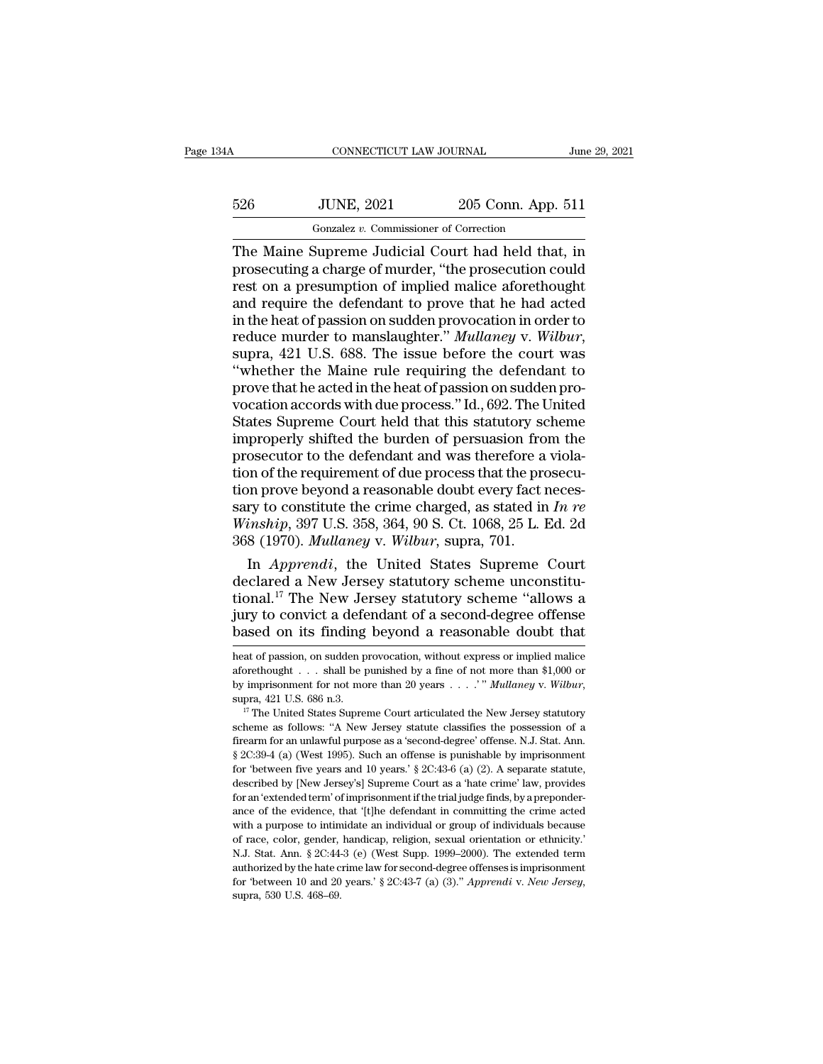The Maine Supreme Judicial Court had held that, in prosecuting a charge of murder, "the prosecution could rest on a presumption of implied malice aforethought and require the defendant to prove that he had acted in the heat of passion on sudden provocation in order to reduce murder to manslaughter." *Mullaney* v. *Wilbur*, supra, 421 U.S. 688. The issue before the court was "whether the Maine rule requiring the defendant to prove that he acted in the heat of passion on sudden provocation accords with due process." Id., 692. The United States Supreme Court held that this statutory scheme improperly shifted the burden of persuasion from the prosecutor to the defendant and was therefore a violation of the requirement of due process that the prosecution prove beyond a reasonable doubt every fact necessary to constitute the crime charged, as stated in *In re Winship*, 397 U.S. 358, 364, 90 S. Ct. 1068, 25 L. Ed. 2d 368 (1970). *Mullaney* v. *Wilbur*, supra, 701.

In *Apprendi*, the United States Supreme Court declared a New Jersey statutory scheme unconstitutional.[17] The New Jersey statutory scheme "allows a jury to convict a defendant of a second-degree offense based on its finding beyond a reasonable doubt that

---

heat of passion, on sudden provocation, without express or implied malice aforethought . . . shall be punished by a fine of not more than $1,000 or by imprisonment for not more than 20 years . . . .'" *Mullaney* v. *Wilbur*, supra, 421 U.S. 686 n.3.

[17] The United States Supreme Court articulated the New Jersey statutory scheme as follows: "A New Jersey statute classifies the possession of a firearm for an unlawful purpose as a 'second-degree' offense. N.J. Stat. Ann. § 2C:39-4 (a) (West 1995). Such an offense is punishable by imprisonment for 'between five years and 10 years.' § 2C:43-6 (a) (2). A separate statute, described by [New Jersey's] Supreme Court as a 'hate crime' law, provides for an 'extended term' of imprisonment if the trial judge finds, by a preponderance of the evidence, that '[t]he defendant in committing the crime acted with a purpose to intimidate an individual or group of individuals because of race, color, gender, handicap, religion, sexual orientation or ethnicity.' N.J. Stat. Ann. § 2C:44-3 (e) (West Supp. 1999–2000). The extended term authorized by the hate crime law for second-degree offenses is imprisonment for 'between 10 and 20 years.' § 2C:43-7 (a) (3)." *Apprendi* v. *New Jersey*, supra, 530 U.S. 468–69.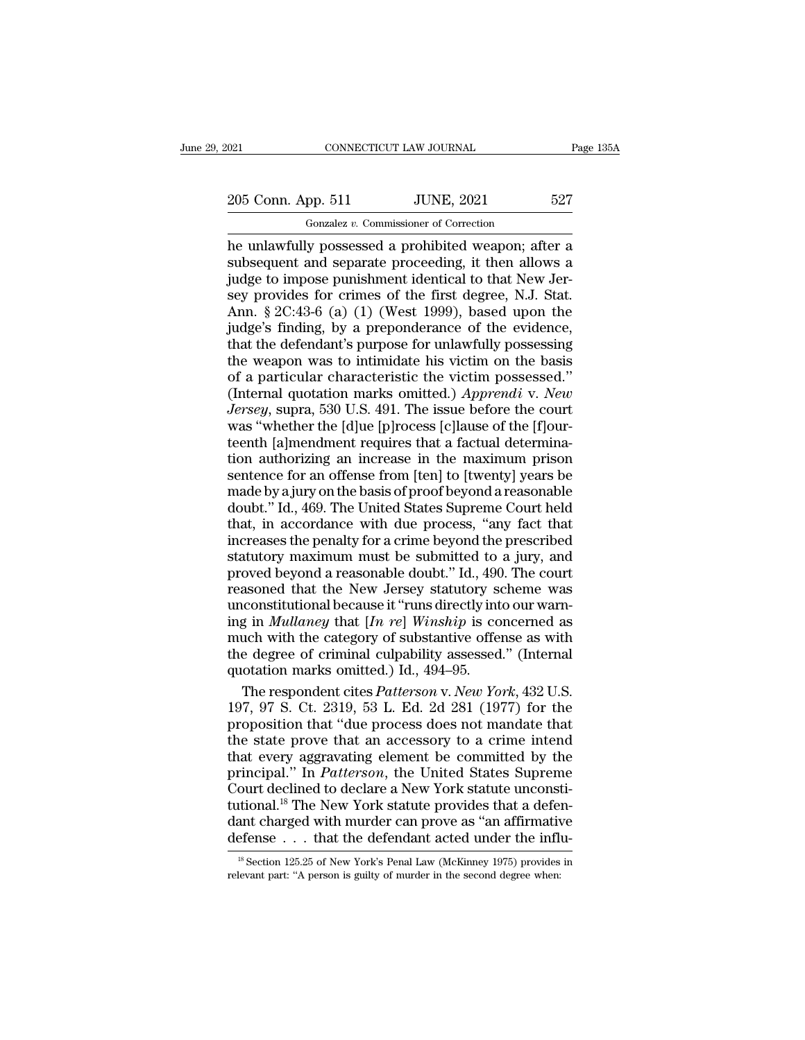he unlawfully possessed a prohibited weapon; after a subsequent and separate proceeding, it then allows a judge to impose punishment identical to that New Jersey provides for crimes of the first degree, N.J. Stat. Ann. § 2C:43-6 (a) (1) (West 1999), based upon the judge's finding, by a preponderance of the evidence, that the defendant's purpose for unlawfully possessing the weapon was to intimidate his victim on the basis of a particular characteristic the victim possessed." (Internal quotation marks omitted.) *Apprendi* v. *New Jersey*, supra, 530 U.S. 491. The issue before the court was "whether the [d]ue [p]rocess [c]lause of the [f]ourteenth [a]mendment requires that a factual determination authorizing an increase in the maximum prison sentence for an offense from [ten] to [twenty] years be made by a jury on the basis of proof beyond a reasonable doubt." Id., 469. The United States Supreme Court held that, in accordance with due process, "any fact that increases the penalty for a crime beyond the prescribed statutory maximum must be submitted to a jury, and proved beyond a reasonable doubt." Id., 490. The court reasoned that the New Jersey statutory scheme was unconstitutional because it "runs directly into our warning in *Mullaney* that [*In re*] *Winship* is concerned as much with the category of substantive offense as with the degree of criminal culpability assessed." (Internal quotation marks omitted.) Id., 494–95.

The respondent cites *Patterson* v. *New York*, 432 U.S. 197, 97 S. Ct. 2319, 53 L. Ed. 2d 281 (1977) for the proposition that "due process does not mandate that the state prove that an accessory to a crime intend that every aggravating element be committed by the principal." In *Patterson*, the United States Supreme Court declined to declare a New York statute unconstitutional.[18] The New York statute provides that a defendant charged with murder can prove as "an affirmative defense . . . that the defendant acted under the influ-

[18] Section 125.25 of New York's Penal Law (McKinney 1975) provides in relevant part: "A person is guilty of murder in the second degree when: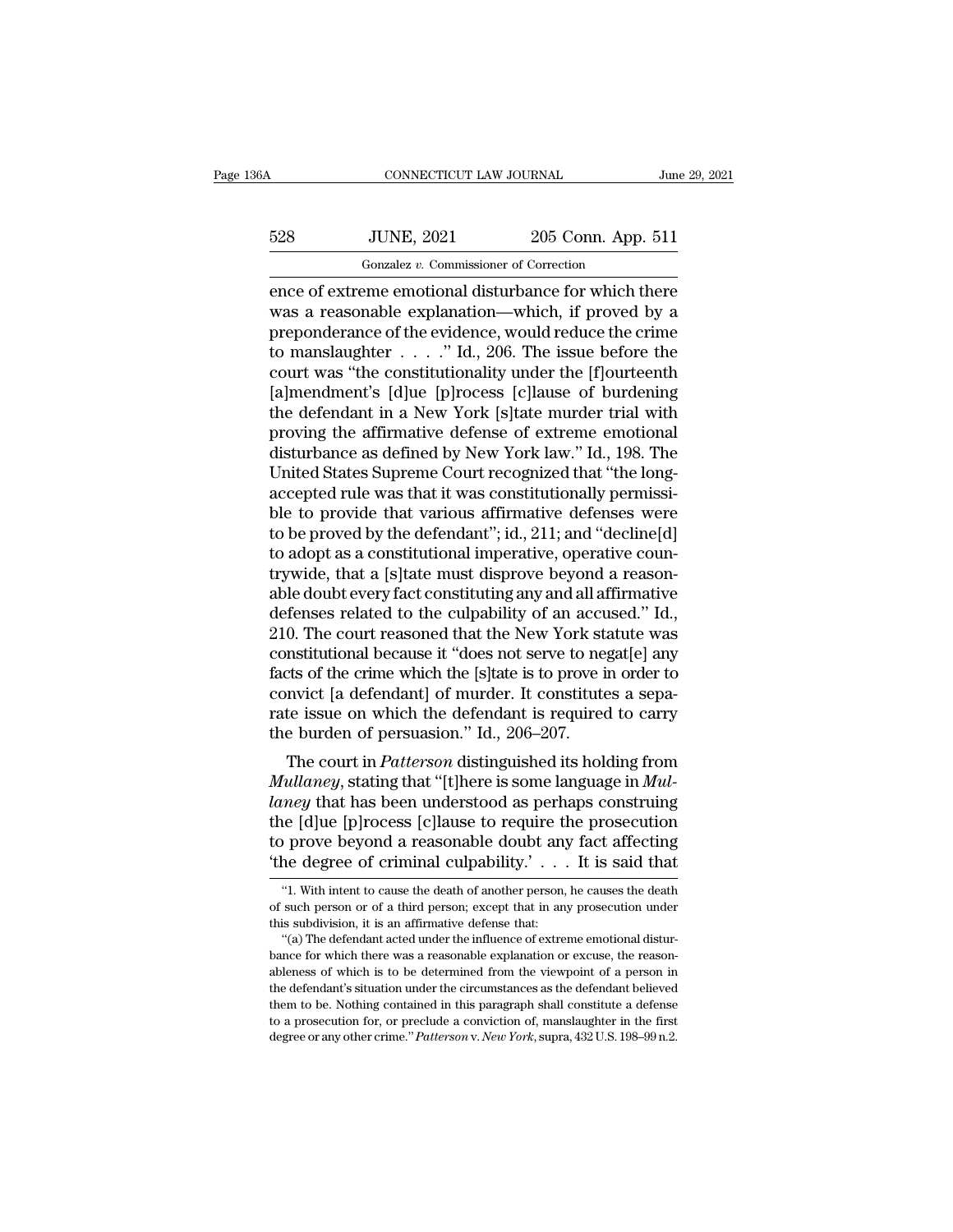ence of extreme emotional disturbance for which there was a reasonable explanation—which, if proved by a preponderance of the evidence, would reduce the crime to manslaughter . . . ." Id., 206. The issue before the court was "the constitutionality under the [f]ourteenth [a]mendment's [d]ue [p]rocess [c]lause of burdening the defendant in a New York [s]tate murder trial with proving the affirmative defense of extreme emotional disturbance as defined by New York law." Id., 198. The United States Supreme Court recognized that "the long-accepted rule was that it was constitutionally permissible to provide that various affirmative defenses were to be proved by the defendant"; id., 211; and "decline[d] to adopt as a constitutional imperative, operative countrywide, that a [s]tate must disprove beyond a reasonable doubt every fact constituting any and all affirmative defenses related to the culpability of an accused." Id., 210. The court reasoned that the New York statute was constitutional because it "does not serve to negat[e] any facts of the crime which the [s]tate is to prove in order to convict [a defendant] of murder. It constitutes a separate issue on which the defendant is required to carry the burden of persuasion." Id., 206–207.

The court in *Patterson* distinguished its holding from *Mullaney*, stating that "[t]here is some language in *Mullaney* that has been understood as perhaps construing the [d]ue [p]rocess [c]lause to require the prosecution to prove beyond a reasonable doubt any fact affecting 'the degree of criminal culpability.' . . . It is said that

---

"1. With intent to cause the death of another person, he causes the death of such person or of a third person; except that in any prosecution under this subdivision, it is an affirmative defense that:

"(a) The defendant acted under the influence of extreme emotional disturbance for which there was a reasonable explanation or excuse, the reasonableness of which is to be determined from the viewpoint of a person in the defendant's situation under the circumstances as the defendant believed them to be. Nothing contained in this paragraph shall constitute a defense to a prosecution for, or preclude a conviction of, manslaughter in the first degree or any other crime." *Patterson* v. *New York*, supra, 432 U.S. 198–99 n.2.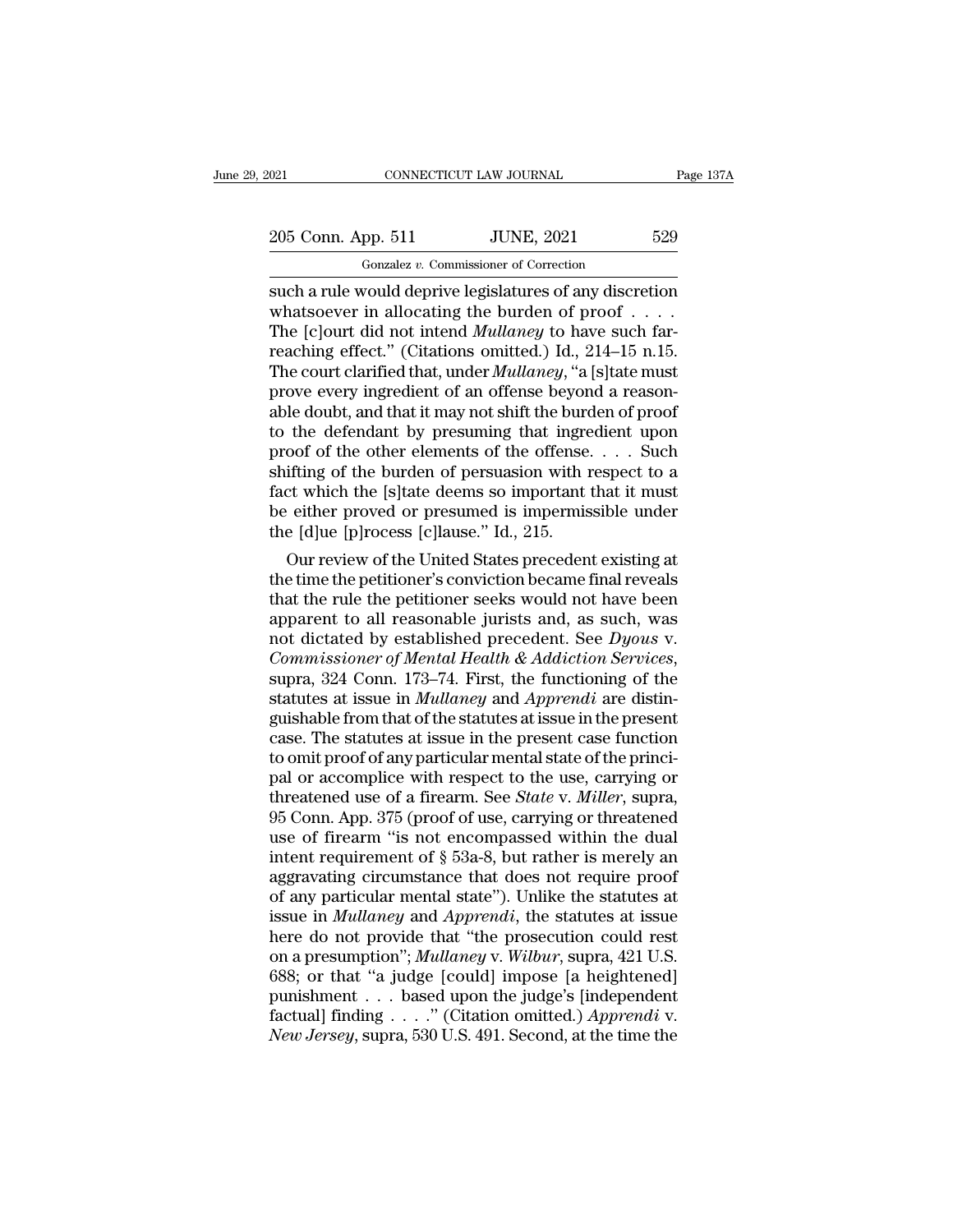such a rule would deprive legislatures of any discretion whatsoever in allocating the burden of proof . . . . The [c]ourt did not intend *Mullaney* to have such far-reaching effect." (Citations omitted.) Id., 214–15 n.15. The court clarified that, under *Mullaney*, "a [s]tate must prove every ingredient of an offense beyond a reasonable doubt, and that it may not shift the burden of proof to the defendant by presuming that ingredient upon proof of the other elements of the offense. . . . Such shifting of the burden of persuasion with respect to a fact which the [s]tate deems so important that it must be either proved or presumed is impermissible under the [d]ue [p]rocess [c]lause." Id., 215.

Our review of the United States precedent existing at the time the petitioner's conviction became final reveals that the rule the petitioner seeks would not have been apparent to all reasonable jurists and, as such, was not dictated by established precedent. See *Dyous* v. *Commissioner of Mental Health & Addiction Services*, supra, 324 Conn. 173–74. First, the functioning of the statutes at issue in *Mullaney* and *Apprendi* are distinguishable from that of the statutes at issue in the present case. The statutes at issue in the present case function to omit proof of any particular mental state of the principal or accomplice with respect to the use, carrying or threatened use of a firearm. See *State* v. *Miller*, supra, 95 Conn. App. 375 (proof of use, carrying or threatened use of firearm "is not encompassed within the dual intent requirement of § 53a-8, but rather is merely an aggravating circumstance that does not require proof of any particular mental state"). Unlike the statutes at issue in *Mullaney* and *Apprendi*, the statutes at issue here do not provide that "the prosecution could rest on a presumption"; *Mullaney* v. *Wilbur*, supra, 421 U.S. 688; or that "a judge [could] impose [a heightened] punishment . . . based upon the judge's [independent factual] finding . . . ." (Citation omitted.) *Apprendi* v. *New Jersey*, supra, 530 U.S. 491. Second, at the time the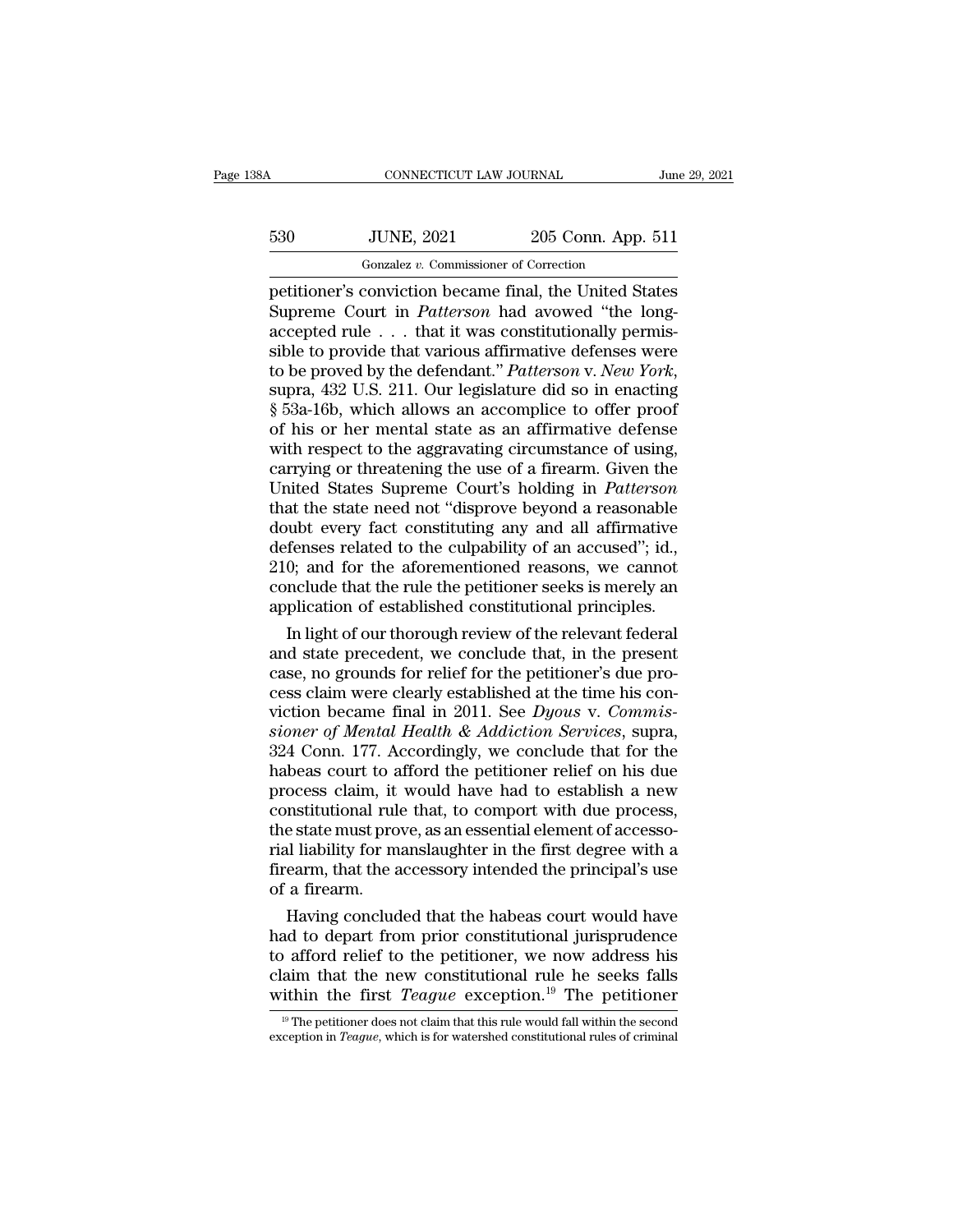petitioner's conviction became final, the United States Supreme Court in *Patterson* had avowed "the long-accepted rule . . . that it was constitutionally permissible to provide that various affirmative defenses were to be proved by the defendant." *Patterson* v. *New York*, supra, 432 U.S. 211. Our legislature did so in enacting § 53a-16b, which allows an accomplice to offer proof of his or her mental state as an affirmative defense with respect to the aggravating circumstance of using, carrying or threatening the use of a firearm. Given the United States Supreme Court's holding in *Patterson* that the state need not "disprove beyond a reasonable doubt every fact constituting any and all affirmative defenses related to the culpability of an accused"; id., 210; and for the aforementioned reasons, we cannot conclude that the rule the petitioner seeks is merely an application of established constitutional principles.

In light of our thorough review of the relevant federal and state precedent, we conclude that, in the present case, no grounds for relief for the petitioner's due process claim were clearly established at the time his conviction became final in 2011. See *Dyous* v. *Commissioner of Mental Health & Addiction Services*, supra, 324 Conn. 177. Accordingly, we conclude that for the habeas court to afford the petitioner relief on his due process claim, it would have had to establish a new constitutional rule that, to comport with due process, the state must prove, as an essential element of accessorial liability for manslaughter in the first degree with a firearm, that the accessory intended the principal's use of a firearm.

Having concluded that the habeas court would have had to depart from prior constitutional jurisprudence to afford relief to the petitioner, we now address his claim that the new constitutional rule he seeks falls within the first *Teague* exception.[19] The petitioner

[19] The petitioner does not claim that this rule would fall within the second exception in *Teague*, which is for watershed constitutional rules of criminal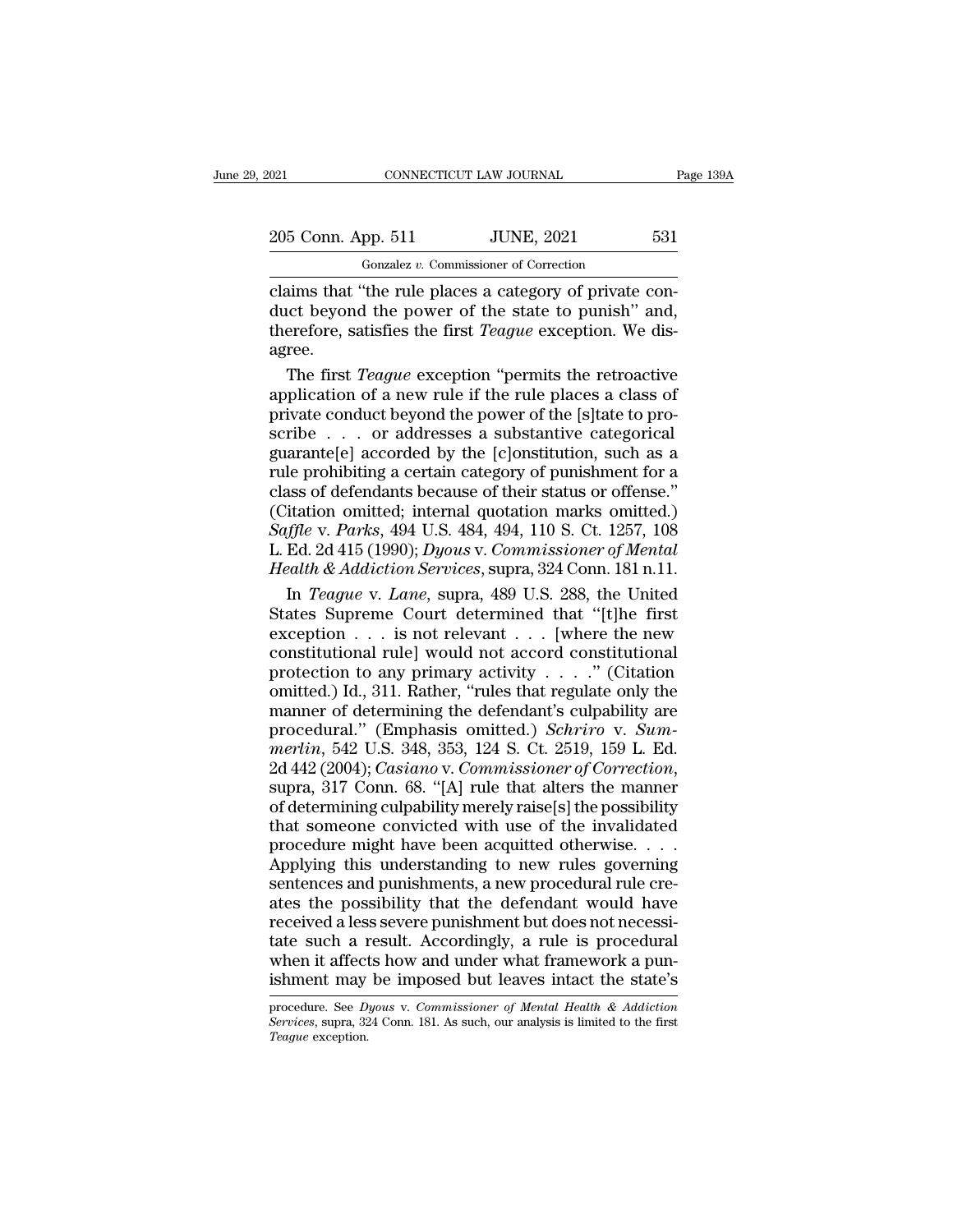claims that "the rule places a category of private conduct beyond the power of the state to punish" and, therefore, satisfies the first *Teague* exception. We disagree.

The first *Teague* exception "permits the retroactive application of a new rule if the rule places a class of private conduct beyond the power of the [s]tate to proscribe . . . or addresses a substantive categorical guarante[e] accorded by the [c]onstitution, such as a rule prohibiting a certain category of punishment for a class of defendants because of their status or offense." (Citation omitted; internal quotation marks omitted.) *Saffle* v. *Parks*, 494 U.S. 484, 494, 110 S. Ct. 1257, 108 L. Ed. 2d 415 (1990); *Dyous* v. *Commissioner of Mental Health & Addiction Services*, supra, 324 Conn. 181 n.11.

In *Teague* v. *Lane*, supra, 489 U.S. 288, the United States Supreme Court determined that "[t]he first exception . . . is not relevant . . . [where the new constitutional rule] would not accord constitutional protection to any primary activity . . . ." (Citation omitted.) Id., 311. Rather, "rules that regulate only the manner of determining the defendant's culpability are procedural." (Emphasis omitted.) *Schriro* v. *Summerlin*, 542 U.S. 348, 353, 124 S. Ct. 2519, 159 L. Ed. 2d 442 (2004); *Casiano* v. *Commissioner of Correction*, supra, 317 Conn. 68. "[A] rule that alters the manner of determining culpability merely raise[s] the possibility that someone convicted with use of the invalidated procedure might have been acquitted otherwise. . . . Applying this understanding to new rules governing sentences and punishments, a new procedural rule creates the possibility that the defendant would have received a less severe punishment but does not necessitate such a result. Accordingly, a rule is procedural when it affects how and under what framework a punishment may be imposed but leaves intact the state's

procedure. See *Dyous* v. *Commissioner of Mental Health & Addiction Services*, supra, 324 Conn. 181. As such, our analysis is limited to the first *Teague* exception.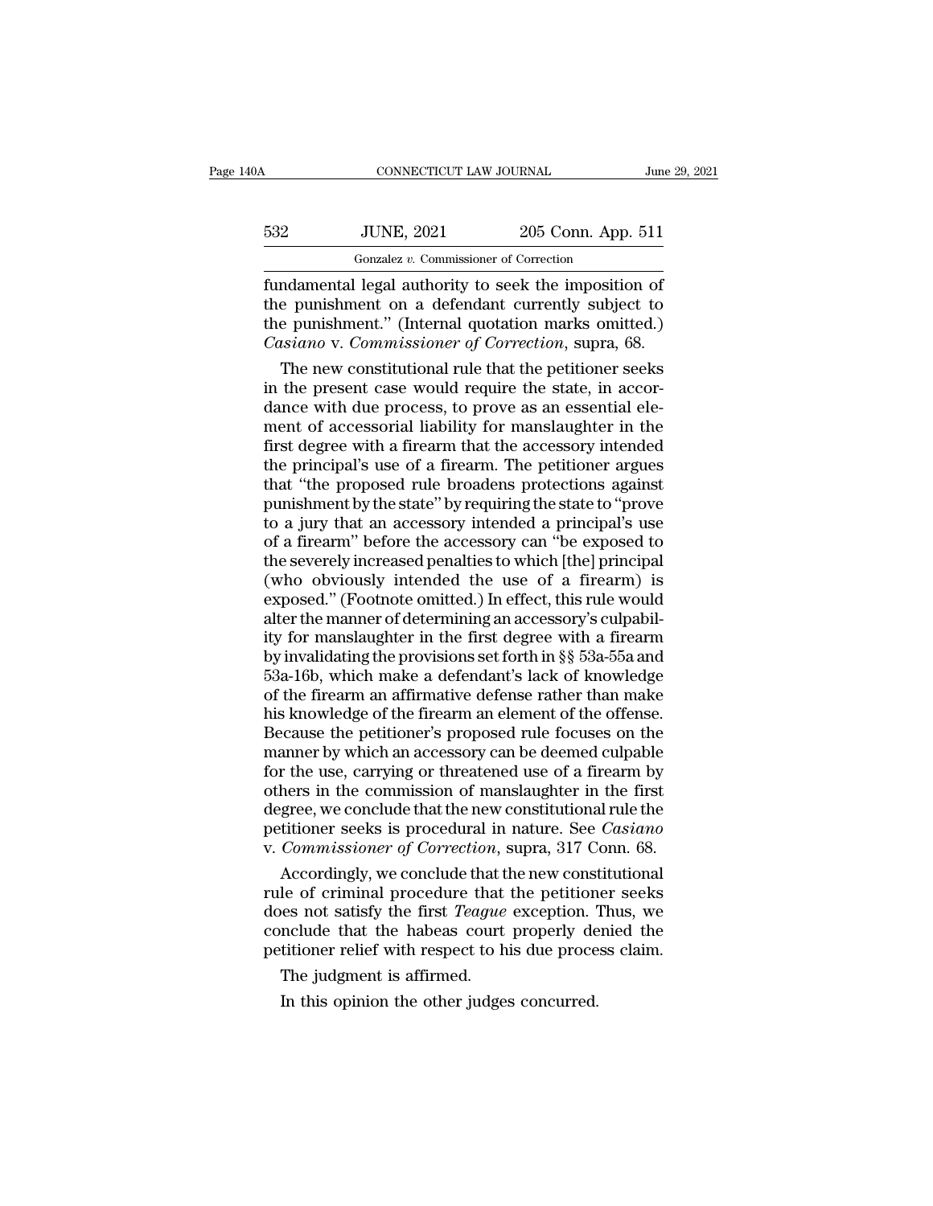fundamental legal authority to seek the imposition of the punishment on a defendant currently subject to the punishment." (Internal quotation marks omitted.) *Casiano* v. *Commissioner of Correction*, supra, 68.

The new constitutional rule that the petitioner seeks in the present case would require the state, in accordance with due process, to prove as an essential element of accessorial liability for manslaughter in the first degree with a firearm that the accessory intended the principal's use of a firearm. The petitioner argues that "the proposed rule broadens protections against punishment by the state" by requiring the state to "prove to a jury that an accessory intended a principal's use of a firearm" before the accessory can "be exposed to the severely increased penalties to which [the] principal (who obviously intended the use of a firearm) is exposed." (Footnote omitted.) In effect, this rule would alter the manner of determining an accessory's culpability for manslaughter in the first degree with a firearm by invalidating the provisions set forth in §§ 53a-55a and 53a-16b, which make a defendant's lack of knowledge of the firearm an affirmative defense rather than make his knowledge of the firearm an element of the offense. Because the petitioner's proposed rule focuses on the manner by which an accessory can be deemed culpable for the use, carrying or threatened use of a firearm by others in the commission of manslaughter in the first degree, we conclude that the new constitutional rule the petitioner seeks is procedural in nature. See *Casiano* v. *Commissioner of Correction*, supra, 317 Conn. 68.

Accordingly, we conclude that the new constitutional rule of criminal procedure that the petitioner seeks does not satisfy the first *Teague* exception. Thus, we conclude that the habeas court properly denied the petitioner relief with respect to his due process claim.

The judgment is affirmed.

In this opinion the other judges concurred.